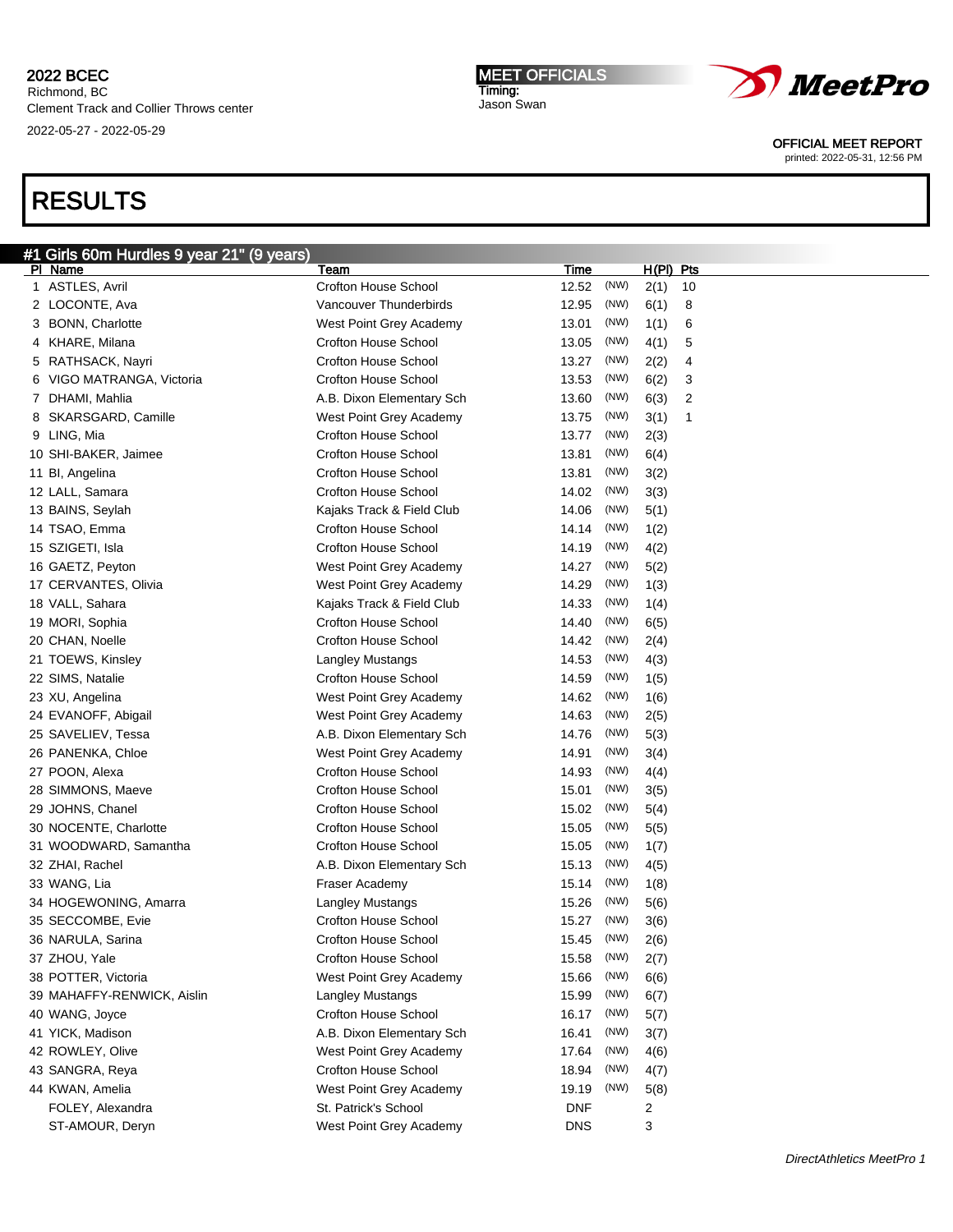**2022 BCEC**
Richmond, BC
Clement Track and Collier Throws center
2022-05-27 - 2022-05-29

**MEET OFFICIALS**
Timing:
Jason Swan

**MeetPro**

OFFICIAL MEET REPORT
printed: 2022-05-31, 12:56 PM

# RESULTS

## #1 Girls 60m Hurdles 9 year 21" (9 years)

| Pl | Name | Team | Time | | H(Pl) | Pts |
|---|---|---|---|---|---|---|
| 1 | ASTLES, Avril | Crofton House School | 12.52 | (NW) | 2(1) | 10 |
| 2 | LOCONTE, Ava | Vancouver Thunderbirds | 12.95 | (NW) | 6(1) | 8 |
| 3 | BONN, Charlotte | West Point Grey Academy | 13.01 | (NW) | 1(1) | 6 |
| 4 | KHARE, Milana | Crofton House School | 13.05 | (NW) | 4(1) | 5 |
| 5 | RATHSACK, Nayri | Crofton House School | 13.27 | (NW) | 2(2) | 4 |
| 6 | VIGO MATRANGA, Victoria | Crofton House School | 13.53 | (NW) | 6(2) | 3 |
| 7 | DHAMI, Mahlia | A.B. Dixon Elementary Sch | 13.60 | (NW) | 6(3) | 2 |
| 8 | SKARSGARD, Camille | West Point Grey Academy | 13.75 | (NW) | 3(1) | 1 |
| 9 | LING, Mia | Crofton House School | 13.77 | (NW) | 2(3) | |
| 10 | SHI-BAKER, Jaimee | Crofton House School | 13.81 | (NW) | 6(4) | |
| 11 | BI, Angelina | Crofton House School | 13.81 | (NW) | 3(2) | |
| 12 | LALL, Samara | Crofton House School | 14.02 | (NW) | 3(3) | |
| 13 | BAINS, Seylah | Kajaks Track & Field Club | 14.06 | (NW) | 5(1) | |
| 14 | TSAO, Emma | Crofton House School | 14.14 | (NW) | 1(2) | |
| 15 | SZIGETI, Isla | Crofton House School | 14.19 | (NW) | 4(2) | |
| 16 | GAETZ, Peyton | West Point Grey Academy | 14.27 | (NW) | 5(2) | |
| 17 | CERVANTES, Olivia | West Point Grey Academy | 14.29 | (NW) | 1(3) | |
| 18 | VALL, Sahara | Kajaks Track & Field Club | 14.33 | (NW) | 1(4) | |
| 19 | MORI, Sophia | Crofton House School | 14.40 | (NW) | 6(5) | |
| 20 | CHAN, Noelle | Crofton House School | 14.42 | (NW) | 2(4) | |
| 21 | TOEWS, Kinsley | Langley Mustangs | 14.53 | (NW) | 4(3) | |
| 22 | SIMS, Natalie | Crofton House School | 14.59 | (NW) | 1(5) | |
| 23 | XU, Angelina | West Point Grey Academy | 14.62 | (NW) | 1(6) | |
| 24 | EVANOFF, Abigail | West Point Grey Academy | 14.63 | (NW) | 2(5) | |
| 25 | SAVELIEV, Tessa | A.B. Dixon Elementary Sch | 14.76 | (NW) | 5(3) | |
| 26 | PANENKA, Chloe | West Point Grey Academy | 14.91 | (NW) | 3(4) | |
| 27 | POON, Alexa | Crofton House School | 14.93 | (NW) | 4(4) | |
| 28 | SIMMONS, Maeve | Crofton House School | 15.01 | (NW) | 3(5) | |
| 29 | JOHNS, Chanel | Crofton House School | 15.02 | (NW) | 5(4) | |
| 30 | NOCENTE, Charlotte | Crofton House School | 15.05 | (NW) | 5(5) | |
| 31 | WOODWARD, Samantha | Crofton House School | 15.05 | (NW) | 1(7) | |
| 32 | ZHAI, Rachel | A.B. Dixon Elementary Sch | 15.13 | (NW) | 4(5) | |
| 33 | WANG, Lia | Fraser Academy | 15.14 | (NW) | 1(8) | |
| 34 | HOGEWONING, Amarra | Langley Mustangs | 15.26 | (NW) | 5(6) | |
| 35 | SECCOMBE, Evie | Crofton House School | 15.27 | (NW) | 3(6) | |
| 36 | NARULA, Sarina | Crofton House School | 15.45 | (NW) | 2(6) | |
| 37 | ZHOU, Yale | Crofton House School | 15.58 | (NW) | 2(7) | |
| 38 | POTTER, Victoria | West Point Grey Academy | 15.66 | (NW) | 6(6) | |
| 39 | MAHAFFY-RENWICK, Aislin | Langley Mustangs | 15.99 | (NW) | 6(7) | |
| 40 | WANG, Joyce | Crofton House School | 16.17 | (NW) | 5(7) | |
| 41 | YICK, Madison | A.B. Dixon Elementary Sch | 16.41 | (NW) | 3(7) | |
| 42 | ROWLEY, Olive | West Point Grey Academy | 17.64 | (NW) | 4(6) | |
| 43 | SANGRA, Reya | Crofton House School | 18.94 | (NW) | 4(7) | |
| 44 | KWAN, Amelia | West Point Grey Academy | 19.19 | (NW) | 5(8) | |
| | FOLEY, Alexandra | St. Patrick's School | DNF | | 2 | |
| | ST-AMOUR, Deryn | West Point Grey Academy | DNS | | 3 | |

*DirectAthletics MeetPro 1*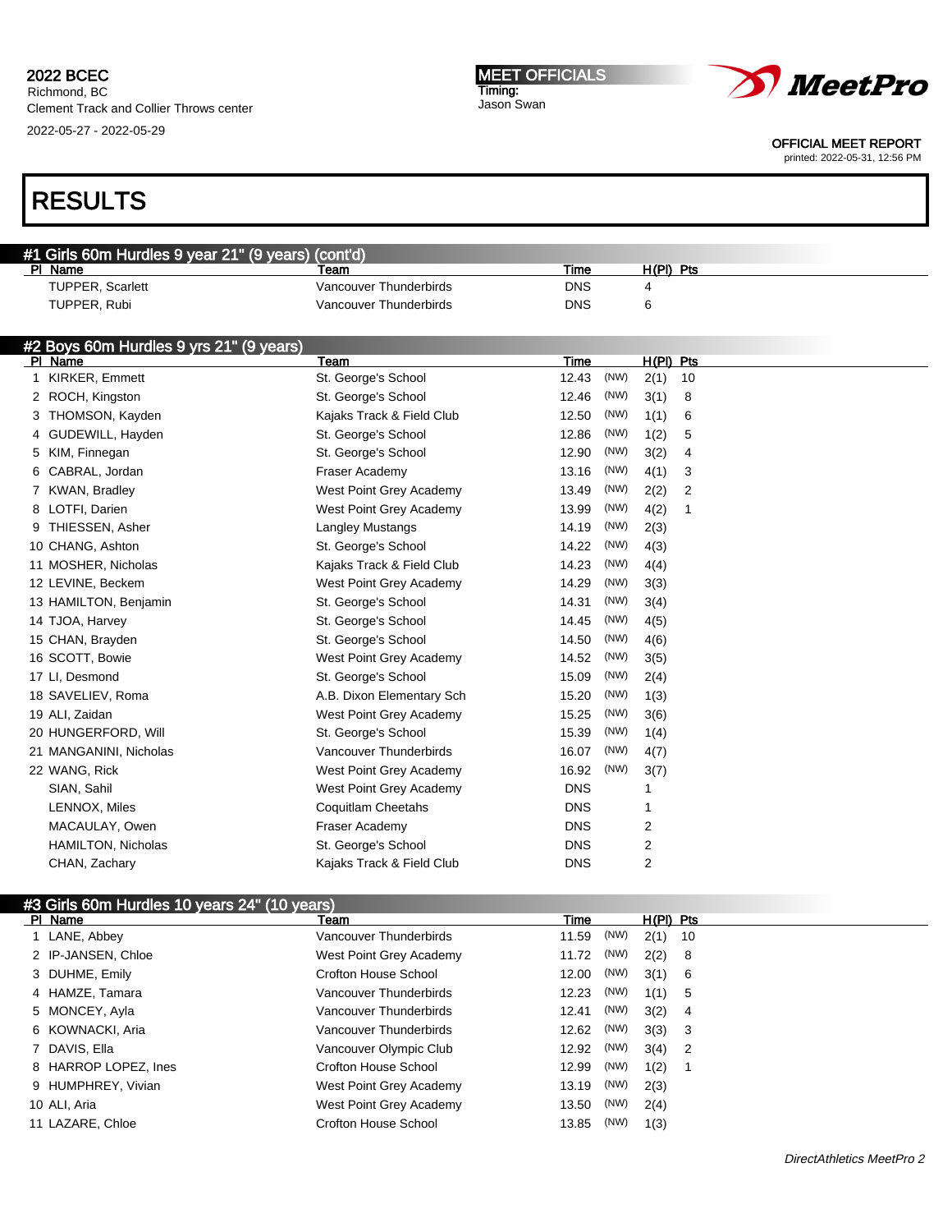# RESULTS

## #1 Girls 60m Hurdles 9 year 21" (9 years) (cont'd)

| Pl | Name | Team | Time | | H(Pl) | Pts |
|---|---|---|---|---|---|---|
| | TUPPER, Scarlett | Vancouver Thunderbirds | DNS | | 4 | |
| | TUPPER, Rubi | Vancouver Thunderbirds | DNS | | 6 | |

## #2 Boys 60m Hurdles 9 yrs 21" (9 years)

| Pl | Name | Team | Time | | H(Pl) | Pts |
|---|---|---|---|---|---|---|
| 1 | KIRKER, Emmett | St. George's School | 12.43 | (NW) | 2(1) | 10 |
| 2 | ROCH, Kingston | St. George's School | 12.46 | (NW) | 3(1) | 8 |
| 3 | THOMSON, Kayden | Kajaks Track & Field Club | 12.50 | (NW) | 1(1) | 6 |
| 4 | GUDEWILL, Hayden | St. George's School | 12.86 | (NW) | 1(2) | 5 |
| 5 | KIM, Finnegan | St. George's School | 12.90 | (NW) | 3(2) | 4 |
| 6 | CABRAL, Jordan | Fraser Academy | 13.16 | (NW) | 4(1) | 3 |
| 7 | KWAN, Bradley | West Point Grey Academy | 13.49 | (NW) | 2(2) | 2 |
| 8 | LOTFI, Darien | West Point Grey Academy | 13.99 | (NW) | 4(2) | 1 |
| 9 | THIESSEN, Asher | Langley Mustangs | 14.19 | (NW) | 2(3) | |
| 10 | CHANG, Ashton | St. George's School | 14.22 | (NW) | 4(3) | |
| 11 | MOSHER, Nicholas | Kajaks Track & Field Club | 14.23 | (NW) | 4(4) | |
| 12 | LEVINE, Beckem | West Point Grey Academy | 14.29 | (NW) | 3(3) | |
| 13 | HAMILTON, Benjamin | St. George's School | 14.31 | (NW) | 3(4) | |
| 14 | TJOA, Harvey | St. George's School | 14.45 | (NW) | 4(5) | |
| 15 | CHAN, Brayden | St. George's School | 14.50 | (NW) | 4(6) | |
| 16 | SCOTT, Bowie | West Point Grey Academy | 14.52 | (NW) | 3(5) | |
| 17 | LI, Desmond | St. George's School | 15.09 | (NW) | 2(4) | |
| 18 | SAVELIEV, Roma | A.B. Dixon Elementary Sch | 15.20 | (NW) | 1(3) | |
| 19 | ALI, Zaidan | West Point Grey Academy | 15.25 | (NW) | 3(6) | |
| 20 | HUNGERFORD, Will | St. George's School | 15.39 | (NW) | 1(4) | |
| 21 | MANGANINI, Nicholas | Vancouver Thunderbirds | 16.07 | (NW) | 4(7) | |
| 22 | WANG, Rick | West Point Grey Academy | 16.92 | (NW) | 3(7) | |
| | SIAN, Sahil | West Point Grey Academy | DNS | | 1 | |
| | LENNOX, Miles | Coquitlam Cheetahs | DNS | | 1 | |
| | MACAULAY, Owen | Fraser Academy | DNS | | 2 | |
| | HAMILTON, Nicholas | St. George's School | DNS | | 2 | |
| | CHAN, Zachary | Kajaks Track & Field Club | DNS | | 2 | |

## #3 Girls 60m Hurdles 10 years 24" (10 years)

| Pl | Name | Team | Time | | H(Pl) | Pts |
|---|---|---|---|---|---|---|
| 1 | LANE, Abbey | Vancouver Thunderbirds | 11.59 | (NW) | 2(1) | 10 |
| 2 | IP-JANSEN, Chloe | West Point Grey Academy | 11.72 | (NW) | 2(2) | 8 |
| 3 | DUHME, Emily | Crofton House School | 12.00 | (NW) | 3(1) | 6 |
| 4 | HAMZE, Tamara | Vancouver Thunderbirds | 12.23 | (NW) | 1(1) | 5 |
| 5 | MONCEY, Ayla | Vancouver Thunderbirds | 12.41 | (NW) | 3(2) | 4 |
| 6 | KOWNACKI, Aria | Vancouver Thunderbirds | 12.62 | (NW) | 3(3) | 3 |
| 7 | DAVIS, Ella | Vancouver Olympic Club | 12.92 | (NW) | 3(4) | 2 |
| 8 | HARROP LOPEZ, Ines | Crofton House School | 12.99 | (NW) | 1(2) | 1 |
| 9 | HUMPHREY, Vivian | West Point Grey Academy | 13.19 | (NW) | 2(3) | |
| 10 | ALI, Aria | West Point Grey Academy | 13.50 | (NW) | 2(4) | |
| 11 | LAZARE, Chloe | Crofton House School | 13.85 | (NW) | 1(3) | |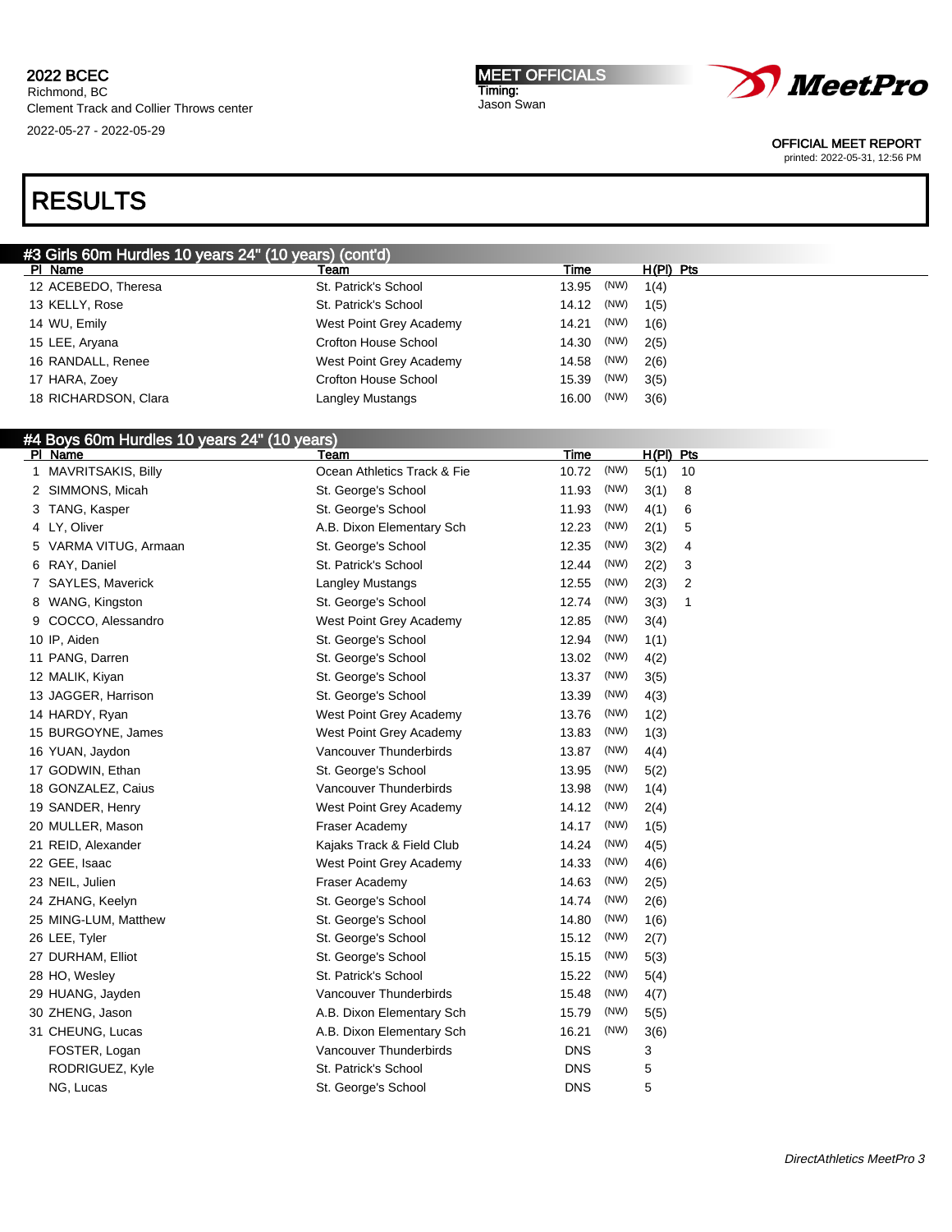2022 BCEC
Richmond, BC
Clement Track and Collier Throws center
2022-05-27 - 2022-05-29

MEET OFFICIALS
Timing:
Jason Swan

OFFICIAL MEET REPORT
printed: 2022-05-31, 12:56 PM

# RESULTS

## #3 Girls 60m Hurdles 10 years 24" (10 years) (cont'd)

| Pl | Name | Team | Time | | H(Pl) | Pts |
|---|---|---|---|---|---|---|
| 12 | ACEBEDO, Theresa | St. Patrick's School | 13.95 | (NW) | 1(4) | |
| 13 | KELLY, Rose | St. Patrick's School | 14.12 | (NW) | 1(5) | |
| 14 | WU, Emily | West Point Grey Academy | 14.21 | (NW) | 1(6) | |
| 15 | LEE, Aryana | Crofton House School | 14.30 | (NW) | 2(5) | |
| 16 | RANDALL, Renee | West Point Grey Academy | 14.58 | (NW) | 2(6) | |
| 17 | HARA, Zoey | Crofton House School | 15.39 | (NW) | 3(5) | |
| 18 | RICHARDSON, Clara | Langley Mustangs | 16.00 | (NW) | 3(6) | |

## #4 Boys 60m Hurdles 10 years 24" (10 years)

| Pl | Name | Team | Time | | H(Pl) | Pts |
|---|---|---|---|---|---|---|
| 1 | MAVRITSAKIS, Billy | Ocean Athletics Track & Fie | 10.72 | (NW) | 5(1) | 10 |
| 2 | SIMMONS, Micah | St. George's School | 11.93 | (NW) | 3(1) | 8 |
| 3 | TANG, Kasper | St. George's School | 11.93 | (NW) | 4(1) | 6 |
| 4 | LY, Oliver | A.B. Dixon Elementary Sch | 12.23 | (NW) | 2(1) | 5 |
| 5 | VARMA VITUG, Armaan | St. George's School | 12.35 | (NW) | 3(2) | 4 |
| 6 | RAY, Daniel | St. Patrick's School | 12.44 | (NW) | 2(2) | 3 |
| 7 | SAYLES, Maverick | Langley Mustangs | 12.55 | (NW) | 2(3) | 2 |
| 8 | WANG, Kingston | St. George's School | 12.74 | (NW) | 3(3) | 1 |
| 9 | COCCO, Alessandro | West Point Grey Academy | 12.85 | (NW) | 3(4) | |
| 10 | IP, Aiden | St. George's School | 12.94 | (NW) | 1(1) | |
| 11 | PANG, Darren | St. George's School | 13.02 | (NW) | 4(2) | |
| 12 | MALIK, Kiyan | St. George's School | 13.37 | (NW) | 3(5) | |
| 13 | JAGGER, Harrison | St. George's School | 13.39 | (NW) | 4(3) | |
| 14 | HARDY, Ryan | West Point Grey Academy | 13.76 | (NW) | 1(2) | |
| 15 | BURGOYNE, James | West Point Grey Academy | 13.83 | (NW) | 1(3) | |
| 16 | YUAN, Jaydon | Vancouver Thunderbirds | 13.87 | (NW) | 4(4) | |
| 17 | GODWIN, Ethan | St. George's School | 13.95 | (NW) | 5(2) | |
| 18 | GONZALEZ, Caius | Vancouver Thunderbirds | 13.98 | (NW) | 1(4) | |
| 19 | SANDER, Henry | West Point Grey Academy | 14.12 | (NW) | 2(4) | |
| 20 | MULLER, Mason | Fraser Academy | 14.17 | (NW) | 1(5) | |
| 21 | REID, Alexander | Kajaks Track & Field Club | 14.24 | (NW) | 4(5) | |
| 22 | GEE, Isaac | West Point Grey Academy | 14.33 | (NW) | 4(6) | |
| 23 | NEIL, Julien | Fraser Academy | 14.63 | (NW) | 2(5) | |
| 24 | ZHANG, Keelyn | St. George's School | 14.74 | (NW) | 2(6) | |
| 25 | MING-LUM, Matthew | St. George's School | 14.80 | (NW) | 1(6) | |
| 26 | LEE, Tyler | St. George's School | 15.12 | (NW) | 2(7) | |
| 27 | DURHAM, Elliot | St. George's School | 15.15 | (NW) | 5(3) | |
| 28 | HO, Wesley | St. Patrick's School | 15.22 | (NW) | 5(4) | |
| 29 | HUANG, Jayden | Vancouver Thunderbirds | 15.48 | (NW) | 4(7) | |
| 30 | ZHENG, Jason | A.B. Dixon Elementary Sch | 15.79 | (NW) | 5(5) | |
| 31 | CHEUNG, Lucas | A.B. Dixon Elementary Sch | 16.21 | (NW) | 3(6) | |
| | FOSTER, Logan | Vancouver Thunderbirds | DNS | | 3 | |
| | RODRIGUEZ, Kyle | St. Patrick's School | DNS | | 5 | |
| | NG, Lucas | St. George's School | DNS | | 5 | |

DirectAthletics MeetPro 3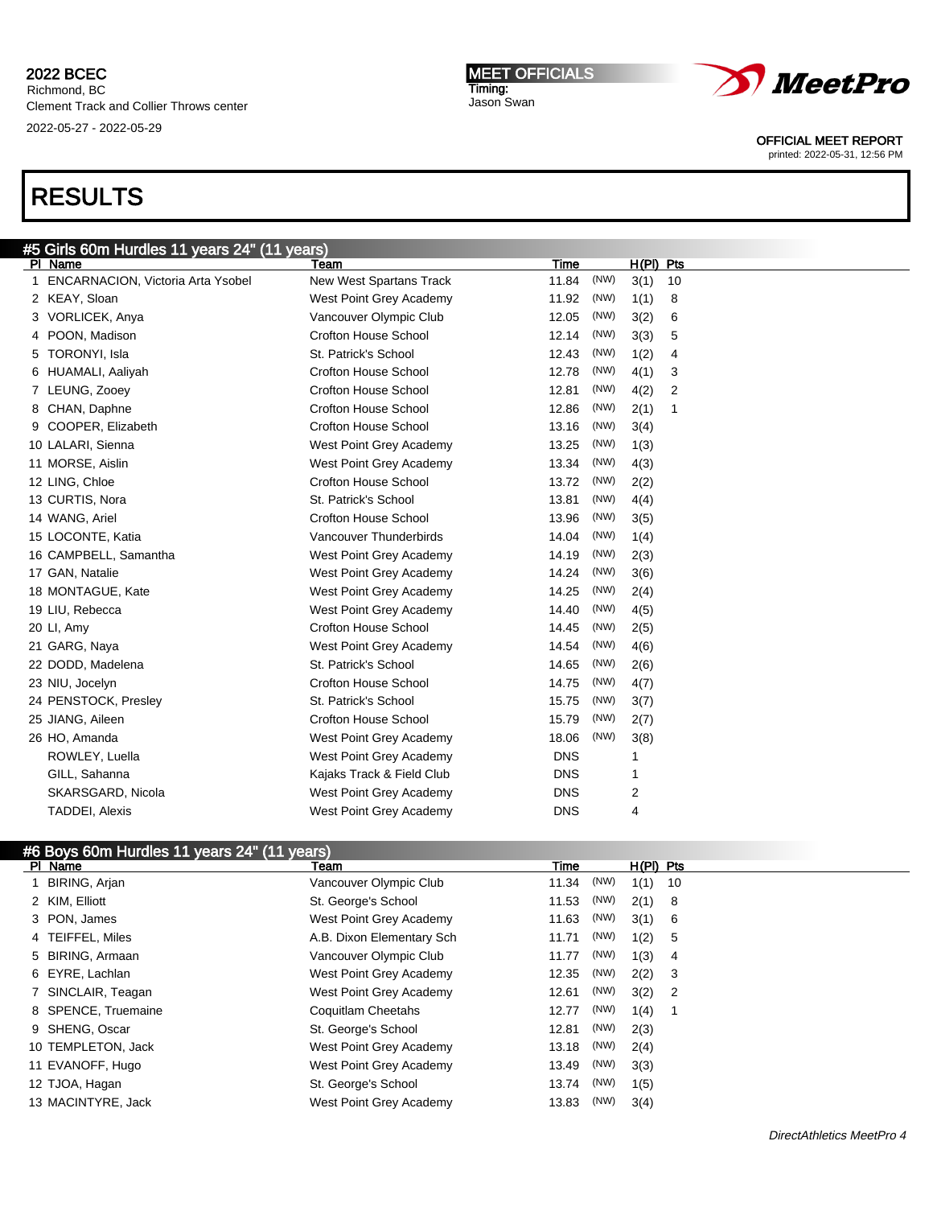2022 BCEC
Richmond, BC
Clement Track and Collier Throws center
2022-05-27 - 2022-05-29

MEET OFFICIALS
Timing:
Jason Swan

OFFICIAL MEET REPORT
printed: 2022-05-31, 12:56 PM

# RESULTS

## #5 Girls 60m Hurdles 11 years 24" (11 years)

| Pl | Name | Team | Time | | H(Pl) | Pts |
|---|---|---|---|---|---|---|
| 1 | ENCARNACION, Victoria Arta Ysobel | New West Spartans Track | 11.84 | (NW) | 3(1) | 10 |
| 2 | KEAY, Sloan | West Point Grey Academy | 11.92 | (NW) | 1(1) | 8 |
| 3 | VORLICEK, Anya | Vancouver Olympic Club | 12.05 | (NW) | 3(2) | 6 |
| 4 | POON, Madison | Crofton House School | 12.14 | (NW) | 3(3) | 5 |
| 5 | TORONYI, Isla | St. Patrick's School | 12.43 | (NW) | 1(2) | 4 |
| 6 | HUAMALI, Aaliyah | Crofton House School | 12.78 | (NW) | 4(1) | 3 |
| 7 | LEUNG, Zooey | Crofton House School | 12.81 | (NW) | 4(2) | 2 |
| 8 | CHAN, Daphne | Crofton House School | 12.86 | (NW) | 2(1) | 1 |
| 9 | COOPER, Elizabeth | Crofton House School | 13.16 | (NW) | 3(4) | |
| 10 | LALARI, Sienna | West Point Grey Academy | 13.25 | (NW) | 1(3) | |
| 11 | MORSE, Aislin | West Point Grey Academy | 13.34 | (NW) | 4(3) | |
| 12 | LING, Chloe | Crofton House School | 13.72 | (NW) | 2(2) | |
| 13 | CURTIS, Nora | St. Patrick's School | 13.81 | (NW) | 4(4) | |
| 14 | WANG, Ariel | Crofton House School | 13.96 | (NW) | 3(5) | |
| 15 | LOCONTE, Katia | Vancouver Thunderbirds | 14.04 | (NW) | 1(4) | |
| 16 | CAMPBELL, Samantha | West Point Grey Academy | 14.19 | (NW) | 2(3) | |
| 17 | GAN, Natalie | West Point Grey Academy | 14.24 | (NW) | 3(6) | |
| 18 | MONTAGUE, Kate | West Point Grey Academy | 14.25 | (NW) | 2(4) | |
| 19 | LIU, Rebecca | West Point Grey Academy | 14.40 | (NW) | 4(5) | |
| 20 | LI, Amy | Crofton House School | 14.45 | (NW) | 2(5) | |
| 21 | GARG, Naya | West Point Grey Academy | 14.54 | (NW) | 4(6) | |
| 22 | DODD, Madelena | St. Patrick's School | 14.65 | (NW) | 2(6) | |
| 23 | NIU, Jocelyn | Crofton House School | 14.75 | (NW) | 4(7) | |
| 24 | PENSTOCK, Presley | St. Patrick's School | 15.75 | (NW) | 3(7) | |
| 25 | JIANG, Aileen | Crofton House School | 15.79 | (NW) | 2(7) | |
| 26 | HO, Amanda | West Point Grey Academy | 18.06 | (NW) | 3(8) | |
| | ROWLEY, Luella | West Point Grey Academy | DNS | | 1 | |
| | GILL, Sahanna | Kajaks Track & Field Club | DNS | | 1 | |
| | SKARSGARD, Nicola | West Point Grey Academy | DNS | | 2 | |
| | TADDEI, Alexis | West Point Grey Academy | DNS | | 4 | |

## #6 Boys 60m Hurdles 11 years 24" (11 years)

| Pl | Name | Team | Time | | H(Pl) | Pts |
|---|---|---|---|---|---|---|
| 1 | BIRING, Arjan | Vancouver Olympic Club | 11.34 | (NW) | 1(1) | 10 |
| 2 | KIM, Elliott | St. George's School | 11.53 | (NW) | 2(1) | 8 |
| 3 | PON, James | West Point Grey Academy | 11.63 | (NW) | 3(1) | 6 |
| 4 | TEIFFEL, Miles | A.B. Dixon Elementary Sch | 11.71 | (NW) | 1(2) | 5 |
| 5 | BIRING, Armaan | Vancouver Olympic Club | 11.77 | (NW) | 1(3) | 4 |
| 6 | EYRE, Lachlan | West Point Grey Academy | 12.35 | (NW) | 2(2) | 3 |
| 7 | SINCLAIR, Teagan | West Point Grey Academy | 12.61 | (NW) | 3(2) | 2 |
| 8 | SPENCE, Truemaine | Coquitlam Cheetahs | 12.77 | (NW) | 1(4) | 1 |
| 9 | SHENG, Oscar | St. George's School | 12.81 | (NW) | 2(3) | |
| 10 | TEMPLETON, Jack | West Point Grey Academy | 13.18 | (NW) | 2(4) | |
| 11 | EVANOFF, Hugo | West Point Grey Academy | 13.49 | (NW) | 3(3) | |
| 12 | TJOA, Hagan | St. George's School | 13.74 | (NW) | 1(5) | |
| 13 | MACINTYRE, Jack | West Point Grey Academy | 13.83 | (NW) | 3(4) | |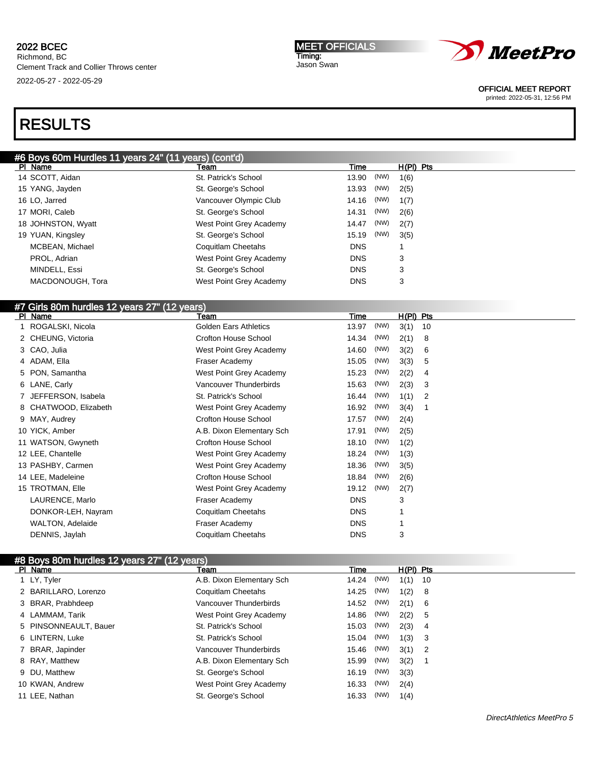# RESULTS

## #6 Boys 60m Hurdles 11 years 24" (11 years) (cont'd)

| Pl | Name | Team | Time | | H(Pl) | Pts |
|---|---|---|---|---|---|---|
| 14 | SCOTT, Aidan | St. Patrick's School | 13.90 | (NW) | 1(6) | |
| 15 | YANG, Jayden | St. George's School | 13.93 | (NW) | 2(5) | |
| 16 | LO, Jarred | Vancouver Olympic Club | 14.16 | (NW) | 1(7) | |
| 17 | MORI, Caleb | St. George's School | 14.31 | (NW) | 2(6) | |
| 18 | JOHNSTON, Wyatt | West Point Grey Academy | 14.47 | (NW) | 2(7) | |
| 19 | YUAN, Kingsley | St. George's School | 15.19 | (NW) | 3(5) | |
| | MCBEAN, Michael | Coquitlam Cheetahs | DNS | | 1 | |
| | PROL, Adrian | West Point Grey Academy | DNS | | 3 | |
| | MINDELL, Essi | St. George's School | DNS | | 3 | |
| | MACDONOUGH, Tora | West Point Grey Academy | DNS | | 3 | |

## #7 Girls 80m hurdles 12 years 27" (12 years)

| Pl | Name | Team | Time | | H(Pl) | Pts |
|---|---|---|---|---|---|---|
| 1 | ROGALSKI, Nicola | Golden Ears Athletics | 13.97 | (NW) | 3(1) | 10 |
| 2 | CHEUNG, Victoria | Crofton House School | 14.34 | (NW) | 2(1) | 8 |
| 3 | CAO, Julia | West Point Grey Academy | 14.60 | (NW) | 3(2) | 6 |
| 4 | ADAM, Ella | Fraser Academy | 15.05 | (NW) | 3(3) | 5 |
| 5 | PON, Samantha | West Point Grey Academy | 15.23 | (NW) | 2(2) | 4 |
| 6 | LANE, Carly | Vancouver Thunderbirds | 15.63 | (NW) | 2(3) | 3 |
| 7 | JEFFERSON, Isabela | St. Patrick's School | 16.44 | (NW) | 1(1) | 2 |
| 8 | CHATWOOD, Elizabeth | West Point Grey Academy | 16.92 | (NW) | 3(4) | 1 |
| 9 | MAY, Audrey | Crofton House School | 17.57 | (NW) | 2(4) | |
| 10 | YICK, Amber | A.B. Dixon Elementary Sch | 17.91 | (NW) | 2(5) | |
| 11 | WATSON, Gwyneth | Crofton House School | 18.10 | (NW) | 1(2) | |
| 12 | LEE, Chantelle | West Point Grey Academy | 18.24 | (NW) | 1(3) | |
| 13 | PASHBY, Carmen | West Point Grey Academy | 18.36 | (NW) | 3(5) | |
| 14 | LEE, Madeleine | Crofton House School | 18.84 | (NW) | 2(6) | |
| 15 | TROTMAN, Elle | West Point Grey Academy | 19.12 | (NW) | 2(7) | |
| | LAURENCE, Marlo | Fraser Academy | DNS | | 3 | |
| | DONKOR-LEH, Nayram | Coquitlam Cheetahs | DNS | | 1 | |
| | WALTON, Adelaide | Fraser Academy | DNS | | 1 | |
| | DENNIS, Jaylah | Coquitlam Cheetahs | DNS | | 3 | |

## #8 Boys 80m hurdles 12 years 27" (12 years)

| Pl | Name | Team | Time | | H(Pl) | Pts |
|---|---|---|---|---|---|---|
| 1 | LY, Tyler | A.B. Dixon Elementary Sch | 14.24 | (NW) | 1(1) | 10 |
| 2 | BARILLARO, Lorenzo | Coquitlam Cheetahs | 14.25 | (NW) | 1(2) | 8 |
| 3 | BRAR, Prabhdeep | Vancouver Thunderbirds | 14.52 | (NW) | 2(1) | 6 |
| 4 | LAMMAM, Tarik | West Point Grey Academy | 14.86 | (NW) | 2(2) | 5 |
| 5 | PINSONNEAULT, Bauer | St. Patrick's School | 15.03 | (NW) | 2(3) | 4 |
| 6 | LINTERN, Luke | St. Patrick's School | 15.04 | (NW) | 1(3) | 3 |
| 7 | BRAR, Japinder | Vancouver Thunderbirds | 15.46 | (NW) | 3(1) | 2 |
| 8 | RAY, Matthew | A.B. Dixon Elementary Sch | 15.99 | (NW) | 3(2) | 1 |
| 9 | DU, Matthew | St. George's School | 16.19 | (NW) | 3(3) | |
| 10 | KWAN, Andrew | West Point Grey Academy | 16.33 | (NW) | 2(4) | |
| 11 | LEE, Nathan | St. George's School | 16.33 | (NW) | 1(4) | |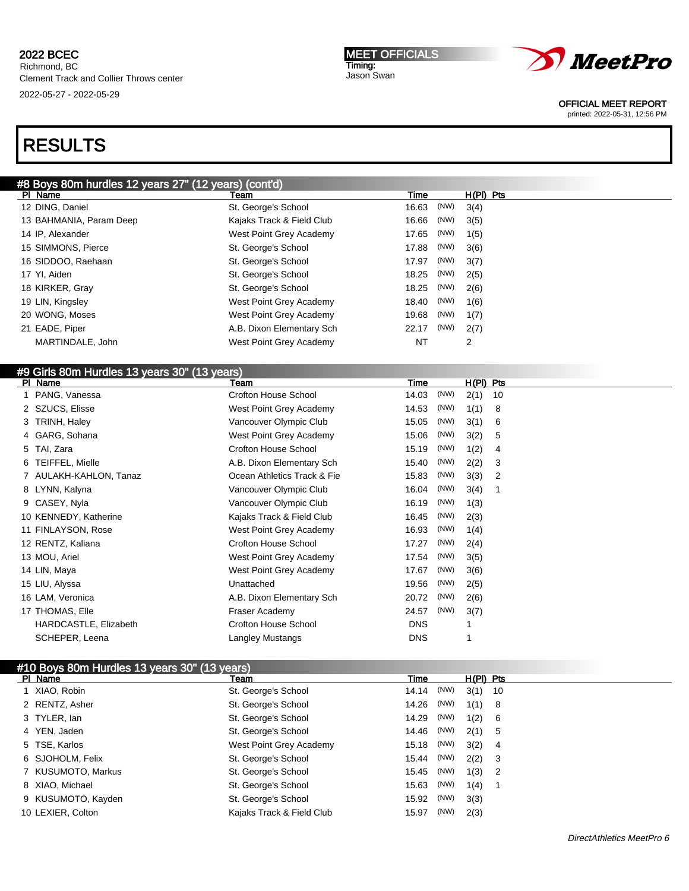2022 BCEC
Richmond, BC
Clement Track and Collier Throws center
2022-05-27 - 2022-05-29

MEET OFFICIALS
Timing:
Jason Swan

OFFICIAL MEET REPORT
printed: 2022-05-31, 12:56 PM

# RESULTS

## #8 Boys 80m hurdles 12 years 27" (12 years) (cont'd)

| Pl | Name | Team | Time | | H(Pl) | Pts |
|---|---|---|---|---|---|---|
| 12 | DING, Daniel | St. George's School | 16.63 | (NW) | 3(4) | |
| 13 | BAHMANIA, Param Deep | Kajaks Track & Field Club | 16.66 | (NW) | 3(5) | |
| 14 | IP, Alexander | West Point Grey Academy | 17.65 | (NW) | 1(5) | |
| 15 | SIMMONS, Pierce | St. George's School | 17.88 | (NW) | 3(6) | |
| 16 | SIDDOO, Raehaan | St. George's School | 17.97 | (NW) | 3(7) | |
| 17 | YI, Aiden | St. George's School | 18.25 | (NW) | 2(5) | |
| 18 | KIRKER, Gray | St. George's School | 18.25 | (NW) | 2(6) | |
| 19 | LIN, Kingsley | West Point Grey Academy | 18.40 | (NW) | 1(6) | |
| 20 | WONG, Moses | West Point Grey Academy | 19.68 | (NW) | 1(7) | |
| 21 | EADE, Piper | A.B. Dixon Elementary Sch | 22.17 | (NW) | 2(7) | |
| | MARTINDALE, John | West Point Grey Academy | NT | | 2 | |

## #9 Girls 80m Hurdles 13 years 30" (13 years)

| Pl | Name | Team | Time | | H(Pl) | Pts |
|---|---|---|---|---|---|---|
| 1 | PANG, Vanessa | Crofton House School | 14.03 | (NW) | 2(1) | 10 |
| 2 | SZUCS, Elisse | West Point Grey Academy | 14.53 | (NW) | 1(1) | 8 |
| 3 | TRINH, Haley | Vancouver Olympic Club | 15.05 | (NW) | 3(1) | 6 |
| 4 | GARG, Sohana | West Point Grey Academy | 15.06 | (NW) | 3(2) | 5 |
| 5 | TAI, Zara | Crofton House School | 15.19 | (NW) | 1(2) | 4 |
| 6 | TEIFFEL, Mielle | A.B. Dixon Elementary Sch | 15.40 | (NW) | 2(2) | 3 |
| 7 | AULAKH-KAHLON, Tanaz | Ocean Athletics Track & Fie | 15.83 | (NW) | 3(3) | 2 |
| 8 | LYNN, Kalyna | Vancouver Olympic Club | 16.04 | (NW) | 3(4) | 1 |
| 9 | CASEY, Nyla | Vancouver Olympic Club | 16.19 | (NW) | 1(3) | |
| 10 | KENNEDY, Katherine | Kajaks Track & Field Club | 16.45 | (NW) | 2(3) | |
| 11 | FINLAYSON, Rose | West Point Grey Academy | 16.93 | (NW) | 1(4) | |
| 12 | RENTZ, Kaliana | Crofton House School | 17.27 | (NW) | 2(4) | |
| 13 | MOU, Ariel | West Point Grey Academy | 17.54 | (NW) | 3(5) | |
| 14 | LIN, Maya | West Point Grey Academy | 17.67 | (NW) | 3(6) | |
| 15 | LIU, Alyssa | Unattached | 19.56 | (NW) | 2(5) | |
| 16 | LAM, Veronica | A.B. Dixon Elementary Sch | 20.72 | (NW) | 2(6) | |
| 17 | THOMAS, Elle | Fraser Academy | 24.57 | (NW) | 3(7) | |
| | HARDCASTLE, Elizabeth | Crofton House School | DNS | | 1 | |
| | SCHEPER, Leena | Langley Mustangs | DNS | | 1 | |

## #10 Boys 80m Hurdles 13 years 30" (13 years)

| Pl | Name | Team | Time | | H(Pl) | Pts |
|---|---|---|---|---|---|---|
| 1 | XIAO, Robin | St. George's School | 14.14 | (NW) | 3(1) | 10 |
| 2 | RENTZ, Asher | St. George's School | 14.26 | (NW) | 1(1) | 8 |
| 3 | TYLER, Ian | St. George's School | 14.29 | (NW) | 1(2) | 6 |
| 4 | YEN, Jaden | St. George's School | 14.46 | (NW) | 2(1) | 5 |
| 5 | TSE, Karlos | West Point Grey Academy | 15.18 | (NW) | 3(2) | 4 |
| 6 | SJOHOLM, Felix | St. George's School | 15.44 | (NW) | 2(2) | 3 |
| 7 | KUSUMOTO, Markus | St. George's School | 15.45 | (NW) | 1(3) | 2 |
| 8 | XIAO, Michael | St. George's School | 15.63 | (NW) | 1(4) | 1 |
| 9 | KUSUMOTO, Kayden | St. George's School | 15.92 | (NW) | 3(3) | |
| 10 | LEXIER, Colton | Kajaks Track & Field Club | 15.97 | (NW) | 2(3) | |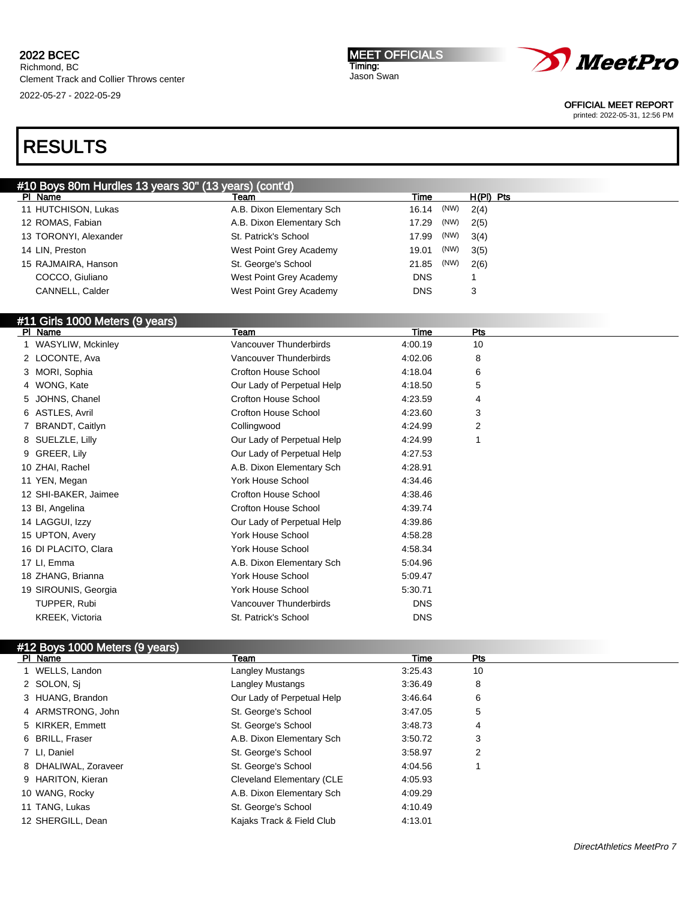# RESULTS

## #10 Boys 80m Hurdles 13 years 30" (13 years) (cont'd)

| Pl | Name | Team | Time | | H(Pl) | Pts |
|---|---|---|---|---|---|---|
| 11 | HUTCHISON, Lukas | A.B. Dixon Elementary Sch | 16.14 | (NW) | 2(4) | |
| 12 | ROMAS, Fabian | A.B. Dixon Elementary Sch | 17.29 | (NW) | 2(5) | |
| 13 | TORONYI, Alexander | St. Patrick's School | 17.99 | (NW) | 3(4) | |
| 14 | LIN, Preston | West Point Grey Academy | 19.01 | (NW) | 3(5) | |
| 15 | RAJMAIRA, Hanson | St. George's School | 21.85 | (NW) | 2(6) | |
| | COCCO, Giuliano | West Point Grey Academy | DNS | | 1 | |
| | CANNELL, Calder | West Point Grey Academy | DNS | | 3 | |

## #11 Girls 1000 Meters (9 years)

| Pl | Name | Team | Time | Pts |
|---|---|---|---|---|
| 1 | WASYLIW, Mckinley | Vancouver Thunderbirds | 4:00.19 | 10 |
| 2 | LOCONTE, Ava | Vancouver Thunderbirds | 4:02.06 | 8 |
| 3 | MORI, Sophia | Crofton House School | 4:18.04 | 6 |
| 4 | WONG, Kate | Our Lady of Perpetual Help | 4:18.50 | 5 |
| 5 | JOHNS, Chanel | Crofton House School | 4:23.59 | 4 |
| 6 | ASTLES, Avril | Crofton House School | 4:23.60 | 3 |
| 7 | BRANDT, Caitlyn | Collingwood | 4:24.99 | 2 |
| 8 | SUELZLE, Lilly | Our Lady of Perpetual Help | 4:24.99 | 1 |
| 9 | GREER, Lily | Our Lady of Perpetual Help | 4:27.53 | |
| 10 | ZHAI, Rachel | A.B. Dixon Elementary Sch | 4:28.91 | |
| 11 | YEN, Megan | York House School | 4:34.46 | |
| 12 | SHI-BAKER, Jaimee | Crofton House School | 4:38.46 | |
| 13 | BI, Angelina | Crofton House School | 4:39.74 | |
| 14 | LAGGUI, Izzy | Our Lady of Perpetual Help | 4:39.86 | |
| 15 | UPTON, Avery | York House School | 4:58.28 | |
| 16 | DI PLACITO, Clara | York House School | 4:58.34 | |
| 17 | LI, Emma | A.B. Dixon Elementary Sch | 5:04.96 | |
| 18 | ZHANG, Brianna | York House School | 5:09.47 | |
| 19 | SIROUNIS, Georgia | York House School | 5:30.71 | |
| | TUPPER, Rubi | Vancouver Thunderbirds | DNS | |
| | KREEK, Victoria | St. Patrick's School | DNS | |

## #12 Boys 1000 Meters (9 years)

| Pl | Name | Team | Time | Pts |
|---|---|---|---|---|
| 1 | WELLS, Landon | Langley Mustangs | 3:25.43 | 10 |
| 2 | SOLON, Sj | Langley Mustangs | 3:36.49 | 8 |
| 3 | HUANG, Brandon | Our Lady of Perpetual Help | 3:46.64 | 6 |
| 4 | ARMSTRONG, John | St. George's School | 3:47.05 | 5 |
| 5 | KIRKER, Emmett | St. George's School | 3:48.73 | 4 |
| 6 | BRILL, Fraser | A.B. Dixon Elementary Sch | 3:50.72 | 3 |
| 7 | LI, Daniel | St. George's School | 3:58.97 | 2 |
| 8 | DHALIWAL, Zoraveer | St. George's School | 4:04.56 | 1 |
| 9 | HARITON, Kieran | Cleveland Elementary (CLE | 4:05.93 | |
| 10 | WANG, Rocky | A.B. Dixon Elementary Sch | 4:09.29 | |
| 11 | TANG, Lukas | St. George's School | 4:10.49 | |
| 12 | SHERGILL, Dean | Kajaks Track & Field Club | 4:13.01 | |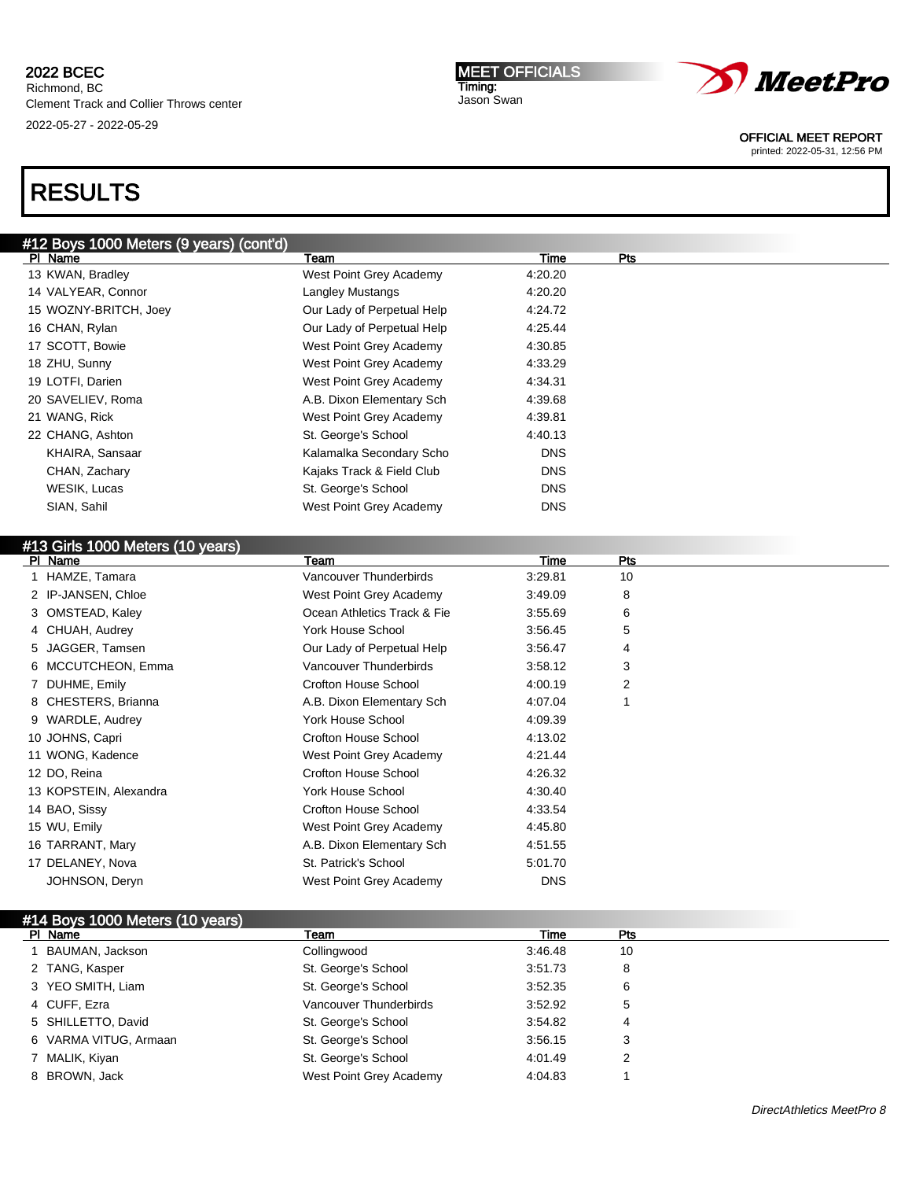# RESULTS

## #12 Boys 1000 Meters (9 years) (cont'd)

| Pl | Name | Team | Time | Pts |
|---|---|---|---|---|
| 13 | KWAN, Bradley | West Point Grey Academy | 4:20.20 | |
| 14 | VALYEAR, Connor | Langley Mustangs | 4:20.20 | |
| 15 | WOZNY-BRITCH, Joey | Our Lady of Perpetual Help | 4:24.72 | |
| 16 | CHAN, Rylan | Our Lady of Perpetual Help | 4:25.44 | |
| 17 | SCOTT, Bowie | West Point Grey Academy | 4:30.85 | |
| 18 | ZHU, Sunny | West Point Grey Academy | 4:33.29 | |
| 19 | LOTFI, Darien | West Point Grey Academy | 4:34.31 | |
| 20 | SAVELIEV, Roma | A.B. Dixon Elementary Sch | 4:39.68 | |
| 21 | WANG, Rick | West Point Grey Academy | 4:39.81 | |
| 22 | CHANG, Ashton | St. George's School | 4:40.13 | |
| | KHAIRA, Sansaar | Kalamalka Secondary Scho | DNS | |
| | CHAN, Zachary | Kajaks Track & Field Club | DNS | |
| | WESIK, Lucas | St. George's School | DNS | |
| | SIAN, Sahil | West Point Grey Academy | DNS | |

## #13 Girls 1000 Meters (10 years)

| Pl | Name | Team | Time | Pts |
|---|---|---|---|---|
| 1 | HAMZE, Tamara | Vancouver Thunderbirds | 3:29.81 | 10 |
| 2 | IP-JANSEN, Chloe | West Point Grey Academy | 3:49.09 | 8 |
| 3 | OMSTEAD, Kaley | Ocean Athletics Track & Fie | 3:55.69 | 6 |
| 4 | CHUAH, Audrey | York House School | 3:56.45 | 5 |
| 5 | JAGGER, Tamsen | Our Lady of Perpetual Help | 3:56.47 | 4 |
| 6 | MCCUTCHEON, Emma | Vancouver Thunderbirds | 3:58.12 | 3 |
| 7 | DUHME, Emily | Crofton House School | 4:00.19 | 2 |
| 8 | CHESTERS, Brianna | A.B. Dixon Elementary Sch | 4:07.04 | 1 |
| 9 | WARDLE, Audrey | York House School | 4:09.39 | |
| 10 | JOHNS, Capri | Crofton House School | 4:13.02 | |
| 11 | WONG, Kadence | West Point Grey Academy | 4:21.44 | |
| 12 | DO, Reina | Crofton House School | 4:26.32 | |
| 13 | KOPSTEIN, Alexandra | York House School | 4:30.40 | |
| 14 | BAO, Sissy | Crofton House School | 4:33.54 | |
| 15 | WU, Emily | West Point Grey Academy | 4:45.80 | |
| 16 | TARRANT, Mary | A.B. Dixon Elementary Sch | 4:51.55 | |
| 17 | DELANEY, Nova | St. Patrick's School | 5:01.70 | |
| | JOHNSON, Deryn | West Point Grey Academy | DNS | |

## #14 Boys 1000 Meters (10 years)

| Pl | Name | Team | Time | Pts |
|---|---|---|---|---|
| 1 | BAUMAN, Jackson | Collingwood | 3:46.48 | 10 |
| 2 | TANG, Kasper | St. George's School | 3:51.73 | 8 |
| 3 | YEO SMITH, Liam | St. George's School | 3:52.35 | 6 |
| 4 | CUFF, Ezra | Vancouver Thunderbirds | 3:52.92 | 5 |
| 5 | SHILLETTO, David | St. George's School | 3:54.82 | 4 |
| 6 | VARMA VITUG, Armaan | St. George's School | 3:56.15 | 3 |
| 7 | MALIK, Kiyan | St. George's School | 4:01.49 | 2 |
| 8 | BROWN, Jack | West Point Grey Academy | 4:04.83 | 1 |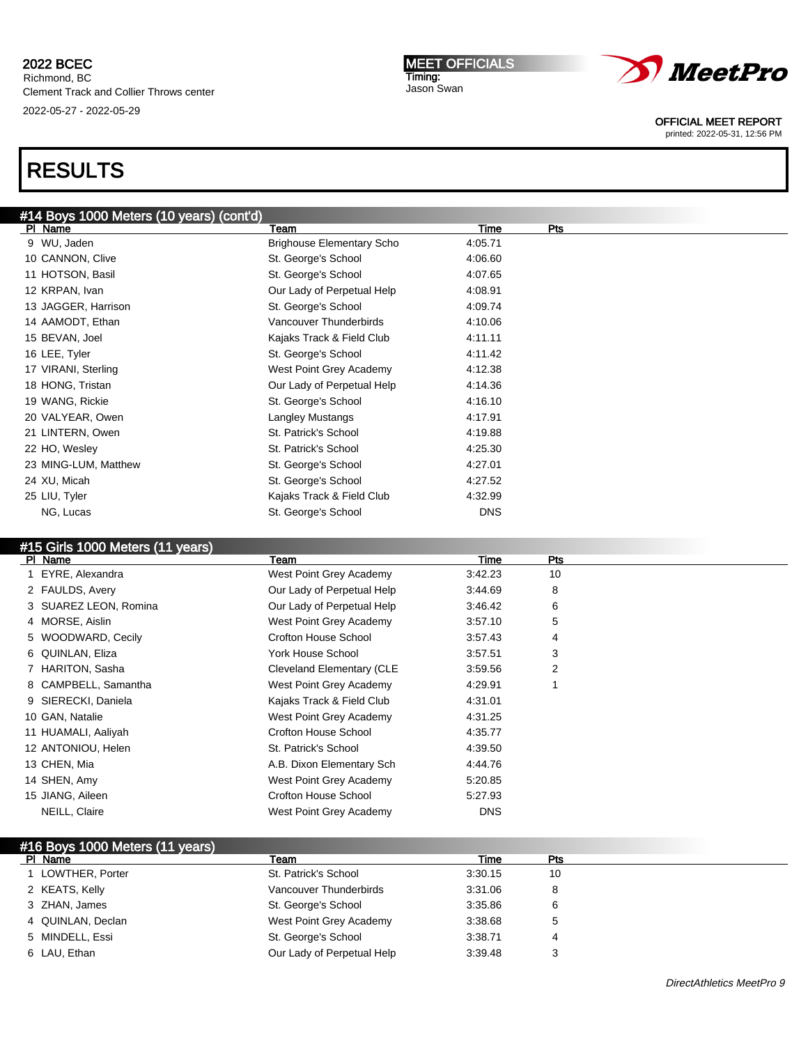# RESULTS

## #14 Boys 1000 Meters (10 years) (cont'd)

| Pl | Name | Team | Time | Pts |
|---|---|---|---|---|
| 9 | WU, Jaden | Brighouse Elementary Scho | 4:05.71 | |
| 10 | CANNON, Clive | St. George's School | 4:06.60 | |
| 11 | HOTSON, Basil | St. George's School | 4:07.65 | |
| 12 | KRPAN, Ivan | Our Lady of Perpetual Help | 4:08.91 | |
| 13 | JAGGER, Harrison | St. George's School | 4:09.74 | |
| 14 | AAMODT, Ethan | Vancouver Thunderbirds | 4:10.06 | |
| 15 | BEVAN, Joel | Kajaks Track & Field Club | 4:11.11 | |
| 16 | LEE, Tyler | St. George's School | 4:11.42 | |
| 17 | VIRANI, Sterling | West Point Grey Academy | 4:12.38 | |
| 18 | HONG, Tristan | Our Lady of Perpetual Help | 4:14.36 | |
| 19 | WANG, Rickie | St. George's School | 4:16.10 | |
| 20 | VALYEAR, Owen | Langley Mustangs | 4:17.91 | |
| 21 | LINTERN, Owen | St. Patrick's School | 4:19.88 | |
| 22 | HO, Wesley | St. Patrick's School | 4:25.30 | |
| 23 | MING-LUM, Matthew | St. George's School | 4:27.01 | |
| 24 | XU, Micah | St. George's School | 4:27.52 | |
| 25 | LIU, Tyler | Kajaks Track & Field Club | 4:32.99 | |
| | NG, Lucas | St. George's School | DNS | |

## #15 Girls 1000 Meters (11 years)

| Pl | Name | Team | Time | Pts |
|---|---|---|---|---|
| 1 | EYRE, Alexandra | West Point Grey Academy | 3:42.23 | 10 |
| 2 | FAULDS, Avery | Our Lady of Perpetual Help | 3:44.69 | 8 |
| 3 | SUAREZ LEON, Romina | Our Lady of Perpetual Help | 3:46.42 | 6 |
| 4 | MORSE, Aislin | West Point Grey Academy | 3:57.10 | 5 |
| 5 | WOODWARD, Cecily | Crofton House School | 3:57.43 | 4 |
| 6 | QUINLAN, Eliza | York House School | 3:57.51 | 3 |
| 7 | HARITON, Sasha | Cleveland Elementary (CLE | 3:59.56 | 2 |
| 8 | CAMPBELL, Samantha | West Point Grey Academy | 4:29.91 | 1 |
| 9 | SIERECKI, Daniela | Kajaks Track & Field Club | 4:31.01 | |
| 10 | GAN, Natalie | West Point Grey Academy | 4:31.25 | |
| 11 | HUAMALI, Aaliyah | Crofton House School | 4:35.77 | |
| 12 | ANTONIOU, Helen | St. Patrick's School | 4:39.50 | |
| 13 | CHEN, Mia | A.B. Dixon Elementary Sch | 4:44.76 | |
| 14 | SHEN, Amy | West Point Grey Academy | 5:20.85 | |
| 15 | JIANG, Aileen | Crofton House School | 5:27.93 | |
| | NEILL, Claire | West Point Grey Academy | DNS | |

## #16 Boys 1000 Meters (11 years)

| Pl | Name | Team | Time | Pts |
|---|---|---|---|---|
| 1 | LOWTHER, Porter | St. Patrick's School | 3:30.15 | 10 |
| 2 | KEATS, Kelly | Vancouver Thunderbirds | 3:31.06 | 8 |
| 3 | ZHAN, James | St. George's School | 3:35.86 | 6 |
| 4 | QUINLAN, Declan | West Point Grey Academy | 3:38.68 | 5 |
| 5 | MINDELL, Essi | St. George's School | 3:38.71 | 4 |
| 6 | LAU, Ethan | Our Lady of Perpetual Help | 3:39.48 | 3 |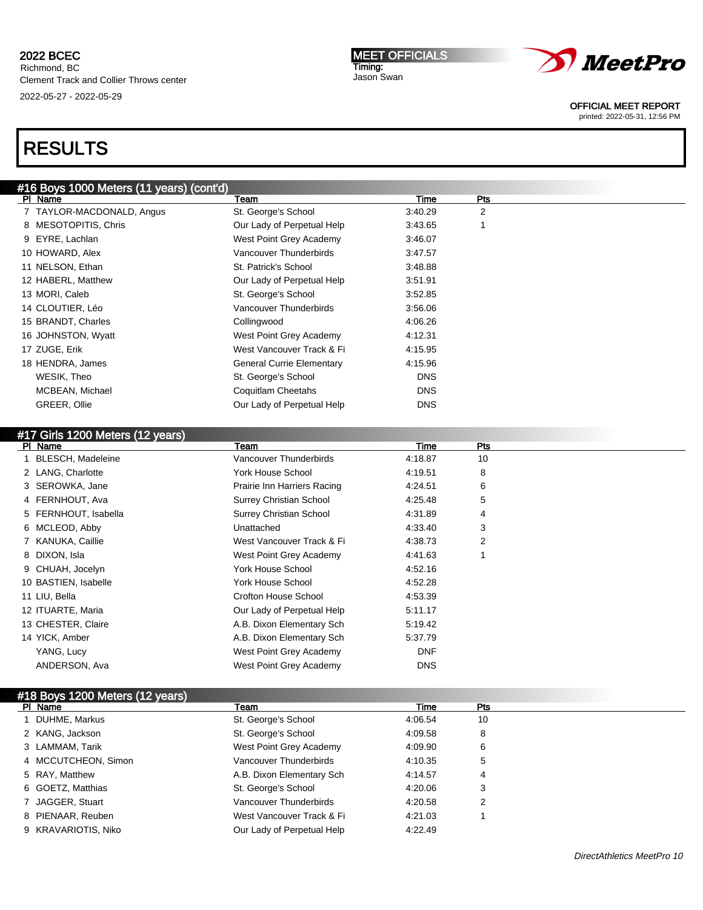# RESULTS

## #16 Boys 1000 Meters (11 years) (cont'd)

| Pl | Name | Team | Time | Pts |
|---|---|---|---|---|
| 7 | TAYLOR-MACDONALD, Angus | St. George's School | 3:40.29 | 2 |
| 8 | MESOTOPITIS, Chris | Our Lady of Perpetual Help | 3:43.65 | 1 |
| 9 | EYRE, Lachlan | West Point Grey Academy | 3:46.07 | |
| 10 | HOWARD, Alex | Vancouver Thunderbirds | 3:47.57 | |
| 11 | NELSON, Ethan | St. Patrick's School | 3:48.88 | |
| 12 | HABERL, Matthew | Our Lady of Perpetual Help | 3:51.91 | |
| 13 | MORI, Caleb | St. George's School | 3:52.85 | |
| 14 | CLOUTIER, Léo | Vancouver Thunderbirds | 3:56.06 | |
| 15 | BRANDT, Charles | Collingwood | 4:06.26 | |
| 16 | JOHNSTON, Wyatt | West Point Grey Academy | 4:12.31 | |
| 17 | ZUGE, Erik | West Vancouver Track & Fi | 4:15.95 | |
| 18 | HENDRA, James | General Currie Elementary | 4:15.96 | |
| | WESIK, Theo | St. George's School | DNS | |
| | MCBEAN, Michael | Coquitlam Cheetahs | DNS | |
| | GREER, Ollie | Our Lady of Perpetual Help | DNS | |

## #17 Girls 1200 Meters (12 years)

| Pl | Name | Team | Time | Pts |
|---|---|---|---|---|
| 1 | BLESCH, Madeleine | Vancouver Thunderbirds | 4:18.87 | 10 |
| 2 | LANG, Charlotte | York House School | 4:19.51 | 8 |
| 3 | SEROWKA, Jane | Prairie Inn Harriers Racing | 4:24.51 | 6 |
| 4 | FERNHOUT, Ava | Surrey Christian School | 4:25.48 | 5 |
| 5 | FERNHOUT, Isabella | Surrey Christian School | 4:31.89 | 4 |
| 6 | MCLEOD, Abby | Unattached | 4:33.40 | 3 |
| 7 | KANUKA, Caillie | West Vancouver Track & Fi | 4:38.73 | 2 |
| 8 | DIXON, Isla | West Point Grey Academy | 4:41.63 | 1 |
| 9 | CHUAH, Jocelyn | York House School | 4:52.16 | |
| 10 | BASTIEN, Isabelle | York House School | 4:52.28 | |
| 11 | LIU, Bella | Crofton House School | 4:53.39 | |
| 12 | ITUARTE, Maria | Our Lady of Perpetual Help | 5:11.17 | |
| 13 | CHESTER, Claire | A.B. Dixon Elementary Sch | 5:19.42 | |
| 14 | YICK, Amber | A.B. Dixon Elementary Sch | 5:37.79 | |
| | YANG, Lucy | West Point Grey Academy | DNF | |
| | ANDERSON, Ava | West Point Grey Academy | DNS | |

## #18 Boys 1200 Meters (12 years)

| Pl | Name | Team | Time | Pts |
|---|---|---|---|---|
| 1 | DUHME, Markus | St. George's School | 4:06.54 | 10 |
| 2 | KANG, Jackson | St. George's School | 4:09.58 | 8 |
| 3 | LAMMAM, Tarik | West Point Grey Academy | 4:09.90 | 6 |
| 4 | MCCUTCHEON, Simon | Vancouver Thunderbirds | 4:10.35 | 5 |
| 5 | RAY, Matthew | A.B. Dixon Elementary Sch | 4:14.57 | 4 |
| 6 | GOETZ, Matthias | St. George's School | 4:20.06 | 3 |
| 7 | JAGGER, Stuart | Vancouver Thunderbirds | 4:20.58 | 2 |
| 8 | PIENAAR, Reuben | West Vancouver Track & Fi | 4:21.03 | 1 |
| 9 | KRAVARIOTIS, Niko | Our Lady of Perpetual Help | 4:22.49 | |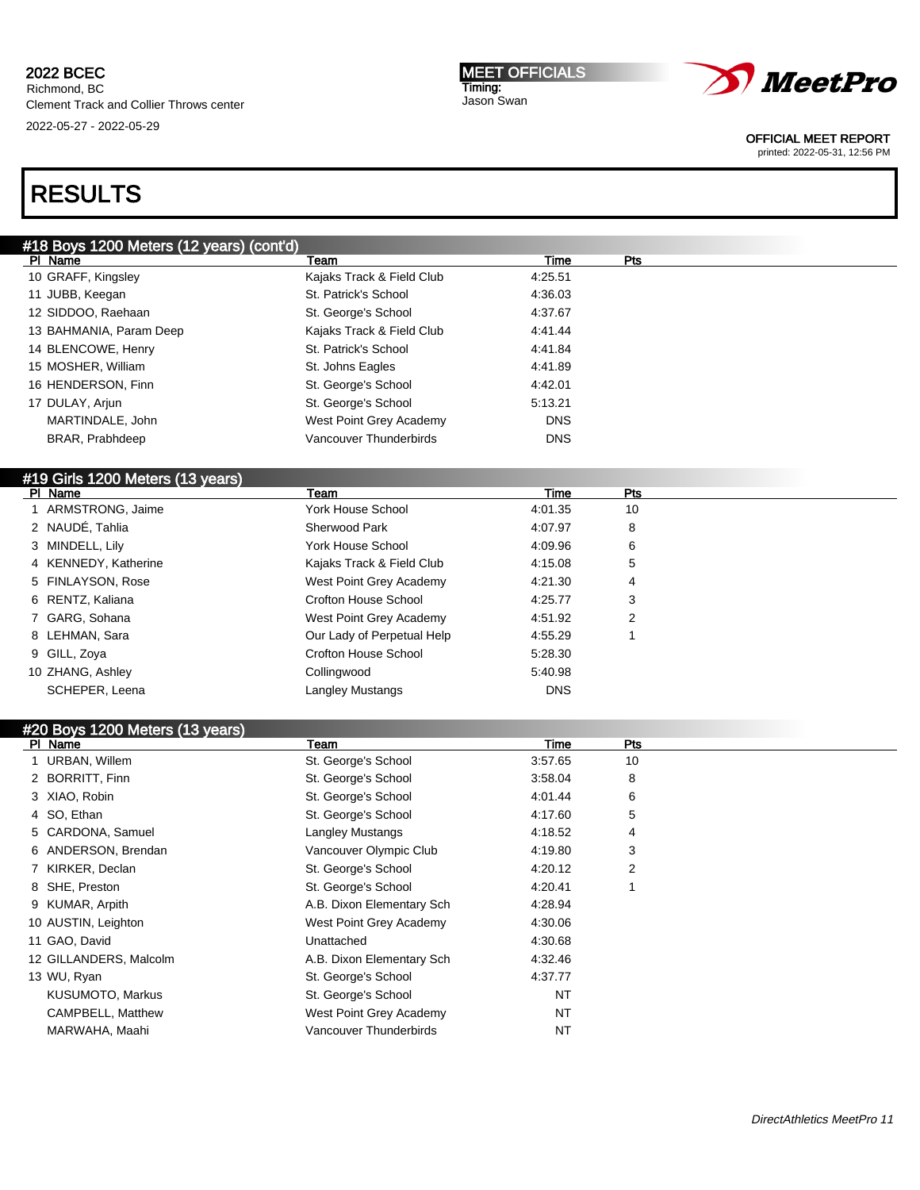2022 BCEC
Richmond, BC
Clement Track and Collier Throws center
2022-05-27 - 2022-05-29

MEET OFFICIALS
Timing:
Jason Swan

OFFICIAL MEET REPORT
printed: 2022-05-31, 12:56 PM

# RESULTS

## #18 Boys 1200 Meters (12 years) (cont'd)

| Pl | Name | Team | Time | Pts |
|---|---|---|---|---|
| 10 | GRAFF, Kingsley | Kajaks Track & Field Club | 4:25.51 | |
| 11 | JUBB, Keegan | St. Patrick's School | 4:36.03 | |
| 12 | SIDDOO, Raehaan | St. George's School | 4:37.67 | |
| 13 | BAHMANIA, Param Deep | Kajaks Track & Field Club | 4:41.44 | |
| 14 | BLENCOWE, Henry | St. Patrick's School | 4:41.84 | |
| 15 | MOSHER, William | St. Johns Eagles | 4:41.89 | |
| 16 | HENDERSON, Finn | St. George's School | 4:42.01 | |
| 17 | DULAY, Arjun | St. George's School | 5:13.21 | |
| | MARTINDALE, John | West Point Grey Academy | DNS | |
| | BRAR, Prabhdeep | Vancouver Thunderbirds | DNS | |

## #19 Girls 1200 Meters (13 years)

| Pl | Name | Team | Time | Pts |
|---|---|---|---|---|
| 1 | ARMSTRONG, Jaime | York House School | 4:01.35 | 10 |
| 2 | NAUDÉ, Tahlia | Sherwood Park | 4:07.97 | 8 |
| 3 | MINDELL, Lily | York House School | 4:09.96 | 6 |
| 4 | KENNEDY, Katherine | Kajaks Track & Field Club | 4:15.08 | 5 |
| 5 | FINLAYSON, Rose | West Point Grey Academy | 4:21.30 | 4 |
| 6 | RENTZ, Kaliana | Crofton House School | 4:25.77 | 3 |
| 7 | GARG, Sohana | West Point Grey Academy | 4:51.92 | 2 |
| 8 | LEHMAN, Sara | Our Lady of Perpetual Help | 4:55.29 | 1 |
| 9 | GILL, Zoya | Crofton House School | 5:28.30 | |
| 10 | ZHANG, Ashley | Collingwood | 5:40.98 | |
| | SCHEPER, Leena | Langley Mustangs | DNS | |

## #20 Boys 1200 Meters (13 years)

| Pl | Name | Team | Time | Pts |
|---|---|---|---|---|
| 1 | URBAN, Willem | St. George's School | 3:57.65 | 10 |
| 2 | BORRITT, Finn | St. George's School | 3:58.04 | 8 |
| 3 | XIAO, Robin | St. George's School | 4:01.44 | 6 |
| 4 | SO, Ethan | St. George's School | 4:17.60 | 5 |
| 5 | CARDONA, Samuel | Langley Mustangs | 4:18.52 | 4 |
| 6 | ANDERSON, Brendan | Vancouver Olympic Club | 4:19.80 | 3 |
| 7 | KIRKER, Declan | St. George's School | 4:20.12 | 2 |
| 8 | SHE, Preston | St. George's School | 4:20.41 | 1 |
| 9 | KUMAR, Arpith | A.B. Dixon Elementary Sch | 4:28.94 | |
| 10 | AUSTIN, Leighton | West Point Grey Academy | 4:30.06 | |
| 11 | GAO, David | Unattached | 4:30.68 | |
| 12 | GILLANDERS, Malcolm | A.B. Dixon Elementary Sch | 4:32.46 | |
| 13 | WU, Ryan | St. George's School | 4:37.77 | |
| | KUSUMOTO, Markus | St. George's School | NT | |
| | CAMPBELL, Matthew | West Point Grey Academy | NT | |
| | MARWAHA, Maahi | Vancouver Thunderbirds | NT | |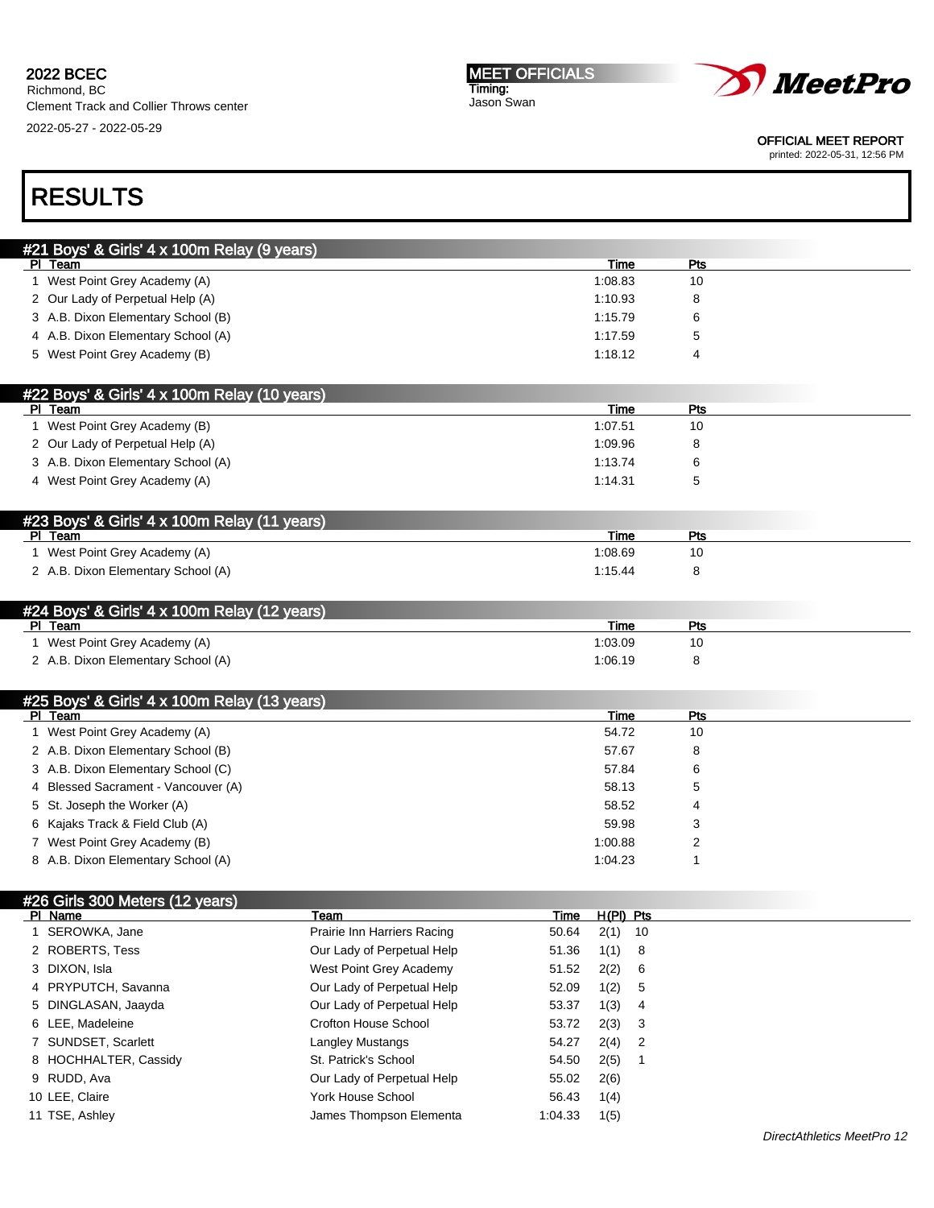2022 BCEC
Richmond, BC
Clement Track and Collier Throws center
2022-05-27 - 2022-05-29

MEET OFFICIALS
Timing:
Jason Swan

OFFICIAL MEET REPORT
printed: 2022-05-31, 12:56 PM

# RESULTS

## #21 Boys' & Girls' 4 x 100m Relay (9 years)

| Pl | Team | Time | Pts |
|---|---|---|---|
| 1 | West Point Grey Academy (A) | 1:08.83 | 10 |
| 2 | Our Lady of Perpetual Help (A) | 1:10.93 | 8 |
| 3 | A.B. Dixon Elementary School (B) | 1:15.79 | 6 |
| 4 | A.B. Dixon Elementary School (A) | 1:17.59 | 5 |
| 5 | West Point Grey Academy (B) | 1:18.12 | 4 |

## #22 Boys' & Girls' 4 x 100m Relay (10 years)

| Pl | Team | Time | Pts |
|---|---|---|---|
| 1 | West Point Grey Academy (B) | 1:07.51 | 10 |
| 2 | Our Lady of Perpetual Help (A) | 1:09.96 | 8 |
| 3 | A.B. Dixon Elementary School (A) | 1:13.74 | 6 |
| 4 | West Point Grey Academy (A) | 1:14.31 | 5 |

## #23 Boys' & Girls' 4 x 100m Relay (11 years)

| Pl | Team | Time | Pts |
|---|---|---|---|
| 1 | West Point Grey Academy (A) | 1:08.69 | 10 |
| 2 | A.B. Dixon Elementary School (A) | 1:15.44 | 8 |

## #24 Boys' & Girls' 4 x 100m Relay (12 years)

| Pl | Team | Time | Pts |
|---|---|---|---|
| 1 | West Point Grey Academy (A) | 1:03.09 | 10 |
| 2 | A.B. Dixon Elementary School (A) | 1:06.19 | 8 |

## #25 Boys' & Girls' 4 x 100m Relay (13 years)

| Pl | Team | Time | Pts |
|---|---|---|---|
| 1 | West Point Grey Academy (A) | 54.72 | 10 |
| 2 | A.B. Dixon Elementary School (B) | 57.67 | 8 |
| 3 | A.B. Dixon Elementary School (C) | 57.84 | 6 |
| 4 | Blessed Sacrament - Vancouver (A) | 58.13 | 5 |
| 5 | St. Joseph the Worker (A) | 58.52 | 4 |
| 6 | Kajaks Track & Field Club (A) | 59.98 | 3 |
| 7 | West Point Grey Academy (B) | 1:00.88 | 2 |
| 8 | A.B. Dixon Elementary School (A) | 1:04.23 | 1 |

## #26 Girls 300 Meters (12 years)

| Pl | Name | Team | Time | H(Pl) | Pts |
|---|---|---|---|---|---|
| 1 | SEROWKA, Jane | Prairie Inn Harriers Racing | 50.64 | 2(1) | 10 |
| 2 | ROBERTS, Tess | Our Lady of Perpetual Help | 51.36 | 1(1) | 8 |
| 3 | DIXON, Isla | West Point Grey Academy | 51.52 | 2(2) | 6 |
| 4 | PRYPUTCH, Savanna | Our Lady of Perpetual Help | 52.09 | 1(2) | 5 |
| 5 | DINGLASAN, Jaayda | Our Lady of Perpetual Help | 53.37 | 1(3) | 4 |
| 6 | LEE, Madeleine | Crofton House School | 53.72 | 2(3) | 3 |
| 7 | SUNDSET, Scarlett | Langley Mustangs | 54.27 | 2(4) | 2 |
| 8 | HOCHHALTER, Cassidy | St. Patrick's School | 54.50 | 2(5) | 1 |
| 9 | RUDD, Ava | Our Lady of Perpetual Help | 55.02 | 2(6) | |
| 10 | LEE, Claire | York House School | 56.43 | 1(4) | |
| 11 | TSE, Ashley | James Thompson Elementa | 1:04.33 | 1(5) | |

*DirectAthletics MeetPro 12*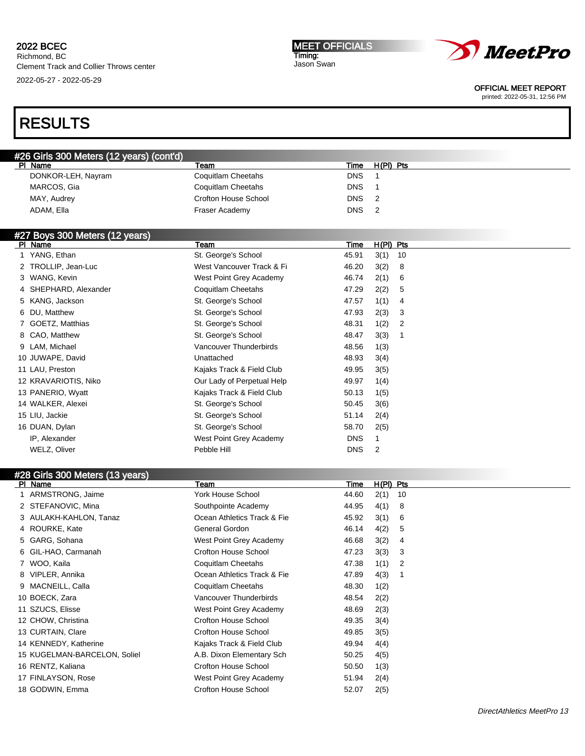2022 BCEC
Richmond, BC
Clement Track and Collier Throws center
2022-05-27 - 2022-05-29

MEET OFFICIALS
Timing:
Jason Swan

OFFICIAL MEET REPORT
printed: 2022-05-31, 12:56 PM

# RESULTS

## #26 Girls 300 Meters (12 years) (cont'd)

| Pl | Name | Team | Time | H(Pl) | Pts |
|---|---|---|---|---|---|
| | DONKOR-LEH, Nayram | Coquitlam Cheetahs | DNS | 1 | |
| | MARCOS, Gia | Coquitlam Cheetahs | DNS | 1 | |
| | MAY, Audrey | Crofton House School | DNS | 2 | |
| | ADAM, Ella | Fraser Academy | DNS | 2 | |

## #27 Boys 300 Meters (12 years)

| Pl | Name | Team | Time | H(Pl) | Pts |
|---|---|---|---|---|---|
| 1 | YANG, Ethan | St. George's School | 45.91 | 3(1) | 10 |
| 2 | TROLLIP, Jean-Luc | West Vancouver Track & Fi | 46.20 | 3(2) | 8 |
| 3 | WANG, Kevin | West Point Grey Academy | 46.74 | 2(1) | 6 |
| 4 | SHEPHARD, Alexander | Coquitlam Cheetahs | 47.29 | 2(2) | 5 |
| 5 | KANG, Jackson | St. George's School | 47.57 | 1(1) | 4 |
| 6 | DU, Matthew | St. George's School | 47.93 | 2(3) | 3 |
| 7 | GOETZ, Matthias | St. George's School | 48.31 | 1(2) | 2 |
| 8 | CAO, Matthew | St. George's School | 48.47 | 3(3) | 1 |
| 9 | LAM, Michael | Vancouver Thunderbirds | 48.56 | 1(3) | |
| 10 | JUWAPE, David | Unattached | 48.93 | 3(4) | |
| 11 | LAU, Preston | Kajaks Track & Field Club | 49.95 | 3(5) | |
| 12 | KRAVARIOTIS, Niko | Our Lady of Perpetual Help | 49.97 | 1(4) | |
| 13 | PANERIO, Wyatt | Kajaks Track & Field Club | 50.13 | 1(5) | |
| 14 | WALKER, Alexei | St. George's School | 50.45 | 3(6) | |
| 15 | LIU, Jackie | St. George's School | 51.14 | 2(4) | |
| 16 | DUAN, Dylan | St. George's School | 58.70 | 2(5) | |
| | IP, Alexander | West Point Grey Academy | DNS | 1 | |
| | WELZ, Oliver | Pebble Hill | DNS | 2 | |

## #28 Girls 300 Meters (13 years)

| Pl | Name | Team | Time | H(Pl) | Pts |
|---|---|---|---|---|---|
| 1 | ARMSTRONG, Jaime | York House School | 44.60 | 2(1) | 10 |
| 2 | STEFANOVIC, Mina | Southpointe Academy | 44.95 | 4(1) | 8 |
| 3 | AULAKH-KAHLON, Tanaz | Ocean Athletics Track & Fie | 45.92 | 3(1) | 6 |
| 4 | ROURKE, Kate | General Gordon | 46.14 | 4(2) | 5 |
| 5 | GARG, Sohana | West Point Grey Academy | 46.68 | 3(2) | 4 |
| 6 | GIL-HAO, Carmanah | Crofton House School | 47.23 | 3(3) | 3 |
| 7 | WOO, Kaila | Coquitlam Cheetahs | 47.38 | 1(1) | 2 |
| 8 | VIPLER, Annika | Ocean Athletics Track & Fie | 47.89 | 4(3) | 1 |
| 9 | MACNEILL, Calla | Coquitlam Cheetahs | 48.30 | 1(2) | |
| 10 | BOECK, Zara | Vancouver Thunderbirds | 48.54 | 2(2) | |
| 11 | SZUCS, Elisse | West Point Grey Academy | 48.69 | 2(3) | |
| 12 | CHOW, Christina | Crofton House School | 49.35 | 3(4) | |
| 13 | CURTAIN, Clare | Crofton House School | 49.85 | 3(5) | |
| 14 | KENNEDY, Katherine | Kajaks Track & Field Club | 49.94 | 4(4) | |
| 15 | KUGELMAN-BARCELON, Soliel | A.B. Dixon Elementary Sch | 50.25 | 4(5) | |
| 16 | RENTZ, Kaliana | Crofton House School | 50.50 | 1(3) | |
| 17 | FINLAYSON, Rose | West Point Grey Academy | 51.94 | 2(4) | |
| 18 | GODWIN, Emma | Crofton House School | 52.07 | 2(5) | |

*DirectAthletics MeetPro 13*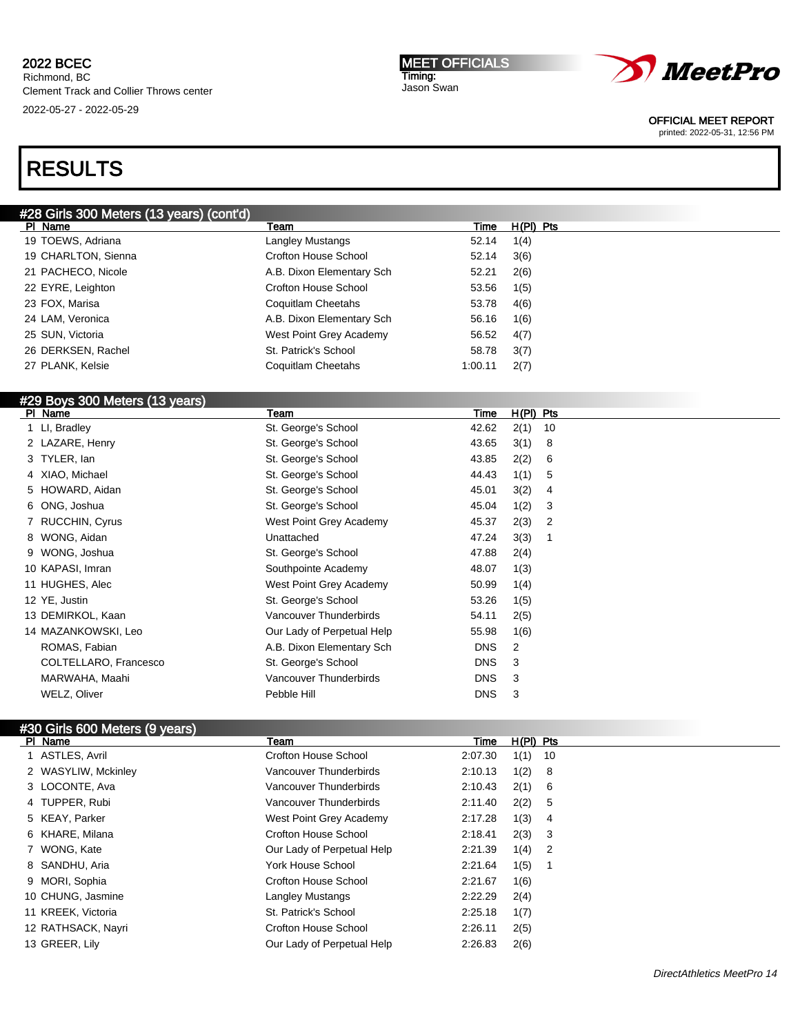# RESULTS

## #28 Girls 300 Meters (13 years) (cont'd)

| Pl | Name | Team | Time | H(Pl) | Pts |
|---|---|---|---|---|---|
| 19 | TOEWS, Adriana | Langley Mustangs | 52.14 | 1(4) | |
| 19 | CHARLTON, Sienna | Crofton House School | 52.14 | 3(6) | |
| 21 | PACHECO, Nicole | A.B. Dixon Elementary Sch | 52.21 | 2(6) | |
| 22 | EYRE, Leighton | Crofton House School | 53.56 | 1(5) | |
| 23 | FOX, Marisa | Coquitlam Cheetahs | 53.78 | 4(6) | |
| 24 | LAM, Veronica | A.B. Dixon Elementary Sch | 56.16 | 1(6) | |
| 25 | SUN, Victoria | West Point Grey Academy | 56.52 | 4(7) | |
| 26 | DERKSEN, Rachel | St. Patrick's School | 58.78 | 3(7) | |
| 27 | PLANK, Kelsie | Coquitlam Cheetahs | 1:00.11 | 2(7) | |

## #29 Boys 300 Meters (13 years)

| Pl | Name | Team | Time | H(Pl) | Pts |
|---|---|---|---|---|---|
| 1 | LI, Bradley | St. George's School | 42.62 | 2(1) | 10 |
| 2 | LAZARE, Henry | St. George's School | 43.65 | 3(1) | 8 |
| 3 | TYLER, Ian | St. George's School | 43.85 | 2(2) | 6 |
| 4 | XIAO, Michael | St. George's School | 44.43 | 1(1) | 5 |
| 5 | HOWARD, Aidan | St. George's School | 45.01 | 3(2) | 4 |
| 6 | ONG, Joshua | St. George's School | 45.04 | 1(2) | 3 |
| 7 | RUCCHIN, Cyrus | West Point Grey Academy | 45.37 | 2(3) | 2 |
| 8 | WONG, Aidan | Unattached | 47.24 | 3(3) | 1 |
| 9 | WONG, Joshua | St. George's School | 47.88 | 2(4) | |
| 10 | KAPASI, Imran | Southpointe Academy | 48.07 | 1(3) | |
| 11 | HUGHES, Alec | West Point Grey Academy | 50.99 | 1(4) | |
| 12 | YE, Justin | St. George's School | 53.26 | 1(5) | |
| 13 | DEMIRKOL, Kaan | Vancouver Thunderbirds | 54.11 | 2(5) | |
| 14 | MAZANKOWSKI, Leo | Our Lady of Perpetual Help | 55.98 | 1(6) | |
| | ROMAS, Fabian | A.B. Dixon Elementary Sch | DNS | 2 | |
| | COLTELLARO, Francesco | St. George's School | DNS | 3 | |
| | MARWAHA, Maahi | Vancouver Thunderbirds | DNS | 3 | |
| | WELZ, Oliver | Pebble Hill | DNS | 3 | |

## #30 Girls 600 Meters (9 years)

| Pl | Name | Team | Time | H(Pl) | Pts |
|---|---|---|---|---|---|
| 1 | ASTLES, Avril | Crofton House School | 2:07.30 | 1(1) | 10 |
| 2 | WASYLIW, Mckinley | Vancouver Thunderbirds | 2:10.13 | 1(2) | 8 |
| 3 | LOCONTE, Ava | Vancouver Thunderbirds | 2:10.43 | 2(1) | 6 |
| 4 | TUPPER, Rubi | Vancouver Thunderbirds | 2:11.40 | 2(2) | 5 |
| 5 | KEAY, Parker | West Point Grey Academy | 2:17.28 | 1(3) | 4 |
| 6 | KHARE, Milana | Crofton House School | 2:18.41 | 2(3) | 3 |
| 7 | WONG, Kate | Our Lady of Perpetual Help | 2:21.39 | 1(4) | 2 |
| 8 | SANDHU, Aria | York House School | 2:21.64 | 1(5) | 1 |
| 9 | MORI, Sophia | Crofton House School | 2:21.67 | 1(6) | |
| 10 | CHUNG, Jasmine | Langley Mustangs | 2:22.29 | 2(4) | |
| 11 | KREEK, Victoria | St. Patrick's School | 2:25.18 | 1(7) | |
| 12 | RATHSACK, Nayri | Crofton House School | 2:26.11 | 2(5) | |
| 13 | GREER, Lily | Our Lady of Perpetual Help | 2:26.83 | 2(6) | |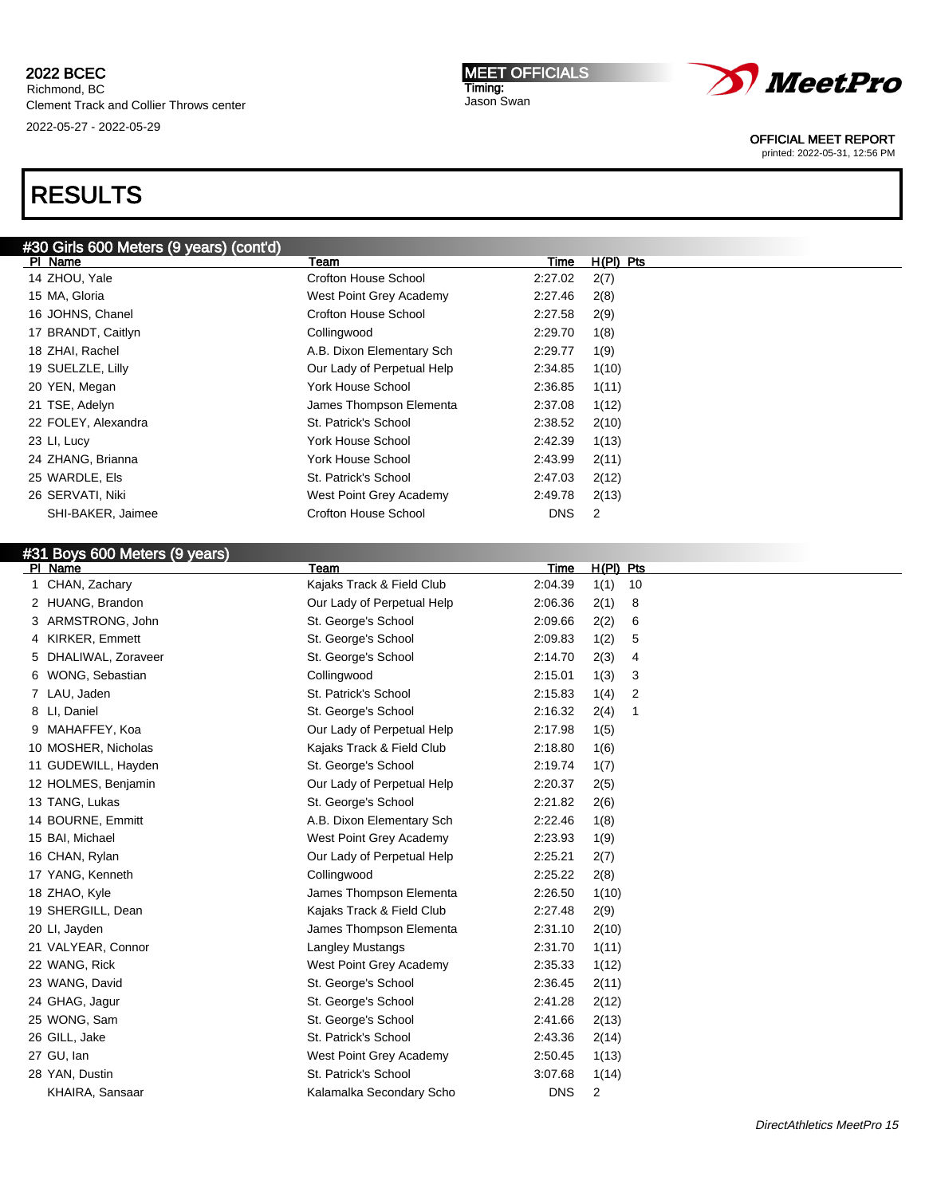2022 BCEC
Richmond, BC
Clement Track and Collier Throws center
2022-05-27 - 2022-05-29

MEET OFFICIALS
Timing:
Jason Swan

OFFICIAL MEET REPORT
printed: 2022-05-31, 12:56 PM

# RESULTS

## #30 Girls 600 Meters (9 years) (cont'd)

| Pl | Name | Team | Time | H(Pl) | Pts |
|---|---|---|---|---|---|
| 14 | ZHOU, Yale | Crofton House School | 2:27.02 | 2(7) | |
| 15 | MA, Gloria | West Point Grey Academy | 2:27.46 | 2(8) | |
| 16 | JOHNS, Chanel | Crofton House School | 2:27.58 | 2(9) | |
| 17 | BRANDT, Caitlyn | Collingwood | 2:29.70 | 1(8) | |
| 18 | ZHAI, Rachel | A.B. Dixon Elementary Sch | 2:29.77 | 1(9) | |
| 19 | SUELZLE, Lilly | Our Lady of Perpetual Help | 2:34.85 | 1(10) | |
| 20 | YEN, Megan | York House School | 2:36.85 | 1(11) | |
| 21 | TSE, Adelyn | James Thompson Elementa | 2:37.08 | 1(12) | |
| 22 | FOLEY, Alexandra | St. Patrick's School | 2:38.52 | 2(10) | |
| 23 | LI, Lucy | York House School | 2:42.39 | 1(13) | |
| 24 | ZHANG, Brianna | York House School | 2:43.99 | 2(11) | |
| 25 | WARDLE, Els | St. Patrick's School | 2:47.03 | 2(12) | |
| 26 | SERVATI, Niki | West Point Grey Academy | 2:49.78 | 2(13) | |
| | SHI-BAKER, Jaimee | Crofton House School | DNS | 2 | |

## #31 Boys 600 Meters (9 years)

| Pl | Name | Team | Time | H(Pl) | Pts |
|---|---|---|---|---|---|
| 1 | CHAN, Zachary | Kajaks Track & Field Club | 2:04.39 | 1(1) | 10 |
| 2 | HUANG, Brandon | Our Lady of Perpetual Help | 2:06.36 | 2(1) | 8 |
| 3 | ARMSTRONG, John | St. George's School | 2:09.66 | 2(2) | 6 |
| 4 | KIRKER, Emmett | St. George's School | 2:09.83 | 1(2) | 5 |
| 5 | DHALIWAL, Zoraveer | St. George's School | 2:14.70 | 2(3) | 4 |
| 6 | WONG, Sebastian | Collingwood | 2:15.01 | 1(3) | 3 |
| 7 | LAU, Jaden | St. Patrick's School | 2:15.83 | 1(4) | 2 |
| 8 | LI, Daniel | St. George's School | 2:16.32 | 2(4) | 1 |
| 9 | MAHAFFEY, Koa | Our Lady of Perpetual Help | 2:17.98 | 1(5) | |
| 10 | MOSHER, Nicholas | Kajaks Track & Field Club | 2:18.80 | 1(6) | |
| 11 | GUDEWILL, Hayden | St. George's School | 2:19.74 | 1(7) | |
| 12 | HOLMES, Benjamin | Our Lady of Perpetual Help | 2:20.37 | 2(5) | |
| 13 | TANG, Lukas | St. George's School | 2:21.82 | 2(6) | |
| 14 | BOURNE, Emmitt | A.B. Dixon Elementary Sch | 2:22.46 | 1(8) | |
| 15 | BAI, Michael | West Point Grey Academy | 2:23.93 | 1(9) | |
| 16 | CHAN, Rylan | Our Lady of Perpetual Help | 2:25.21 | 2(7) | |
| 17 | YANG, Kenneth | Collingwood | 2:25.22 | 2(8) | |
| 18 | ZHAO, Kyle | James Thompson Elementa | 2:26.50 | 1(10) | |
| 19 | SHERGILL, Dean | Kajaks Track & Field Club | 2:27.48 | 2(9) | |
| 20 | LI, Jayden | James Thompson Elementa | 2:31.10 | 2(10) | |
| 21 | VALYEAR, Connor | Langley Mustangs | 2:31.70 | 1(11) | |
| 22 | WANG, Rick | West Point Grey Academy | 2:35.33 | 1(12) | |
| 23 | WANG, David | St. George's School | 2:36.45 | 2(11) | |
| 24 | GHAG, Jagur | St. George's School | 2:41.28 | 2(12) | |
| 25 | WONG, Sam | St. George's School | 2:41.66 | 2(13) | |
| 26 | GILL, Jake | St. Patrick's School | 2:43.36 | 2(14) | |
| 27 | GU, Ian | West Point Grey Academy | 2:50.45 | 1(13) | |
| 28 | YAN, Dustin | St. Patrick's School | 3:07.68 | 1(14) | |
| | KHAIRA, Sansaar | Kalamalka Secondary Scho | DNS | 2 | |

*DirectAthletics MeetPro 15*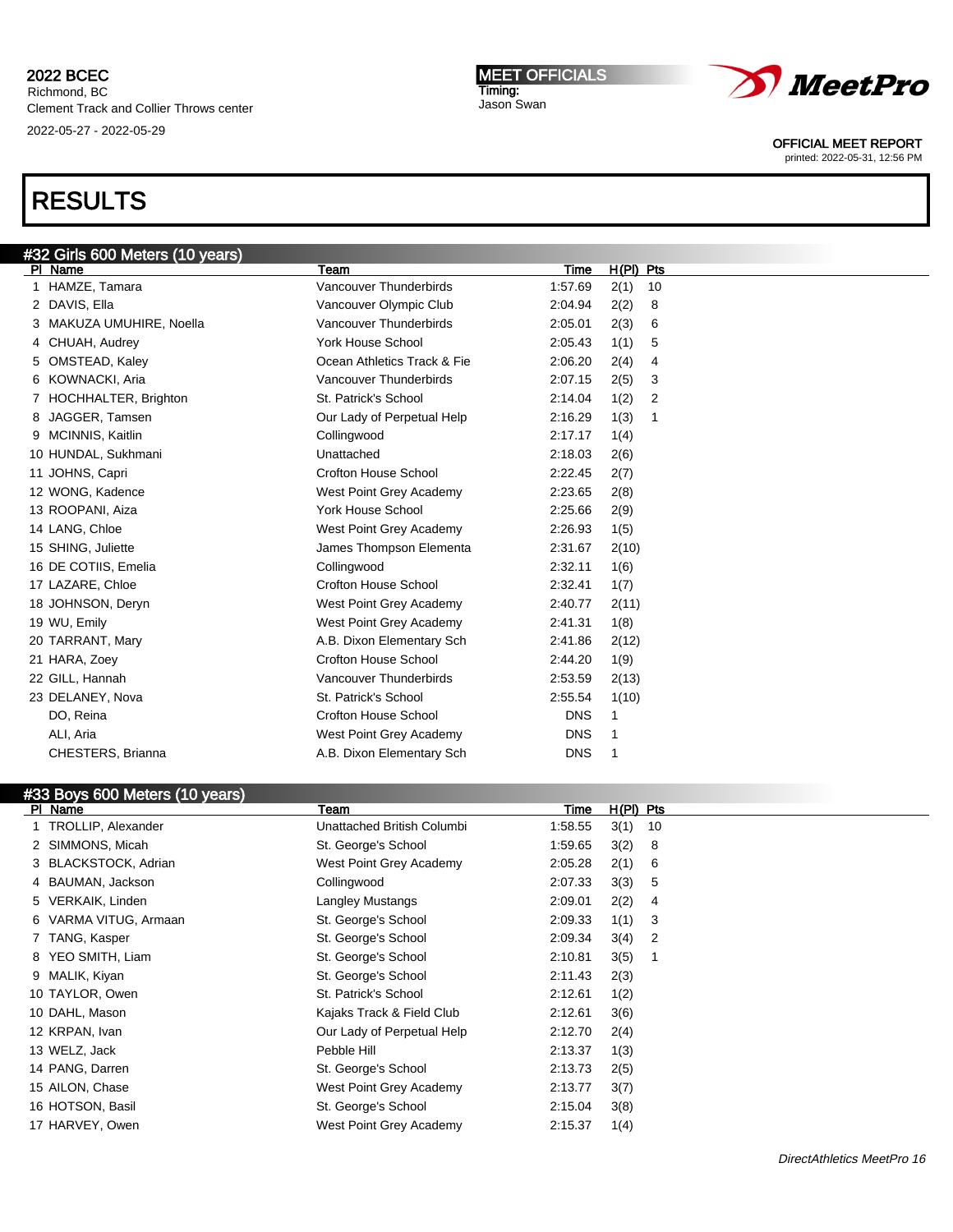2022 BCEC
Richmond, BC
Clement Track and Collier Throws center
2022-05-27 - 2022-05-29

MEET OFFICIALS
Timing:
Jason Swan

OFFICIAL MEET REPORT
printed: 2022-05-31, 12:56 PM

# RESULTS

## #32 Girls 600 Meters (10 years)

| Pl | Name | Team | Time | H(Pl) | Pts |
|---|---|---|---|---|---|
| 1 | HAMZE, Tamara | Vancouver Thunderbirds | 1:57.69 | 2(1) | 10 |
| 2 | DAVIS, Ella | Vancouver Olympic Club | 2:04.94 | 2(2) | 8 |
| 3 | MAKUZA UMUHIRE, Noella | Vancouver Thunderbirds | 2:05.01 | 2(3) | 6 |
| 4 | CHUAH, Audrey | York House School | 2:05.43 | 1(1) | 5 |
| 5 | OMSTEAD, Kaley | Ocean Athletics Track & Fie | 2:06.20 | 2(4) | 4 |
| 6 | KOWNACKI, Aria | Vancouver Thunderbirds | 2:07.15 | 2(5) | 3 |
| 7 | HOCHHALTER, Brighton | St. Patrick's School | 2:14.04 | 1(2) | 2 |
| 8 | JAGGER, Tamsen | Our Lady of Perpetual Help | 2:16.29 | 1(3) | 1 |
| 9 | MCINNIS, Kaitlin | Collingwood | 2:17.17 | 1(4) | |
| 10 | HUNDAL, Sukhmani | Unattached | 2:18.03 | 2(6) | |
| 11 | JOHNS, Capri | Crofton House School | 2:22.45 | 2(7) | |
| 12 | WONG, Kadence | West Point Grey Academy | 2:23.65 | 2(8) | |
| 13 | ROOPANI, Aiza | York House School | 2:25.66 | 2(9) | |
| 14 | LANG, Chloe | West Point Grey Academy | 2:26.93 | 1(5) | |
| 15 | SHING, Juliette | James Thompson Elementa | 2:31.67 | 2(10) | |
| 16 | DE COTIIS, Emelia | Collingwood | 2:32.11 | 1(6) | |
| 17 | LAZARE, Chloe | Crofton House School | 2:32.41 | 1(7) | |
| 18 | JOHNSON, Deryn | West Point Grey Academy | 2:40.77 | 2(11) | |
| 19 | WU, Emily | West Point Grey Academy | 2:41.31 | 1(8) | |
| 20 | TARRANT, Mary | A.B. Dixon Elementary Sch | 2:41.86 | 2(12) | |
| 21 | HARA, Zoey | Crofton House School | 2:44.20 | 1(9) | |
| 22 | GILL, Hannah | Vancouver Thunderbirds | 2:53.59 | 2(13) | |
| 23 | DELANEY, Nova | St. Patrick's School | 2:55.54 | 1(10) | |
| | DO, Reina | Crofton House School | DNS | 1 | |
| | ALI, Aria | West Point Grey Academy | DNS | 1 | |
| | CHESTERS, Brianna | A.B. Dixon Elementary Sch | DNS | 1 | |

## #33 Boys 600 Meters (10 years)

| Pl | Name | Team | Time | H(Pl) | Pts |
|---|---|---|---|---|---|
| 1 | TROLLIP, Alexander | Unattached British Columbi | 1:58.55 | 3(1) | 10 |
| 2 | SIMMONS, Micah | St. George's School | 1:59.65 | 3(2) | 8 |
| 3 | BLACKSTOCK, Adrian | West Point Grey Academy | 2:05.28 | 2(1) | 6 |
| 4 | BAUMAN, Jackson | Collingwood | 2:07.33 | 3(3) | 5 |
| 5 | VERKAIK, Linden | Langley Mustangs | 2:09.01 | 2(2) | 4 |
| 6 | VARMA VITUG, Armaan | St. George's School | 2:09.33 | 1(1) | 3 |
| 7 | TANG, Kasper | St. George's School | 2:09.34 | 3(4) | 2 |
| 8 | YEO SMITH, Liam | St. George's School | 2:10.81 | 3(5) | 1 |
| 9 | MALIK, Kiyan | St. George's School | 2:11.43 | 2(3) | |
| 10 | TAYLOR, Owen | St. Patrick's School | 2:12.61 | 1(2) | |
| 10 | DAHL, Mason | Kajaks Track & Field Club | 2:12.61 | 3(6) | |
| 12 | KRPAN, Ivan | Our Lady of Perpetual Help | 2:12.70 | 2(4) | |
| 13 | WELZ, Jack | Pebble Hill | 2:13.37 | 1(3) | |
| 14 | PANG, Darren | St. George's School | 2:13.73 | 2(5) | |
| 15 | AILON, Chase | West Point Grey Academy | 2:13.77 | 3(7) | |
| 16 | HOTSON, Basil | St. George's School | 2:15.04 | 3(8) | |
| 17 | HARVEY, Owen | West Point Grey Academy | 2:15.37 | 1(4) | |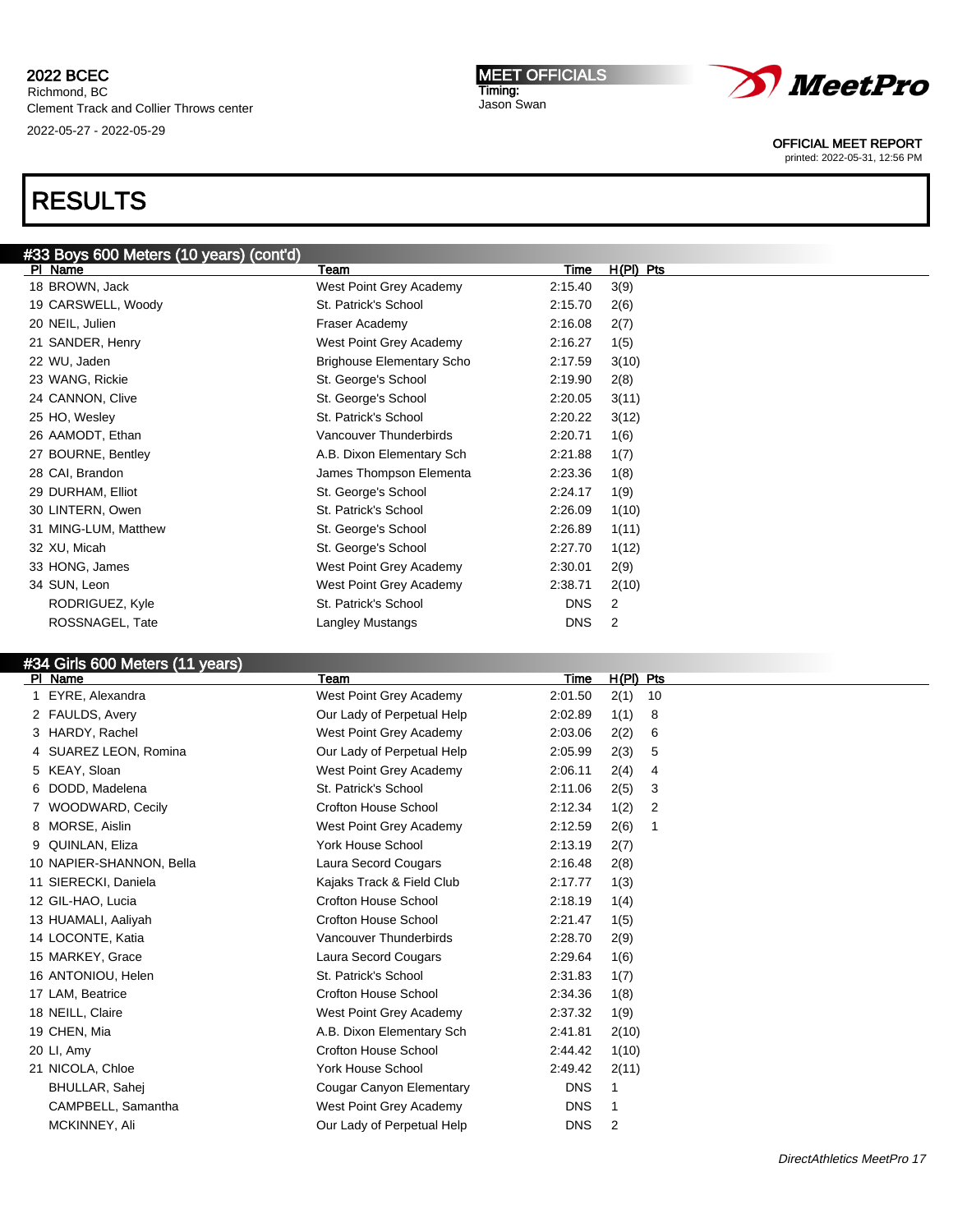# RESULTS

## #33 Boys 600 Meters (10 years) (cont'd)

| Pl | Name | Team | Time | H(Pl) | Pts |
|---|---|---|---|---|---|
| 18 | BROWN, Jack | West Point Grey Academy | 2:15.40 | 3(9) | |
| 19 | CARSWELL, Woody | St. Patrick's School | 2:15.70 | 2(6) | |
| 20 | NEIL, Julien | Fraser Academy | 2:16.08 | 2(7) | |
| 21 | SANDER, Henry | West Point Grey Academy | 2:16.27 | 1(5) | |
| 22 | WU, Jaden | Brighouse Elementary Scho | 2:17.59 | 3(10) | |
| 23 | WANG, Rickie | St. George's School | 2:19.90 | 2(8) | |
| 24 | CANNON, Clive | St. George's School | 2:20.05 | 3(11) | |
| 25 | HO, Wesley | St. Patrick's School | 2:20.22 | 3(12) | |
| 26 | AAMODT, Ethan | Vancouver Thunderbirds | 2:20.71 | 1(6) | |
| 27 | BOURNE, Bentley | A.B. Dixon Elementary Sch | 2:21.88 | 1(7) | |
| 28 | CAI, Brandon | James Thompson Elementa | 2:23.36 | 1(8) | |
| 29 | DURHAM, Elliot | St. George's School | 2:24.17 | 1(9) | |
| 30 | LINTERN, Owen | St. Patrick's School | 2:26.09 | 1(10) | |
| 31 | MING-LUM, Matthew | St. George's School | 2:26.89 | 1(11) | |
| 32 | XU, Micah | St. George's School | 2:27.70 | 1(12) | |
| 33 | HONG, James | West Point Grey Academy | 2:30.01 | 2(9) | |
| 34 | SUN, Leon | West Point Grey Academy | 2:38.71 | 2(10) | |
| | RODRIGUEZ, Kyle | St. Patrick's School | DNS | 2 | |
| | ROSSNAGEL, Tate | Langley Mustangs | DNS | 2 | |

## #34 Girls 600 Meters (11 years)

| Pl | Name | Team | Time | H(Pl) | Pts |
|---|---|---|---|---|---|
| 1 | EYRE, Alexandra | West Point Grey Academy | 2:01.50 | 2(1) | 10 |
| 2 | FAULDS, Avery | Our Lady of Perpetual Help | 2:02.89 | 1(1) | 8 |
| 3 | HARDY, Rachel | West Point Grey Academy | 2:03.06 | 2(2) | 6 |
| 4 | SUAREZ LEON, Romina | Our Lady of Perpetual Help | 2:05.99 | 2(3) | 5 |
| 5 | KEAY, Sloan | West Point Grey Academy | 2:06.11 | 2(4) | 4 |
| 6 | DODD, Madelena | St. Patrick's School | 2:11.06 | 2(5) | 3 |
| 7 | WOODWARD, Cecily | Crofton House School | 2:12.34 | 1(2) | 2 |
| 8 | MORSE, Aislin | West Point Grey Academy | 2:12.59 | 2(6) | 1 |
| 9 | QUINLAN, Eliza | York House School | 2:13.19 | 2(7) | |
| 10 | NAPIER-SHANNON, Bella | Laura Secord Cougars | 2:16.48 | 2(8) | |
| 11 | SIERECKI, Daniela | Kajaks Track & Field Club | 2:17.77 | 1(3) | |
| 12 | GIL-HAO, Lucia | Crofton House School | 2:18.19 | 1(4) | |
| 13 | HUAMALI, Aaliyah | Crofton House School | 2:21.47 | 1(5) | |
| 14 | LOCONTE, Katia | Vancouver Thunderbirds | 2:28.70 | 2(9) | |
| 15 | MARKEY, Grace | Laura Secord Cougars | 2:29.64 | 1(6) | |
| 16 | ANTONIOU, Helen | St. Patrick's School | 2:31.83 | 1(7) | |
| 17 | LAM, Beatrice | Crofton House School | 2:34.36 | 1(8) | |
| 18 | NEILL, Claire | West Point Grey Academy | 2:37.32 | 1(9) | |
| 19 | CHEN, Mia | A.B. Dixon Elementary Sch | 2:41.81 | 2(10) | |
| 20 | LI, Amy | Crofton House School | 2:44.42 | 1(10) | |
| 21 | NICOLA, Chloe | York House School | 2:49.42 | 2(11) | |
| | BHULLAR, Sahej | Cougar Canyon Elementary | DNS | 1 | |
| | CAMPBELL, Samantha | West Point Grey Academy | DNS | 1 | |
| | MCKINNEY, Ali | Our Lady of Perpetual Help | DNS | 2 | |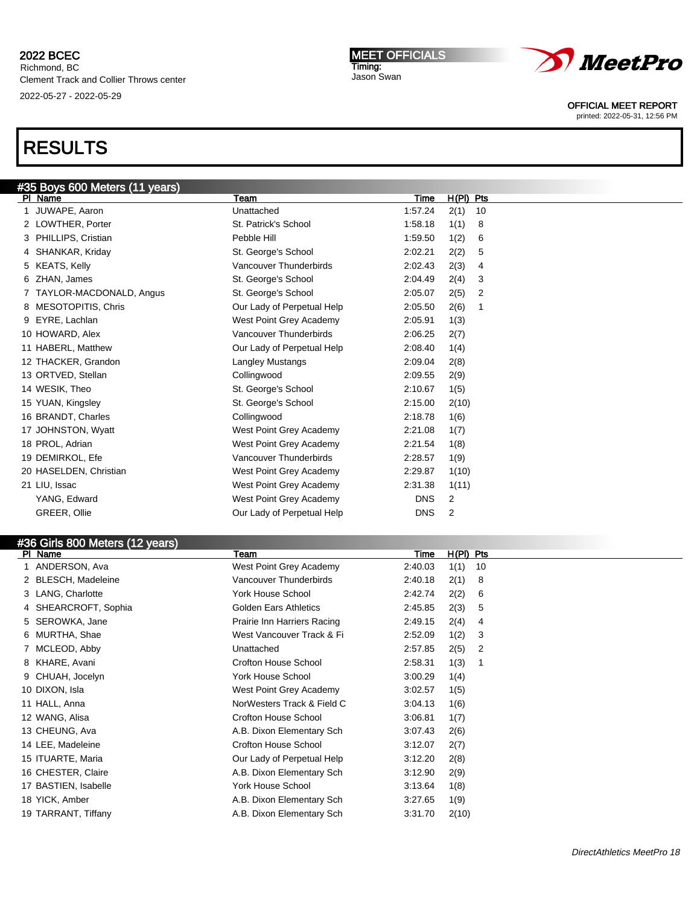2022 BCEC
Richmond, BC
Clement Track and Collier Throws center
2022-05-27 - 2022-05-29

**MEET OFFICIALS**
Timing:
Jason Swan

OFFICIAL MEET REPORT
printed: 2022-05-31, 12:56 PM

# RESULTS

## #35 Boys 600 Meters (11 years)

| Pl | Name | Team | Time | H(Pl) | Pts |
|---|---|---|---|---|---|
| 1 | JUWAPE, Aaron | Unattached | 1:57.24 | 2(1) | 10 |
| 2 | LOWTHER, Porter | St. Patrick's School | 1:58.18 | 1(1) | 8 |
| 3 | PHILLIPS, Cristian | Pebble Hill | 1:59.50 | 1(2) | 6 |
| 4 | SHANKAR, Kriday | St. George's School | 2:02.21 | 2(2) | 5 |
| 5 | KEATS, Kelly | Vancouver Thunderbirds | 2:02.43 | 2(3) | 4 |
| 6 | ZHAN, James | St. George's School | 2:04.49 | 2(4) | 3 |
| 7 | TAYLOR-MACDONALD, Angus | St. George's School | 2:05.07 | 2(5) | 2 |
| 8 | MESOTOPITIS, Chris | Our Lady of Perpetual Help | 2:05.50 | 2(6) | 1 |
| 9 | EYRE, Lachlan | West Point Grey Academy | 2:05.91 | 1(3) | |
| 10 | HOWARD, Alex | Vancouver Thunderbirds | 2:06.25 | 2(7) | |
| 11 | HABERL, Matthew | Our Lady of Perpetual Help | 2:08.40 | 1(4) | |
| 12 | THACKER, Grandon | Langley Mustangs | 2:09.04 | 2(8) | |
| 13 | ORTVED, Stellan | Collingwood | 2:09.55 | 2(9) | |
| 14 | WESIK, Theo | St. George's School | 2:10.67 | 1(5) | |
| 15 | YUAN, Kingsley | St. George's School | 2:15.00 | 2(10) | |
| 16 | BRANDT, Charles | Collingwood | 2:18.78 | 1(6) | |
| 17 | JOHNSTON, Wyatt | West Point Grey Academy | 2:21.08 | 1(7) | |
| 18 | PROL, Adrian | West Point Grey Academy | 2:21.54 | 1(8) | |
| 19 | DEMIRKOL, Efe | Vancouver Thunderbirds | 2:28.57 | 1(9) | |
| 20 | HASELDEN, Christian | West Point Grey Academy | 2:29.87 | 1(10) | |
| 21 | LIU, Issac | West Point Grey Academy | 2:31.38 | 1(11) | |
| | YANG, Edward | West Point Grey Academy | DNS | 2 | |
| | GREER, Ollie | Our Lady of Perpetual Help | DNS | 2 | |

## #36 Girls 800 Meters (12 years)

| Pl | Name | Team | Time | H(Pl) | Pts |
|---|---|---|---|---|---|
| 1 | ANDERSON, Ava | West Point Grey Academy | 2:40.03 | 1(1) | 10 |
| 2 | BLESCH, Madeleine | Vancouver Thunderbirds | 2:40.18 | 2(1) | 8 |
| 3 | LANG, Charlotte | York House School | 2:42.74 | 2(2) | 6 |
| 4 | SHEARCROFT, Sophia | Golden Ears Athletics | 2:45.85 | 2(3) | 5 |
| 5 | SEROWKA, Jane | Prairie Inn Harriers Racing | 2:49.15 | 2(4) | 4 |
| 6 | MURTHA, Shae | West Vancouver Track & Fi | 2:52.09 | 1(2) | 3 |
| 7 | MCLEOD, Abby | Unattached | 2:57.85 | 2(5) | 2 |
| 8 | KHARE, Avani | Crofton House School | 2:58.31 | 1(3) | 1 |
| 9 | CHUAH, Jocelyn | York House School | 3:00.29 | 1(4) | |
| 10 | DIXON, Isla | West Point Grey Academy | 3:02.57 | 1(5) | |
| 11 | HALL, Anna | NorWesters Track & Field C | 3:04.13 | 1(6) | |
| 12 | WANG, Alisa | Crofton House School | 3:06.81 | 1(7) | |
| 13 | CHEUNG, Ava | A.B. Dixon Elementary Sch | 3:07.43 | 2(6) | |
| 14 | LEE, Madeleine | Crofton House School | 3:12.07 | 2(7) | |
| 15 | ITUARTE, Maria | Our Lady of Perpetual Help | 3:12.20 | 2(8) | |
| 16 | CHESTER, Claire | A.B. Dixon Elementary Sch | 3:12.90 | 2(9) | |
| 17 | BASTIEN, Isabelle | York House School | 3:13.64 | 1(8) | |
| 18 | YICK, Amber | A.B. Dixon Elementary Sch | 3:27.65 | 1(9) | |
| 19 | TARRANT, Tiffany | A.B. Dixon Elementary Sch | 3:31.70 | 2(10) | |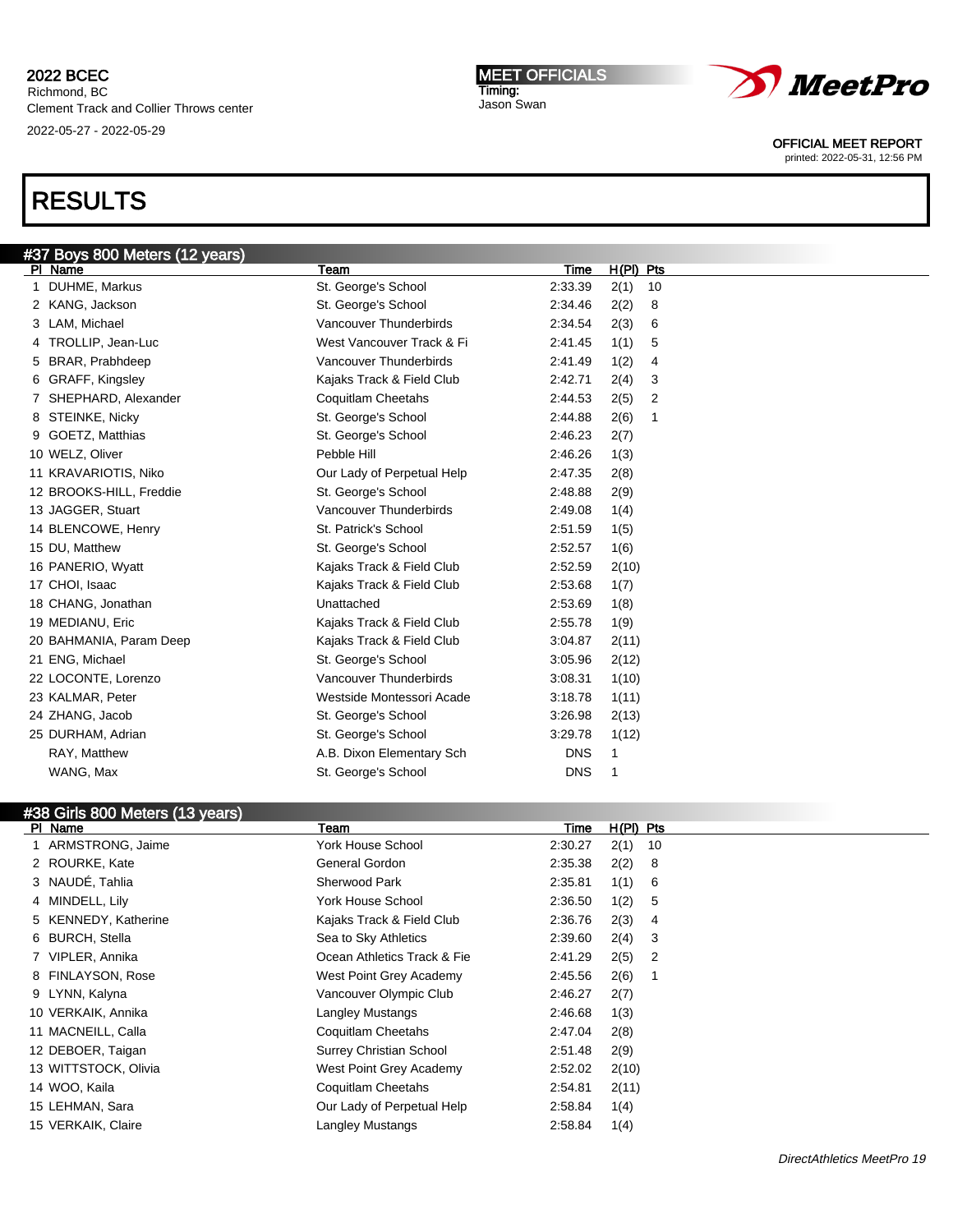2022 BCEC
Richmond, BC
Clement Track and Collier Throws center
2022-05-27 - 2022-05-29

MEET OFFICIALS
Timing:
Jason Swan

OFFICIAL MEET REPORT
printed: 2022-05-31, 12:56 PM

# RESULTS

## #37 Boys 800 Meters (12 years)

| Pl | Name | Team | Time | H(Pl) | Pts |
|---|---|---|---|---|---|
| 1 | DUHME, Markus | St. George's School | 2:33.39 | 2(1) | 10 |
| 2 | KANG, Jackson | St. George's School | 2:34.46 | 2(2) | 8 |
| 3 | LAM, Michael | Vancouver Thunderbirds | 2:34.54 | 2(3) | 6 |
| 4 | TROLLIP, Jean-Luc | West Vancouver Track & Fi | 2:41.45 | 1(1) | 5 |
| 5 | BRAR, Prabhdeep | Vancouver Thunderbirds | 2:41.49 | 1(2) | 4 |
| 6 | GRAFF, Kingsley | Kajaks Track & Field Club | 2:42.71 | 2(4) | 3 |
| 7 | SHEPHARD, Alexander | Coquitlam Cheetahs | 2:44.53 | 2(5) | 2 |
| 8 | STEINKE, Nicky | St. George's School | 2:44.88 | 2(6) | 1 |
| 9 | GOETZ, Matthias | St. George's School | 2:46.23 | 2(7) | |
| 10 | WELZ, Oliver | Pebble Hill | 2:46.26 | 1(3) | |
| 11 | KRAVARIOTIS, Niko | Our Lady of Perpetual Help | 2:47.35 | 2(8) | |
| 12 | BROOKS-HILL, Freddie | St. George's School | 2:48.88 | 2(9) | |
| 13 | JAGGER, Stuart | Vancouver Thunderbirds | 2:49.08 | 1(4) | |
| 14 | BLENCOWE, Henry | St. Patrick's School | 2:51.59 | 1(5) | |
| 15 | DU, Matthew | St. George's School | 2:52.57 | 1(6) | |
| 16 | PANERIO, Wyatt | Kajaks Track & Field Club | 2:52.59 | 2(10) | |
| 17 | CHOI, Isaac | Kajaks Track & Field Club | 2:53.68 | 1(7) | |
| 18 | CHANG, Jonathan | Unattached | 2:53.69 | 1(8) | |
| 19 | MEDIANU, Eric | Kajaks Track & Field Club | 2:55.78 | 1(9) | |
| 20 | BAHMANIA, Param Deep | Kajaks Track & Field Club | 3:04.87 | 2(11) | |
| 21 | ENG, Michael | St. George's School | 3:05.96 | 2(12) | |
| 22 | LOCONTE, Lorenzo | Vancouver Thunderbirds | 3:08.31 | 1(10) | |
| 23 | KALMAR, Peter | Westside Montessori Acade | 3:18.78 | 1(11) | |
| 24 | ZHANG, Jacob | St. George's School | 3:26.98 | 2(13) | |
| 25 | DURHAM, Adrian | St. George's School | 3:29.78 | 1(12) | |
| | RAY, Matthew | A.B. Dixon Elementary Sch | DNS | 1 | |
| | WANG, Max | St. George's School | DNS | 1 | |

## #38 Girls 800 Meters (13 years)

| Pl | Name | Team | Time | H(Pl) | Pts |
|---|---|---|---|---|---|
| 1 | ARMSTRONG, Jaime | York House School | 2:30.27 | 2(1) | 10 |
| 2 | ROURKE, Kate | General Gordon | 2:35.38 | 2(2) | 8 |
| 3 | NAUDÉ, Tahlia | Sherwood Park | 2:35.81 | 1(1) | 6 |
| 4 | MINDELL, Lily | York House School | 2:36.50 | 1(2) | 5 |
| 5 | KENNEDY, Katherine | Kajaks Track & Field Club | 2:36.76 | 2(3) | 4 |
| 6 | BURCH, Stella | Sea to Sky Athletics | 2:39.60 | 2(4) | 3 |
| 7 | VIPLER, Annika | Ocean Athletics Track & Fie | 2:41.29 | 2(5) | 2 |
| 8 | FINLAYSON, Rose | West Point Grey Academy | 2:45.56 | 2(6) | 1 |
| 9 | LYNN, Kalyna | Vancouver Olympic Club | 2:46.27 | 2(7) | |
| 10 | VERKAIK, Annika | Langley Mustangs | 2:46.68 | 1(3) | |
| 11 | MACNEILL, Calla | Coquitlam Cheetahs | 2:47.04 | 2(8) | |
| 12 | DEBOER, Taigan | Surrey Christian School | 2:51.48 | 2(9) | |
| 13 | WITTSTOCK, Olivia | West Point Grey Academy | 2:52.02 | 2(10) | |
| 14 | WOO, Kaila | Coquitlam Cheetahs | 2:54.81 | 2(11) | |
| 15 | LEHMAN, Sara | Our Lady of Perpetual Help | 2:58.84 | 1(4) | |
| 15 | VERKAIK, Claire | Langley Mustangs | 2:58.84 | 1(4) | |

DirectAthletics MeetPro 19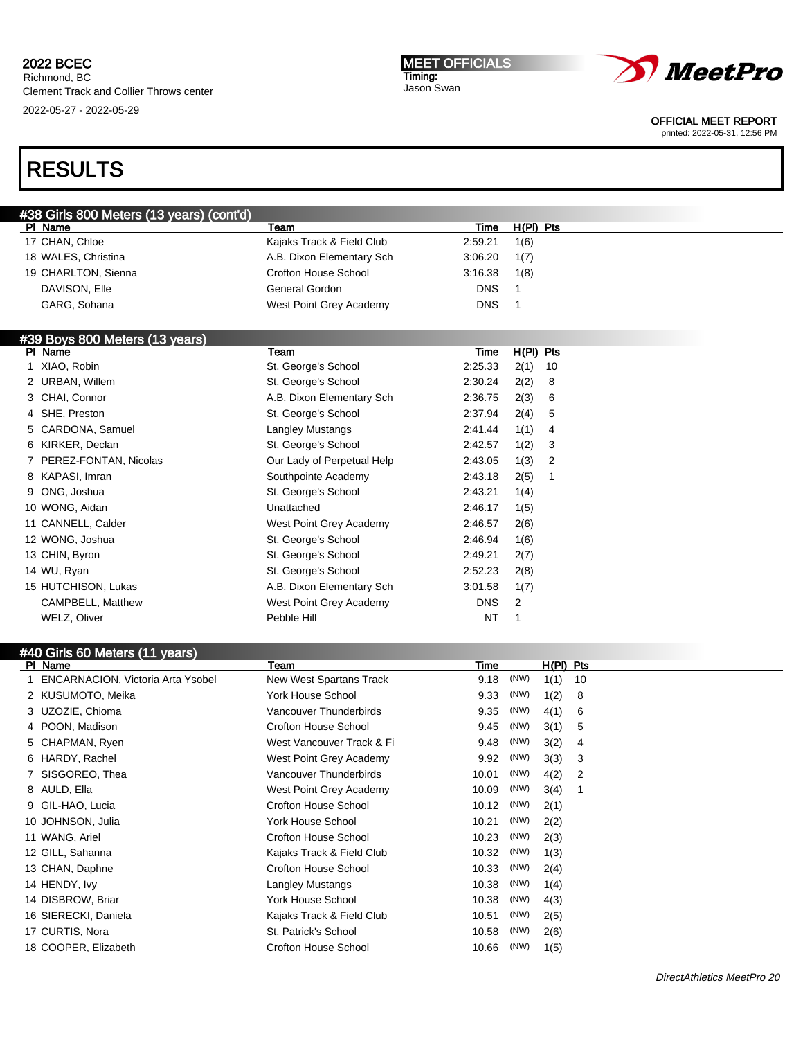# RESULTS

## #38 Girls 800 Meters (13 years) (cont'd)

| Pl | Name | Team | Time | H(Pl) | Pts |
|---|---|---|---|---|---|
| 17 | CHAN, Chloe | Kajaks Track & Field Club | 2:59.21 | 1(6) | |
| 18 | WALES, Christina | A.B. Dixon Elementary Sch | 3:06.20 | 1(7) | |
| 19 | CHARLTON, Sienna | Crofton House School | 3:16.38 | 1(8) | |
| | DAVISON, Elle | General Gordon | DNS | 1 | |
| | GARG, Sohana | West Point Grey Academy | DNS | 1 | |

## #39 Boys 800 Meters (13 years)

| Pl | Name | Team | Time | H(Pl) | Pts |
|---|---|---|---|---|---|
| 1 | XIAO, Robin | St. George's School | 2:25.33 | 2(1) | 10 |
| 2 | URBAN, Willem | St. George's School | 2:30.24 | 2(2) | 8 |
| 3 | CHAI, Connor | A.B. Dixon Elementary Sch | 2:36.75 | 2(3) | 6 |
| 4 | SHE, Preston | St. George's School | 2:37.94 | 2(4) | 5 |
| 5 | CARDONA, Samuel | Langley Mustangs | 2:41.44 | 1(1) | 4 |
| 6 | KIRKER, Declan | St. George's School | 2:42.57 | 1(2) | 3 |
| 7 | PEREZ-FONTAN, Nicolas | Our Lady of Perpetual Help | 2:43.05 | 1(3) | 2 |
| 8 | KAPASI, Imran | Southpointe Academy | 2:43.18 | 2(5) | 1 |
| 9 | ONG, Joshua | St. George's School | 2:43.21 | 1(4) | |
| 10 | WONG, Aidan | Unattached | 2:46.17 | 1(5) | |
| 11 | CANNELL, Calder | West Point Grey Academy | 2:46.57 | 2(6) | |
| 12 | WONG, Joshua | St. George's School | 2:46.94 | 1(6) | |
| 13 | CHIN, Byron | St. George's School | 2:49.21 | 2(7) | |
| 14 | WU, Ryan | St. George's School | 2:52.23 | 2(8) | |
| 15 | HUTCHISON, Lukas | A.B. Dixon Elementary Sch | 3:01.58 | 1(7) | |
| | CAMPBELL, Matthew | West Point Grey Academy | DNS | 2 | |
| | WELZ, Oliver | Pebble Hill | NT | 1 | |

## #40 Girls 60 Meters (11 years)

| Pl | Name | Team | Time | | H(Pl) | Pts |
|---|---|---|---|---|---|---|
| 1 | ENCARNACION, Victoria Arta Ysobel | New West Spartans Track | 9.18 | (NW) | 1(1) | 10 |
| 2 | KUSUMOTO, Meika | York House School | 9.33 | (NW) | 1(2) | 8 |
| 3 | UZOZIE, Chioma | Vancouver Thunderbirds | 9.35 | (NW) | 4(1) | 6 |
| 4 | POON, Madison | Crofton House School | 9.45 | (NW) | 3(1) | 5 |
| 5 | CHAPMAN, Ryen | West Vancouver Track & Fi | 9.48 | (NW) | 3(2) | 4 |
| 6 | HARDY, Rachel | West Point Grey Academy | 9.92 | (NW) | 3(3) | 3 |
| 7 | SISGOREO, Thea | Vancouver Thunderbirds | 10.01 | (NW) | 4(2) | 2 |
| 8 | AULD, Ella | West Point Grey Academy | 10.09 | (NW) | 3(4) | 1 |
| 9 | GIL-HAO, Lucia | Crofton House School | 10.12 | (NW) | 2(1) | |
| 10 | JOHNSON, Julia | York House School | 10.21 | (NW) | 2(2) | |
| 11 | WANG, Ariel | Crofton House School | 10.23 | (NW) | 2(3) | |
| 12 | GILL, Sahanna | Kajaks Track & Field Club | 10.32 | (NW) | 1(3) | |
| 13 | CHAN, Daphne | Crofton House School | 10.33 | (NW) | 2(4) | |
| 14 | HENDY, Ivy | Langley Mustangs | 10.38 | (NW) | 1(4) | |
| 14 | DISBROW, Briar | York House School | 10.38 | (NW) | 4(3) | |
| 16 | SIERECKI, Daniela | Kajaks Track & Field Club | 10.51 | (NW) | 2(5) | |
| 17 | CURTIS, Nora | St. Patrick's School | 10.58 | (NW) | 2(6) | |
| 18 | COOPER, Elizabeth | Crofton House School | 10.66 | (NW) | 1(5) | |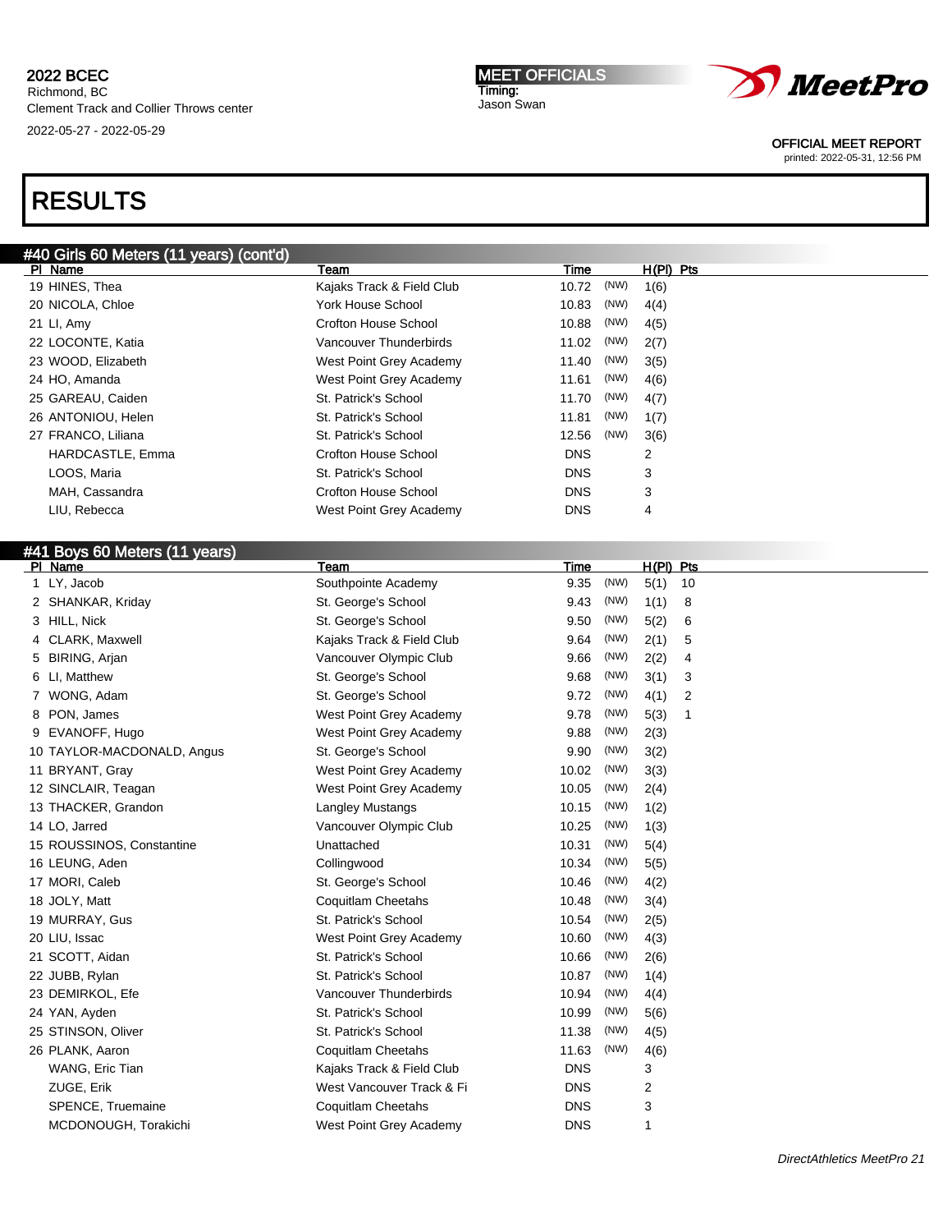# 2022 BCEC

Richmond, BC
Clement Track and Collier Throws center
2022-05-27 - 2022-05-29

**MEET OFFICIALS**
Timing:
Jason Swan

OFFICIAL MEET REPORT
printed: 2022-05-31, 12:56 PM

# RESULTS

## #40 Girls 60 Meters (11 years) (cont'd)

| Pl | Name | Team | Time | | H(Pl) | Pts |
|---|---|---|---|---|---|---|
| 19 | HINES, Thea | Kajaks Track & Field Club | 10.72 | (NW) | 1(6) | |
| 20 | NICOLA, Chloe | York House School | 10.83 | (NW) | 4(4) | |
| 21 | LI, Amy | Crofton House School | 10.88 | (NW) | 4(5) | |
| 22 | LOCONTE, Katia | Vancouver Thunderbirds | 11.02 | (NW) | 2(7) | |
| 23 | WOOD, Elizabeth | West Point Grey Academy | 11.40 | (NW) | 3(5) | |
| 24 | HO, Amanda | West Point Grey Academy | 11.61 | (NW) | 4(6) | |
| 25 | GAREAU, Caiden | St. Patrick's School | 11.70 | (NW) | 4(7) | |
| 26 | ANTONIOU, Helen | St. Patrick's School | 11.81 | (NW) | 1(7) | |
| 27 | FRANCO, Liliana | St. Patrick's School | 12.56 | (NW) | 3(6) | |
| | HARDCASTLE, Emma | Crofton House School | DNS | | 2 | |
| | LOOS, Maria | St. Patrick's School | DNS | | 3 | |
| | MAH, Cassandra | Crofton House School | DNS | | 3 | |
| | LIU, Rebecca | West Point Grey Academy | DNS | | 4 | |

## #41 Boys 60 Meters (11 years)

| Pl | Name | Team | Time | | H(Pl) | Pts |
|---|---|---|---|---|---|---|
| 1 | LY, Jacob | Southpointe Academy | 9.35 | (NW) | 5(1) | 10 |
| 2 | SHANKAR, Kriday | St. George's School | 9.43 | (NW) | 1(1) | 8 |
| 3 | HILL, Nick | St. George's School | 9.50 | (NW) | 5(2) | 6 |
| 4 | CLARK, Maxwell | Kajaks Track & Field Club | 9.64 | (NW) | 2(1) | 5 |
| 5 | BIRING, Arjan | Vancouver Olympic Club | 9.66 | (NW) | 2(2) | 4 |
| 6 | LI, Matthew | St. George's School | 9.68 | (NW) | 3(1) | 3 |
| 7 | WONG, Adam | St. George's School | 9.72 | (NW) | 4(1) | 2 |
| 8 | PON, James | West Point Grey Academy | 9.78 | (NW) | 5(3) | 1 |
| 9 | EVANOFF, Hugo | West Point Grey Academy | 9.88 | (NW) | 2(3) | |
| 10 | TAYLOR-MACDONALD, Angus | St. George's School | 9.90 | (NW) | 3(2) | |
| 11 | BRYANT, Gray | West Point Grey Academy | 10.02 | (NW) | 3(3) | |
| 12 | SINCLAIR, Teagan | West Point Grey Academy | 10.05 | (NW) | 2(4) | |
| 13 | THACKER, Grandon | Langley Mustangs | 10.15 | (NW) | 1(2) | |
| 14 | LO, Jarred | Vancouver Olympic Club | 10.25 | (NW) | 1(3) | |
| 15 | ROUSSINOS, Constantine | Unattached | 10.31 | (NW) | 5(4) | |
| 16 | LEUNG, Aden | Collingwood | 10.34 | (NW) | 5(5) | |
| 17 | MORI, Caleb | St. George's School | 10.46 | (NW) | 4(2) | |
| 18 | JOLY, Matt | Coquitlam Cheetahs | 10.48 | (NW) | 3(4) | |
| 19 | MURRAY, Gus | St. Patrick's School | 10.54 | (NW) | 2(5) | |
| 20 | LIU, Issac | West Point Grey Academy | 10.60 | (NW) | 4(3) | |
| 21 | SCOTT, Aidan | St. Patrick's School | 10.66 | (NW) | 2(6) | |
| 22 | JUBB, Rylan | St. Patrick's School | 10.87 | (NW) | 1(4) | |
| 23 | DEMIRKOL, Efe | Vancouver Thunderbirds | 10.94 | (NW) | 4(4) | |
| 24 | YAN, Ayden | St. Patrick's School | 10.99 | (NW) | 5(6) | |
| 25 | STINSON, Oliver | St. Patrick's School | 11.38 | (NW) | 4(5) | |
| 26 | PLANK, Aaron | Coquitlam Cheetahs | 11.63 | (NW) | 4(6) | |
| | WANG, Eric Tian | Kajaks Track & Field Club | DNS | | 3 | |
| | ZUGE, Erik | West Vancouver Track & Fi | DNS | | 2 | |
| | SPENCE, Truemaine | Coquitlam Cheetahs | DNS | | 3 | |
| | MCDONOUGH, Torakichi | West Point Grey Academy | DNS | | 1 | |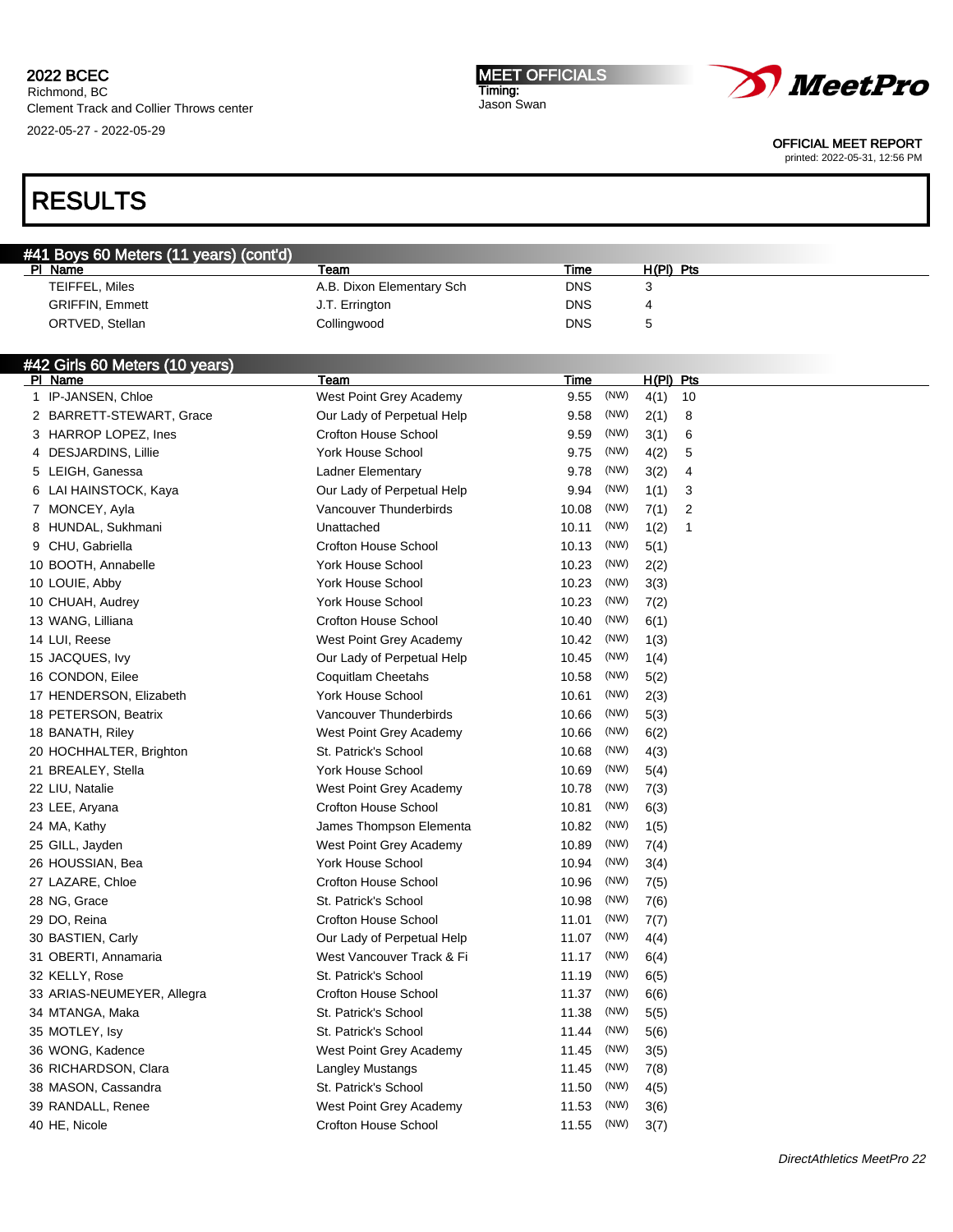## RESULTS

### #41 Boys 60 Meters (11 years) (cont'd)

| Pl | Name | Team | Time | H(Pl) | Pts |
|---|---|---|---|---|---|
| | TEIFFEL, Miles | A.B. Dixon Elementary Sch | DNS | 3 | |
| | GRIFFIN, Emmett | J.T. Errington | DNS | 4 | |
| | ORTVED, Stellan | Collingwood | DNS | 5 | |

### #42 Girls 60 Meters (10 years)

| Pl | Name | Team | Time | | H(Pl) | Pts |
|---|---|---|---|---|---|---|
| 1 | IP-JANSEN, Chloe | West Point Grey Academy | 9.55 | (NW) | 4(1) | 10 |
| 2 | BARRETT-STEWART, Grace | Our Lady of Perpetual Help | 9.58 | (NW) | 2(1) | 8 |
| 3 | HARROP LOPEZ, Ines | Crofton House School | 9.59 | (NW) | 3(1) | 6 |
| 4 | DESJARDINS, Lillie | York House School | 9.75 | (NW) | 4(2) | 5 |
| 5 | LEIGH, Ganessa | Ladner Elementary | 9.78 | (NW) | 3(2) | 4 |
| 6 | LAI HAINSTOCK, Kaya | Our Lady of Perpetual Help | 9.94 | (NW) | 1(1) | 3 |
| 7 | MONCEY, Ayla | Vancouver Thunderbirds | 10.08 | (NW) | 7(1) | 2 |
| 8 | HUNDAL, Sukhmani | Unattached | 10.11 | (NW) | 1(2) | 1 |
| 9 | CHU, Gabriella | Crofton House School | 10.13 | (NW) | 5(1) | |
| 10 | BOOTH, Annabelle | York House School | 10.23 | (NW) | 2(2) | |
| 10 | LOUIE, Abby | York House School | 10.23 | (NW) | 3(3) | |
| 10 | CHUAH, Audrey | York House School | 10.23 | (NW) | 7(2) | |
| 13 | WANG, Lilliana | Crofton House School | 10.40 | (NW) | 6(1) | |
| 14 | LUI, Reese | West Point Grey Academy | 10.42 | (NW) | 1(3) | |
| 15 | JACQUES, Ivy | Our Lady of Perpetual Help | 10.45 | (NW) | 1(4) | |
| 16 | CONDON, Eilee | Coquitlam Cheetahs | 10.58 | (NW) | 5(2) | |
| 17 | HENDERSON, Elizabeth | York House School | 10.61 | (NW) | 2(3) | |
| 18 | PETERSON, Beatrix | Vancouver Thunderbirds | 10.66 | (NW) | 5(3) | |
| 18 | BANATH, Riley | West Point Grey Academy | 10.66 | (NW) | 6(2) | |
| 20 | HOCHHALTER, Brighton | St. Patrick's School | 10.68 | (NW) | 4(3) | |
| 21 | BREALEY, Stella | York House School | 10.69 | (NW) | 5(4) | |
| 22 | LIU, Natalie | West Point Grey Academy | 10.78 | (NW) | 7(3) | |
| 23 | LEE, Aryana | Crofton House School | 10.81 | (NW) | 6(3) | |
| 24 | MA, Kathy | James Thompson Elementa | 10.82 | (NW) | 1(5) | |
| 25 | GILL, Jayden | West Point Grey Academy | 10.89 | (NW) | 7(4) | |
| 26 | HOUSSIAN, Bea | York House School | 10.94 | (NW) | 3(4) | |
| 27 | LAZARE, Chloe | Crofton House School | 10.96 | (NW) | 7(5) | |
| 28 | NG, Grace | St. Patrick's School | 10.98 | (NW) | 7(6) | |
| 29 | DO, Reina | Crofton House School | 11.01 | (NW) | 7(7) | |
| 30 | BASTIEN, Carly | Our Lady of Perpetual Help | 11.07 | (NW) | 4(4) | |
| 31 | OBERTI, Annamaria | West Vancouver Track & Fi | 11.17 | (NW) | 6(4) | |
| 32 | KELLY, Rose | St. Patrick's School | 11.19 | (NW) | 6(5) | |
| 33 | ARIAS-NEUMEYER, Allegra | Crofton House School | 11.37 | (NW) | 6(6) | |
| 34 | MTANGA, Maka | St. Patrick's School | 11.38 | (NW) | 5(5) | |
| 35 | MOTLEY, Isy | St. Patrick's School | 11.44 | (NW) | 5(6) | |
| 36 | WONG, Kadence | West Point Grey Academy | 11.45 | (NW) | 3(5) | |
| 36 | RICHARDSON, Clara | Langley Mustangs | 11.45 | (NW) | 7(8) | |
| 38 | MASON, Cassandra | St. Patrick's School | 11.50 | (NW) | 4(5) | |
| 39 | RANDALL, Renee | West Point Grey Academy | 11.53 | (NW) | 3(6) | |
| 40 | HE, Nicole | Crofton House School | 11.55 | (NW) | 3(7) | |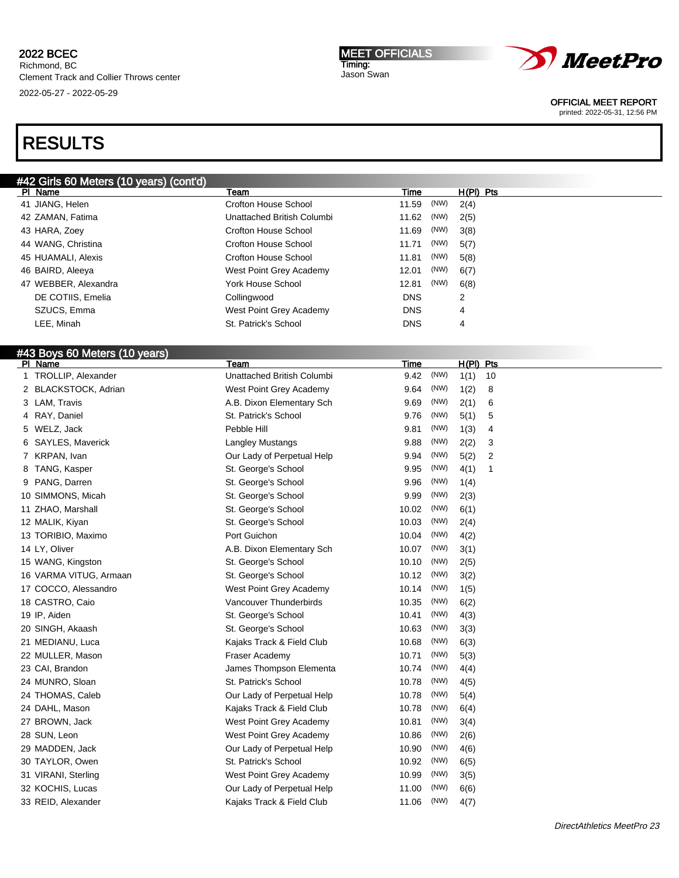2022 BCEC
Richmond, BC
Clement Track and Collier Throws center
2022-05-27 - 2022-05-29

MEET OFFICIALS
Timing:
Jason Swan

OFFICIAL MEET REPORT
printed: 2022-05-31, 12:56 PM

# RESULTS

## #42 Girls 60 Meters (10 years) (cont'd)

| Pl | Name | Team | Time | | H(Pl) | Pts |
|---|---|---|---|---|---|---|
| 41 | JIANG, Helen | Crofton House School | 11.59 | (NW) | 2(4) | |
| 42 | ZAMAN, Fatima | Unattached British Columbi | 11.62 | (NW) | 2(5) | |
| 43 | HARA, Zoey | Crofton House School | 11.69 | (NW) | 3(8) | |
| 44 | WANG, Christina | Crofton House School | 11.71 | (NW) | 5(7) | |
| 45 | HUAMALI, Alexis | Crofton House School | 11.81 | (NW) | 5(8) | |
| 46 | BAIRD, Aleeya | West Point Grey Academy | 12.01 | (NW) | 6(7) | |
| 47 | WEBBER, Alexandra | York House School | 12.81 | (NW) | 6(8) | |
| | DE COTIIS, Emelia | Collingwood | DNS | | 2 | |
| | SZUCS, Emma | West Point Grey Academy | DNS | | 4 | |
| | LEE, Minah | St. Patrick's School | DNS | | 4 | |

## #43 Boys 60 Meters (10 years)

| Pl | Name | Team | Time | | H(Pl) | Pts |
|---|---|---|---|---|---|---|
| 1 | TROLLIP, Alexander | Unattached British Columbi | 9.42 | (NW) | 1(1) | 10 |
| 2 | BLACKSTOCK, Adrian | West Point Grey Academy | 9.64 | (NW) | 1(2) | 8 |
| 3 | LAM, Travis | A.B. Dixon Elementary Sch | 9.69 | (NW) | 2(1) | 6 |
| 4 | RAY, Daniel | St. Patrick's School | 9.76 | (NW) | 5(1) | 5 |
| 5 | WELZ, Jack | Pebble Hill | 9.81 | (NW) | 1(3) | 4 |
| 6 | SAYLES, Maverick | Langley Mustangs | 9.88 | (NW) | 2(2) | 3 |
| 7 | KRPAN, Ivan | Our Lady of Perpetual Help | 9.94 | (NW) | 5(2) | 2 |
| 8 | TANG, Kasper | St. George's School | 9.95 | (NW) | 4(1) | 1 |
| 9 | PANG, Darren | St. George's School | 9.96 | (NW) | 1(4) | |
| 10 | SIMMONS, Micah | St. George's School | 9.99 | (NW) | 2(3) | |
| 11 | ZHAO, Marshall | St. George's School | 10.02 | (NW) | 6(1) | |
| 12 | MALIK, Kiyan | St. George's School | 10.03 | (NW) | 2(4) | |
| 13 | TORIBIO, Maximo | Port Guichon | 10.04 | (NW) | 4(2) | |
| 14 | LY, Oliver | A.B. Dixon Elementary Sch | 10.07 | (NW) | 3(1) | |
| 15 | WANG, Kingston | St. George's School | 10.10 | (NW) | 2(5) | |
| 16 | VARMA VITUG, Armaan | St. George's School | 10.12 | (NW) | 3(2) | |
| 17 | COCCO, Alessandro | West Point Grey Academy | 10.14 | (NW) | 1(5) | |
| 18 | CASTRO, Caio | Vancouver Thunderbirds | 10.35 | (NW) | 6(2) | |
| 19 | IP, Aiden | St. George's School | 10.41 | (NW) | 4(3) | |
| 20 | SINGH, Akaash | St. George's School | 10.63 | (NW) | 3(3) | |
| 21 | MEDIANU, Luca | Kajaks Track & Field Club | 10.68 | (NW) | 6(3) | |
| 22 | MULLER, Mason | Fraser Academy | 10.71 | (NW) | 5(3) | |
| 23 | CAI, Brandon | James Thompson Elementa | 10.74 | (NW) | 4(4) | |
| 24 | MUNRO, Sloan | St. Patrick's School | 10.78 | (NW) | 4(5) | |
| 24 | THOMAS, Caleb | Our Lady of Perpetual Help | 10.78 | (NW) | 5(4) | |
| 24 | DAHL, Mason | Kajaks Track & Field Club | 10.78 | (NW) | 6(4) | |
| 27 | BROWN, Jack | West Point Grey Academy | 10.81 | (NW) | 3(4) | |
| 28 | SUN, Leon | West Point Grey Academy | 10.86 | (NW) | 2(6) | |
| 29 | MADDEN, Jack | Our Lady of Perpetual Help | 10.90 | (NW) | 4(6) | |
| 30 | TAYLOR, Owen | St. Patrick's School | 10.92 | (NW) | 6(5) | |
| 31 | VIRANI, Sterling | West Point Grey Academy | 10.99 | (NW) | 3(5) | |
| 32 | KOCHIS, Lucas | Our Lady of Perpetual Help | 11.00 | (NW) | 6(6) | |
| 33 | REID, Alexander | Kajaks Track & Field Club | 11.06 | (NW) | 4(7) | |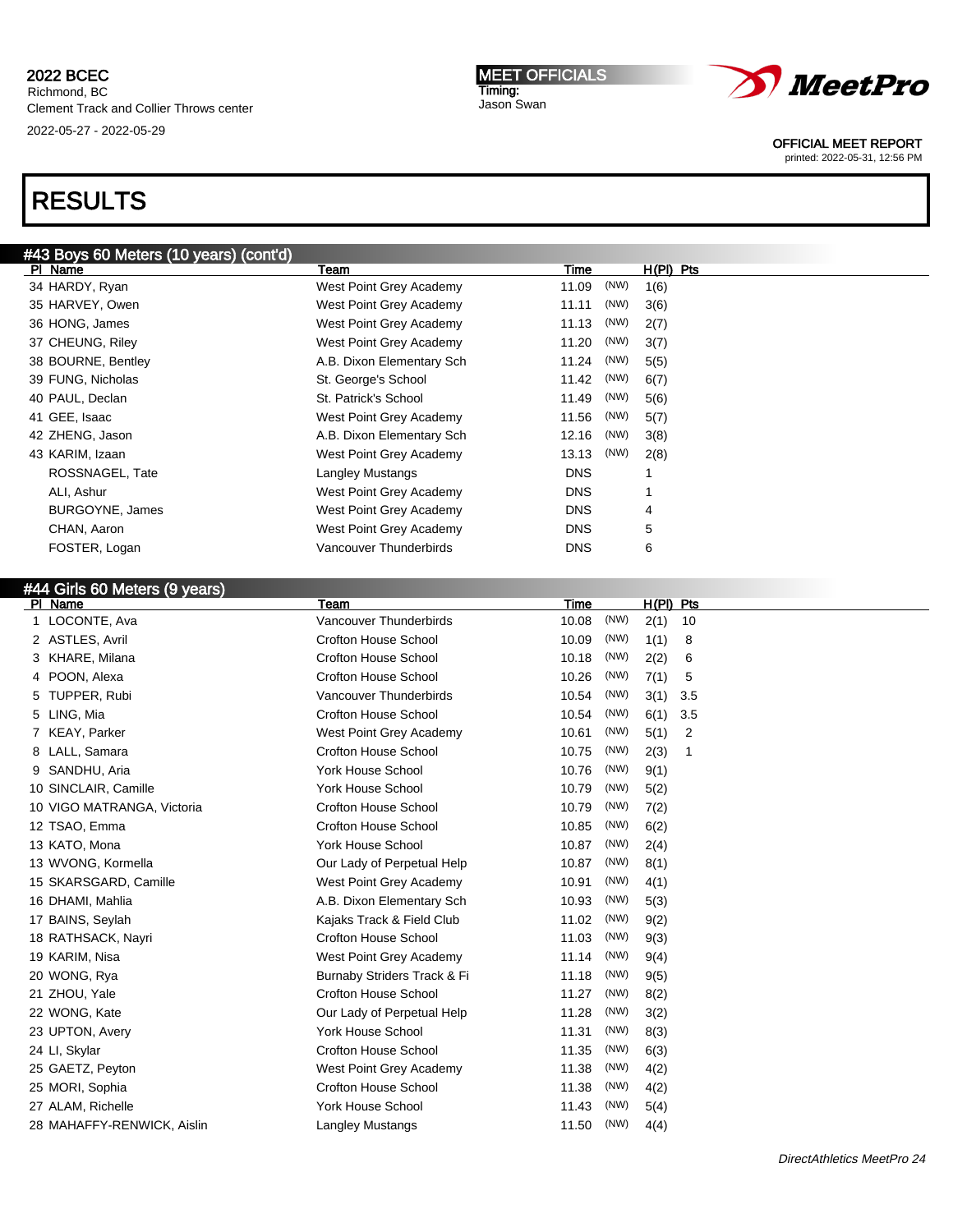2022 BCEC
Richmond, BC
Clement Track and Collier Throws center
2022-05-27 - 2022-05-29

**MEET OFFICIALS**
Timing:
Jason Swan

OFFICIAL MEET REPORT
printed: 2022-05-31, 12:56 PM

# RESULTS

## #43 Boys 60 Meters (10 years) (cont'd)

| Pl | Name | Team | Time | | H(Pl) | Pts |
|---|---|---|---|---|---|---|
| 34 | HARDY, Ryan | West Point Grey Academy | 11.09 | (NW) | 1(6) | |
| 35 | HARVEY, Owen | West Point Grey Academy | 11.11 | (NW) | 3(6) | |
| 36 | HONG, James | West Point Grey Academy | 11.13 | (NW) | 2(7) | |
| 37 | CHEUNG, Riley | West Point Grey Academy | 11.20 | (NW) | 3(7) | |
| 38 | BOURNE, Bentley | A.B. Dixon Elementary Sch | 11.24 | (NW) | 5(5) | |
| 39 | FUNG, Nicholas | St. George's School | 11.42 | (NW) | 6(7) | |
| 40 | PAUL, Declan | St. Patrick's School | 11.49 | (NW) | 5(6) | |
| 41 | GEE, Isaac | West Point Grey Academy | 11.56 | (NW) | 5(7) | |
| 42 | ZHENG, Jason | A.B. Dixon Elementary Sch | 12.16 | (NW) | 3(8) | |
| 43 | KARIM, Izaan | West Point Grey Academy | 13.13 | (NW) | 2(8) | |
| | ROSSNAGEL, Tate | Langley Mustangs | DNS | | 1 | |
| | ALI, Ashur | West Point Grey Academy | DNS | | 1 | |
| | BURGOYNE, James | West Point Grey Academy | DNS | | 4 | |
| | CHAN, Aaron | West Point Grey Academy | DNS | | 5 | |
| | FOSTER, Logan | Vancouver Thunderbirds | DNS | | 6 | |

## #44 Girls 60 Meters (9 years)

| Pl | Name | Team | Time | | H(Pl) | Pts |
|---|---|---|---|---|---|---|
| 1 | LOCONTE, Ava | Vancouver Thunderbirds | 10.08 | (NW) | 2(1) | 10 |
| 2 | ASTLES, Avril | Crofton House School | 10.09 | (NW) | 1(1) | 8 |
| 3 | KHARE, Milana | Crofton House School | 10.18 | (NW) | 2(2) | 6 |
| 4 | POON, Alexa | Crofton House School | 10.26 | (NW) | 7(1) | 5 |
| 5 | TUPPER, Rubi | Vancouver Thunderbirds | 10.54 | (NW) | 3(1) | 3.5 |
| 5 | LING, Mia | Crofton House School | 10.54 | (NW) | 6(1) | 3.5 |
| 7 | KEAY, Parker | West Point Grey Academy | 10.61 | (NW) | 5(1) | 2 |
| 8 | LALL, Samara | Crofton House School | 10.75 | (NW) | 2(3) | 1 |
| 9 | SANDHU, Aria | York House School | 10.76 | (NW) | 9(1) | |
| 10 | SINCLAIR, Camille | York House School | 10.79 | (NW) | 5(2) | |
| 10 | VIGO MATRANGA, Victoria | Crofton House School | 10.79 | (NW) | 7(2) | |
| 12 | TSAO, Emma | Crofton House School | 10.85 | (NW) | 6(2) | |
| 13 | KATO, Mona | York House School | 10.87 | (NW) | 2(4) | |
| 13 | WVONG, Kormella | Our Lady of Perpetual Help | 10.87 | (NW) | 8(1) | |
| 15 | SKARSGARD, Camille | West Point Grey Academy | 10.91 | (NW) | 4(1) | |
| 16 | DHAMI, Mahlia | A.B. Dixon Elementary Sch | 10.93 | (NW) | 5(3) | |
| 17 | BAINS, Seylah | Kajaks Track & Field Club | 11.02 | (NW) | 9(2) | |
| 18 | RATHSACK, Nayri | Crofton House School | 11.03 | (NW) | 9(3) | |
| 19 | KARIM, Nisa | West Point Grey Academy | 11.14 | (NW) | 9(4) | |
| 20 | WONG, Rya | Burnaby Striders Track & Fi | 11.18 | (NW) | 9(5) | |
| 21 | ZHOU, Yale | Crofton House School | 11.27 | (NW) | 8(2) | |
| 22 | WONG, Kate | Our Lady of Perpetual Help | 11.28 | (NW) | 3(2) | |
| 23 | UPTON, Avery | York House School | 11.31 | (NW) | 8(3) | |
| 24 | LI, Skylar | Crofton House School | 11.35 | (NW) | 6(3) | |
| 25 | GAETZ, Peyton | West Point Grey Academy | 11.38 | (NW) | 4(2) | |
| 25 | MORI, Sophia | Crofton House School | 11.38 | (NW) | 4(2) | |
| 27 | ALAM, Richelle | York House School | 11.43 | (NW) | 5(4) | |
| 28 | MAHAFFY-RENWICK, Aislin | Langley Mustangs | 11.50 | (NW) | 4(4) | |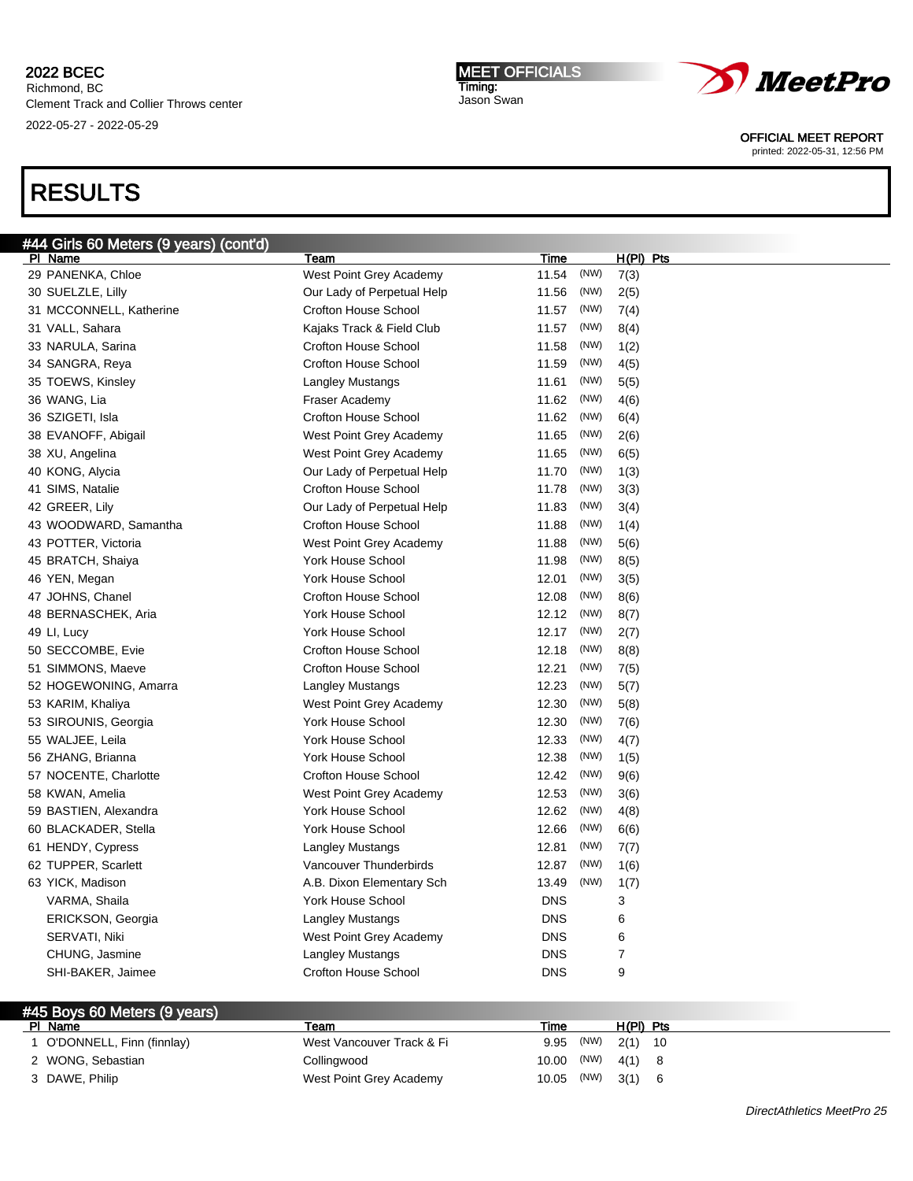## RESULTS

### #44 Girls 60 Meters (9 years) (cont'd)

| Pl | Name | Team | Time | | H(Pl) | Pts |
|---|---|---|---|---|---|---|
| 29 | PANENKA, Chloe | West Point Grey Academy | 11.54 | (NW) | 7(3) | |
| 30 | SUELZLE, Lilly | Our Lady of Perpetual Help | 11.56 | (NW) | 2(5) | |
| 31 | MCCONNELL, Katherine | Crofton House School | 11.57 | (NW) | 7(4) | |
| 31 | VALL, Sahara | Kajaks Track & Field Club | 11.57 | (NW) | 8(4) | |
| 33 | NARULA, Sarina | Crofton House School | 11.58 | (NW) | 1(2) | |
| 34 | SANGRA, Reya | Crofton House School | 11.59 | (NW) | 4(5) | |
| 35 | TOEWS, Kinsley | Langley Mustangs | 11.61 | (NW) | 5(5) | |
| 36 | WANG, Lia | Fraser Academy | 11.62 | (NW) | 4(6) | |
| 36 | SZIGETI, Isla | Crofton House School | 11.62 | (NW) | 6(4) | |
| 38 | EVANOFF, Abigail | West Point Grey Academy | 11.65 | (NW) | 2(6) | |
| 38 | XU, Angelina | West Point Grey Academy | 11.65 | (NW) | 6(5) | |
| 40 | KONG, Alycia | Our Lady of Perpetual Help | 11.70 | (NW) | 1(3) | |
| 41 | SIMS, Natalie | Crofton House School | 11.78 | (NW) | 3(3) | |
| 42 | GREER, Lily | Our Lady of Perpetual Help | 11.83 | (NW) | 3(4) | |
| 43 | WOODWARD, Samantha | Crofton House School | 11.88 | (NW) | 1(4) | |
| 43 | POTTER, Victoria | West Point Grey Academy | 11.88 | (NW) | 5(6) | |
| 45 | BRATCH, Shaiya | York House School | 11.98 | (NW) | 8(5) | |
| 46 | YEN, Megan | York House School | 12.01 | (NW) | 3(5) | |
| 47 | JOHNS, Chanel | Crofton House School | 12.08 | (NW) | 8(6) | |
| 48 | BERNASCHEK, Aria | York House School | 12.12 | (NW) | 8(7) | |
| 49 | LI, Lucy | York House School | 12.17 | (NW) | 2(7) | |
| 50 | SECCOMBE, Evie | Crofton House School | 12.18 | (NW) | 8(8) | |
| 51 | SIMMONS, Maeve | Crofton House School | 12.21 | (NW) | 7(5) | |
| 52 | HOGEWONING, Amarra | Langley Mustangs | 12.23 | (NW) | 5(7) | |
| 53 | KARIM, Khaliya | West Point Grey Academy | 12.30 | (NW) | 5(8) | |
| 53 | SIROUNIS, Georgia | York House School | 12.30 | (NW) | 7(6) | |
| 55 | WALJEE, Leila | York House School | 12.33 | (NW) | 4(7) | |
| 56 | ZHANG, Brianna | York House School | 12.38 | (NW) | 1(5) | |
| 57 | NOCENTE, Charlotte | Crofton House School | 12.42 | (NW) | 9(6) | |
| 58 | KWAN, Amelia | West Point Grey Academy | 12.53 | (NW) | 3(6) | |
| 59 | BASTIEN, Alexandra | York House School | 12.62 | (NW) | 4(8) | |
| 60 | BLACKADER, Stella | York House School | 12.66 | (NW) | 6(6) | |
| 61 | HENDY, Cypress | Langley Mustangs | 12.81 | (NW) | 7(7) | |
| 62 | TUPPER, Scarlett | Vancouver Thunderbirds | 12.87 | (NW) | 1(6) | |
| 63 | YICK, Madison | A.B. Dixon Elementary Sch | 13.49 | (NW) | 1(7) | |
| | VARMA, Shaila | York House School | DNS | | 3 | |
| | ERICKSON, Georgia | Langley Mustangs | DNS | | 6 | |
| | SERVATI, Niki | West Point Grey Academy | DNS | | 6 | |
| | CHUNG, Jasmine | Langley Mustangs | DNS | | 7 | |
| | SHI-BAKER, Jaimee | Crofton House School | DNS | | 9 | |

### #45 Boys 60 Meters (9 years)

| Pl | Name | Team | Time | | H(Pl) | Pts |
|---|---|---|---|---|---|---|
| 1 | O'DONNELL, Finn (finnlay) | West Vancouver Track & Fi | 9.95 | (NW) | 2(1) | 10 |
| 2 | WONG, Sebastian | Collingwood | 10.00 | (NW) | 4(1) | 8 |
| 3 | DAWE, Philip | West Point Grey Academy | 10.05 | (NW) | 3(1) | 6 |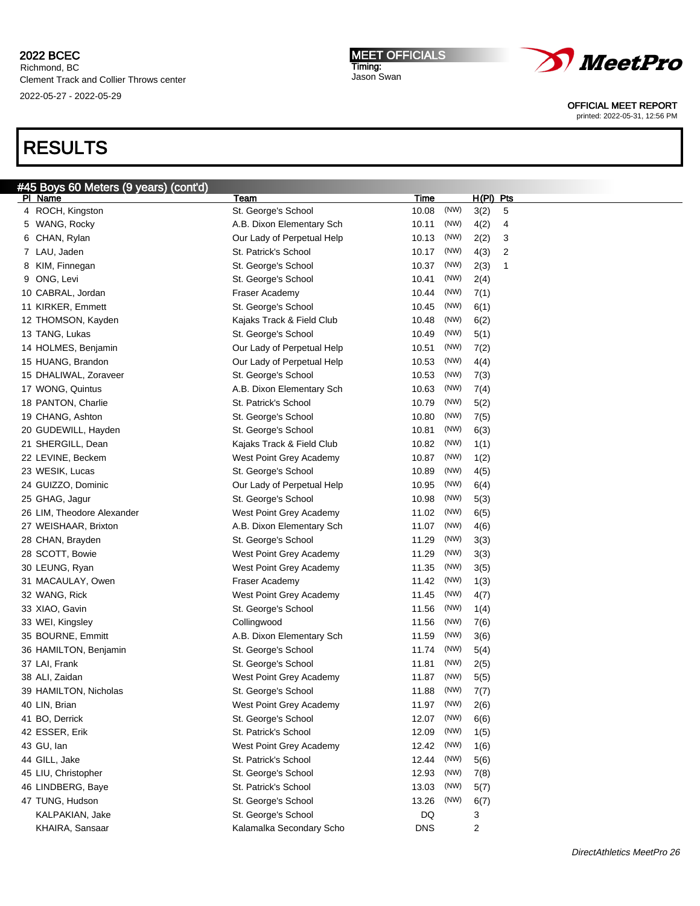# 2022 BCEC

Richmond, BC
Clement Track and Collier Throws center
2022-05-27 - 2022-05-29

**MEET OFFICIALS**
Timing:
Jason Swan

OFFICIAL MEET REPORT
printed: 2022-05-31, 12:56 PM

# RESULTS

## #45 Boys 60 Meters (9 years) (cont'd)

| Pl | Name | Team | Time | | H(Pl) | Pts |
|---|---|---|---|---|---|---|
| 4 | ROCH, Kingston | St. George's School | 10.08 | (NW) | 3(2) | 5 |
| 5 | WANG, Rocky | A.B. Dixon Elementary Sch | 10.11 | (NW) | 4(2) | 4 |
| 6 | CHAN, Rylan | Our Lady of Perpetual Help | 10.13 | (NW) | 2(2) | 3 |
| 7 | LAU, Jaden | St. Patrick's School | 10.17 | (NW) | 4(3) | 2 |
| 8 | KIM, Finnegan | St. George's School | 10.37 | (NW) | 2(3) | 1 |
| 9 | ONG, Levi | St. George's School | 10.41 | (NW) | 2(4) | |
| 10 | CABRAL, Jordan | Fraser Academy | 10.44 | (NW) | 7(1) | |
| 11 | KIRKER, Emmett | St. George's School | 10.45 | (NW) | 6(1) | |
| 12 | THOMSON, Kayden | Kajaks Track & Field Club | 10.48 | (NW) | 6(2) | |
| 13 | TANG, Lukas | St. George's School | 10.49 | (NW) | 5(1) | |
| 14 | HOLMES, Benjamin | Our Lady of Perpetual Help | 10.51 | (NW) | 7(2) | |
| 15 | HUANG, Brandon | Our Lady of Perpetual Help | 10.53 | (NW) | 4(4) | |
| 15 | DHALIWAL, Zoraveer | St. George's School | 10.53 | (NW) | 7(3) | |
| 17 | WONG, Quintus | A.B. Dixon Elementary Sch | 10.63 | (NW) | 7(4) | |
| 18 | PANTON, Charlie | St. Patrick's School | 10.79 | (NW) | 5(2) | |
| 19 | CHANG, Ashton | St. George's School | 10.80 | (NW) | 7(5) | |
| 20 | GUDEWILL, Hayden | St. George's School | 10.81 | (NW) | 6(3) | |
| 21 | SHERGILL, Dean | Kajaks Track & Field Club | 10.82 | (NW) | 1(1) | |
| 22 | LEVINE, Beckem | West Point Grey Academy | 10.87 | (NW) | 1(2) | |
| 23 | WESIK, Lucas | St. George's School | 10.89 | (NW) | 4(5) | |
| 24 | GUIZZO, Dominic | Our Lady of Perpetual Help | 10.95 | (NW) | 6(4) | |
| 25 | GHAG, Jagur | St. George's School | 10.98 | (NW) | 5(3) | |
| 26 | LIM, Theodore Alexander | West Point Grey Academy | 11.02 | (NW) | 6(5) | |
| 27 | WEISHAAR, Brixton | A.B. Dixon Elementary Sch | 11.07 | (NW) | 4(6) | |
| 28 | CHAN, Brayden | St. George's School | 11.29 | (NW) | 3(3) | |
| 28 | SCOTT, Bowie | West Point Grey Academy | 11.29 | (NW) | 3(3) | |
| 30 | LEUNG, Ryan | West Point Grey Academy | 11.35 | (NW) | 3(5) | |
| 31 | MACAULAY, Owen | Fraser Academy | 11.42 | (NW) | 1(3) | |
| 32 | WANG, Rick | West Point Grey Academy | 11.45 | (NW) | 4(7) | |
| 33 | XIAO, Gavin | St. George's School | 11.56 | (NW) | 1(4) | |
| 33 | WEI, Kingsley | Collingwood | 11.56 | (NW) | 7(6) | |
| 35 | BOURNE, Emmitt | A.B. Dixon Elementary Sch | 11.59 | (NW) | 3(6) | |
| 36 | HAMILTON, Benjamin | St. George's School | 11.74 | (NW) | 5(4) | |
| 37 | LAI, Frank | St. George's School | 11.81 | (NW) | 2(5) | |
| 38 | ALI, Zaidan | West Point Grey Academy | 11.87 | (NW) | 5(5) | |
| 39 | HAMILTON, Nicholas | St. George's School | 11.88 | (NW) | 7(7) | |
| 40 | LIN, Brian | West Point Grey Academy | 11.97 | (NW) | 2(6) | |
| 41 | BO, Derrick | St. George's School | 12.07 | (NW) | 6(6) | |
| 42 | ESSER, Erik | St. Patrick's School | 12.09 | (NW) | 1(5) | |
| 43 | GU, Ian | West Point Grey Academy | 12.42 | (NW) | 1(6) | |
| 44 | GILL, Jake | St. Patrick's School | 12.44 | (NW) | 5(6) | |
| 45 | LIU, Christopher | St. George's School | 12.93 | (NW) | 7(8) | |
| 46 | LINDBERG, Baye | St. Patrick's School | 13.03 | (NW) | 5(7) | |
| 47 | TUNG, Hudson | St. George's School | 13.26 | (NW) | 6(7) | |
| | KALPAKIAN, Jake | St. George's School | DQ | | 3 | |
| | KHAIRA, Sansaar | Kalamalka Secondary Scho | DNS | | 2 | |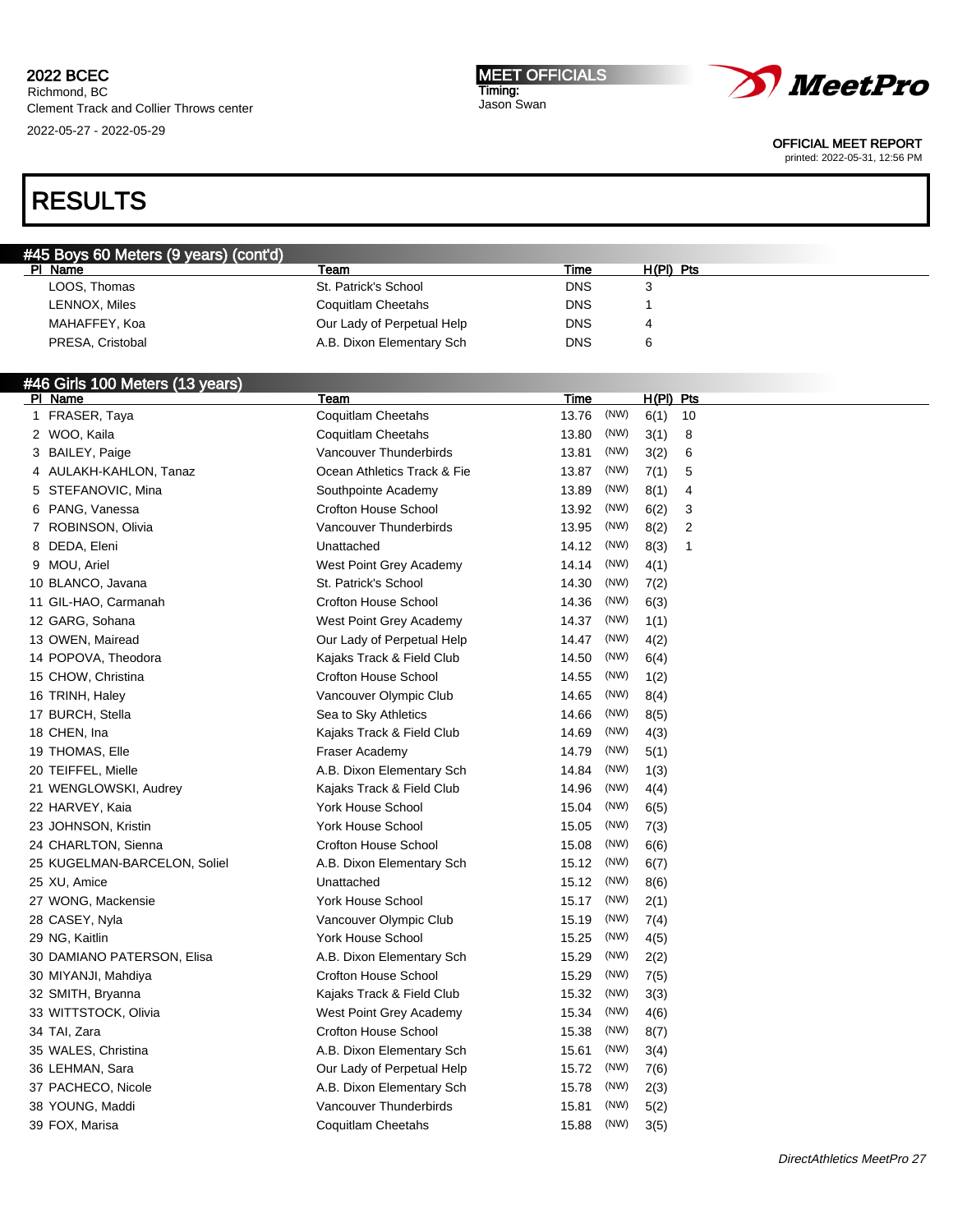# 2022 BCEC

Richmond, BC
Clement Track and Collier Throws center
2022-05-27 - 2022-05-29

MEET OFFICIALS
Timing:
Jason Swan

OFFICIAL MEET REPORT
printed: 2022-05-31, 12:56 PM

# RESULTS

## #45 Boys 60 Meters (9 years) (cont'd)

| Pl | Name | Team | Time | H(Pl) | Pts |
|---|---|---|---|---|---|
| | LOOS, Thomas | St. Patrick's School | DNS | 3 | |
| | LENNOX, Miles | Coquitlam Cheetahs | DNS | 1 | |
| | MAHAFFEY, Koa | Our Lady of Perpetual Help | DNS | 4 | |
| | PRESA, Cristobal | A.B. Dixon Elementary Sch | DNS | 6 | |

## #46 Girls 100 Meters (13 years)

| Pl | Name | Team | Time | | H(Pl) | Pts |
|---|---|---|---|---|---|---|
| 1 | FRASER, Taya | Coquitlam Cheetahs | 13.76 | (NW) | 6(1) | 10 |
| 2 | WOO, Kaila | Coquitlam Cheetahs | 13.80 | (NW) | 3(1) | 8 |
| 3 | BAILEY, Paige | Vancouver Thunderbirds | 13.81 | (NW) | 3(2) | 6 |
| 4 | AULAKH-KAHLON, Tanaz | Ocean Athletics Track & Fie | 13.87 | (NW) | 7(1) | 5 |
| 5 | STEFANOVIC, Mina | Southpointe Academy | 13.89 | (NW) | 8(1) | 4 |
| 6 | PANG, Vanessa | Crofton House School | 13.92 | (NW) | 6(2) | 3 |
| 7 | ROBINSON, Olivia | Vancouver Thunderbirds | 13.95 | (NW) | 8(2) | 2 |
| 8 | DEDA, Eleni | Unattached | 14.12 | (NW) | 8(3) | 1 |
| 9 | MOU, Ariel | West Point Grey Academy | 14.14 | (NW) | 4(1) | |
| 10 | BLANCO, Javana | St. Patrick's School | 14.30 | (NW) | 7(2) | |
| 11 | GIL-HAO, Carmanah | Crofton House School | 14.36 | (NW) | 6(3) | |
| 12 | GARG, Sohana | West Point Grey Academy | 14.37 | (NW) | 1(1) | |
| 13 | OWEN, Mairead | Our Lady of Perpetual Help | 14.47 | (NW) | 4(2) | |
| 14 | POPOVA, Theodora | Kajaks Track & Field Club | 14.50 | (NW) | 6(4) | |
| 15 | CHOW, Christina | Crofton House School | 14.55 | (NW) | 1(2) | |
| 16 | TRINH, Haley | Vancouver Olympic Club | 14.65 | (NW) | 8(4) | |
| 17 | BURCH, Stella | Sea to Sky Athletics | 14.66 | (NW) | 8(5) | |
| 18 | CHEN, Ina | Kajaks Track & Field Club | 14.69 | (NW) | 4(3) | |
| 19 | THOMAS, Elle | Fraser Academy | 14.79 | (NW) | 5(1) | |
| 20 | TEIFFEL, Mielle | A.B. Dixon Elementary Sch | 14.84 | (NW) | 1(3) | |
| 21 | WENGLOWSKI, Audrey | Kajaks Track & Field Club | 14.96 | (NW) | 4(4) | |
| 22 | HARVEY, Kaia | York House School | 15.04 | (NW) | 6(5) | |
| 23 | JOHNSON, Kristin | York House School | 15.05 | (NW) | 7(3) | |
| 24 | CHARLTON, Sienna | Crofton House School | 15.08 | (NW) | 6(6) | |
| 25 | KUGELMAN-BARCELON, Soliel | A.B. Dixon Elementary Sch | 15.12 | (NW) | 6(7) | |
| 25 | XU, Amice | Unattached | 15.12 | (NW) | 8(6) | |
| 27 | WONG, Mackensie | York House School | 15.17 | (NW) | 2(1) | |
| 28 | CASEY, Nyla | Vancouver Olympic Club | 15.19 | (NW) | 7(4) | |
| 29 | NG, Kaitlin | York House School | 15.25 | (NW) | 4(5) | |
| 30 | DAMIANO PATERSON, Elisa | A.B. Dixon Elementary Sch | 15.29 | (NW) | 2(2) | |
| 30 | MIYANJI, Mahdiya | Crofton House School | 15.29 | (NW) | 7(5) | |
| 32 | SMITH, Bryanna | Kajaks Track & Field Club | 15.32 | (NW) | 3(3) | |
| 33 | WITTSTOCK, Olivia | West Point Grey Academy | 15.34 | (NW) | 4(6) | |
| 34 | TAI, Zara | Crofton House School | 15.38 | (NW) | 8(7) | |
| 35 | WALES, Christina | A.B. Dixon Elementary Sch | 15.61 | (NW) | 3(4) | |
| 36 | LEHMAN, Sara | Our Lady of Perpetual Help | 15.72 | (NW) | 7(6) | |
| 37 | PACHECO, Nicole | A.B. Dixon Elementary Sch | 15.78 | (NW) | 2(3) | |
| 38 | YOUNG, Maddi | Vancouver Thunderbirds | 15.81 | (NW) | 5(2) | |
| 39 | FOX, Marisa | Coquitlam Cheetahs | 15.88 | (NW) | 3(5) | |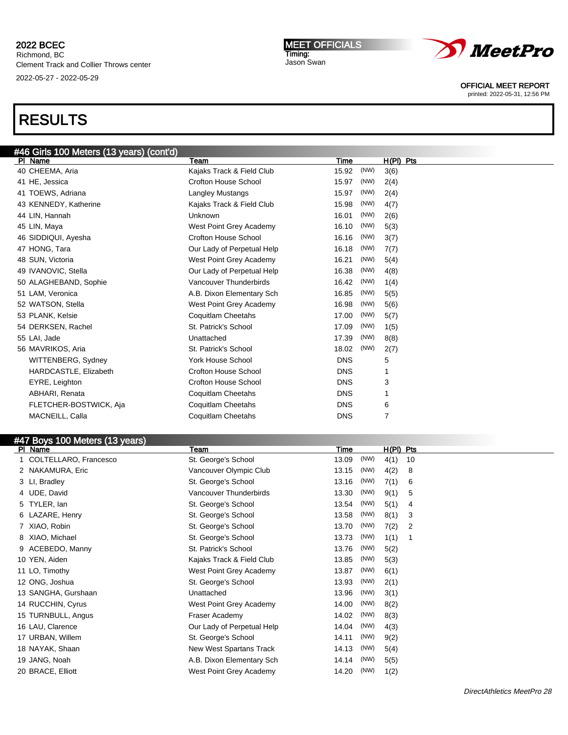## RESULTS

### #46 Girls 100 Meters (13 years) (cont'd)

| Pl | Name | Team | Time | | H(Pl) | Pts |
|---|---|---|---|---|---|---|
| 40 | CHEEMA, Aria | Kajaks Track & Field Club | 15.92 | (NW) | 3(6) | |
| 41 | HE, Jessica | Crofton House School | 15.97 | (NW) | 2(4) | |
| 41 | TOEWS, Adriana | Langley Mustangs | 15.97 | (NW) | 2(4) | |
| 43 | KENNEDY, Katherine | Kajaks Track & Field Club | 15.98 | (NW) | 4(7) | |
| 44 | LIN, Hannah | Unknown | 16.01 | (NW) | 2(6) | |
| 45 | LIN, Maya | West Point Grey Academy | 16.10 | (NW) | 5(3) | |
| 46 | SIDDIQUI, Ayesha | Crofton House School | 16.16 | (NW) | 3(7) | |
| 47 | HONG, Tara | Our Lady of Perpetual Help | 16.18 | (NW) | 7(7) | |
| 48 | SUN, Victoria | West Point Grey Academy | 16.21 | (NW) | 5(4) | |
| 49 | IVANOVIC, Stella | Our Lady of Perpetual Help | 16.38 | (NW) | 4(8) | |
| 50 | ALAGHEBAND, Sophie | Vancouver Thunderbirds | 16.42 | (NW) | 1(4) | |
| 51 | LAM, Veronica | A.B. Dixon Elementary Sch | 16.85 | (NW) | 5(5) | |
| 52 | WATSON, Stella | West Point Grey Academy | 16.98 | (NW) | 5(6) | |
| 53 | PLANK, Kelsie | Coquitlam Cheetahs | 17.00 | (NW) | 5(7) | |
| 54 | DERKSEN, Rachel | St. Patrick's School | 17.09 | (NW) | 1(5) | |
| 55 | LAI, Jade | Unattached | 17.39 | (NW) | 8(8) | |
| 56 | MAVRIKOS, Aria | St. Patrick's School | 18.02 | (NW) | 2(7) | |
| | WITTENBERG, Sydney | York House School | DNS | | 5 | |
| | HARDCASTLE, Elizabeth | Crofton House School | DNS | | 1 | |
| | EYRE, Leighton | Crofton House School | DNS | | 3 | |
| | ABHARI, Renata | Coquitlam Cheetahs | DNS | | 1 | |
| | FLETCHER-BOSTWICK, Aja | Coquitlam Cheetahs | DNS | | 6 | |
| | MACNEILL, Calla | Coquitlam Cheetahs | DNS | | 7 | |

### #47 Boys 100 Meters (13 years)

| Pl | Name | Team | Time | | H(Pl) | Pts |
|---|---|---|---|---|---|---|
| 1 | COLTELLARO, Francesco | St. George's School | 13.09 | (NW) | 4(1) | 10 |
| 2 | NAKAMURA, Eric | Vancouver Olympic Club | 13.15 | (NW) | 4(2) | 8 |
| 3 | LI, Bradley | St. George's School | 13.16 | (NW) | 7(1) | 6 |
| 4 | UDE, David | Vancouver Thunderbirds | 13.30 | (NW) | 9(1) | 5 |
| 5 | TYLER, Ian | St. George's School | 13.54 | (NW) | 5(1) | 4 |
| 6 | LAZARE, Henry | St. George's School | 13.58 | (NW) | 8(1) | 3 |
| 7 | XIAO, Robin | St. George's School | 13.70 | (NW) | 7(2) | 2 |
| 8 | XIAO, Michael | St. George's School | 13.73 | (NW) | 1(1) | 1 |
| 9 | ACEBEDO, Manny | St. Patrick's School | 13.76 | (NW) | 5(2) | |
| 10 | YEN, Aiden | Kajaks Track & Field Club | 13.85 | (NW) | 5(3) | |
| 11 | LO, Timothy | West Point Grey Academy | 13.87 | (NW) | 6(1) | |
| 12 | ONG, Joshua | St. George's School | 13.93 | (NW) | 2(1) | |
| 13 | SANGHA, Gurshaan | Unattached | 13.96 | (NW) | 3(1) | |
| 14 | RUCCHIN, Cyrus | West Point Grey Academy | 14.00 | (NW) | 8(2) | |
| 15 | TURNBULL, Angus | Fraser Academy | 14.02 | (NW) | 8(3) | |
| 16 | LAU, Clarence | Our Lady of Perpetual Help | 14.04 | (NW) | 4(3) | |
| 17 | URBAN, Willem | St. George's School | 14.11 | (NW) | 9(2) | |
| 18 | NAYAK, Shaan | New West Spartans Track | 14.13 | (NW) | 5(4) | |
| 19 | JANG, Noah | A.B. Dixon Elementary Sch | 14.14 | (NW) | 5(5) | |
| 20 | BRACE, Elliott | West Point Grey Academy | 14.20 | (NW) | 1(2) | |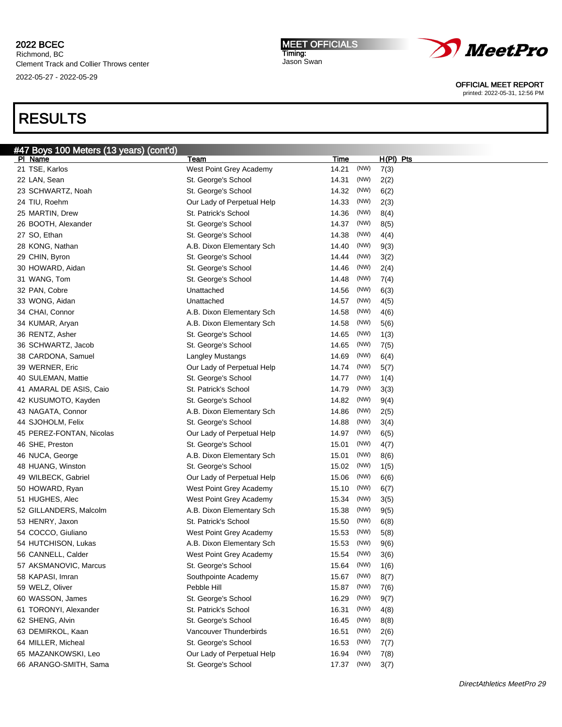## RESULTS

### #47 Boys 100 Meters (13 years) (cont'd)

| Pl | Name | Team | Time | | H(Pl) | Pts |
|---|---|---|---|---|---|---|
| 21 | TSE, Karlos | West Point Grey Academy | 14.21 | (NW) | 7(3) | |
| 22 | LAN, Sean | St. George's School | 14.31 | (NW) | 2(2) | |
| 23 | SCHWARTZ, Noah | St. George's School | 14.32 | (NW) | 6(2) | |
| 24 | TIU, Roehm | Our Lady of Perpetual Help | 14.33 | (NW) | 2(3) | |
| 25 | MARTIN, Drew | St. Patrick's School | 14.36 | (NW) | 8(4) | |
| 26 | BOOTH, Alexander | St. George's School | 14.37 | (NW) | 8(5) | |
| 27 | SO, Ethan | St. George's School | 14.38 | (NW) | 4(4) | |
| 28 | KONG, Nathan | A.B. Dixon Elementary Sch | 14.40 | (NW) | 9(3) | |
| 29 | CHIN, Byron | St. George's School | 14.44 | (NW) | 3(2) | |
| 30 | HOWARD, Aidan | St. George's School | 14.46 | (NW) | 2(4) | |
| 31 | WANG, Tom | St. George's School | 14.48 | (NW) | 7(4) | |
| 32 | PAN, Cobre | Unattached | 14.56 | (NW) | 6(3) | |
| 33 | WONG, Aidan | Unattached | 14.57 | (NW) | 4(5) | |
| 34 | CHAI, Connor | A.B. Dixon Elementary Sch | 14.58 | (NW) | 4(6) | |
| 34 | KUMAR, Aryan | A.B. Dixon Elementary Sch | 14.58 | (NW) | 5(6) | |
| 36 | RENTZ, Asher | St. George's School | 14.65 | (NW) | 1(3) | |
| 36 | SCHWARTZ, Jacob | St. George's School | 14.65 | (NW) | 7(5) | |
| 38 | CARDONA, Samuel | Langley Mustangs | 14.69 | (NW) | 6(4) | |
| 39 | WERNER, Eric | Our Lady of Perpetual Help | 14.74 | (NW) | 5(7) | |
| 40 | SULEMAN, Mattie | St. George's School | 14.77 | (NW) | 1(4) | |
| 41 | AMARAL DE ASIS, Caio | St. Patrick's School | 14.79 | (NW) | 3(3) | |
| 42 | KUSUMOTO, Kayden | St. George's School | 14.82 | (NW) | 9(4) | |
| 43 | NAGATA, Connor | A.B. Dixon Elementary Sch | 14.86 | (NW) | 2(5) | |
| 44 | SJOHOLM, Felix | St. George's School | 14.88 | (NW) | 3(4) | |
| 45 | PEREZ-FONTAN, Nicolas | Our Lady of Perpetual Help | 14.97 | (NW) | 6(5) | |
| 46 | SHE, Preston | St. George's School | 15.01 | (NW) | 4(7) | |
| 46 | NUCA, George | A.B. Dixon Elementary Sch | 15.01 | (NW) | 8(6) | |
| 48 | HUANG, Winston | St. George's School | 15.02 | (NW) | 1(5) | |
| 49 | WILBECK, Gabriel | Our Lady of Perpetual Help | 15.06 | (NW) | 6(6) | |
| 50 | HOWARD, Ryan | West Point Grey Academy | 15.10 | (NW) | 6(7) | |
| 51 | HUGHES, Alec | West Point Grey Academy | 15.34 | (NW) | 3(5) | |
| 52 | GILLANDERS, Malcolm | A.B. Dixon Elementary Sch | 15.38 | (NW) | 9(5) | |
| 53 | HENRY, Jaxon | St. Patrick's School | 15.50 | (NW) | 6(8) | |
| 54 | COCCO, Giuliano | West Point Grey Academy | 15.53 | (NW) | 5(8) | |
| 54 | HUTCHISON, Lukas | A.B. Dixon Elementary Sch | 15.53 | (NW) | 9(6) | |
| 56 | CANNELL, Calder | West Point Grey Academy | 15.54 | (NW) | 3(6) | |
| 57 | AKSMANOVIC, Marcus | St. George's School | 15.64 | (NW) | 1(6) | |
| 58 | KAPASI, Imran | Southpointe Academy | 15.67 | (NW) | 8(7) | |
| 59 | WELZ, Oliver | Pebble Hill | 15.87 | (NW) | 7(6) | |
| 60 | WASSON, James | St. George's School | 16.29 | (NW) | 9(7) | |
| 61 | TORONYI, Alexander | St. Patrick's School | 16.31 | (NW) | 4(8) | |
| 62 | SHENG, Alvin | St. George's School | 16.45 | (NW) | 8(8) | |
| 63 | DEMIRKOL, Kaan | Vancouver Thunderbirds | 16.51 | (NW) | 2(6) | |
| 64 | MILLER, Micheal | St. George's School | 16.53 | (NW) | 7(7) | |
| 65 | MAZANKOWSKI, Leo | Our Lady of Perpetual Help | 16.94 | (NW) | 7(8) | |
| 66 | ARANGO-SMITH, Sama | St. George's School | 17.37 | (NW) | 3(7) | |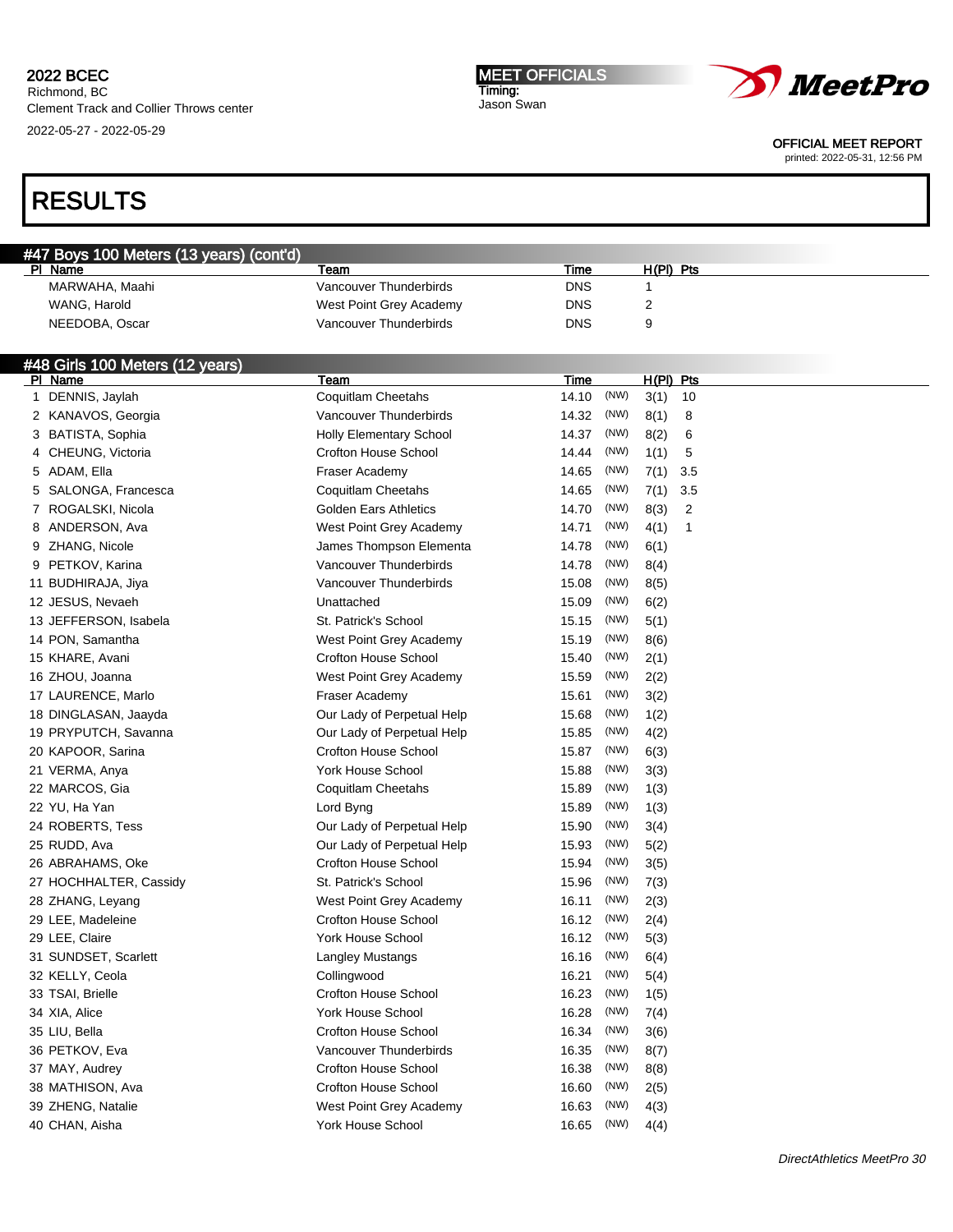2022 BCEC
Richmond, BC
Clement Track and Collier Throws center
2022-05-27 - 2022-05-29

MEET OFFICIALS
Timing:
Jason Swan

OFFICIAL MEET REPORT
printed: 2022-05-31, 12:56 PM

# RESULTS

## #47 Boys 100 Meters (13 years) (cont'd)

| Pl | Name | Team | Time | | H(Pl) | Pts |
|---|---|---|---|---|---|---|
| | MARWAHA, Maahi | Vancouver Thunderbirds | DNS | | 1 | |
| | WANG, Harold | West Point Grey Academy | DNS | | 2 | |
| | NEEDOBA, Oscar | Vancouver Thunderbirds | DNS | | 9 | |

## #48 Girls 100 Meters (12 years)

| Pl | Name | Team | Time | | H(Pl) | Pts |
|---|---|---|---|---|---|---|
| 1 | DENNIS, Jaylah | Coquitlam Cheetahs | 14.10 | (NW) | 3(1) | 10 |
| 2 | KANAVOS, Georgia | Vancouver Thunderbirds | 14.32 | (NW) | 8(1) | 8 |
| 3 | BATISTA, Sophia | Holly Elementary School | 14.37 | (NW) | 8(2) | 6 |
| 4 | CHEUNG, Victoria | Crofton House School | 14.44 | (NW) | 1(1) | 5 |
| 5 | ADAM, Ella | Fraser Academy | 14.65 | (NW) | 7(1) | 3.5 |
| 5 | SALONGA, Francesca | Coquitlam Cheetahs | 14.65 | (NW) | 7(1) | 3.5 |
| 7 | ROGALSKI, Nicola | Golden Ears Athletics | 14.70 | (NW) | 8(3) | 2 |
| 8 | ANDERSON, Ava | West Point Grey Academy | 14.71 | (NW) | 4(1) | 1 |
| 9 | ZHANG, Nicole | James Thompson Elementa | 14.78 | (NW) | 6(1) | |
| 9 | PETKOV, Karina | Vancouver Thunderbirds | 14.78 | (NW) | 8(4) | |
| 11 | BUDHIRAJA, Jiya | Vancouver Thunderbirds | 15.08 | (NW) | 8(5) | |
| 12 | JESUS, Nevaeh | Unattached | 15.09 | (NW) | 6(2) | |
| 13 | JEFFERSON, Isabela | St. Patrick's School | 15.15 | (NW) | 5(1) | |
| 14 | PON, Samantha | West Point Grey Academy | 15.19 | (NW) | 8(6) | |
| 15 | KHARE, Avani | Crofton House School | 15.40 | (NW) | 2(1) | |
| 16 | ZHOU, Joanna | West Point Grey Academy | 15.59 | (NW) | 2(2) | |
| 17 | LAURENCE, Marlo | Fraser Academy | 15.61 | (NW) | 3(2) | |
| 18 | DINGLASAN, Jaayda | Our Lady of Perpetual Help | 15.68 | (NW) | 1(2) | |
| 19 | PRYPUTCH, Savanna | Our Lady of Perpetual Help | 15.85 | (NW) | 4(2) | |
| 20 | KAPOOR, Sarina | Crofton House School | 15.87 | (NW) | 6(3) | |
| 21 | VERMA, Anya | York House School | 15.88 | (NW) | 3(3) | |
| 22 | MARCOS, Gia | Coquitlam Cheetahs | 15.89 | (NW) | 1(3) | |
| 22 | YU, Ha Yan | Lord Byng | 15.89 | (NW) | 1(3) | |
| 24 | ROBERTS, Tess | Our Lady of Perpetual Help | 15.90 | (NW) | 3(4) | |
| 25 | RUDD, Ava | Our Lady of Perpetual Help | 15.93 | (NW) | 5(2) | |
| 26 | ABRAHAMS, Oke | Crofton House School | 15.94 | (NW) | 3(5) | |
| 27 | HOCHHALTER, Cassidy | St. Patrick's School | 15.96 | (NW) | 7(3) | |
| 28 | ZHANG, Leyang | West Point Grey Academy | 16.11 | (NW) | 2(3) | |
| 29 | LEE, Madeleine | Crofton House School | 16.12 | (NW) | 2(4) | |
| 29 | LEE, Claire | York House School | 16.12 | (NW) | 5(3) | |
| 31 | SUNDSET, Scarlett | Langley Mustangs | 16.16 | (NW) | 6(4) | |
| 32 | KELLY, Ceola | Collingwood | 16.21 | (NW) | 5(4) | |
| 33 | TSAI, Brielle | Crofton House School | 16.23 | (NW) | 1(5) | |
| 34 | XIA, Alice | York House School | 16.28 | (NW) | 7(4) | |
| 35 | LIU, Bella | Crofton House School | 16.34 | (NW) | 3(6) | |
| 36 | PETKOV, Eva | Vancouver Thunderbirds | 16.35 | (NW) | 8(7) | |
| 37 | MAY, Audrey | Crofton House School | 16.38 | (NW) | 8(8) | |
| 38 | MATHISON, Ava | Crofton House School | 16.60 | (NW) | 2(5) | |
| 39 | ZHENG, Natalie | West Point Grey Academy | 16.63 | (NW) | 4(3) | |
| 40 | CHAN, Aisha | York House School | 16.65 | (NW) | 4(4) | |

*DirectAthletics MeetPro 30*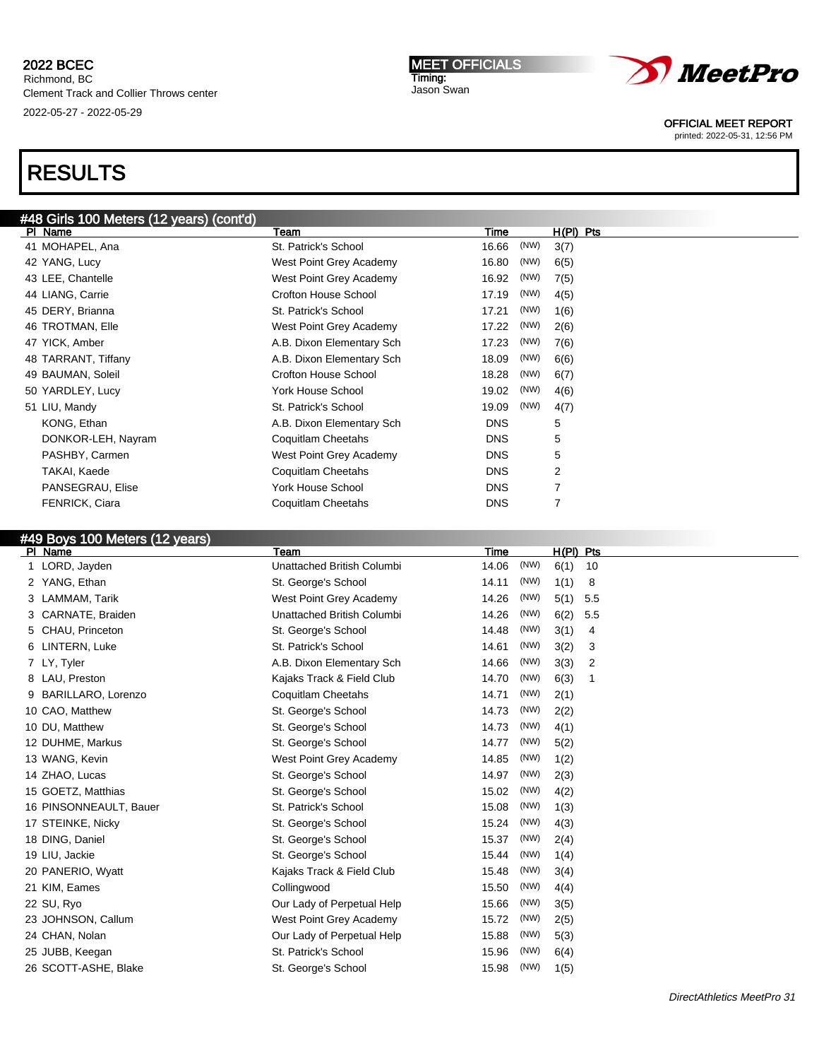2022 BCEC
Richmond, BC
Clement Track and Collier Throws center
2022-05-27 - 2022-05-29

MEET OFFICIALS
Timing:
Jason Swan

OFFICIAL MEET REPORT
printed: 2022-05-31, 12:56 PM

# RESULTS

## #48 Girls 100 Meters (12 years) (cont'd)

| Pl | Name | Team | Time | | H(Pl) | Pts |
|---|---|---|---|---|---|---|
| 41 | MOHAPEL, Ana | St. Patrick's School | 16.66 | (NW) | 3(7) | |
| 42 | YANG, Lucy | West Point Grey Academy | 16.80 | (NW) | 6(5) | |
| 43 | LEE, Chantelle | West Point Grey Academy | 16.92 | (NW) | 7(5) | |
| 44 | LIANG, Carrie | Crofton House School | 17.19 | (NW) | 4(5) | |
| 45 | DERY, Brianna | St. Patrick's School | 17.21 | (NW) | 1(6) | |
| 46 | TROTMAN, Elle | West Point Grey Academy | 17.22 | (NW) | 2(6) | |
| 47 | YICK, Amber | A.B. Dixon Elementary Sch | 17.23 | (NW) | 7(6) | |
| 48 | TARRANT, Tiffany | A.B. Dixon Elementary Sch | 18.09 | (NW) | 6(6) | |
| 49 | BAUMAN, Soleil | Crofton House School | 18.28 | (NW) | 6(7) | |
| 50 | YARDLEY, Lucy | York House School | 19.02 | (NW) | 4(6) | |
| 51 | LIU, Mandy | St. Patrick's School | 19.09 | (NW) | 4(7) | |
| | KONG, Ethan | A.B. Dixon Elementary Sch | DNS | | 5 | |
| | DONKOR-LEH, Nayram | Coquitlam Cheetahs | DNS | | 5 | |
| | PASHBY, Carmen | West Point Grey Academy | DNS | | 5 | |
| | TAKAI, Kaede | Coquitlam Cheetahs | DNS | | 2 | |
| | PANSEGRAU, Elise | York House School | DNS | | 7 | |
| | FENRICK, Ciara | Coquitlam Cheetahs | DNS | | 7 | |

## #49 Boys 100 Meters (12 years)

| Pl | Name | Team | Time | | H(Pl) | Pts |
|---|---|---|---|---|---|---|
| 1 | LORD, Jayden | Unattached British Columbi | 14.06 | (NW) | 6(1) | 10 |
| 2 | YANG, Ethan | St. George's School | 14.11 | (NW) | 1(1) | 8 |
| 3 | LAMMAM, Tarik | West Point Grey Academy | 14.26 | (NW) | 5(1) | 5.5 |
| 3 | CARNATE, Braiden | Unattached British Columbi | 14.26 | (NW) | 6(2) | 5.5 |
| 5 | CHAU, Princeton | St. George's School | 14.48 | (NW) | 3(1) | 4 |
| 6 | LINTERN, Luke | St. Patrick's School | 14.61 | (NW) | 3(2) | 3 |
| 7 | LY, Tyler | A.B. Dixon Elementary Sch | 14.66 | (NW) | 3(3) | 2 |
| 8 | LAU, Preston | Kajaks Track & Field Club | 14.70 | (NW) | 6(3) | 1 |
| 9 | BARILLARO, Lorenzo | Coquitlam Cheetahs | 14.71 | (NW) | 2(1) | |
| 10 | CAO, Matthew | St. George's School | 14.73 | (NW) | 2(2) | |
| 10 | DU, Matthew | St. George's School | 14.73 | (NW) | 4(1) | |
| 12 | DUHME, Markus | St. George's School | 14.77 | (NW) | 5(2) | |
| 13 | WANG, Kevin | West Point Grey Academy | 14.85 | (NW) | 1(2) | |
| 14 | ZHAO, Lucas | St. George's School | 14.97 | (NW) | 2(3) | |
| 15 | GOETZ, Matthias | St. George's School | 15.02 | (NW) | 4(2) | |
| 16 | PINSONNEAULT, Bauer | St. Patrick's School | 15.08 | (NW) | 1(3) | |
| 17 | STEINKE, Nicky | St. George's School | 15.24 | (NW) | 4(3) | |
| 18 | DING, Daniel | St. George's School | 15.37 | (NW) | 2(4) | |
| 19 | LIU, Jackie | St. George's School | 15.44 | (NW) | 1(4) | |
| 20 | PANERIO, Wyatt | Kajaks Track & Field Club | 15.48 | (NW) | 3(4) | |
| 21 | KIM, Eames | Collingwood | 15.50 | (NW) | 4(4) | |
| 22 | SU, Ryo | Our Lady of Perpetual Help | 15.66 | (NW) | 3(5) | |
| 23 | JOHNSON, Callum | West Point Grey Academy | 15.72 | (NW) | 2(5) | |
| 24 | CHAN, Nolan | Our Lady of Perpetual Help | 15.88 | (NW) | 5(3) | |
| 25 | JUBB, Keegan | St. Patrick's School | 15.96 | (NW) | 6(4) | |
| 26 | SCOTT-ASHE, Blake | St. George's School | 15.98 | (NW) | 1(5) | |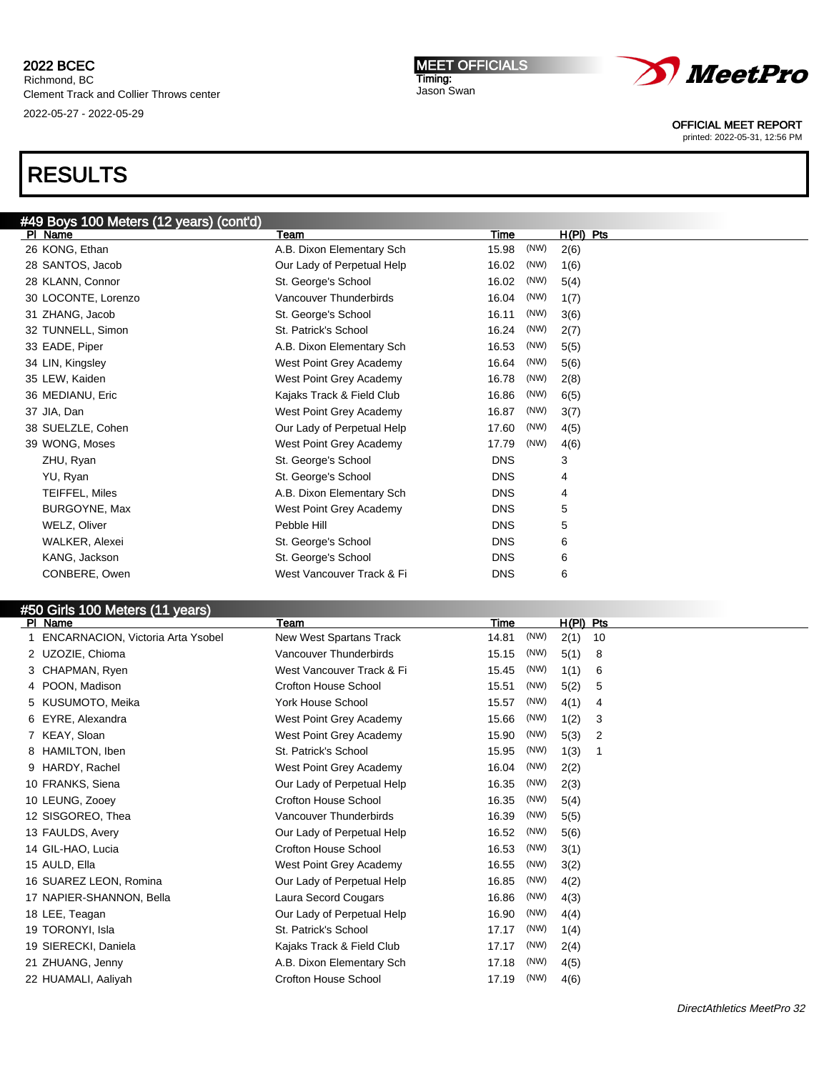# 2022 BCEC

Richmond, BC
Clement Track and Collier Throws center
2022-05-27 - 2022-05-29

MEET OFFICIALS
Timing:
Jason Swan

OFFICIAL MEET REPORT
printed: 2022-05-31, 12:56 PM

# RESULTS

## #49 Boys 100 Meters (12 years) (cont'd)

| Pl | Name | Team | Time | | H(Pl) | Pts |
|---|---|---|---|---|---|---|
| 26 | KONG, Ethan | A.B. Dixon Elementary Sch | 15.98 | (NW) | 2(6) | |
| 28 | SANTOS, Jacob | Our Lady of Perpetual Help | 16.02 | (NW) | 1(6) | |
| 28 | KLANN, Connor | St. George's School | 16.02 | (NW) | 5(4) | |
| 30 | LOCONTE, Lorenzo | Vancouver Thunderbirds | 16.04 | (NW) | 1(7) | |
| 31 | ZHANG, Jacob | St. George's School | 16.11 | (NW) | 3(6) | |
| 32 | TUNNELL, Simon | St. Patrick's School | 16.24 | (NW) | 2(7) | |
| 33 | EADE, Piper | A.B. Dixon Elementary Sch | 16.53 | (NW) | 5(5) | |
| 34 | LIN, Kingsley | West Point Grey Academy | 16.64 | (NW) | 5(6) | |
| 35 | LEW, Kaiden | West Point Grey Academy | 16.78 | (NW) | 2(8) | |
| 36 | MEDIANU, Eric | Kajaks Track & Field Club | 16.86 | (NW) | 6(5) | |
| 37 | JIA, Dan | West Point Grey Academy | 16.87 | (NW) | 3(7) | |
| 38 | SUELZLE, Cohen | Our Lady of Perpetual Help | 17.60 | (NW) | 4(5) | |
| 39 | WONG, Moses | West Point Grey Academy | 17.79 | (NW) | 4(6) | |
| | ZHU, Ryan | St. George's School | DNS | | 3 | |
| | YU, Ryan | St. George's School | DNS | | 4 | |
| | TEIFFEL, Miles | A.B. Dixon Elementary Sch | DNS | | 4 | |
| | BURGOYNE, Max | West Point Grey Academy | DNS | | 5 | |
| | WELZ, Oliver | Pebble Hill | DNS | | 5 | |
| | WALKER, Alexei | St. George's School | DNS | | 6 | |
| | KANG, Jackson | St. George's School | DNS | | 6 | |
| | CONBERE, Owen | West Vancouver Track & Fi | DNS | | 6 | |

## #50 Girls 100 Meters (11 years)

| Pl | Name | Team | Time | | H(Pl) | Pts |
|---|---|---|---|---|---|---|
| 1 | ENCARNACION, Victoria Arta Ysobel | New West Spartans Track | 14.81 | (NW) | 2(1) | 10 |
| 2 | UZOZIE, Chioma | Vancouver Thunderbirds | 15.15 | (NW) | 5(1) | 8 |
| 3 | CHAPMAN, Ryen | West Vancouver Track & Fi | 15.45 | (NW) | 1(1) | 6 |
| 4 | POON, Madison | Crofton House School | 15.51 | (NW) | 5(2) | 5 |
| 5 | KUSUMOTO, Meika | York House School | 15.57 | (NW) | 4(1) | 4 |
| 6 | EYRE, Alexandra | West Point Grey Academy | 15.66 | (NW) | 1(2) | 3 |
| 7 | KEAY, Sloan | West Point Grey Academy | 15.90 | (NW) | 5(3) | 2 |
| 8 | HAMILTON, Iben | St. Patrick's School | 15.95 | (NW) | 1(3) | 1 |
| 9 | HARDY, Rachel | West Point Grey Academy | 16.04 | (NW) | 2(2) | |
| 10 | FRANKS, Siena | Our Lady of Perpetual Help | 16.35 | (NW) | 2(3) | |
| 10 | LEUNG, Zooey | Crofton House School | 16.35 | (NW) | 5(4) | |
| 12 | SISGOREO, Thea | Vancouver Thunderbirds | 16.39 | (NW) | 5(5) | |
| 13 | FAULDS, Avery | Our Lady of Perpetual Help | 16.52 | (NW) | 5(6) | |
| 14 | GIL-HAO, Lucia | Crofton House School | 16.53 | (NW) | 3(1) | |
| 15 | AULD, Ella | West Point Grey Academy | 16.55 | (NW) | 3(2) | |
| 16 | SUAREZ LEON, Romina | Our Lady of Perpetual Help | 16.85 | (NW) | 4(2) | |
| 17 | NAPIER-SHANNON, Bella | Laura Secord Cougars | 16.86 | (NW) | 4(3) | |
| 18 | LEE, Teagan | Our Lady of Perpetual Help | 16.90 | (NW) | 4(4) | |
| 19 | TORONYI, Isla | St. Patrick's School | 17.17 | (NW) | 1(4) | |
| 19 | SIERECKI, Daniela | Kajaks Track & Field Club | 17.17 | (NW) | 2(4) | |
| 21 | ZHUANG, Jenny | A.B. Dixon Elementary Sch | 17.18 | (NW) | 4(5) | |
| 22 | HUAMALI, Aaliyah | Crofton House School | 17.19 | (NW) | 4(6) | |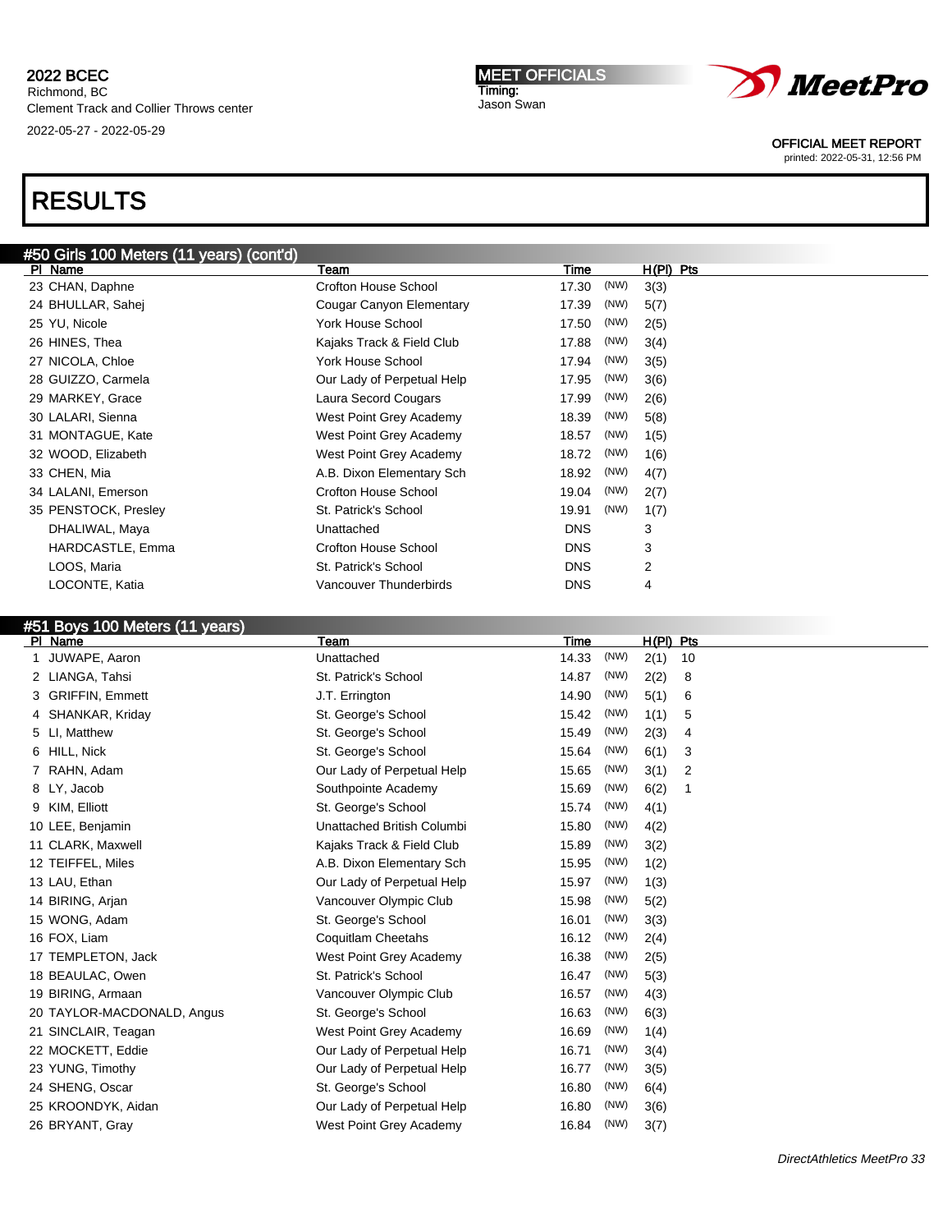2022 BCEC
Richmond, BC
Clement Track and Collier Throws center
2022-05-27 - 2022-05-29

**MEET OFFICIALS**
Timing:
Jason Swan

OFFICIAL MEET REPORT
printed: 2022-05-31, 12:56 PM

# RESULTS

## #50 Girls 100 Meters (11 years) (cont'd)

| Pl | Name | Team | Time | | H(Pl) | Pts |
|---|---|---|---|---|---|---|
| 23 | CHAN, Daphne | Crofton House School | 17.30 | (NW) | 3(3) | |
| 24 | BHULLAR, Sahej | Cougar Canyon Elementary | 17.39 | (NW) | 5(7) | |
| 25 | YU, Nicole | York House School | 17.50 | (NW) | 2(5) | |
| 26 | HINES, Thea | Kajaks Track & Field Club | 17.88 | (NW) | 3(4) | |
| 27 | NICOLA, Chloe | York House School | 17.94 | (NW) | 3(5) | |
| 28 | GUIZZO, Carmela | Our Lady of Perpetual Help | 17.95 | (NW) | 3(6) | |
| 29 | MARKEY, Grace | Laura Secord Cougars | 17.99 | (NW) | 2(6) | |
| 30 | LALARI, Sienna | West Point Grey Academy | 18.39 | (NW) | 5(8) | |
| 31 | MONTAGUE, Kate | West Point Grey Academy | 18.57 | (NW) | 1(5) | |
| 32 | WOOD, Elizabeth | West Point Grey Academy | 18.72 | (NW) | 1(6) | |
| 33 | CHEN, Mia | A.B. Dixon Elementary Sch | 18.92 | (NW) | 4(7) | |
| 34 | LALANI, Emerson | Crofton House School | 19.04 | (NW) | 2(7) | |
| 35 | PENSTOCK, Presley | St. Patrick's School | 19.91 | (NW) | 1(7) | |
| | DHALIWAL, Maya | Unattached | DNS | | 3 | |
| | HARDCASTLE, Emma | Crofton House School | DNS | | 3 | |
| | LOOS, Maria | St. Patrick's School | DNS | | 2 | |
| | LOCONTE, Katia | Vancouver Thunderbirds | DNS | | 4 | |

## #51 Boys 100 Meters (11 years)

| Pl | Name | Team | Time | | H(Pl) | Pts |
|---|---|---|---|---|---|---|
| 1 | JUWAPE, Aaron | Unattached | 14.33 | (NW) | 2(1) | 10 |
| 2 | LIANGA, Tahsi | St. Patrick's School | 14.87 | (NW) | 2(2) | 8 |
| 3 | GRIFFIN, Emmett | J.T. Errington | 14.90 | (NW) | 5(1) | 6 |
| 4 | SHANKAR, Kriday | St. George's School | 15.42 | (NW) | 1(1) | 5 |
| 5 | LI, Matthew | St. George's School | 15.49 | (NW) | 2(3) | 4 |
| 6 | HILL, Nick | St. George's School | 15.64 | (NW) | 6(1) | 3 |
| 7 | RAHN, Adam | Our Lady of Perpetual Help | 15.65 | (NW) | 3(1) | 2 |
| 8 | LY, Jacob | Southpointe Academy | 15.69 | (NW) | 6(2) | 1 |
| 9 | KIM, Elliott | St. George's School | 15.74 | (NW) | 4(1) | |
| 10 | LEE, Benjamin | Unattached British Columbi | 15.80 | (NW) | 4(2) | |
| 11 | CLARK, Maxwell | Kajaks Track & Field Club | 15.89 | (NW) | 3(2) | |
| 12 | TEIFFEL, Miles | A.B. Dixon Elementary Sch | 15.95 | (NW) | 1(2) | |
| 13 | LAU, Ethan | Our Lady of Perpetual Help | 15.97 | (NW) | 1(3) | |
| 14 | BIRING, Arjan | Vancouver Olympic Club | 15.98 | (NW) | 5(2) | |
| 15 | WONG, Adam | St. George's School | 16.01 | (NW) | 3(3) | |
| 16 | FOX, Liam | Coquitlam Cheetahs | 16.12 | (NW) | 2(4) | |
| 17 | TEMPLETON, Jack | West Point Grey Academy | 16.38 | (NW) | 2(5) | |
| 18 | BEAULAC, Owen | St. Patrick's School | 16.47 | (NW) | 5(3) | |
| 19 | BIRING, Armaan | Vancouver Olympic Club | 16.57 | (NW) | 4(3) | |
| 20 | TAYLOR-MACDONALD, Angus | St. George's School | 16.63 | (NW) | 6(3) | |
| 21 | SINCLAIR, Teagan | West Point Grey Academy | 16.69 | (NW) | 1(4) | |
| 22 | MOCKETT, Eddie | Our Lady of Perpetual Help | 16.71 | (NW) | 3(4) | |
| 23 | YUNG, Timothy | Our Lady of Perpetual Help | 16.77 | (NW) | 3(5) | |
| 24 | SHENG, Oscar | St. George's School | 16.80 | (NW) | 6(4) | |
| 25 | KROONDYK, Aidan | Our Lady of Perpetual Help | 16.80 | (NW) | 3(6) | |
| 26 | BRYANT, Gray | West Point Grey Academy | 16.84 | (NW) | 3(7) | |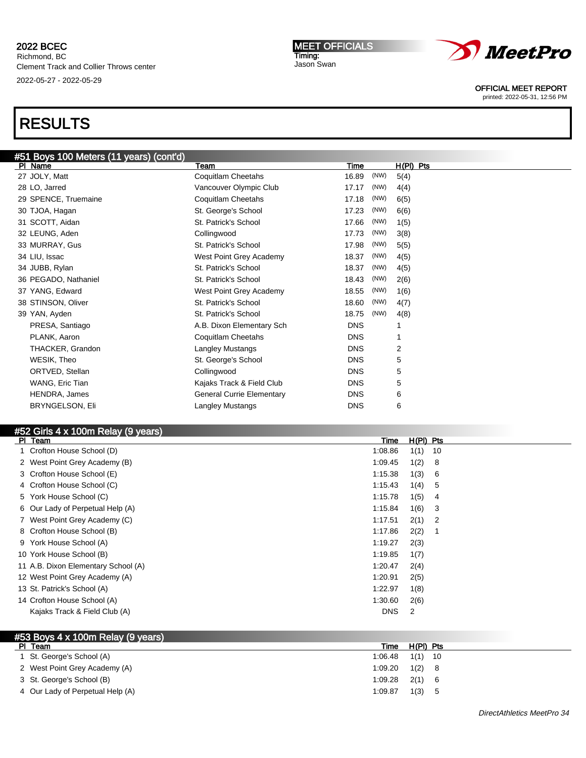2022 BCEC
Richmond, BC
Clement Track and Collier Throws center
2022-05-27 - 2022-05-29

MEET OFFICIALS
Timing:
Jason Swan

OFFICIAL MEET REPORT
printed: 2022-05-31, 12:56 PM

# RESULTS

## #51 Boys 100 Meters (11 years) (cont'd)

| Pl | Name | Team | Time | | H(Pl) | Pts |
|---|---|---|---|---|---|---|
| 27 | JOLY, Matt | Coquitlam Cheetahs | 16.89 | (NW) | 5(4) | |
| 28 | LO, Jarred | Vancouver Olympic Club | 17.17 | (NW) | 4(4) | |
| 29 | SPENCE, Truemaine | Coquitlam Cheetahs | 17.18 | (NW) | 6(5) | |
| 30 | TJOA, Hagan | St. George's School | 17.23 | (NW) | 6(6) | |
| 31 | SCOTT, Aidan | St. Patrick's School | 17.66 | (NW) | 1(5) | |
| 32 | LEUNG, Aden | Collingwood | 17.73 | (NW) | 3(8) | |
| 33 | MURRAY, Gus | St. Patrick's School | 17.98 | (NW) | 5(5) | |
| 34 | LIU, Issac | West Point Grey Academy | 18.37 | (NW) | 4(5) | |
| 34 | JUBB, Rylan | St. Patrick's School | 18.37 | (NW) | 4(5) | |
| 36 | PEGADO, Nathaniel | St. Patrick's School | 18.43 | (NW) | 2(6) | |
| 37 | YANG, Edward | West Point Grey Academy | 18.55 | (NW) | 1(6) | |
| 38 | STINSON, Oliver | St. Patrick's School | 18.60 | (NW) | 4(7) | |
| 39 | YAN, Ayden | St. Patrick's School | 18.75 | (NW) | 4(8) | |
| | PRESA, Santiago | A.B. Dixon Elementary Sch | DNS | | 1 | |
| | PLANK, Aaron | Coquitlam Cheetahs | DNS | | 1 | |
| | THACKER, Grandon | Langley Mustangs | DNS | | 2 | |
| | WESIK, Theo | St. George's School | DNS | | 5 | |
| | ORTVED, Stellan | Collingwood | DNS | | 5 | |
| | WANG, Eric Tian | Kajaks Track & Field Club | DNS | | 5 | |
| | HENDRA, James | General Currie Elementary | DNS | | 6 | |
| | BRYNGELSON, Eli | Langley Mustangs | DNS | | 6 | |

## #52 Girls 4 x 100m Relay (9 years)

| Pl | Team | Time | H(Pl) | Pts |
|---|---|---|---|---|
| 1 | Crofton House School (D) | 1:08.86 | 1(1) | 10 |
| 2 | West Point Grey Academy (B) | 1:09.45 | 1(2) | 8 |
| 3 | Crofton House School (E) | 1:15.38 | 1(3) | 6 |
| 4 | Crofton House School (C) | 1:15.43 | 1(4) | 5 |
| 5 | York House School (C) | 1:15.78 | 1(5) | 4 |
| 6 | Our Lady of Perpetual Help (A) | 1:15.84 | 1(6) | 3 |
| 7 | West Point Grey Academy (C) | 1:17.51 | 2(1) | 2 |
| 8 | Crofton House School (B) | 1:17.86 | 2(2) | 1 |
| 9 | York House School (A) | 1:19.27 | 2(3) | |
| 10 | York House School (B) | 1:19.85 | 1(7) | |
| 11 | A.B. Dixon Elementary School (A) | 1:20.47 | 2(4) | |
| 12 | West Point Grey Academy (A) | 1:20.91 | 2(5) | |
| 13 | St. Patrick's School (A) | 1:22.97 | 1(8) | |
| 14 | Crofton House School (A) | 1:30.60 | 2(6) | |
| | Kajaks Track & Field Club (A) | DNS | 2 | |

## #53 Boys 4 x 100m Relay (9 years)

| Pl | Team | Time | H(Pl) | Pts |
|---|---|---|---|---|
| 1 | St. George's School (A) | 1:06.48 | 1(1) | 10 |
| 2 | West Point Grey Academy (A) | 1:09.20 | 1(2) | 8 |
| 3 | St. George's School (B) | 1:09.28 | 2(1) | 6 |
| 4 | Our Lady of Perpetual Help (A) | 1:09.87 | 1(3) | 5 |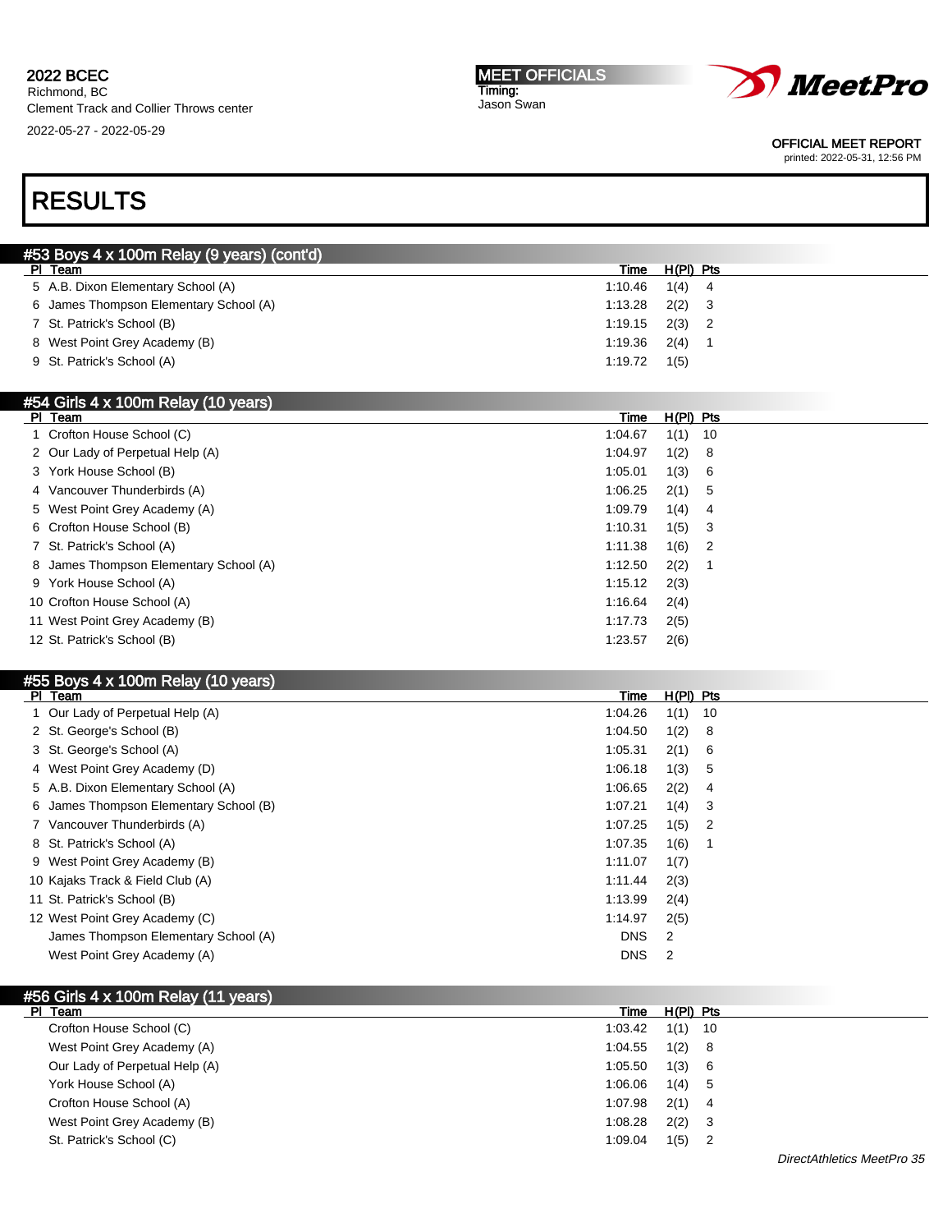# RESULTS

## #53 Boys 4 x 100m Relay (9 years) (cont'd)

| Pl | Team | Time | H(Pl) | Pts |
|---|---|---|---|---|
| 5 | A.B. Dixon Elementary School (A) | 1:10.46 | 1(4) | 4 |
| 6 | James Thompson Elementary School (A) | 1:13.28 | 2(2) | 3 |
| 7 | St. Patrick's School (B) | 1:19.15 | 2(3) | 2 |
| 8 | West Point Grey Academy (B) | 1:19.36 | 2(4) | 1 |
| 9 | St. Patrick's School (A) | 1:19.72 | 1(5) | |

## #54 Girls 4 x 100m Relay (10 years)

| Pl | Team | Time | H(Pl) | Pts |
|---|---|---|---|---|
| 1 | Crofton House School (C) | 1:04.67 | 1(1) | 10 |
| 2 | Our Lady of Perpetual Help (A) | 1:04.97 | 1(2) | 8 |
| 3 | York House School (B) | 1:05.01 | 1(3) | 6 |
| 4 | Vancouver Thunderbirds (A) | 1:06.25 | 2(1) | 5 |
| 5 | West Point Grey Academy (A) | 1:09.79 | 1(4) | 4 |
| 6 | Crofton House School (B) | 1:10.31 | 1(5) | 3 |
| 7 | St. Patrick's School (A) | 1:11.38 | 1(6) | 2 |
| 8 | James Thompson Elementary School (A) | 1:12.50 | 2(2) | 1 |
| 9 | York House School (A) | 1:15.12 | 2(3) | |
| 10 | Crofton House School (A) | 1:16.64 | 2(4) | |
| 11 | West Point Grey Academy (B) | 1:17.73 | 2(5) | |
| 12 | St. Patrick's School (B) | 1:23.57 | 2(6) | |

## #55 Boys 4 x 100m Relay (10 years)

| Pl | Team | Time | H(Pl) | Pts |
|---|---|---|---|---|
| 1 | Our Lady of Perpetual Help (A) | 1:04.26 | 1(1) | 10 |
| 2 | St. George's School (B) | 1:04.50 | 1(2) | 8 |
| 3 | St. George's School (A) | 1:05.31 | 2(1) | 6 |
| 4 | West Point Grey Academy (D) | 1:06.18 | 1(3) | 5 |
| 5 | A.B. Dixon Elementary School (A) | 1:06.65 | 2(2) | 4 |
| 6 | James Thompson Elementary School (B) | 1:07.21 | 1(4) | 3 |
| 7 | Vancouver Thunderbirds (A) | 1:07.25 | 1(5) | 2 |
| 8 | St. Patrick's School (A) | 1:07.35 | 1(6) | 1 |
| 9 | West Point Grey Academy (B) | 1:11.07 | 1(7) | |
| 10 | Kajaks Track & Field Club (A) | 1:11.44 | 2(3) | |
| 11 | St. Patrick's School (B) | 1:13.99 | 2(4) | |
| 12 | West Point Grey Academy (C) | 1:14.97 | 2(5) | |
| | James Thompson Elementary School (A) | DNS | 2 | |
| | West Point Grey Academy (A) | DNS | 2 | |

## #56 Girls 4 x 100m Relay (11 years)

| Pl | Team | Time | H(Pl) | Pts |
|---|---|---|---|---|
| | Crofton House School (C) | 1:03.42 | 1(1) | 10 |
| | West Point Grey Academy (A) | 1:04.55 | 1(2) | 8 |
| | Our Lady of Perpetual Help (A) | 1:05.50 | 1(3) | 6 |
| | York House School (A) | 1:06.06 | 1(4) | 5 |
| | Crofton House School (A) | 1:07.98 | 2(1) | 4 |
| | West Point Grey Academy (B) | 1:08.28 | 2(2) | 3 |
| | St. Patrick's School (C) | 1:09.04 | 1(5) | 2 |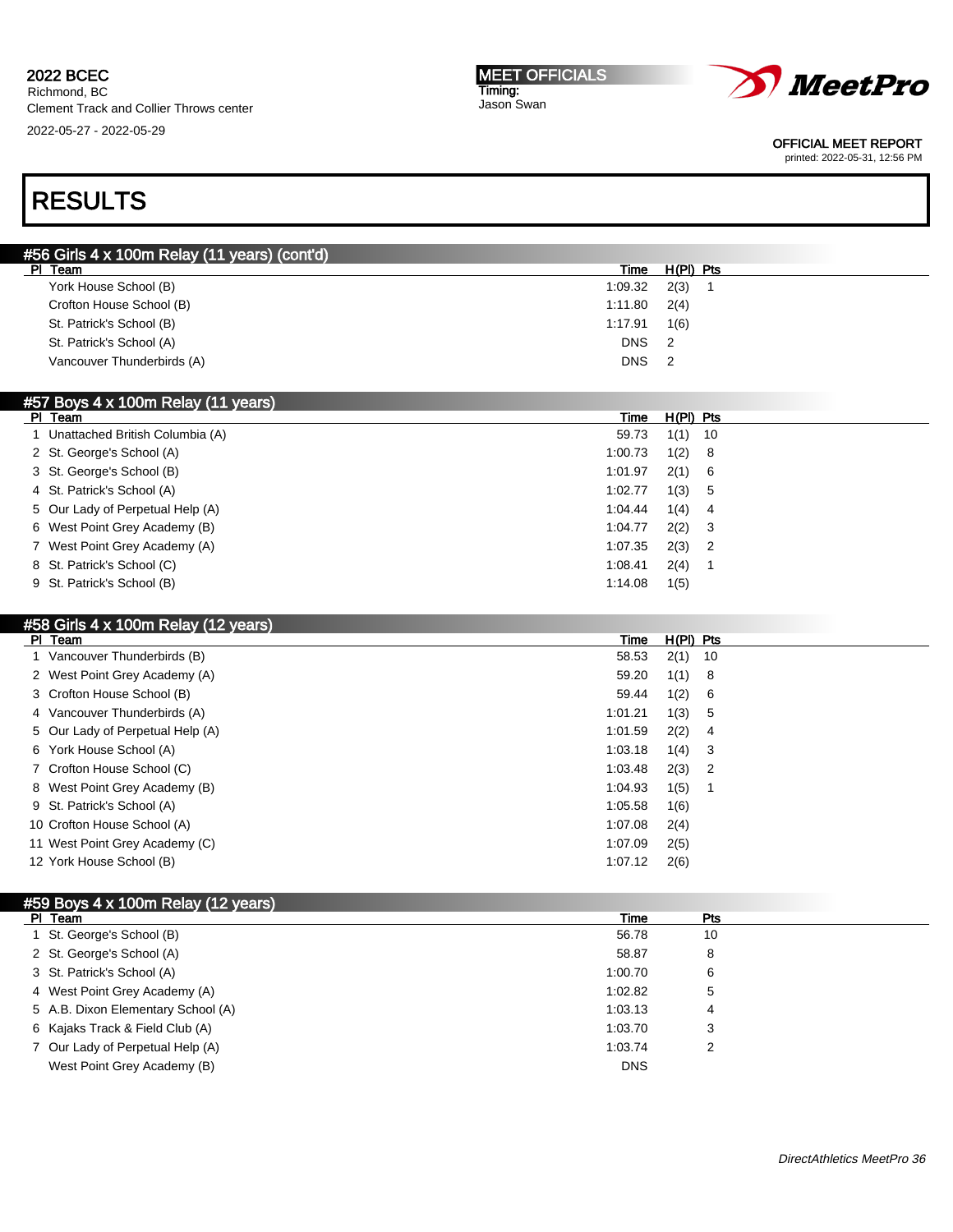# RESULTS

## #56 Girls 4 x 100m Relay (11 years) (cont'd)

| Pl | Team | Time | H(Pl) | Pts |
|---|---|---|---|---|
| | York House School (B) | 1:09.32 | 2(3) | 1 |
| | Crofton House School (B) | 1:11.80 | 2(4) | |
| | St. Patrick's School (B) | 1:17.91 | 1(6) | |
| | St. Patrick's School (A) | DNS | 2 | |
| | Vancouver Thunderbirds (A) | DNS | 2 | |

## #57 Boys 4 x 100m Relay (11 years)

| Pl | Team | Time | H(Pl) | Pts |
|---|---|---|---|---|
| 1 | Unattached British Columbia (A) | 59.73 | 1(1) | 10 |
| 2 | St. George's School (A) | 1:00.73 | 1(2) | 8 |
| 3 | St. George's School (B) | 1:01.97 | 2(1) | 6 |
| 4 | St. Patrick's School (A) | 1:02.77 | 1(3) | 5 |
| 5 | Our Lady of Perpetual Help (A) | 1:04.44 | 1(4) | 4 |
| 6 | West Point Grey Academy (B) | 1:04.77 | 2(2) | 3 |
| 7 | West Point Grey Academy (A) | 1:07.35 | 2(3) | 2 |
| 8 | St. Patrick's School (C) | 1:08.41 | 2(4) | 1 |
| 9 | St. Patrick's School (B) | 1:14.08 | 1(5) | |

## #58 Girls 4 x 100m Relay (12 years)

| Pl | Team | Time | H(Pl) | Pts |
|---|---|---|---|---|
| 1 | Vancouver Thunderbirds (B) | 58.53 | 2(1) | 10 |
| 2 | West Point Grey Academy (A) | 59.20 | 1(1) | 8 |
| 3 | Crofton House School (B) | 59.44 | 1(2) | 6 |
| 4 | Vancouver Thunderbirds (A) | 1:01.21 | 1(3) | 5 |
| 5 | Our Lady of Perpetual Help (A) | 1:01.59 | 2(2) | 4 |
| 6 | York House School (A) | 1:03.18 | 1(4) | 3 |
| 7 | Crofton House School (C) | 1:03.48 | 2(3) | 2 |
| 8 | West Point Grey Academy (B) | 1:04.93 | 1(5) | 1 |
| 9 | St. Patrick's School (A) | 1:05.58 | 1(6) | |
| 10 | Crofton House School (A) | 1:07.08 | 2(4) | |
| 11 | West Point Grey Academy (C) | 1:07.09 | 2(5) | |
| 12 | York House School (B) | 1:07.12 | 2(6) | |

## #59 Boys 4 x 100m Relay (12 years)

| Pl | Team | Time | Pts |
|---|---|---|---|
| 1 | St. George's School (B) | 56.78 | 10 |
| 2 | St. George's School (A) | 58.87 | 8 |
| 3 | St. Patrick's School (A) | 1:00.70 | 6 |
| 4 | West Point Grey Academy (A) | 1:02.82 | 5 |
| 5 | A.B. Dixon Elementary School (A) | 1:03.13 | 4 |
| 6 | Kajaks Track & Field Club (A) | 1:03.70 | 3 |
| 7 | Our Lady of Perpetual Help (A) | 1:03.74 | 2 |
| | West Point Grey Academy (B) | DNS | |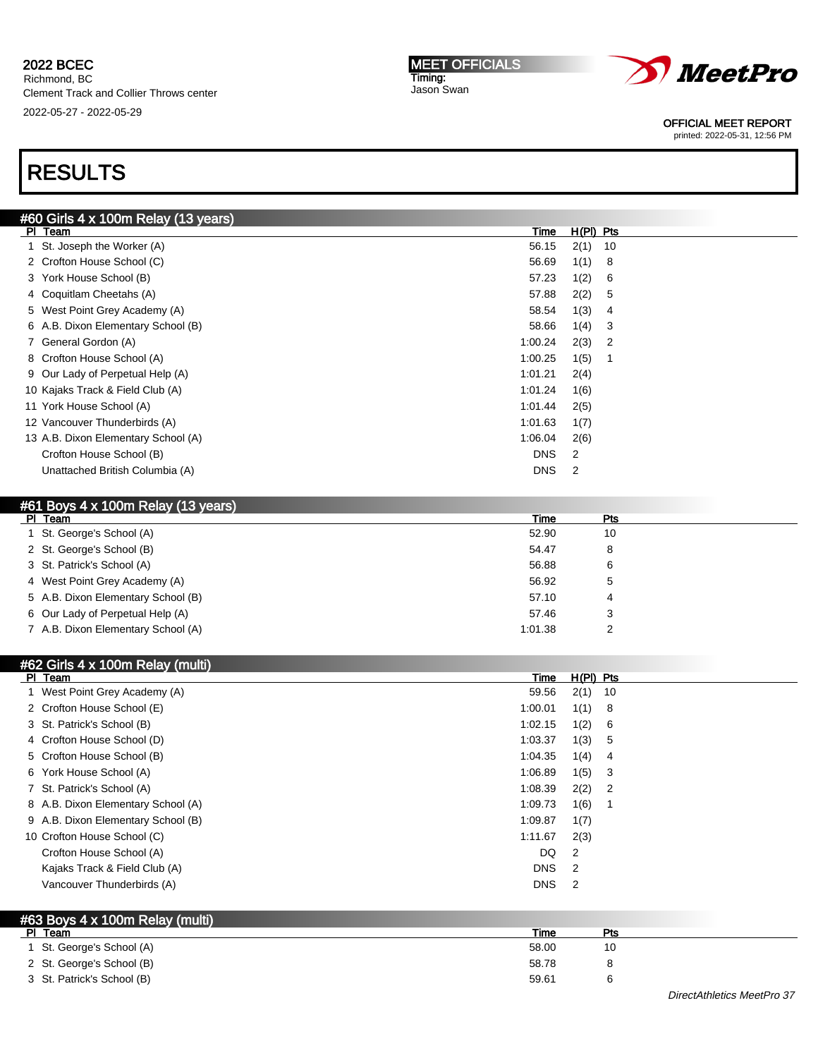**2022 BCEC**
Richmond, BC
Clement Track and Collier Throws center

2022-05-27 - 2022-05-29

**MEET OFFICIALS**
Timing:
Jason Swan

MeetPro

OFFICIAL MEET REPORT
printed: 2022-05-31, 12:56 PM

# RESULTS

## #60 Girls 4 x 100m Relay (13 years)

| Pl | Team | Time | H(Pl) | Pts |
|---|---|---|---|---|
| 1 | St. Joseph the Worker (A) | 56.15 | 2(1) | 10 |
| 2 | Crofton House School (C) | 56.69 | 1(1) | 8 |
| 3 | York House School (B) | 57.23 | 1(2) | 6 |
| 4 | Coquitlam Cheetahs (A) | 57.88 | 2(2) | 5 |
| 5 | West Point Grey Academy (A) | 58.54 | 1(3) | 4 |
| 6 | A.B. Dixon Elementary School (B) | 58.66 | 1(4) | 3 |
| 7 | General Gordon (A) | 1:00.24 | 2(3) | 2 |
| 8 | Crofton House School (A) | 1:00.25 | 1(5) | 1 |
| 9 | Our Lady of Perpetual Help (A) | 1:01.21 | 2(4) | |
| 10 | Kajaks Track & Field Club (A) | 1:01.24 | 1(6) | |
| 11 | York House School (A) | 1:01.44 | 2(5) | |
| 12 | Vancouver Thunderbirds (A) | 1:01.63 | 1(7) | |
| 13 | A.B. Dixon Elementary School (A) | 1:06.04 | 2(6) | |
| | Crofton House School (B) | DNS | 2 | |
| | Unattached British Columbia (A) | DNS | 2 | |

## #61 Boys 4 x 100m Relay (13 years)

| Pl | Team | Time | Pts |
|---|---|---|---|
| 1 | St. George's School (A) | 52.90 | 10 |
| 2 | St. George's School (B) | 54.47 | 8 |
| 3 | St. Patrick's School (A) | 56.88 | 6 |
| 4 | West Point Grey Academy (A) | 56.92 | 5 |
| 5 | A.B. Dixon Elementary School (B) | 57.10 | 4 |
| 6 | Our Lady of Perpetual Help (A) | 57.46 | 3 |
| 7 | A.B. Dixon Elementary School (A) | 1:01.38 | 2 |

## #62 Girls 4 x 100m Relay (multi)

| Pl | Team | Time | H(Pl) | Pts |
|---|---|---|---|---|
| 1 | West Point Grey Academy (A) | 59.56 | 2(1) | 10 |
| 2 | Crofton House School (E) | 1:00.01 | 1(1) | 8 |
| 3 | St. Patrick's School (B) | 1:02.15 | 1(2) | 6 |
| 4 | Crofton House School (D) | 1:03.37 | 1(3) | 5 |
| 5 | Crofton House School (B) | 1:04.35 | 1(4) | 4 |
| 6 | York House School (A) | 1:06.89 | 1(5) | 3 |
| 7 | St. Patrick's School (A) | 1:08.39 | 2(2) | 2 |
| 8 | A.B. Dixon Elementary School (A) | 1:09.73 | 1(6) | 1 |
| 9 | A.B. Dixon Elementary School (B) | 1:09.87 | 1(7) | |
| 10 | Crofton House School (C) | 1:11.67 | 2(3) | |
| | Crofton House School (A) | DQ | 2 | |
| | Kajaks Track & Field Club (A) | DNS | 2 | |
| | Vancouver Thunderbirds (A) | DNS | 2 | |

## #63 Boys 4 x 100m Relay (multi)

| Pl | Team | Time | Pts |
|---|---|---|---|
| 1 | St. George's School (A) | 58.00 | 10 |
| 2 | St. George's School (B) | 58.78 | 8 |
| 3 | St. Patrick's School (B) | 59.61 | 6 |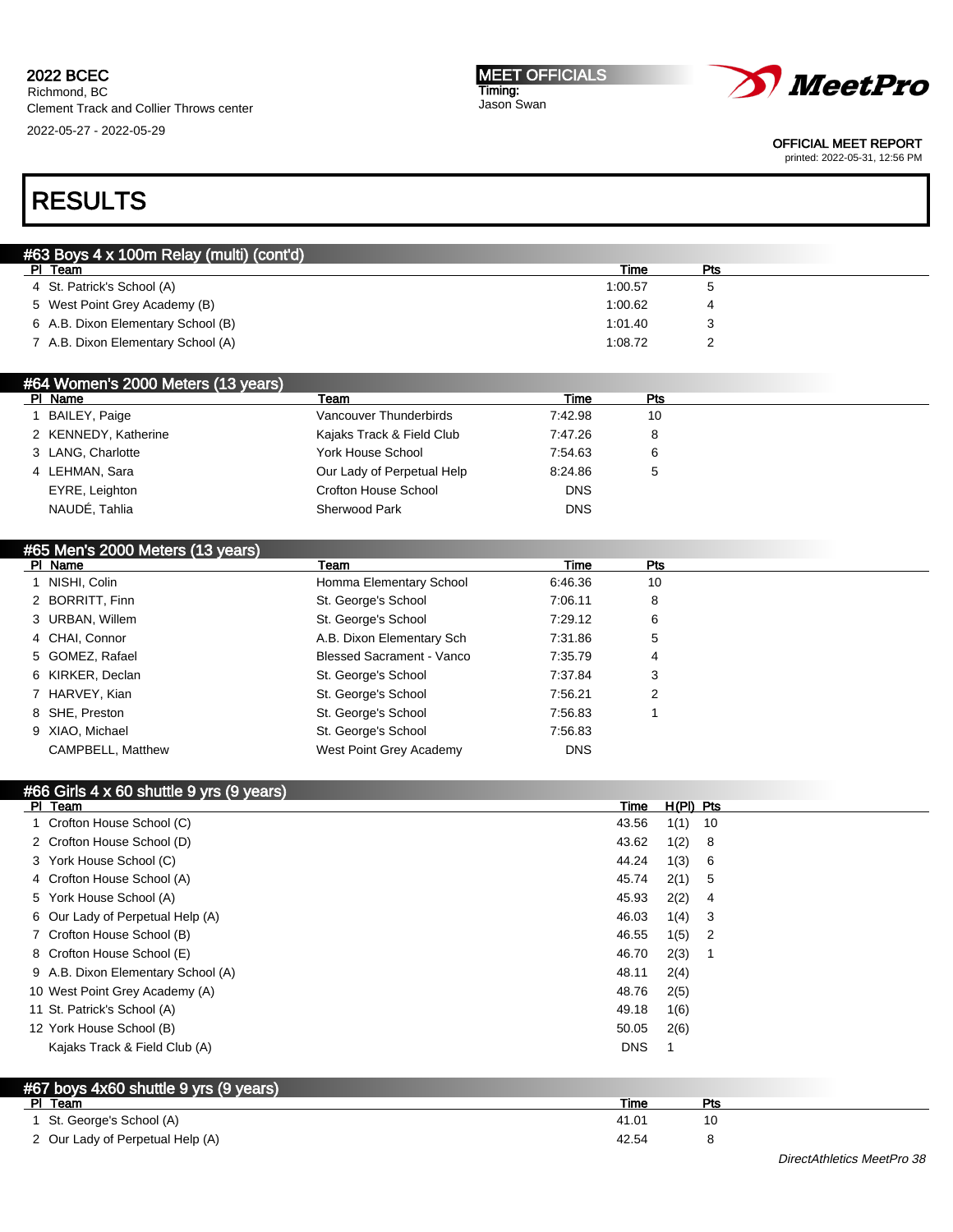2022 BCEC
Richmond, BC
Clement Track and Collier Throws center
2022-05-27 - 2022-05-29

MEET OFFICIALS
Timing:
Jason Swan

OFFICIAL MEET REPORT
printed: 2022-05-31, 12:56 PM

# RESULTS

## #63 Boys 4 x 100m Relay (multi) (cont'd)

| Pl | Team | Time | Pts |
|---|---|---|---|
| 4 | St. Patrick's School (A) | 1:00.57 | 5 |
| 5 | West Point Grey Academy (B) | 1:00.62 | 4 |
| 6 | A.B. Dixon Elementary School (B) | 1:01.40 | 3 |
| 7 | A.B. Dixon Elementary School (A) | 1:08.72 | 2 |

## #64 Women's 2000 Meters (13 years)

| Pl | Name | Team | Time | Pts |
|---|---|---|---|---|
| 1 | BAILEY, Paige | Vancouver Thunderbirds | 7:42.98 | 10 |
| 2 | KENNEDY, Katherine | Kajaks Track & Field Club | 7:47.26 | 8 |
| 3 | LANG, Charlotte | York House School | 7:54.63 | 6 |
| 4 | LEHMAN, Sara | Our Lady of Perpetual Help | 8:24.86 | 5 |
| | EYRE, Leighton | Crofton House School | DNS | |
| | NAUDÉ, Tahlia | Sherwood Park | DNS | |

## #65 Men's 2000 Meters (13 years)

| Pl | Name | Team | Time | Pts |
|---|---|---|---|---|
| 1 | NISHI, Colin | Homma Elementary School | 6:46.36 | 10 |
| 2 | BORRITT, Finn | St. George's School | 7:06.11 | 8 |
| 3 | URBAN, Willem | St. George's School | 7:29.12 | 6 |
| 4 | CHAI, Connor | A.B. Dixon Elementary Sch | 7:31.86 | 5 |
| 5 | GOMEZ, Rafael | Blessed Sacrament - Vanco | 7:35.79 | 4 |
| 6 | KIRKER, Declan | St. George's School | 7:37.84 | 3 |
| 7 | HARVEY, Kian | St. George's School | 7:56.21 | 2 |
| 8 | SHE, Preston | St. George's School | 7:56.83 | 1 |
| 9 | XIAO, Michael | St. George's School | 7:56.83 | |
| | CAMPBELL, Matthew | West Point Grey Academy | DNS | |

## #66 Girls 4 x 60 shuttle 9 yrs (9 years)

| Pl | Team | Time | H(Pl) | Pts |
|---|---|---|---|---|
| 1 | Crofton House School (C) | 43.56 | 1(1) | 10 |
| 2 | Crofton House School (D) | 43.62 | 1(2) | 8 |
| 3 | York House School (C) | 44.24 | 1(3) | 6 |
| 4 | Crofton House School (A) | 45.74 | 2(1) | 5 |
| 5 | York House School (A) | 45.93 | 2(2) | 4 |
| 6 | Our Lady of Perpetual Help (A) | 46.03 | 1(4) | 3 |
| 7 | Crofton House School (B) | 46.55 | 1(5) | 2 |
| 8 | Crofton House School (E) | 46.70 | 2(3) | 1 |
| 9 | A.B. Dixon Elementary School (A) | 48.11 | 2(4) | |
| 10 | West Point Grey Academy (A) | 48.76 | 2(5) | |
| 11 | St. Patrick's School (A) | 49.18 | 1(6) | |
| 12 | York House School (B) | 50.05 | 2(6) | |
| | Kajaks Track & Field Club (A) | DNS | 1 | |

## #67 boys 4x60 shuttle 9 yrs (9 years)

| Pl | Team | Time | Pts |
|---|---|---|---|
| 1 | St. George's School (A) | 41.01 | 10 |
| 2 | Our Lady of Perpetual Help (A) | 42.54 | 8 |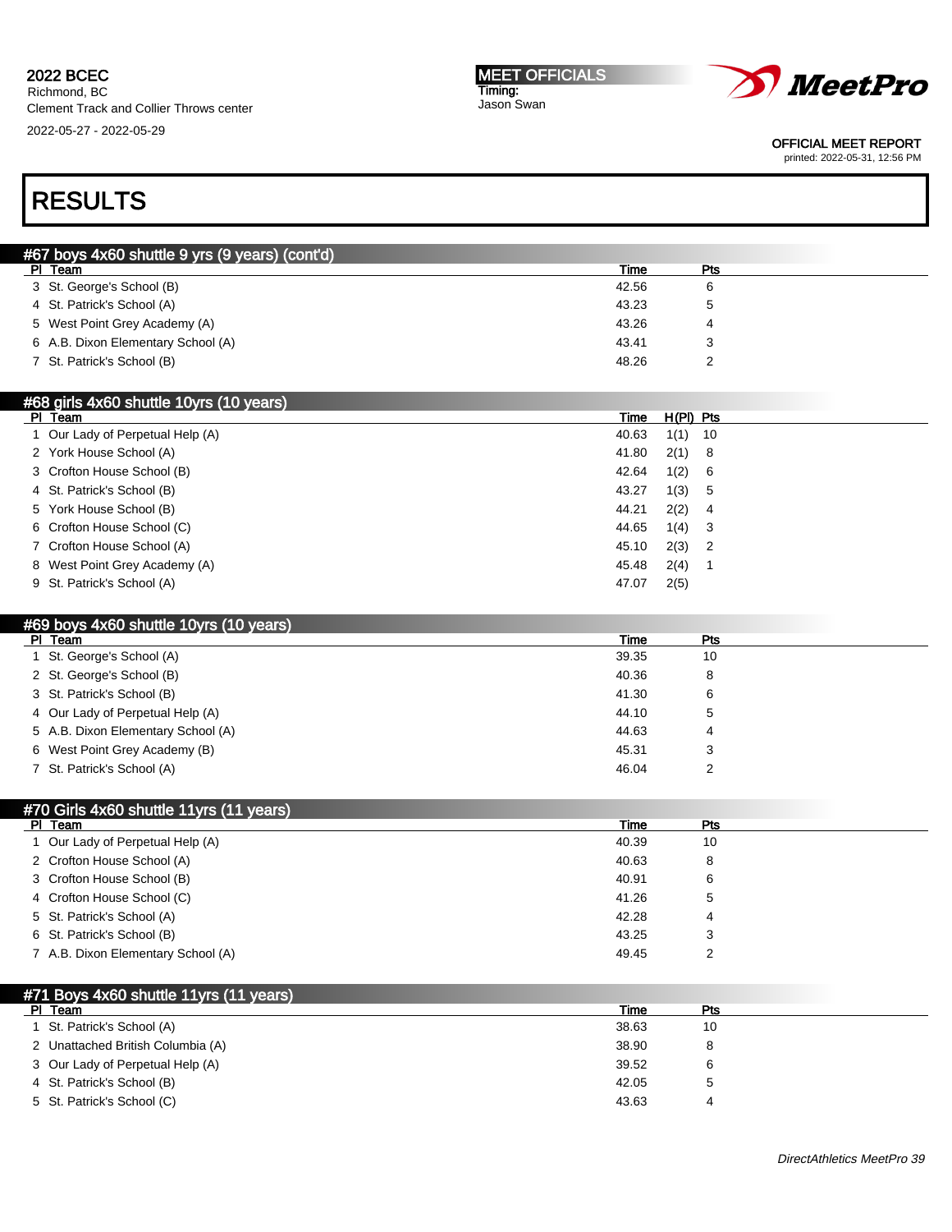# RESULTS

## #67 boys 4x60 shuttle 9 yrs (9 years) (cont'd)

| Pl | Team | Time | Pts |
|---|---|---|---|
| 3 | St. George's School (B) | 42.56 | 6 |
| 4 | St. Patrick's School (A) | 43.23 | 5 |
| 5 | West Point Grey Academy (A) | 43.26 | 4 |
| 6 | A.B. Dixon Elementary School (A) | 43.41 | 3 |
| 7 | St. Patrick's School (B) | 48.26 | 2 |

## #68 girls 4x60 shuttle 10yrs (10 years)

| Pl | Team | Time | H(Pl) | Pts |
|---|---|---|---|---|
| 1 | Our Lady of Perpetual Help (A) | 40.63 | 1(1) | 10 |
| 2 | York House School (A) | 41.80 | 2(1) | 8 |
| 3 | Crofton House School (B) | 42.64 | 1(2) | 6 |
| 4 | St. Patrick's School (B) | 43.27 | 1(3) | 5 |
| 5 | York House School (B) | 44.21 | 2(2) | 4 |
| 6 | Crofton House School (C) | 44.65 | 1(4) | 3 |
| 7 | Crofton House School (A) | 45.10 | 2(3) | 2 |
| 8 | West Point Grey Academy (A) | 45.48 | 2(4) | 1 |
| 9 | St. Patrick's School (A) | 47.07 | 2(5) | |

## #69 boys 4x60 shuttle 10yrs (10 years)

| Pl | Team | Time | Pts |
|---|---|---|---|
| 1 | St. George's School (A) | 39.35 | 10 |
| 2 | St. George's School (B) | 40.36 | 8 |
| 3 | St. Patrick's School (B) | 41.30 | 6 |
| 4 | Our Lady of Perpetual Help (A) | 44.10 | 5 |
| 5 | A.B. Dixon Elementary School (A) | 44.63 | 4 |
| 6 | West Point Grey Academy (B) | 45.31 | 3 |
| 7 | St. Patrick's School (A) | 46.04 | 2 |

## #70 Girls 4x60 shuttle 11yrs (11 years)

| Pl | Team | Time | Pts |
|---|---|---|---|
| 1 | Our Lady of Perpetual Help (A) | 40.39 | 10 |
| 2 | Crofton House School (A) | 40.63 | 8 |
| 3 | Crofton House School (B) | 40.91 | 6 |
| 4 | Crofton House School (C) | 41.26 | 5 |
| 5 | St. Patrick's School (A) | 42.28 | 4 |
| 6 | St. Patrick's School (B) | 43.25 | 3 |
| 7 | A.B. Dixon Elementary School (A) | 49.45 | 2 |

## #71 Boys 4x60 shuttle 11yrs (11 years)

| Pl | Team | Time | Pts |
|---|---|---|---|
| 1 | St. Patrick's School (A) | 38.63 | 10 |
| 2 | Unattached British Columbia (A) | 38.90 | 8 |
| 3 | Our Lady of Perpetual Help (A) | 39.52 | 6 |
| 4 | St. Patrick's School (B) | 42.05 | 5 |
| 5 | St. Patrick's School (C) | 43.63 | 4 |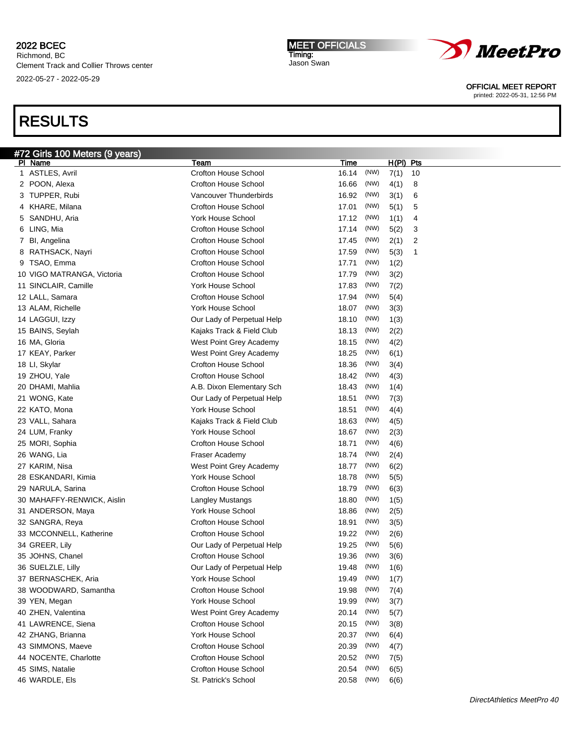**2022 BCEC**
Richmond, BC
Clement Track and Collier Throws center
2022-05-27 - 2022-05-29

**MEET OFFICIALS**
Timing:
Jason Swan

OFFICIAL MEET REPORT
printed: 2022-05-31, 12:56 PM

# RESULTS

## #72 Girls 100 Meters (9 years)

| Pl | Name | Team | Time | | H(Pl) | Pts |
|---|---|---|---|---|---|---|
| 1 | ASTLES, Avril | Crofton House School | 16.14 | (NW) | 7(1) | 10 |
| 2 | POON, Alexa | Crofton House School | 16.66 | (NW) | 4(1) | 8 |
| 3 | TUPPER, Rubi | Vancouver Thunderbirds | 16.92 | (NW) | 3(1) | 6 |
| 4 | KHARE, Milana | Crofton House School | 17.01 | (NW) | 5(1) | 5 |
| 5 | SANDHU, Aria | York House School | 17.12 | (NW) | 1(1) | 4 |
| 6 | LING, Mia | Crofton House School | 17.14 | (NW) | 5(2) | 3 |
| 7 | BI, Angelina | Crofton House School | 17.45 | (NW) | 2(1) | 2 |
| 8 | RATHSACK, Nayri | Crofton House School | 17.59 | (NW) | 5(3) | 1 |
| 9 | TSAO, Emma | Crofton House School | 17.71 | (NW) | 1(2) | |
| 10 | VIGO MATRANGA, Victoria | Crofton House School | 17.79 | (NW) | 3(2) | |
| 11 | SINCLAIR, Camille | York House School | 17.83 | (NW) | 7(2) | |
| 12 | LALL, Samara | Crofton House School | 17.94 | (NW) | 5(4) | |
| 13 | ALAM, Richelle | York House School | 18.07 | (NW) | 3(3) | |
| 14 | LAGGUI, Izzy | Our Lady of Perpetual Help | 18.10 | (NW) | 1(3) | |
| 15 | BAINS, Seylah | Kajaks Track & Field Club | 18.13 | (NW) | 2(2) | |
| 16 | MA, Gloria | West Point Grey Academy | 18.15 | (NW) | 4(2) | |
| 17 | KEAY, Parker | West Point Grey Academy | 18.25 | (NW) | 6(1) | |
| 18 | LI, Skylar | Crofton House School | 18.36 | (NW) | 3(4) | |
| 19 | ZHOU, Yale | Crofton House School | 18.42 | (NW) | 4(3) | |
| 20 | DHAMI, Mahlia | A.B. Dixon Elementary Sch | 18.43 | (NW) | 1(4) | |
| 21 | WONG, Kate | Our Lady of Perpetual Help | 18.51 | (NW) | 7(3) | |
| 22 | KATO, Mona | York House School | 18.51 | (NW) | 4(4) | |
| 23 | VALL, Sahara | Kajaks Track & Field Club | 18.63 | (NW) | 4(5) | |
| 24 | LUM, Franky | York House School | 18.67 | (NW) | 2(3) | |
| 25 | MORI, Sophia | Crofton House School | 18.71 | (NW) | 4(6) | |
| 26 | WANG, Lia | Fraser Academy | 18.74 | (NW) | 2(4) | |
| 27 | KARIM, Nisa | West Point Grey Academy | 18.77 | (NW) | 6(2) | |
| 28 | ESKANDARI, Kimia | York House School | 18.78 | (NW) | 5(5) | |
| 29 | NARULA, Sarina | Crofton House School | 18.79 | (NW) | 6(3) | |
| 30 | MAHAFFY-RENWICK, Aislin | Langley Mustangs | 18.80 | (NW) | 1(5) | |
| 31 | ANDERSON, Maya | York House School | 18.86 | (NW) | 2(5) | |
| 32 | SANGRA, Reya | Crofton House School | 18.91 | (NW) | 3(5) | |
| 33 | MCCONNELL, Katherine | Crofton House School | 19.22 | (NW) | 2(6) | |
| 34 | GREER, Lily | Our Lady of Perpetual Help | 19.25 | (NW) | 5(6) | |
| 35 | JOHNS, Chanel | Crofton House School | 19.36 | (NW) | 3(6) | |
| 36 | SUELZLE, Lilly | Our Lady of Perpetual Help | 19.48 | (NW) | 1(6) | |
| 37 | BERNASCHEK, Aria | York House School | 19.49 | (NW) | 1(7) | |
| 38 | WOODWARD, Samantha | Crofton House School | 19.98 | (NW) | 7(4) | |
| 39 | YEN, Megan | York House School | 19.99 | (NW) | 3(7) | |
| 40 | ZHEN, Valentina | West Point Grey Academy | 20.14 | (NW) | 5(7) | |
| 41 | LAWRENCE, Siena | Crofton House School | 20.15 | (NW) | 3(8) | |
| 42 | ZHANG, Brianna | York House School | 20.37 | (NW) | 6(4) | |
| 43 | SIMMONS, Maeve | Crofton House School | 20.39 | (NW) | 4(7) | |
| 44 | NOCENTE, Charlotte | Crofton House School | 20.52 | (NW) | 7(5) | |
| 45 | SIMS, Natalie | Crofton House School | 20.54 | (NW) | 6(5) | |
| 46 | WARDLE, Els | St. Patrick's School | 20.58 | (NW) | 6(6) | |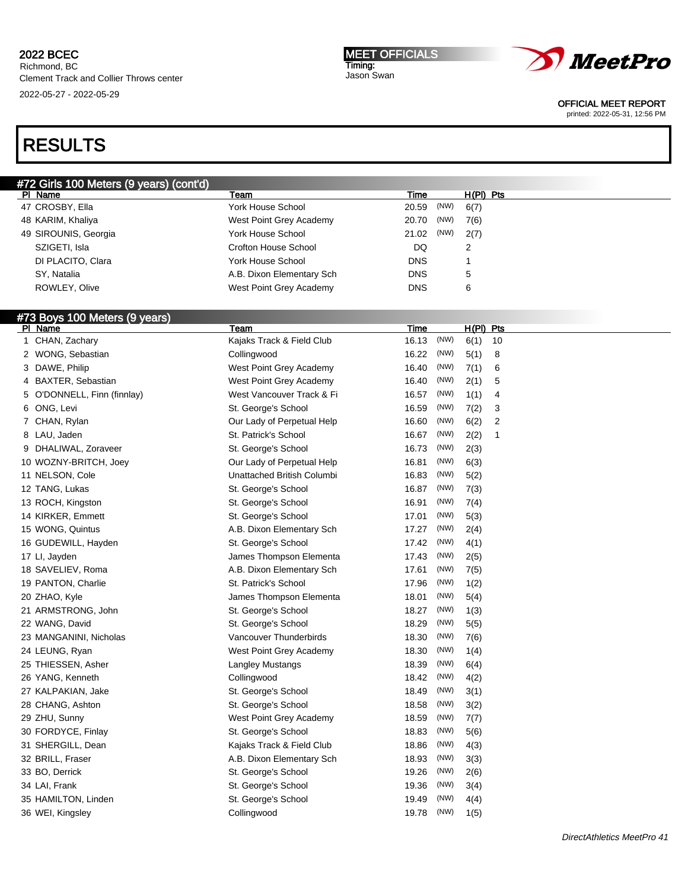2022 BCEC
Richmond, BC
Clement Track and Collier Throws center
2022-05-27 - 2022-05-29

MEET OFFICIALS
Timing:
Jason Swan

OFFICIAL MEET REPORT
printed: 2022-05-31, 12:56 PM

# RESULTS

## #72 Girls 100 Meters (9 years) (cont'd)

| Pl | Name | Team | Time | | H(Pl) | Pts |
|---|---|---|---|---|---|---|
| 47 | CROSBY, Ella | York House School | 20.59 | (NW) | 6(7) | |
| 48 | KARIM, Khaliya | West Point Grey Academy | 20.70 | (NW) | 7(6) | |
| 49 | SIROUNIS, Georgia | York House School | 21.02 | (NW) | 2(7) | |
| | SZIGETI, Isla | Crofton House School | DQ | | 2 | |
| | DI PLACITO, Clara | York House School | DNS | | 1 | |
| | SY, Natalia | A.B. Dixon Elementary Sch | DNS | | 5 | |
| | ROWLEY, Olive | West Point Grey Academy | DNS | | 6 | |

## #73 Boys 100 Meters (9 years)

| Pl | Name | Team | Time | | H(Pl) | Pts |
|---|---|---|---|---|---|---|
| 1 | CHAN, Zachary | Kajaks Track & Field Club | 16.13 | (NW) | 6(1) | 10 |
| 2 | WONG, Sebastian | Collingwood | 16.22 | (NW) | 5(1) | 8 |
| 3 | DAWE, Philip | West Point Grey Academy | 16.40 | (NW) | 7(1) | 6 |
| 4 | BAXTER, Sebastian | West Point Grey Academy | 16.40 | (NW) | 2(1) | 5 |
| 5 | O'DONNELL, Finn (finnlay) | West Vancouver Track & Fi | 16.57 | (NW) | 1(1) | 4 |
| 6 | ONG, Levi | St. George's School | 16.59 | (NW) | 7(2) | 3 |
| 7 | CHAN, Rylan | Our Lady of Perpetual Help | 16.60 | (NW) | 6(2) | 2 |
| 8 | LAU, Jaden | St. Patrick's School | 16.67 | (NW) | 2(2) | 1 |
| 9 | DHALIWAL, Zoraveer | St. George's School | 16.73 | (NW) | 2(3) | |
| 10 | WOZNY-BRITCH, Joey | Our Lady of Perpetual Help | 16.81 | (NW) | 6(3) | |
| 11 | NELSON, Cole | Unattached British Columbi | 16.83 | (NW) | 5(2) | |
| 12 | TANG, Lukas | St. George's School | 16.87 | (NW) | 7(3) | |
| 13 | ROCH, Kingston | St. George's School | 16.91 | (NW) | 7(4) | |
| 14 | KIRKER, Emmett | St. George's School | 17.01 | (NW) | 5(3) | |
| 15 | WONG, Quintus | A.B. Dixon Elementary Sch | 17.27 | (NW) | 2(4) | |
| 16 | GUDEWILL, Hayden | St. George's School | 17.42 | (NW) | 4(1) | |
| 17 | LI, Jayden | James Thompson Elementa | 17.43 | (NW) | 2(5) | |
| 18 | SAVELIEV, Roma | A.B. Dixon Elementary Sch | 17.61 | (NW) | 7(5) | |
| 19 | PANTON, Charlie | St. Patrick's School | 17.96 | (NW) | 1(2) | |
| 20 | ZHAO, Kyle | James Thompson Elementa | 18.01 | (NW) | 5(4) | |
| 21 | ARMSTRONG, John | St. George's School | 18.27 | (NW) | 1(3) | |
| 22 | WANG, David | St. George's School | 18.29 | (NW) | 5(5) | |
| 23 | MANGANINI, Nicholas | Vancouver Thunderbirds | 18.30 | (NW) | 7(6) | |
| 24 | LEUNG, Ryan | West Point Grey Academy | 18.30 | (NW) | 1(4) | |
| 25 | THIESSEN, Asher | Langley Mustangs | 18.39 | (NW) | 6(4) | |
| 26 | YANG, Kenneth | Collingwood | 18.42 | (NW) | 4(2) | |
| 27 | KALPAKIAN, Jake | St. George's School | 18.49 | (NW) | 3(1) | |
| 28 | CHANG, Ashton | St. George's School | 18.58 | (NW) | 3(2) | |
| 29 | ZHU, Sunny | West Point Grey Academy | 18.59 | (NW) | 7(7) | |
| 30 | FORDYCE, Finlay | St. George's School | 18.83 | (NW) | 5(6) | |
| 31 | SHERGILL, Dean | Kajaks Track & Field Club | 18.86 | (NW) | 4(3) | |
| 32 | BRILL, Fraser | A.B. Dixon Elementary Sch | 18.93 | (NW) | 3(3) | |
| 33 | BO, Derrick | St. George's School | 19.26 | (NW) | 2(6) | |
| 34 | LAI, Frank | St. George's School | 19.36 | (NW) | 3(4) | |
| 35 | HAMILTON, Linden | St. George's School | 19.49 | (NW) | 4(4) | |
| 36 | WEI, Kingsley | Collingwood | 19.78 | (NW) | 1(5) | |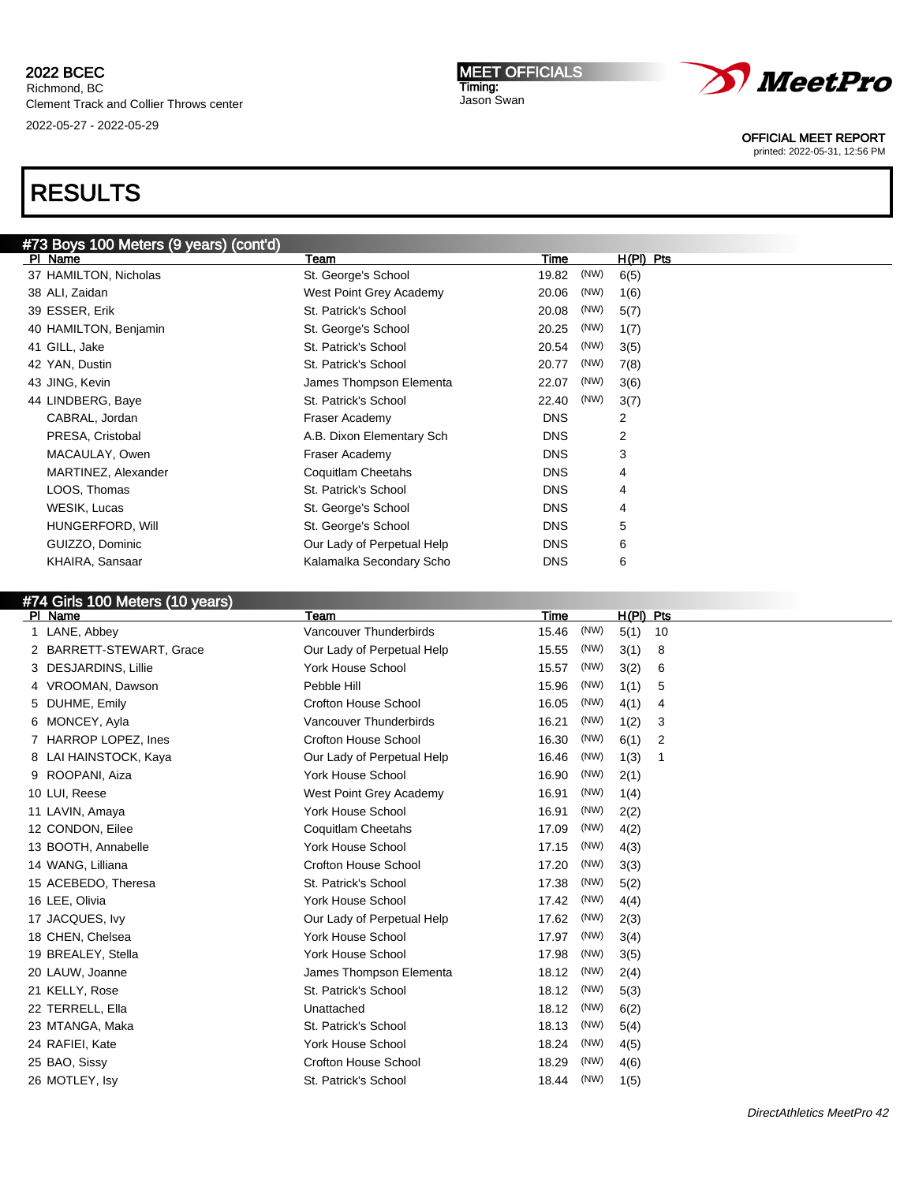2022 BCEC
Richmond, BC
Clement Track and Collier Throws center
2022-05-27 - 2022-05-29

MEET OFFICIALS
Timing:
Jason Swan

OFFICIAL MEET REPORT
printed: 2022-05-31, 12:56 PM

# RESULTS

## #73 Boys 100 Meters (9 years) (cont'd)

| Pl | Name | Team | Time | | H(Pl) | Pts |
|---|---|---|---|---|---|---|
| 37 | HAMILTON, Nicholas | St. George's School | 19.82 | (NW) | 6(5) | |
| 38 | ALI, Zaidan | West Point Grey Academy | 20.06 | (NW) | 1(6) | |
| 39 | ESSER, Erik | St. Patrick's School | 20.08 | (NW) | 5(7) | |
| 40 | HAMILTON, Benjamin | St. George's School | 20.25 | (NW) | 1(7) | |
| 41 | GILL, Jake | St. Patrick's School | 20.54 | (NW) | 3(5) | |
| 42 | YAN, Dustin | St. Patrick's School | 20.77 | (NW) | 7(8) | |
| 43 | JING, Kevin | James Thompson Elementa | 22.07 | (NW) | 3(6) | |
| 44 | LINDBERG, Baye | St. Patrick's School | 22.40 | (NW) | 3(7) | |
| | CABRAL, Jordan | Fraser Academy | DNS | | 2 | |
| | PRESA, Cristobal | A.B. Dixon Elementary Sch | DNS | | 2 | |
| | MACAULAY, Owen | Fraser Academy | DNS | | 3 | |
| | MARTINEZ, Alexander | Coquitlam Cheetahs | DNS | | 4 | |
| | LOOS, Thomas | St. Patrick's School | DNS | | 4 | |
| | WESIK, Lucas | St. George's School | DNS | | 4 | |
| | HUNGERFORD, Will | St. George's School | DNS | | 5 | |
| | GUIZZO, Dominic | Our Lady of Perpetual Help | DNS | | 6 | |
| | KHAIRA, Sansaar | Kalamalka Secondary Scho | DNS | | 6 | |

## #74 Girls 100 Meters (10 years)

| Pl | Name | Team | Time | | H(Pl) | Pts |
|---|---|---|---|---|---|---|
| 1 | LANE, Abbey | Vancouver Thunderbirds | 15.46 | (NW) | 5(1) | 10 |
| 2 | BARRETT-STEWART, Grace | Our Lady of Perpetual Help | 15.55 | (NW) | 3(1) | 8 |
| 3 | DESJARDINS, Lillie | York House School | 15.57 | (NW) | 3(2) | 6 |
| 4 | VROOMAN, Dawson | Pebble Hill | 15.96 | (NW) | 1(1) | 5 |
| 5 | DUHME, Emily | Crofton House School | 16.05 | (NW) | 4(1) | 4 |
| 6 | MONCEY, Ayla | Vancouver Thunderbirds | 16.21 | (NW) | 1(2) | 3 |
| 7 | HARROP LOPEZ, Ines | Crofton House School | 16.30 | (NW) | 6(1) | 2 |
| 8 | LAI HAINSTOCK, Kaya | Our Lady of Perpetual Help | 16.46 | (NW) | 1(3) | 1 |
| 9 | ROOPANI, Aiza | York House School | 16.90 | (NW) | 2(1) | |
| 10 | LUI, Reese | West Point Grey Academy | 16.91 | (NW) | 1(4) | |
| 11 | LAVIN, Amaya | York House School | 16.91 | (NW) | 2(2) | |
| 12 | CONDON, Eilee | Coquitlam Cheetahs | 17.09 | (NW) | 4(2) | |
| 13 | BOOTH, Annabelle | York House School | 17.15 | (NW) | 4(3) | |
| 14 | WANG, Lilliana | Crofton House School | 17.20 | (NW) | 3(3) | |
| 15 | ACEBEDO, Theresa | St. Patrick's School | 17.38 | (NW) | 5(2) | |
| 16 | LEE, Olivia | York House School | 17.42 | (NW) | 4(4) | |
| 17 | JACQUES, Ivy | Our Lady of Perpetual Help | 17.62 | (NW) | 2(3) | |
| 18 | CHEN, Chelsea | York House School | 17.97 | (NW) | 3(4) | |
| 19 | BREALEY, Stella | York House School | 17.98 | (NW) | 3(5) | |
| 20 | LAUW, Joanne | James Thompson Elementa | 18.12 | (NW) | 2(4) | |
| 21 | KELLY, Rose | St. Patrick's School | 18.12 | (NW) | 5(3) | |
| 22 | TERRELL, Ella | Unattached | 18.12 | (NW) | 6(2) | |
| 23 | MTANGA, Maka | St. Patrick's School | 18.13 | (NW) | 5(4) | |
| 24 | RAFIEI, Kate | York House School | 18.24 | (NW) | 4(5) | |
| 25 | BAO, Sissy | Crofton House School | 18.29 | (NW) | 4(6) | |
| 26 | MOTLEY, Isy | St. Patrick's School | 18.44 | (NW) | 1(5) | |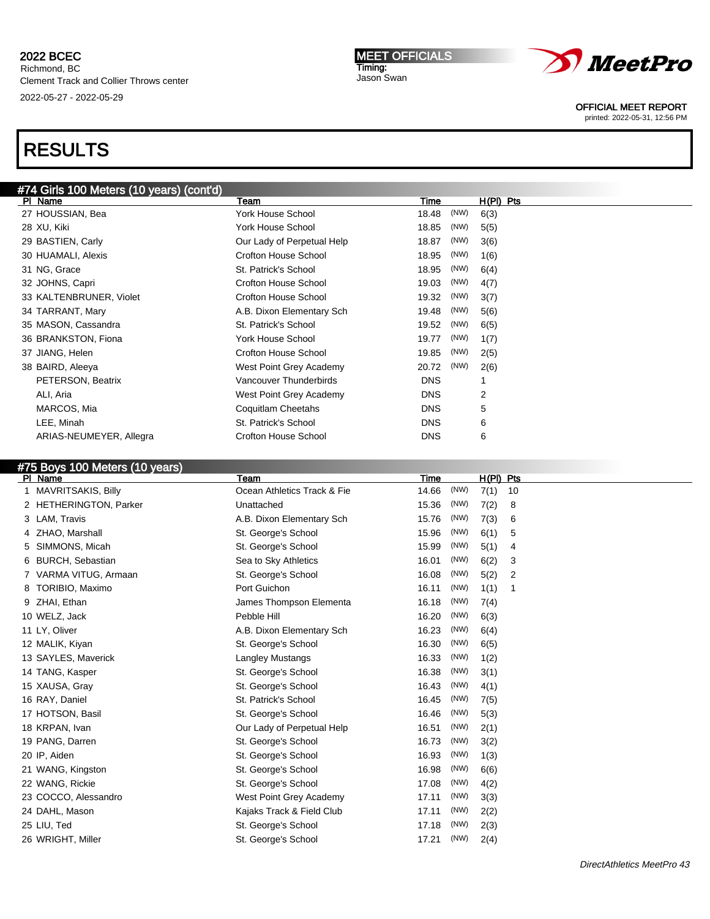# RESULTS

## #74 Girls 100 Meters (10 years) (cont'd)

| Pl | Name | Team | Time | | H(Pl) | Pts |
|---|---|---|---|---|---|---|
| 27 | HOUSSIAN, Bea | York House School | 18.48 | (NW) | 6(3) | |
| 28 | XU, Kiki | York House School | 18.85 | (NW) | 5(5) | |
| 29 | BASTIEN, Carly | Our Lady of Perpetual Help | 18.87 | (NW) | 3(6) | |
| 30 | HUAMALI, Alexis | Crofton House School | 18.95 | (NW) | 1(6) | |
| 31 | NG, Grace | St. Patrick's School | 18.95 | (NW) | 6(4) | |
| 32 | JOHNS, Capri | Crofton House School | 19.03 | (NW) | 4(7) | |
| 33 | KALTENBRUNER, Violet | Crofton House School | 19.32 | (NW) | 3(7) | |
| 34 | TARRANT, Mary | A.B. Dixon Elementary Sch | 19.48 | (NW) | 5(6) | |
| 35 | MASON, Cassandra | St. Patrick's School | 19.52 | (NW) | 6(5) | |
| 36 | BRANKSTON, Fiona | York House School | 19.77 | (NW) | 1(7) | |
| 37 | JIANG, Helen | Crofton House School | 19.85 | (NW) | 2(5) | |
| 38 | BAIRD, Aleeya | West Point Grey Academy | 20.72 | (NW) | 2(6) | |
| | PETERSON, Beatrix | Vancouver Thunderbirds | DNS | | 1 | |
| | ALI, Aria | West Point Grey Academy | DNS | | 2 | |
| | MARCOS, Mia | Coquitlam Cheetahs | DNS | | 5 | |
| | LEE, Minah | St. Patrick's School | DNS | | 6 | |
| | ARIAS-NEUMEYER, Allegra | Crofton House School | DNS | | 6 | |

## #75 Boys 100 Meters (10 years)

| Pl | Name | Team | Time | | H(Pl) | Pts |
|---|---|---|---|---|---|---|
| 1 | MAVRITSAKIS, Billy | Ocean Athletics Track & Fie | 14.66 | (NW) | 7(1) | 10 |
| 2 | HETHERINGTON, Parker | Unattached | 15.36 | (NW) | 7(2) | 8 |
| 3 | LAM, Travis | A.B. Dixon Elementary Sch | 15.76 | (NW) | 7(3) | 6 |
| 4 | ZHAO, Marshall | St. George's School | 15.96 | (NW) | 6(1) | 5 |
| 5 | SIMMONS, Micah | St. George's School | 15.99 | (NW) | 5(1) | 4 |
| 6 | BURCH, Sebastian | Sea to Sky Athletics | 16.01 | (NW) | 6(2) | 3 |
| 7 | VARMA VITUG, Armaan | St. George's School | 16.08 | (NW) | 5(2) | 2 |
| 8 | TORIBIO, Maximo | Port Guichon | 16.11 | (NW) | 1(1) | 1 |
| 9 | ZHAI, Ethan | James Thompson Elementa | 16.18 | (NW) | 7(4) | |
| 10 | WELZ, Jack | Pebble Hill | 16.20 | (NW) | 6(3) | |
| 11 | LY, Oliver | A.B. Dixon Elementary Sch | 16.23 | (NW) | 6(4) | |
| 12 | MALIK, Kiyan | St. George's School | 16.30 | (NW) | 6(5) | |
| 13 | SAYLES, Maverick | Langley Mustangs | 16.33 | (NW) | 1(2) | |
| 14 | TANG, Kasper | St. George's School | 16.38 | (NW) | 3(1) | |
| 15 | XAUSA, Gray | St. George's School | 16.43 | (NW) | 4(1) | |
| 16 | RAY, Daniel | St. Patrick's School | 16.45 | (NW) | 7(5) | |
| 17 | HOTSON, Basil | St. George's School | 16.46 | (NW) | 5(3) | |
| 18 | KRPAN, Ivan | Our Lady of Perpetual Help | 16.51 | (NW) | 2(1) | |
| 19 | PANG, Darren | St. George's School | 16.73 | (NW) | 3(2) | |
| 20 | IP, Aiden | St. George's School | 16.93 | (NW) | 1(3) | |
| 21 | WANG, Kingston | St. George's School | 16.98 | (NW) | 6(6) | |
| 22 | WANG, Rickie | St. George's School | 17.08 | (NW) | 4(2) | |
| 23 | COCCO, Alessandro | West Point Grey Academy | 17.11 | (NW) | 3(3) | |
| 24 | DAHL, Mason | Kajaks Track & Field Club | 17.11 | (NW) | 2(2) | |
| 25 | LIU, Ted | St. George's School | 17.18 | (NW) | 2(3) | |
| 26 | WRIGHT, Miller | St. George's School | 17.21 | (NW) | 2(4) | |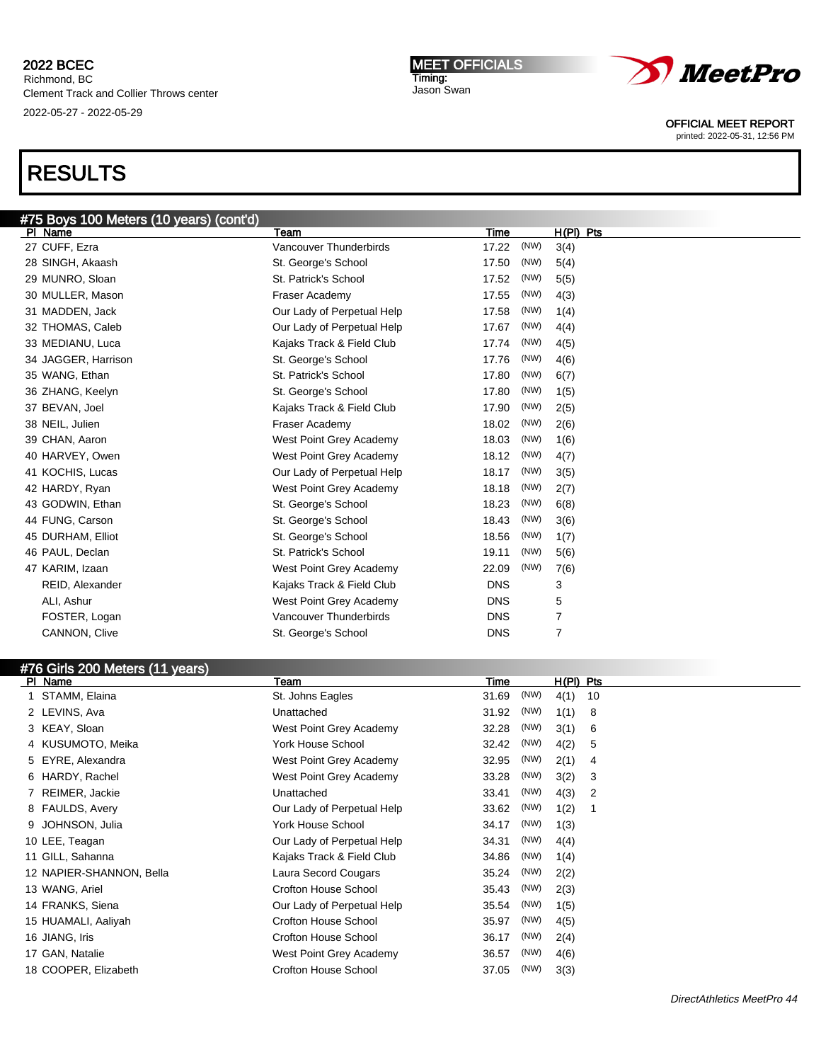2022 BCEC
Richmond, BC
Clement Track and Collier Throws center
2022-05-27 - 2022-05-29

MEET OFFICIALS
Timing:
Jason Swan

OFFICIAL MEET REPORT
printed: 2022-05-31, 12:56 PM

# RESULTS

## #75 Boys 100 Meters (10 years) (cont'd)

| Pl | Name | Team | Time | | H(Pl) | Pts |
|---|---|---|---|---|---|---|
| 27 | CUFF, Ezra | Vancouver Thunderbirds | 17.22 | (NW) | 3(4) | |
| 28 | SINGH, Akaash | St. George's School | 17.50 | (NW) | 5(4) | |
| 29 | MUNRO, Sloan | St. Patrick's School | 17.52 | (NW) | 5(5) | |
| 30 | MULLER, Mason | Fraser Academy | 17.55 | (NW) | 4(3) | |
| 31 | MADDEN, Jack | Our Lady of Perpetual Help | 17.58 | (NW) | 1(4) | |
| 32 | THOMAS, Caleb | Our Lady of Perpetual Help | 17.67 | (NW) | 4(4) | |
| 33 | MEDIANU, Luca | Kajaks Track & Field Club | 17.74 | (NW) | 4(5) | |
| 34 | JAGGER, Harrison | St. George's School | 17.76 | (NW) | 4(6) | |
| 35 | WANG, Ethan | St. Patrick's School | 17.80 | (NW) | 6(7) | |
| 36 | ZHANG, Keelyn | St. George's School | 17.80 | (NW) | 1(5) | |
| 37 | BEVAN, Joel | Kajaks Track & Field Club | 17.90 | (NW) | 2(5) | |
| 38 | NEIL, Julien | Fraser Academy | 18.02 | (NW) | 2(6) | |
| 39 | CHAN, Aaron | West Point Grey Academy | 18.03 | (NW) | 1(6) | |
| 40 | HARVEY, Owen | West Point Grey Academy | 18.12 | (NW) | 4(7) | |
| 41 | KOCHIS, Lucas | Our Lady of Perpetual Help | 18.17 | (NW) | 3(5) | |
| 42 | HARDY, Ryan | West Point Grey Academy | 18.18 | (NW) | 2(7) | |
| 43 | GODWIN, Ethan | St. George's School | 18.23 | (NW) | 6(8) | |
| 44 | FUNG, Carson | St. George's School | 18.43 | (NW) | 3(6) | |
| 45 | DURHAM, Elliot | St. George's School | 18.56 | (NW) | 1(7) | |
| 46 | PAUL, Declan | St. Patrick's School | 19.11 | (NW) | 5(6) | |
| 47 | KARIM, Izaan | West Point Grey Academy | 22.09 | (NW) | 7(6) | |
| | REID, Alexander | Kajaks Track & Field Club | DNS | | 3 | |
| | ALI, Ashur | West Point Grey Academy | DNS | | 5 | |
| | FOSTER, Logan | Vancouver Thunderbirds | DNS | | 7 | |
| | CANNON, Clive | St. George's School | DNS | | 7 | |

## #76 Girls 200 Meters (11 years)

| Pl | Name | Team | Time | | H(Pl) | Pts |
|---|---|---|---|---|---|---|
| 1 | STAMM, Elaina | St. Johns Eagles | 31.69 | (NW) | 4(1) | 10 |
| 2 | LEVINS, Ava | Unattached | 31.92 | (NW) | 1(1) | 8 |
| 3 | KEAY, Sloan | West Point Grey Academy | 32.28 | (NW) | 3(1) | 6 |
| 4 | KUSUMOTO, Meika | York House School | 32.42 | (NW) | 4(2) | 5 |
| 5 | EYRE, Alexandra | West Point Grey Academy | 32.95 | (NW) | 2(1) | 4 |
| 6 | HARDY, Rachel | West Point Grey Academy | 33.28 | (NW) | 3(2) | 3 |
| 7 | REIMER, Jackie | Unattached | 33.41 | (NW) | 4(3) | 2 |
| 8 | FAULDS, Avery | Our Lady of Perpetual Help | 33.62 | (NW) | 1(2) | 1 |
| 9 | JOHNSON, Julia | York House School | 34.17 | (NW) | 1(3) | |
| 10 | LEE, Teagan | Our Lady of Perpetual Help | 34.31 | (NW) | 4(4) | |
| 11 | GILL, Sahanna | Kajaks Track & Field Club | 34.86 | (NW) | 1(4) | |
| 12 | NAPIER-SHANNON, Bella | Laura Secord Cougars | 35.24 | (NW) | 2(2) | |
| 13 | WANG, Ariel | Crofton House School | 35.43 | (NW) | 2(3) | |
| 14 | FRANKS, Siena | Our Lady of Perpetual Help | 35.54 | (NW) | 1(5) | |
| 15 | HUAMALI, Aaliyah | Crofton House School | 35.97 | (NW) | 4(5) | |
| 16 | JIANG, Iris | Crofton House School | 36.17 | (NW) | 2(4) | |
| 17 | GAN, Natalie | West Point Grey Academy | 36.57 | (NW) | 4(6) | |
| 18 | COOPER, Elizabeth | Crofton House School | 37.05 | (NW) | 3(3) | |

DirectAthletics MeetPro 44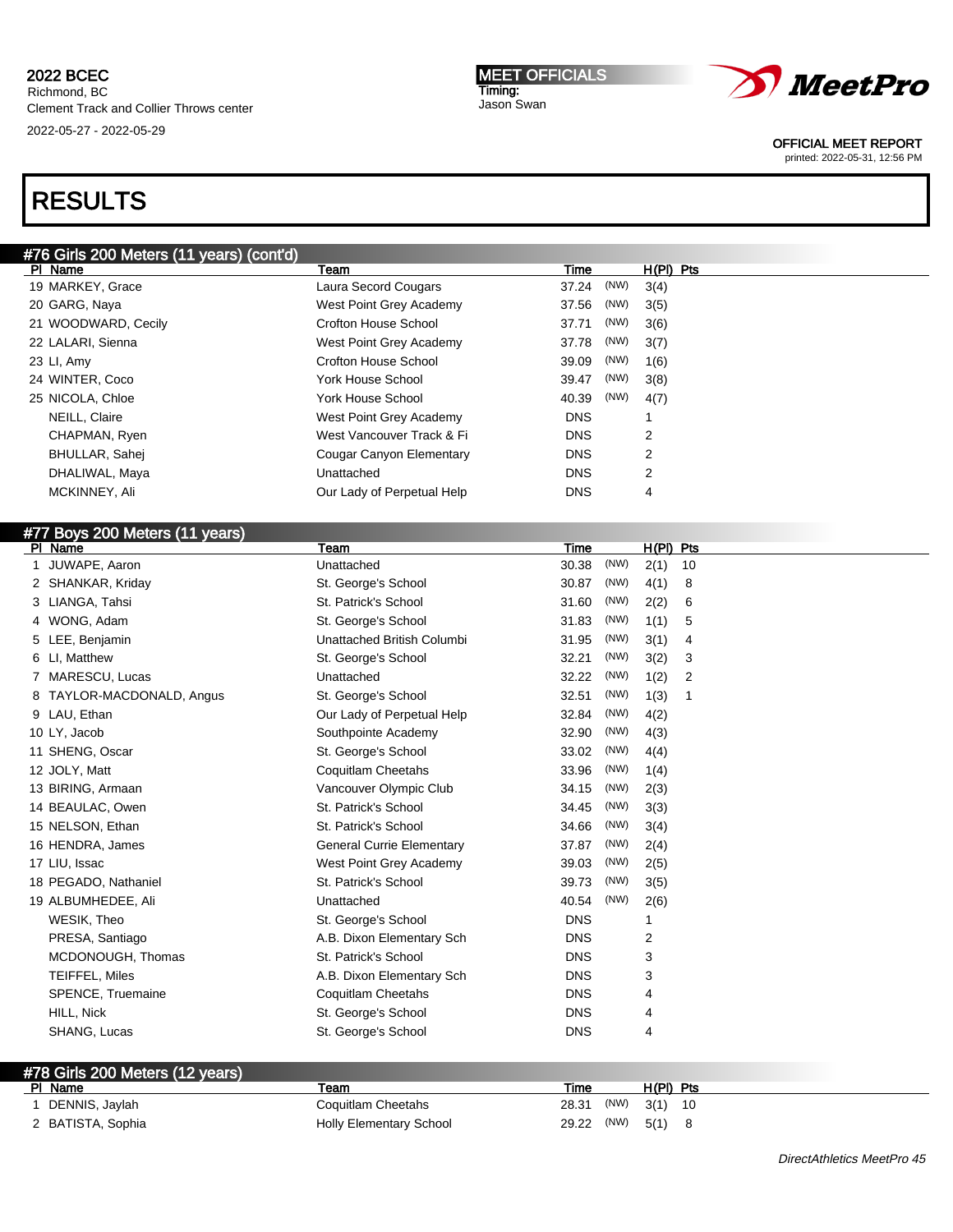# RESULTS

## #76 Girls 200 Meters (11 years) (cont'd)

| Pl | Name | Team | Time | | H(Pl) | Pts |
|---|---|---|---|---|---|---|
| 19 | MARKEY, Grace | Laura Secord Cougars | 37.24 | (NW) | 3(4) | |
| 20 | GARG, Naya | West Point Grey Academy | 37.56 | (NW) | 3(5) | |
| 21 | WOODWARD, Cecily | Crofton House School | 37.71 | (NW) | 3(6) | |
| 22 | LALARI, Sienna | West Point Grey Academy | 37.78 | (NW) | 3(7) | |
| 23 | LI, Amy | Crofton House School | 39.09 | (NW) | 1(6) | |
| 24 | WINTER, Coco | York House School | 39.47 | (NW) | 3(8) | |
| 25 | NICOLA, Chloe | York House School | 40.39 | (NW) | 4(7) | |
| | NEILL, Claire | West Point Grey Academy | DNS | | 1 | |
| | CHAPMAN, Ryen | West Vancouver Track & Fi | DNS | | 2 | |
| | BHULLAR, Sahej | Cougar Canyon Elementary | DNS | | 2 | |
| | DHALIWAL, Maya | Unattached | DNS | | 2 | |
| | MCKINNEY, Ali | Our Lady of Perpetual Help | DNS | | 4 | |

## #77 Boys 200 Meters (11 years)

| Pl | Name | Team | Time | | H(Pl) | Pts |
|---|---|---|---|---|---|---|
| 1 | JUWAPE, Aaron | Unattached | 30.38 | (NW) | 2(1) | 10 |
| 2 | SHANKAR, Kriday | St. George's School | 30.87 | (NW) | 4(1) | 8 |
| 3 | LIANGA, Tahsi | St. Patrick's School | 31.60 | (NW) | 2(2) | 6 |
| 4 | WONG, Adam | St. George's School | 31.83 | (NW) | 1(1) | 5 |
| 5 | LEE, Benjamin | Unattached British Columbi | 31.95 | (NW) | 3(1) | 4 |
| 6 | LI, Matthew | St. George's School | 32.21 | (NW) | 3(2) | 3 |
| 7 | MARESCU, Lucas | Unattached | 32.22 | (NW) | 1(2) | 2 |
| 8 | TAYLOR-MACDONALD, Angus | St. George's School | 32.51 | (NW) | 1(3) | 1 |
| 9 | LAU, Ethan | Our Lady of Perpetual Help | 32.84 | (NW) | 4(2) | |
| 10 | LY, Jacob | Southpointe Academy | 32.90 | (NW) | 4(3) | |
| 11 | SHENG, Oscar | St. George's School | 33.02 | (NW) | 4(4) | |
| 12 | JOLY, Matt | Coquitlam Cheetahs | 33.96 | (NW) | 1(4) | |
| 13 | BIRING, Armaan | Vancouver Olympic Club | 34.15 | (NW) | 2(3) | |
| 14 | BEAULAC, Owen | St. Patrick's School | 34.45 | (NW) | 3(3) | |
| 15 | NELSON, Ethan | St. Patrick's School | 34.66 | (NW) | 3(4) | |
| 16 | HENDRA, James | General Currie Elementary | 37.87 | (NW) | 2(4) | |
| 17 | LIU, Issac | West Point Grey Academy | 39.03 | (NW) | 2(5) | |
| 18 | PEGADO, Nathaniel | St. Patrick's School | 39.73 | (NW) | 3(5) | |
| 19 | ALBUMHEDEE, Ali | Unattached | 40.54 | (NW) | 2(6) | |
| | WESIK, Theo | St. George's School | DNS | | 1 | |
| | PRESA, Santiago | A.B. Dixon Elementary Sch | DNS | | 2 | |
| | MCDONOUGH, Thomas | St. Patrick's School | DNS | | 3 | |
| | TEIFFEL, Miles | A.B. Dixon Elementary Sch | DNS | | 3 | |
| | SPENCE, Truemaine | Coquitlam Cheetahs | DNS | | 4 | |
| | HILL, Nick | St. George's School | DNS | | 4 | |
| | SHANG, Lucas | St. George's School | DNS | | 4 | |

## #78 Girls 200 Meters (12 years)

| Pl | Name | Team | Time | | H(Pl) | Pts |
|---|---|---|---|---|---|---|
| 1 | DENNIS, Jaylah | Coquitlam Cheetahs | 28.31 | (NW) | 3(1) | 10 |
| 2 | BATISTA, Sophia | Holly Elementary School | 29.22 | (NW) | 5(1) | 8 |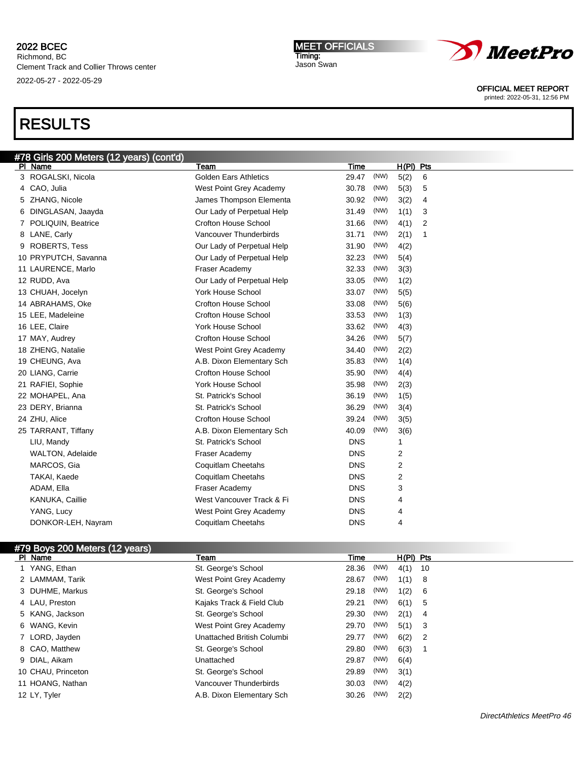## RESULTS

### #78 Girls 200 Meters (12 years) (cont'd)

| Pl | Name | Team | Time | | H(Pl) | Pts |
|---|---|---|---|---|---|---|
| 3 | ROGALSKI, Nicola | Golden Ears Athletics | 29.47 | (NW) | 5(2) | 6 |
| 4 | CAO, Julia | West Point Grey Academy | 30.78 | (NW) | 5(3) | 5 |
| 5 | ZHANG, Nicole | James Thompson Elementa | 30.92 | (NW) | 3(2) | 4 |
| 6 | DINGLASAN, Jaayda | Our Lady of Perpetual Help | 31.49 | (NW) | 1(1) | 3 |
| 7 | POLIQUIN, Beatrice | Crofton House School | 31.66 | (NW) | 4(1) | 2 |
| 8 | LANE, Carly | Vancouver Thunderbirds | 31.71 | (NW) | 2(1) | 1 |
| 9 | ROBERTS, Tess | Our Lady of Perpetual Help | 31.90 | (NW) | 4(2) | |
| 10 | PRYPUTCH, Savanna | Our Lady of Perpetual Help | 32.23 | (NW) | 5(4) | |
| 11 | LAURENCE, Marlo | Fraser Academy | 32.33 | (NW) | 3(3) | |
| 12 | RUDD, Ava | Our Lady of Perpetual Help | 33.05 | (NW) | 1(2) | |
| 13 | CHUAH, Jocelyn | York House School | 33.07 | (NW) | 5(5) | |
| 14 | ABRAHAMS, Oke | Crofton House School | 33.08 | (NW) | 5(6) | |
| 15 | LEE, Madeleine | Crofton House School | 33.53 | (NW) | 1(3) | |
| 16 | LEE, Claire | York House School | 33.62 | (NW) | 4(3) | |
| 17 | MAY, Audrey | Crofton House School | 34.26 | (NW) | 5(7) | |
| 18 | ZHENG, Natalie | West Point Grey Academy | 34.40 | (NW) | 2(2) | |
| 19 | CHEUNG, Ava | A.B. Dixon Elementary Sch | 35.83 | (NW) | 1(4) | |
| 20 | LIANG, Carrie | Crofton House School | 35.90 | (NW) | 4(4) | |
| 21 | RAFIEI, Sophie | York House School | 35.98 | (NW) | 2(3) | |
| 22 | MOHAPEL, Ana | St. Patrick's School | 36.19 | (NW) | 1(5) | |
| 23 | DERY, Brianna | St. Patrick's School | 36.29 | (NW) | 3(4) | |
| 24 | ZHU, Alice | Crofton House School | 39.24 | (NW) | 3(5) | |
| 25 | TARRANT, Tiffany | A.B. Dixon Elementary Sch | 40.09 | (NW) | 3(6) | |
| | LIU, Mandy | St. Patrick's School | DNS | | 1 | |
| | WALTON, Adelaide | Fraser Academy | DNS | | 2 | |
| | MARCOS, Gia | Coquitlam Cheetahs | DNS | | 2 | |
| | TAKAI, Kaede | Coquitlam Cheetahs | DNS | | 2 | |
| | ADAM, Ella | Fraser Academy | DNS | | 3 | |
| | KANUKA, Caillie | West Vancouver Track & Fi | DNS | | 4 | |
| | YANG, Lucy | West Point Grey Academy | DNS | | 4 | |
| | DONKOR-LEH, Nayram | Coquitlam Cheetahs | DNS | | 4 | |

### #79 Boys 200 Meters (12 years)

| Pl | Name | Team | Time | | H(Pl) | Pts |
|---|---|---|---|---|---|---|
| 1 | YANG, Ethan | St. George's School | 28.36 | (NW) | 4(1) | 10 |
| 2 | LAMMAM, Tarik | West Point Grey Academy | 28.67 | (NW) | 1(1) | 8 |
| 3 | DUHME, Markus | St. George's School | 29.18 | (NW) | 1(2) | 6 |
| 4 | LAU, Preston | Kajaks Track & Field Club | 29.21 | (NW) | 6(1) | 5 |
| 5 | KANG, Jackson | St. George's School | 29.30 | (NW) | 2(1) | 4 |
| 6 | WANG, Kevin | West Point Grey Academy | 29.70 | (NW) | 5(1) | 3 |
| 7 | LORD, Jayden | Unattached British Columbi | 29.77 | (NW) | 6(2) | 2 |
| 8 | CAO, Matthew | St. George's School | 29.80 | (NW) | 6(3) | 1 |
| 9 | DIAL, Aikam | Unattached | 29.87 | (NW) | 6(4) | |
| 10 | CHAU, Princeton | St. George's School | 29.89 | (NW) | 3(1) | |
| 11 | HOANG, Nathan | Vancouver Thunderbirds | 30.03 | (NW) | 4(2) | |
| 12 | LY, Tyler | A.B. Dixon Elementary Sch | 30.26 | (NW) | 2(2) | |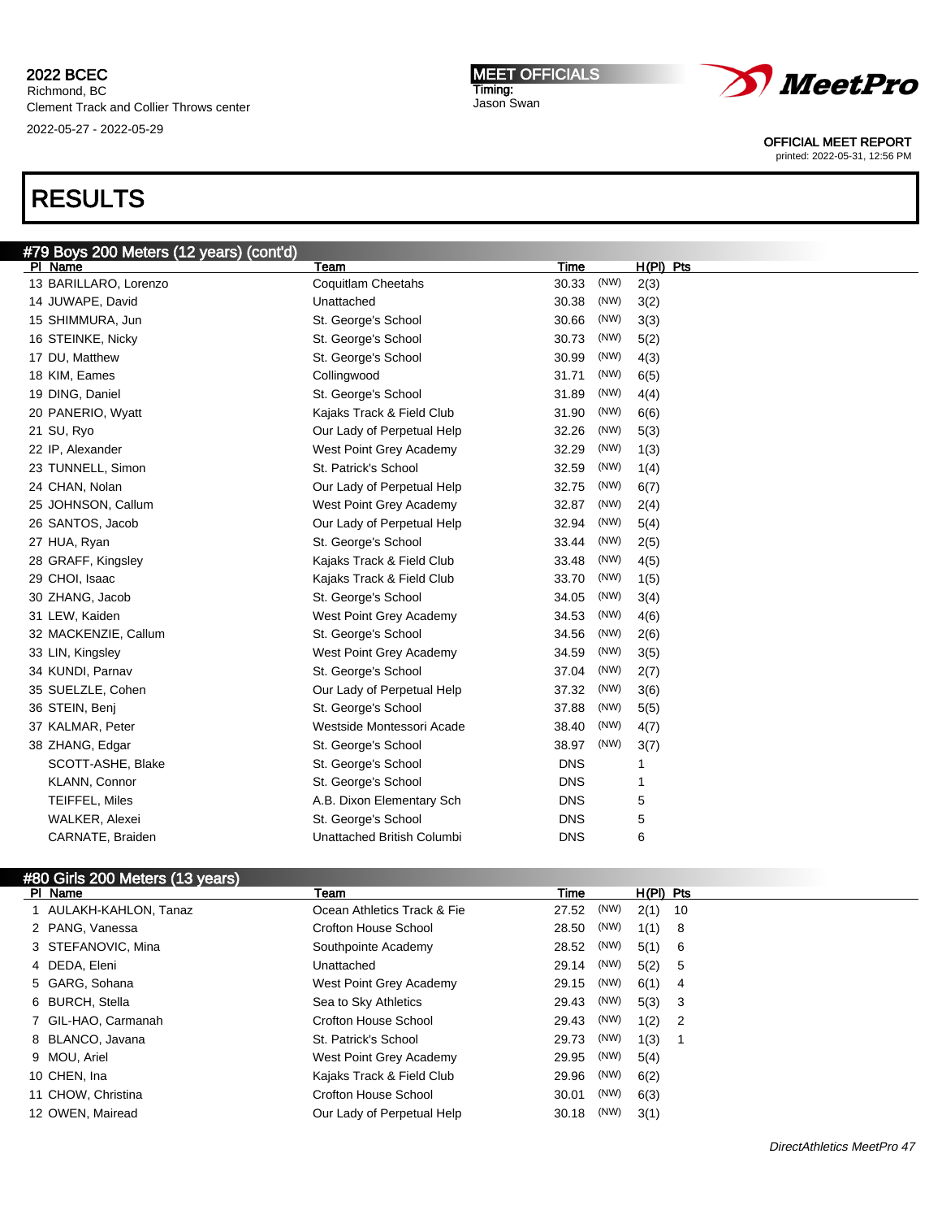2022 BCEC
Richmond, BC
Clement Track and Collier Throws center
2022-05-27 - 2022-05-29

MEET OFFICIALS
Timing:
Jason Swan

OFFICIAL MEET REPORT
printed: 2022-05-31, 12:56 PM

# RESULTS

## #79 Boys 200 Meters (12 years) (cont'd)

| Pl | Name | Team | Time | | H(Pl) | Pts |
|---|---|---|---|---|---|---|
| 13 | BARILLARO, Lorenzo | Coquitlam Cheetahs | 30.33 | (NW) | 2(3) | |
| 14 | JUWAPE, David | Unattached | 30.38 | (NW) | 3(2) | |
| 15 | SHIMMURA, Jun | St. George's School | 30.66 | (NW) | 3(3) | |
| 16 | STEINKE, Nicky | St. George's School | 30.73 | (NW) | 5(2) | |
| 17 | DU, Matthew | St. George's School | 30.99 | (NW) | 4(3) | |
| 18 | KIM, Eames | Collingwood | 31.71 | (NW) | 6(5) | |
| 19 | DING, Daniel | St. George's School | 31.89 | (NW) | 4(4) | |
| 20 | PANERIO, Wyatt | Kajaks Track & Field Club | 31.90 | (NW) | 6(6) | |
| 21 | SU, Ryo | Our Lady of Perpetual Help | 32.26 | (NW) | 5(3) | |
| 22 | IP, Alexander | West Point Grey Academy | 32.29 | (NW) | 1(3) | |
| 23 | TUNNELL, Simon | St. Patrick's School | 32.59 | (NW) | 1(4) | |
| 24 | CHAN, Nolan | Our Lady of Perpetual Help | 32.75 | (NW) | 6(7) | |
| 25 | JOHNSON, Callum | West Point Grey Academy | 32.87 | (NW) | 2(4) | |
| 26 | SANTOS, Jacob | Our Lady of Perpetual Help | 32.94 | (NW) | 5(4) | |
| 27 | HUA, Ryan | St. George's School | 33.44 | (NW) | 2(5) | |
| 28 | GRAFF, Kingsley | Kajaks Track & Field Club | 33.48 | (NW) | 4(5) | |
| 29 | CHOI, Isaac | Kajaks Track & Field Club | 33.70 | (NW) | 1(5) | |
| 30 | ZHANG, Jacob | St. George's School | 34.05 | (NW) | 3(4) | |
| 31 | LEW, Kaiden | West Point Grey Academy | 34.53 | (NW) | 4(6) | |
| 32 | MACKENZIE, Callum | St. George's School | 34.56 | (NW) | 2(6) | |
| 33 | LIN, Kingsley | West Point Grey Academy | 34.59 | (NW) | 3(5) | |
| 34 | KUNDI, Parnav | St. George's School | 37.04 | (NW) | 2(7) | |
| 35 | SUELZLE, Cohen | Our Lady of Perpetual Help | 37.32 | (NW) | 3(6) | |
| 36 | STEIN, Benj | St. George's School | 37.88 | (NW) | 5(5) | |
| 37 | KALMAR, Peter | Westside Montessori Acade | 38.40 | (NW) | 4(7) | |
| 38 | ZHANG, Edgar | St. George's School | 38.97 | (NW) | 3(7) | |
| | SCOTT-ASHE, Blake | St. George's School | DNS | | 1 | |
| | KLANN, Connor | St. George's School | DNS | | 1 | |
| | TEIFFEL, Miles | A.B. Dixon Elementary Sch | DNS | | 5 | |
| | WALKER, Alexei | St. George's School | DNS | | 5 | |
| | CARNATE, Braiden | Unattached British Columbi | DNS | | 6 | |

## #80 Girls 200 Meters (13 years)

| Pl | Name | Team | Time | | H(Pl) | Pts |
|---|---|---|---|---|---|---|
| 1 | AULAKH-KAHLON, Tanaz | Ocean Athletics Track & Fie | 27.52 | (NW) | 2(1) | 10 |
| 2 | PANG, Vanessa | Crofton House School | 28.50 | (NW) | 1(1) | 8 |
| 3 | STEFANOVIC, Mina | Southpointe Academy | 28.52 | (NW) | 5(1) | 6 |
| 4 | DEDA, Eleni | Unattached | 29.14 | (NW) | 5(2) | 5 |
| 5 | GARG, Sohana | West Point Grey Academy | 29.15 | (NW) | 6(1) | 4 |
| 6 | BURCH, Stella | Sea to Sky Athletics | 29.43 | (NW) | 5(3) | 3 |
| 7 | GIL-HAO, Carmanah | Crofton House School | 29.43 | (NW) | 1(2) | 2 |
| 8 | BLANCO, Javana | St. Patrick's School | 29.73 | (NW) | 1(3) | 1 |
| 9 | MOU, Ariel | West Point Grey Academy | 29.95 | (NW) | 5(4) | |
| 10 | CHEN, Ina | Kajaks Track & Field Club | 29.96 | (NW) | 6(2) | |
| 11 | CHOW, Christina | Crofton House School | 30.01 | (NW) | 6(3) | |
| 12 | OWEN, Mairead | Our Lady of Perpetual Help | 30.18 | (NW) | 3(1) | |

DirectAthletics MeetPro 47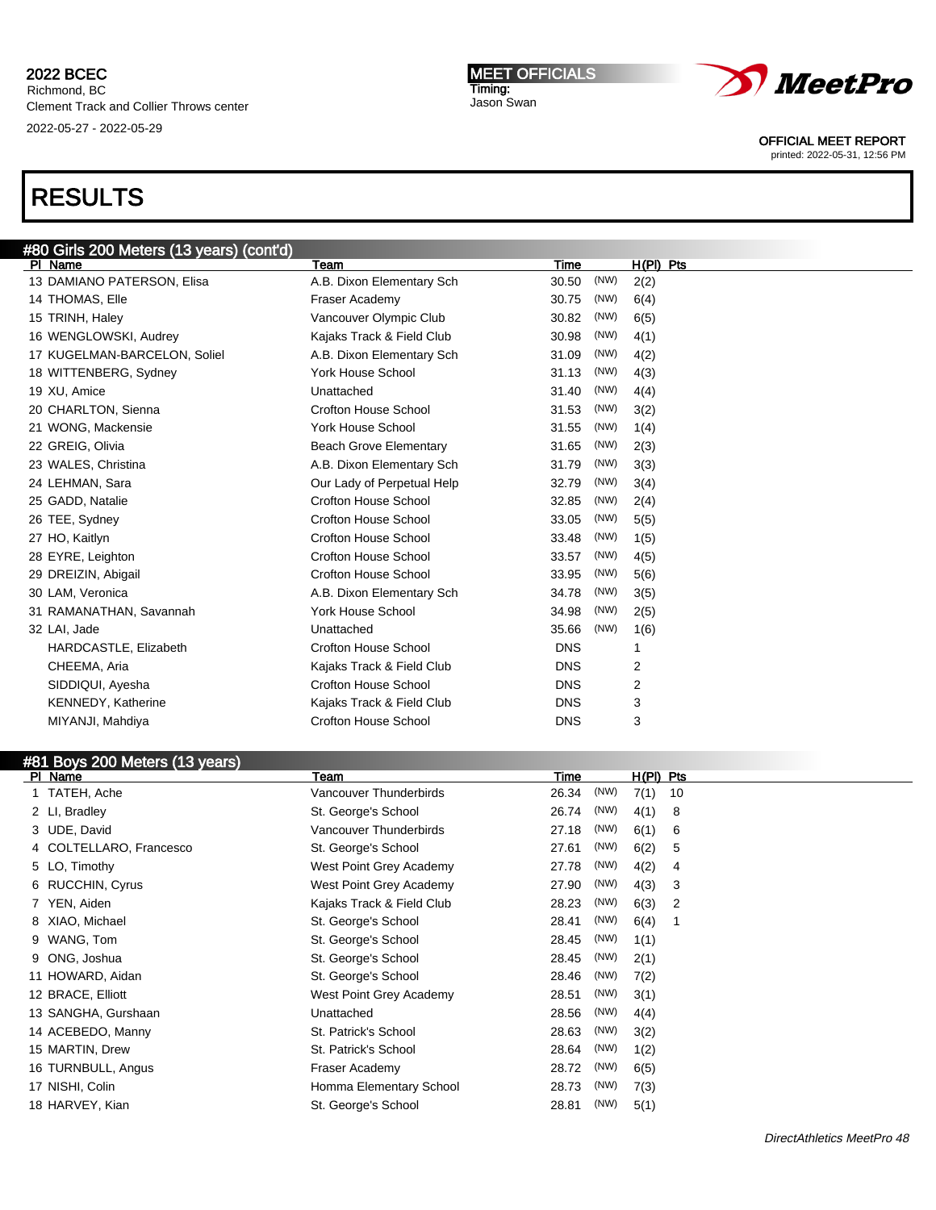2022 BCEC
Richmond, BC
Clement Track and Collier Throws center
2022-05-27 - 2022-05-29

MEET OFFICIALS
Timing:
Jason Swan

OFFICIAL MEET REPORT
printed: 2022-05-31, 12:56 PM

# RESULTS

## #80 Girls 200 Meters (13 years) (cont'd)

| Pl | Name | Team | Time | | H(Pl) | Pts |
|---|---|---|---|---|---|---|
| 13 | DAMIANO PATERSON, Elisa | A.B. Dixon Elementary Sch | 30.50 | (NW) | 2(2) | |
| 14 | THOMAS, Elle | Fraser Academy | 30.75 | (NW) | 6(4) | |
| 15 | TRINH, Haley | Vancouver Olympic Club | 30.82 | (NW) | 6(5) | |
| 16 | WENGLOWSKI, Audrey | Kajaks Track & Field Club | 30.98 | (NW) | 4(1) | |
| 17 | KUGELMAN-BARCELON, Soliel | A.B. Dixon Elementary Sch | 31.09 | (NW) | 4(2) | |
| 18 | WITTENBERG, Sydney | York House School | 31.13 | (NW) | 4(3) | |
| 19 | XU, Amice | Unattached | 31.40 | (NW) | 4(4) | |
| 20 | CHARLTON, Sienna | Crofton House School | 31.53 | (NW) | 3(2) | |
| 21 | WONG, Mackensie | York House School | 31.55 | (NW) | 1(4) | |
| 22 | GREIG, Olivia | Beach Grove Elementary | 31.65 | (NW) | 2(3) | |
| 23 | WALES, Christina | A.B. Dixon Elementary Sch | 31.79 | (NW) | 3(3) | |
| 24 | LEHMAN, Sara | Our Lady of Perpetual Help | 32.79 | (NW) | 3(4) | |
| 25 | GADD, Natalie | Crofton House School | 32.85 | (NW) | 2(4) | |
| 26 | TEE, Sydney | Crofton House School | 33.05 | (NW) | 5(5) | |
| 27 | HO, Kaitlyn | Crofton House School | 33.48 | (NW) | 1(5) | |
| 28 | EYRE, Leighton | Crofton House School | 33.57 | (NW) | 4(5) | |
| 29 | DREIZIN, Abigail | Crofton House School | 33.95 | (NW) | 5(6) | |
| 30 | LAM, Veronica | A.B. Dixon Elementary Sch | 34.78 | (NW) | 3(5) | |
| 31 | RAMANATHAN, Savannah | York House School | 34.98 | (NW) | 2(5) | |
| 32 | LAI, Jade | Unattached | 35.66 | (NW) | 1(6) | |
| | HARDCASTLE, Elizabeth | Crofton House School | DNS | | 1 | |
| | CHEEMA, Aria | Kajaks Track & Field Club | DNS | | 2 | |
| | SIDDIQUI, Ayesha | Crofton House School | DNS | | 2 | |
| | KENNEDY, Katherine | Kajaks Track & Field Club | DNS | | 3 | |
| | MIYANJI, Mahdiya | Crofton House School | DNS | | 3 | |

## #81 Boys 200 Meters (13 years)

| Pl | Name | Team | Time | | H(Pl) | Pts |
|---|---|---|---|---|---|---|
| 1 | TATEH, Ache | Vancouver Thunderbirds | 26.34 | (NW) | 7(1) | 10 |
| 2 | LI, Bradley | St. George's School | 26.74 | (NW) | 4(1) | 8 |
| 3 | UDE, David | Vancouver Thunderbirds | 27.18 | (NW) | 6(1) | 6 |
| 4 | COLTELLARO, Francesco | St. George's School | 27.61 | (NW) | 6(2) | 5 |
| 5 | LO, Timothy | West Point Grey Academy | 27.78 | (NW) | 4(2) | 4 |
| 6 | RUCCHIN, Cyrus | West Point Grey Academy | 27.90 | (NW) | 4(3) | 3 |
| 7 | YEN, Aiden | Kajaks Track & Field Club | 28.23 | (NW) | 6(3) | 2 |
| 8 | XIAO, Michael | St. George's School | 28.41 | (NW) | 6(4) | 1 |
| 9 | WANG, Tom | St. George's School | 28.45 | (NW) | 1(1) | |
| 9 | ONG, Joshua | St. George's School | 28.45 | (NW) | 2(1) | |
| 11 | HOWARD, Aidan | St. George's School | 28.46 | (NW) | 7(2) | |
| 12 | BRACE, Elliott | West Point Grey Academy | 28.51 | (NW) | 3(1) | |
| 13 | SANGHA, Gurshaan | Unattached | 28.56 | (NW) | 4(4) | |
| 14 | ACEBEDO, Manny | St. Patrick's School | 28.63 | (NW) | 3(2) | |
| 15 | MARTIN, Drew | St. Patrick's School | 28.64 | (NW) | 1(2) | |
| 16 | TURNBULL, Angus | Fraser Academy | 28.72 | (NW) | 6(5) | |
| 17 | NISHI, Colin | Homma Elementary School | 28.73 | (NW) | 7(3) | |
| 18 | HARVEY, Kian | St. George's School | 28.81 | (NW) | 5(1) | |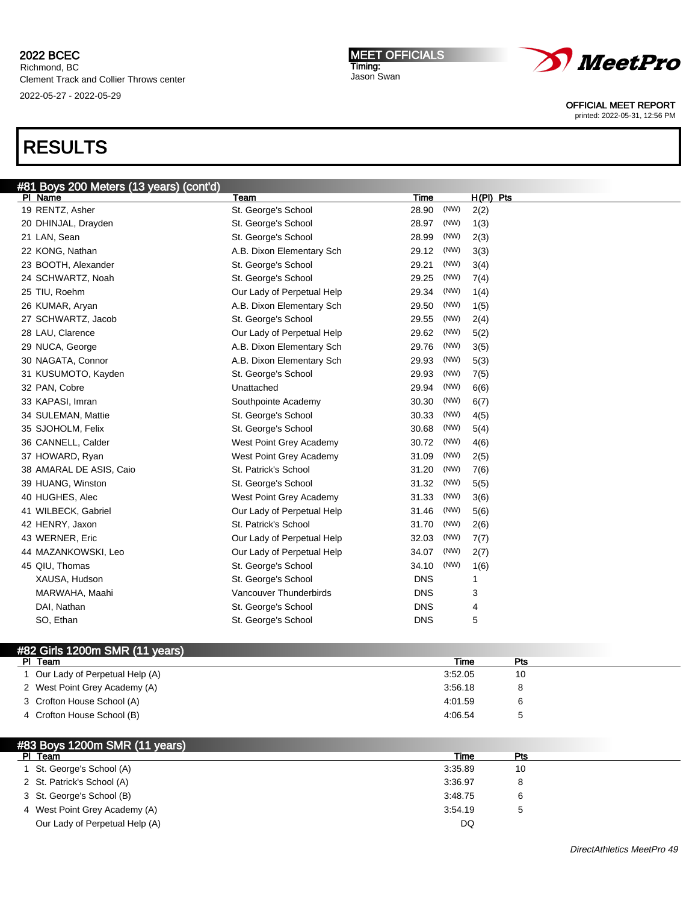2022 BCEC
Richmond, BC
Clement Track and Collier Throws center
2022-05-27 - 2022-05-29

MEET OFFICIALS
Timing:
Jason Swan

OFFICIAL MEET REPORT
printed: 2022-05-31, 12:56 PM

# RESULTS

## #81 Boys 200 Meters (13 years) (cont'd)

| Pl | Name | Team | Time | | H(Pl) | Pts |
|---|---|---|---|---|---|---|
| 19 | RENTZ, Asher | St. George's School | 28.90 | (NW) | 2(2) | |
| 20 | DHINJAL, Drayden | St. George's School | 28.97 | (NW) | 1(3) | |
| 21 | LAN, Sean | St. George's School | 28.99 | (NW) | 2(3) | |
| 22 | KONG, Nathan | A.B. Dixon Elementary Sch | 29.12 | (NW) | 3(3) | |
| 23 | BOOTH, Alexander | St. George's School | 29.21 | (NW) | 3(4) | |
| 24 | SCHWARTZ, Noah | St. George's School | 29.25 | (NW) | 7(4) | |
| 25 | TIU, Roehm | Our Lady of Perpetual Help | 29.34 | (NW) | 1(4) | |
| 26 | KUMAR, Aryan | A.B. Dixon Elementary Sch | 29.50 | (NW) | 1(5) | |
| 27 | SCHWARTZ, Jacob | St. George's School | 29.55 | (NW) | 2(4) | |
| 28 | LAU, Clarence | Our Lady of Perpetual Help | 29.62 | (NW) | 5(2) | |
| 29 | NUCA, George | A.B. Dixon Elementary Sch | 29.76 | (NW) | 3(5) | |
| 30 | NAGATA, Connor | A.B. Dixon Elementary Sch | 29.93 | (NW) | 5(3) | |
| 31 | KUSUMOTO, Kayden | St. George's School | 29.93 | (NW) | 7(5) | |
| 32 | PAN, Cobre | Unattached | 29.94 | (NW) | 6(6) | |
| 33 | KAPASI, Imran | Southpointe Academy | 30.30 | (NW) | 6(7) | |
| 34 | SULEMAN, Mattie | St. George's School | 30.33 | (NW) | 4(5) | |
| 35 | SJOHOLM, Felix | St. George's School | 30.68 | (NW) | 5(4) | |
| 36 | CANNELL, Calder | West Point Grey Academy | 30.72 | (NW) | 4(6) | |
| 37 | HOWARD, Ryan | West Point Grey Academy | 31.09 | (NW) | 2(5) | |
| 38 | AMARAL DE ASIS, Caio | St. Patrick's School | 31.20 | (NW) | 7(6) | |
| 39 | HUANG, Winston | St. George's School | 31.32 | (NW) | 5(5) | |
| 40 | HUGHES, Alec | West Point Grey Academy | 31.33 | (NW) | 3(6) | |
| 41 | WILBECK, Gabriel | Our Lady of Perpetual Help | 31.46 | (NW) | 5(6) | |
| 42 | HENRY, Jaxon | St. Patrick's School | 31.70 | (NW) | 2(6) | |
| 43 | WERNER, Eric | Our Lady of Perpetual Help | 32.03 | (NW) | 7(7) | |
| 44 | MAZANKOWSKI, Leo | Our Lady of Perpetual Help | 34.07 | (NW) | 2(7) | |
| 45 | QIU, Thomas | St. George's School | 34.10 | (NW) | 1(6) | |
| | XAUSA, Hudson | St. George's School | DNS | | 1 | |
| | MARWAHA, Maahi | Vancouver Thunderbirds | DNS | | 3 | |
| | DAI, Nathan | St. George's School | DNS | | 4 | |
| | SO, Ethan | St. George's School | DNS | | 5 | |

## #82 Girls 1200m SMR (11 years)

| Pl | Team | Time | Pts |
|---|---|---|---|
| 1 | Our Lady of Perpetual Help (A) | 3:52.05 | 10 |
| 2 | West Point Grey Academy (A) | 3:56.18 | 8 |
| 3 | Crofton House School (A) | 4:01.59 | 6 |
| 4 | Crofton House School (B) | 4:06.54 | 5 |

## #83 Boys 1200m SMR (11 years)

| Pl | Team | Time | Pts |
|---|---|---|---|
| 1 | St. George's School (A) | 3:35.89 | 10 |
| 2 | St. Patrick's School (A) | 3:36.97 | 8 |
| 3 | St. George's School (B) | 3:48.75 | 6 |
| 4 | West Point Grey Academy (A) | 3:54.19 | 5 |
| | Our Lady of Perpetual Help (A) | DQ | |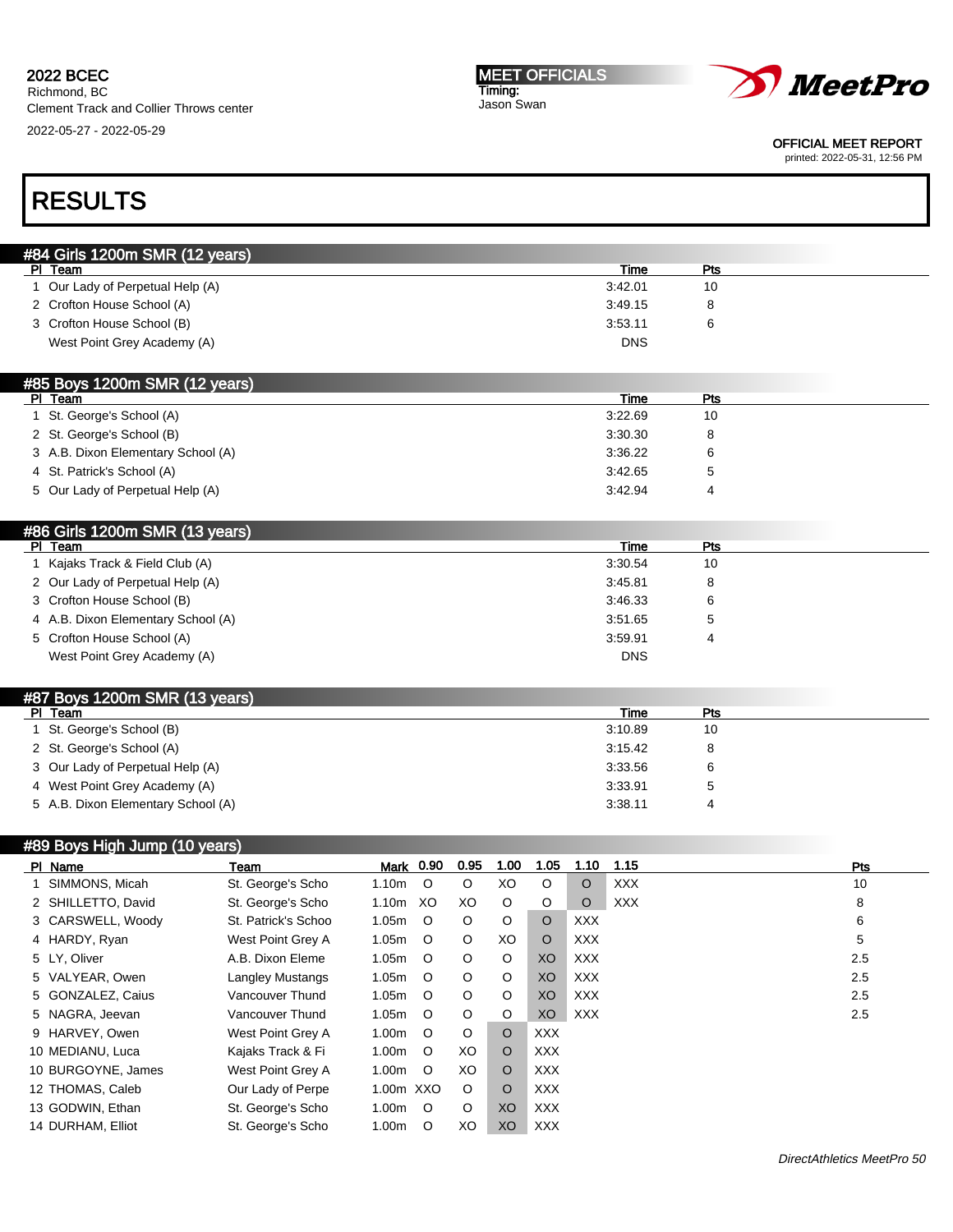2022 BCEC
Richmond, BC
Clement Track and Collier Throws center
2022-05-27 - 2022-05-29

MEET OFFICIALS
Timing:
Jason Swan

OFFICIAL MEET REPORT
printed: 2022-05-31, 12:56 PM

# RESULTS

## #84 Girls 1200m SMR (12 years)

| Pl | Team | Time | Pts |
|---|---|---|---|
| 1 | Our Lady of Perpetual Help (A) | 3:42.01 | 10 |
| 2 | Crofton House School (A) | 3:49.15 | 8 |
| 3 | Crofton House School (B) | 3:53.11 | 6 |
| | West Point Grey Academy (A) | DNS | |

## #85 Boys 1200m SMR (12 years)

| Pl | Team | Time | Pts |
|---|---|---|---|
| 1 | St. George's School (A) | 3:22.69 | 10 |
| 2 | St. George's School (B) | 3:30.30 | 8 |
| 3 | A.B. Dixon Elementary School (A) | 3:36.22 | 6 |
| 4 | St. Patrick's School (A) | 3:42.65 | 5 |
| 5 | Our Lady of Perpetual Help (A) | 3:42.94 | 4 |

## #86 Girls 1200m SMR (13 years)

| Pl | Team | Time | Pts |
|---|---|---|---|
| 1 | Kajaks Track & Field Club (A) | 3:30.54 | 10 |
| 2 | Our Lady of Perpetual Help (A) | 3:45.81 | 8 |
| 3 | Crofton House School (B) | 3:46.33 | 6 |
| 4 | A.B. Dixon Elementary School (A) | 3:51.65 | 5 |
| 5 | Crofton House School (A) | 3:59.91 | 4 |
| | West Point Grey Academy (A) | DNS | |

## #87 Boys 1200m SMR (13 years)

| Pl | Team | Time | Pts |
|---|---|---|---|
| 1 | St. George's School (B) | 3:10.89 | 10 |
| 2 | St. George's School (A) | 3:15.42 | 8 |
| 3 | Our Lady of Perpetual Help (A) | 3:33.56 | 6 |
| 4 | West Point Grey Academy (A) | 3:33.91 | 5 |
| 5 | A.B. Dixon Elementary School (A) | 3:38.11 | 4 |

## #89 Boys High Jump (10 years)

| Pl | Name | Team | Mark | 0.90 | 0.95 | 1.00 | 1.05 | 1.10 | 1.15 | Pts |
|---|---|---|---|---|---|---|---|---|---|---|
| 1 | SIMMONS, Micah | St. George's Scho | 1.10m | O | O | XO | O | O | XXX | 10 |
| 2 | SHILLETTO, David | St. George's Scho | 1.10m | XO | XO | O | O | O | XXX | 8 |
| 3 | CARSWELL, Woody | St. Patrick's Schoo | 1.05m | O | O | O | O | XXX | | 6 |
| 4 | HARDY, Ryan | West Point Grey A | 1.05m | O | O | XO | O | XXX | | 5 |
| 5 | LY, Oliver | A.B. Dixon Eleme | 1.05m | O | O | O | XO | XXX | | 2.5 |
| 5 | VALYEAR, Owen | Langley Mustangs | 1.05m | O | O | O | XO | XXX | | 2.5 |
| 5 | GONZALEZ, Caius | Vancouver Thund | 1.05m | O | O | O | XO | XXX | | 2.5 |
| 5 | NAGRA, Jeevan | Vancouver Thund | 1.05m | O | O | O | XO | XXX | | 2.5 |
| 9 | HARVEY, Owen | West Point Grey A | 1.00m | O | O | O | XXX | | | |
| 10 | MEDIANU, Luca | Kajaks Track & Fi | 1.00m | O | XO | O | XXX | | | |
| 10 | BURGOYNE, James | West Point Grey A | 1.00m | O | XO | O | XXX | | | |
| 12 | THOMAS, Caleb | Our Lady of Perpe | 1.00m | XXO | O | O | XXX | | | |
| 13 | GODWIN, Ethan | St. George's Scho | 1.00m | O | O | XO | XXX | | | |
| 14 | DURHAM, Elliot | St. George's Scho | 1.00m | O | XO | XO | XXX | | | |

DirectAthletics MeetPro 50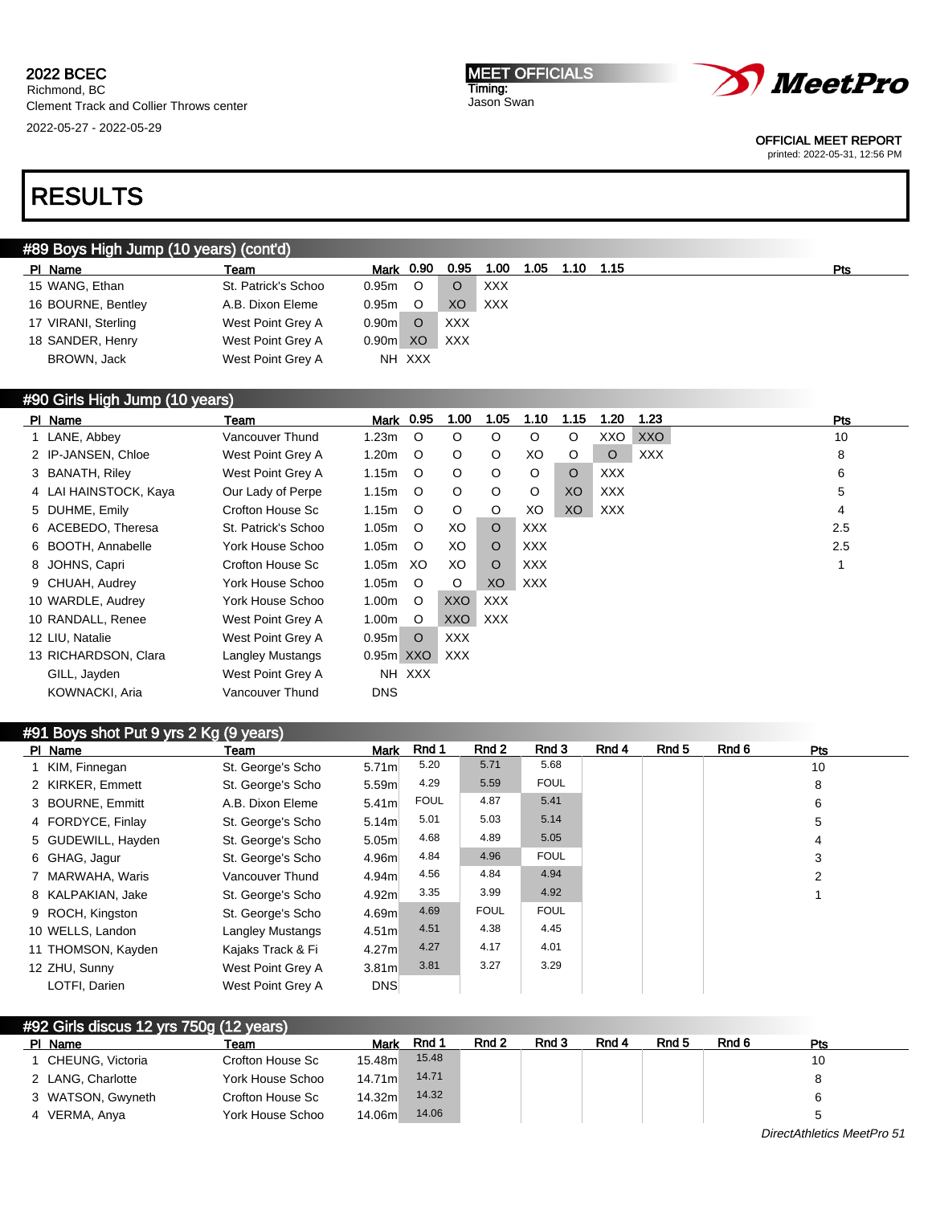**2022 BCEC**
Richmond, BC
Clement Track and Collier Throws center
2022-05-27 - 2022-05-29

**MEET OFFICIALS**
Timing:
Jason Swan

OFFICIAL MEET REPORT
printed: 2022-05-31, 12:56 PM

# RESULTS

## #89 Boys High Jump (10 years) (cont'd)

| Pl | Name | Team | Mark | 0.90 | 0.95 | 1.00 | 1.05 | 1.10 | 1.15 | Pts |
|---|---|---|---|---|---|---|---|---|---|---|
| 15 | WANG, Ethan | St. Patrick's Schoo | 0.95m | O | O | XXX | | | | |
| 16 | BOURNE, Bentley | A.B. Dixon Eleme | 0.95m | O | XO | XXX | | | | |
| 17 | VIRANI, Sterling | West Point Grey A | 0.90m | O | XXX | | | | | |
| 18 | SANDER, Henry | West Point Grey A | 0.90m | XO | XXX | | | | | |
| | BROWN, Jack | West Point Grey A | NH | XXX | | | | | | |

## #90 Girls High Jump (10 years)

| Pl | Name | Team | Mark | 0.95 | 1.00 | 1.05 | 1.10 | 1.15 | 1.20 | 1.23 | Pts |
|---|---|---|---|---|---|---|---|---|---|---|---|
| 1 | LANE, Abbey | Vancouver Thund | 1.23m | O | O | O | O | O | XXO | XXO | 10 |
| 2 | IP-JANSEN, Chloe | West Point Grey A | 1.20m | O | O | O | XO | O | O | XXX | 8 |
| 3 | BANATH, Riley | West Point Grey A | 1.15m | O | O | O | O | O | XXX | | 6 |
| 4 | LAI HAINSTOCK, Kaya | Our Lady of Perpe | 1.15m | O | O | O | O | XO | XXX | | 5 |
| 5 | DUHME, Emily | Crofton House Sc | 1.15m | O | O | O | XO | XO | XXX | | 4 |
| 6 | ACEBEDO, Theresa | St. Patrick's Schoo | 1.05m | O | XO | O | XXX | | | | 2.5 |
| 6 | BOOTH, Annabelle | York House Schoo | 1.05m | O | XO | O | XXX | | | | 2.5 |
| 8 | JOHNS, Capri | Crofton House Sc | 1.05m | XO | XO | O | XXX | | | | 1 |
| 9 | CHUAH, Audrey | York House Schoo | 1.05m | O | O | XO | XXX | | | | |
| 10 | WARDLE, Audrey | York House Schoo | 1.00m | O | XXO | XXX | | | | | |
| 10 | RANDALL, Renee | West Point Grey A | 1.00m | O | XXO | XXX | | | | | |
| 12 | LIU, Natalie | West Point Grey A | 0.95m | O | XXX | | | | | | |
| 13 | RICHARDSON, Clara | Langley Mustangs | 0.95m | XXO | XXX | | | | | | |
| | GILL, Jayden | West Point Grey A | NH | XXX | | | | | | | |
| | KOWNACKI, Aria | Vancouver Thund | DNS | | | | | | | | |

## #91 Boys shot Put 9 yrs 2 Kg (9 years)

| Pl | Name | Team | Mark | Rnd 1 | Rnd 2 | Rnd 3 | Rnd 4 | Rnd 5 | Rnd 6 | Pts |
|---|---|---|---|---|---|---|---|---|---|---|
| 1 | KIM, Finnegan | St. George's Scho | 5.71m | 5.20 | 5.71 | 5.68 | | | | 10 |
| 2 | KIRKER, Emmett | St. George's Scho | 5.59m | 4.29 | 5.59 | FOUL | | | | 8 |
| 3 | BOURNE, Emmitt | A.B. Dixon Eleme | 5.41m | FOUL | 4.87 | 5.41 | | | | 6 |
| 4 | FORDYCE, Finlay | St. George's Scho | 5.14m | 5.01 | 5.03 | 5.14 | | | | 5 |
| 5 | GUDEWILL, Hayden | St. George's Scho | 5.05m | 4.68 | 4.89 | 5.05 | | | | 4 |
| 6 | GHAG, Jagur | St. George's Scho | 4.96m | 4.84 | 4.96 | FOUL | | | | 3 |
| 7 | MARWAHA, Waris | Vancouver Thund | 4.94m | 4.56 | 4.84 | 4.94 | | | | 2 |
| 8 | KALPAKIAN, Jake | St. George's Scho | 4.92m | 3.35 | 3.99 | 4.92 | | | | 1 |
| 9 | ROCH, Kingston | St. George's Scho | 4.69m | 4.69 | FOUL | FOUL | | | | |
| 10 | WELLS, Landon | Langley Mustangs | 4.51m | 4.51 | 4.38 | 4.45 | | | | |
| 11 | THOMSON, Kayden | Kajaks Track & Fi | 4.27m | 4.27 | 4.17 | 4.01 | | | | |
| 12 | ZHU, Sunny | West Point Grey A | 3.81m | 3.81 | 3.27 | 3.29 | | | | |
| | LOTFI, Darien | West Point Grey A | DNS | | | | | | | |

## #92 Girls discus 12 yrs 750g (12 years)

| Pl | Name | Team | Mark | Rnd 1 | Rnd 2 | Rnd 3 | Rnd 4 | Rnd 5 | Rnd 6 | Pts |
|---|---|---|---|---|---|---|---|---|---|---|
| 1 | CHEUNG, Victoria | Crofton House Sc | 15.48m | 15.48 | | | | | | 10 |
| 2 | LANG, Charlotte | York House Schoo | 14.71m | 14.71 | | | | | | 8 |
| 3 | WATSON, Gwyneth | Crofton House Sc | 14.32m | 14.32 | | | | | | 6 |
| 4 | VERMA, Anya | York House Schoo | 14.06m | 14.06 | | | | | | 5 |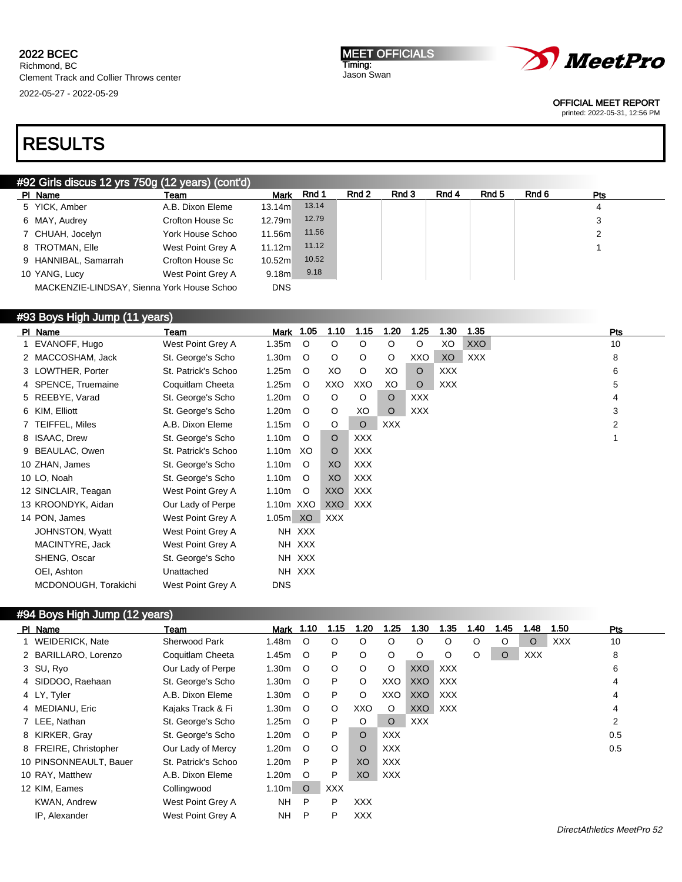2022 BCEC
Richmond, BC
Clement Track and Collier Throws center
2022-05-27 - 2022-05-29

MEET OFFICIALS
Timing:
Jason Swan

OFFICIAL MEET REPORT
printed: 2022-05-31, 12:56 PM

# RESULTS

## #92 Girls discus 12 yrs 750g (12 years) (cont'd)

| Pl | Name | Team | Mark | Rnd 1 | Rnd 2 | Rnd 3 | Rnd 4 | Rnd 5 | Rnd 6 | Pts |
|---|---|---|---|---|---|---|---|---|---|---|
| 5 | YICK, Amber | A.B. Dixon Eleme | 13.14m | 13.14 | | | | | | 4 |
| 6 | MAY, Audrey | Crofton House Sc | 12.79m | 12.79 | | | | | | 3 |
| 7 | CHUAH, Jocelyn | York House Schoo | 11.56m | 11.56 | | | | | | 2 |
| 8 | TROTMAN, Elle | West Point Grey A | 11.12m | 11.12 | | | | | | 1 |
| 9 | HANNIBAL, Samarrah | Crofton House Sc | 10.52m | 10.52 | | | | | | |
| 10 | YANG, Lucy | West Point Grey A | 9.18m | 9.18 | | | | | | |
| | MACKENZIE-LINDSAY, Sienna | York House Schoo | DNS | | | | | | | |

## #93 Boys High Jump (11 years)

| Pl | Name | Team | Mark | 1.05 | 1.10 | 1.15 | 1.20 | 1.25 | 1.30 | 1.35 | Pts |
|---|---|---|---|---|---|---|---|---|---|---|---|
| 1 | EVANOFF, Hugo | West Point Grey A | 1.35m | O | O | O | O | O | XO | XXO | 10 |
| 2 | MACCOSHAM, Jack | St. George's Scho | 1.30m | O | O | O | O | XXO | XO | XXX | 8 |
| 3 | LOWTHER, Porter | St. Patrick's Schoo | 1.25m | O | XO | O | XO | O | XXX | | 6 |
| 4 | SPENCE, Truemaine | Coquitlam Cheeta | 1.25m | O | XXO | XXO | XO | O | XXX | | 5 |
| 5 | REEBYE, Varad | St. George's Scho | 1.20m | O | O | O | O | XXX | | | 4 |
| 6 | KIM, Elliott | St. George's Scho | 1.20m | O | O | XO | O | XXX | | | 3 |
| 7 | TEIFFEL, Miles | A.B. Dixon Eleme | 1.15m | O | O | O | XXX | | | | 2 |
| 8 | ISAAC, Drew | St. George's Scho | 1.10m | O | O | XXX | | | | | 1 |
| 9 | BEAULAC, Owen | St. Patrick's Schoo | 1.10m | XO | O | XXX | | | | | |
| 10 | ZHAN, James | St. George's Scho | 1.10m | O | XO | XXX | | | | | |
| 10 | LO, Noah | St. George's Scho | 1.10m | O | XO | XXX | | | | | |
| 12 | SINCLAIR, Teagan | West Point Grey A | 1.10m | O | XXO | XXX | | | | | |
| 13 | KROONDYK, Aidan | Our Lady of Perpe | 1.10m | XXO | XXO | XXX | | | | | |
| 14 | PON, James | West Point Grey A | 1.05m | XO | XXX | | | | | | |
| | JOHNSTON, Wyatt | West Point Grey A | NH | XXX | | | | | | | |
| | MACINTYRE, Jack | West Point Grey A | NH | XXX | | | | | | | |
| | SHENG, Oscar | St. George's Scho | NH | XXX | | | | | | | |
| | OEI, Ashton | Unattached | NH | XXX | | | | | | | |
| | MCDONOUGH, Torakichi | West Point Grey A | DNS | | | | | | | | |

## #94 Boys High Jump (12 years)

| Pl | Name | Team | Mark | 1.10 | 1.15 | 1.20 | 1.25 | 1.30 | 1.35 | 1.40 | 1.45 | 1.48 | 1.50 | Pts |
|---|---|---|---|---|---|---|---|---|---|---|---|---|---|---|
| 1 | WEIDERICK, Nate | Sherwood Park | 1.48m | O | O | O | O | O | O | O | O | O | XXX | 10 |
| 2 | BARILLARO, Lorenzo | Coquitlam Cheeta | 1.45m | O | P | O | O | O | O | O | O | XXX | | 8 |
| 3 | SU, Ryo | Our Lady of Perpe | 1.30m | O | O | O | O | XXO | XXX | | | | | 6 |
| 4 | SIDDOO, Raehaan | St. George's Scho | 1.30m | O | P | O | XXO | XXO | XXX | | | | | 4 |
| 4 | LY, Tyler | A.B. Dixon Eleme | 1.30m | O | P | O | XXO | XXO | XXX | | | | | 4 |
| 4 | MEDIANU, Eric | Kajaks Track & Fi | 1.30m | O | O | XXO | O | XXO | XXX | | | | | 4 |
| 7 | LEE, Nathan | St. George's Scho | 1.25m | O | P | O | O | XXX | | | | | | 2 |
| 8 | KIRKER, Gray | St. George's Scho | 1.20m | O | P | O | XXX | | | | | | | 0.5 |
| 8 | FREIRE, Christopher | Our Lady of Mercy | 1.20m | O | O | O | XXX | | | | | | | 0.5 |
| 10 | PINSONNEAULT, Bauer | St. Patrick's Schoo | 1.20m | P | P | XO | XXX | | | | | | | |
| 10 | RAY, Matthew | A.B. Dixon Eleme | 1.20m | O | P | XO | XXX | | | | | | | |
| 12 | KIM, Eames | Collingwood | 1.10m | O | XXX | | | | | | | | | |
| | KWAN, Andrew | West Point Grey A | NH | P | P | XXX | | | | | | | | |
| | IP, Alexander | West Point Grey A | NH | P | P | XXX | | | | | | | | |

DirectAthletics MeetPro 52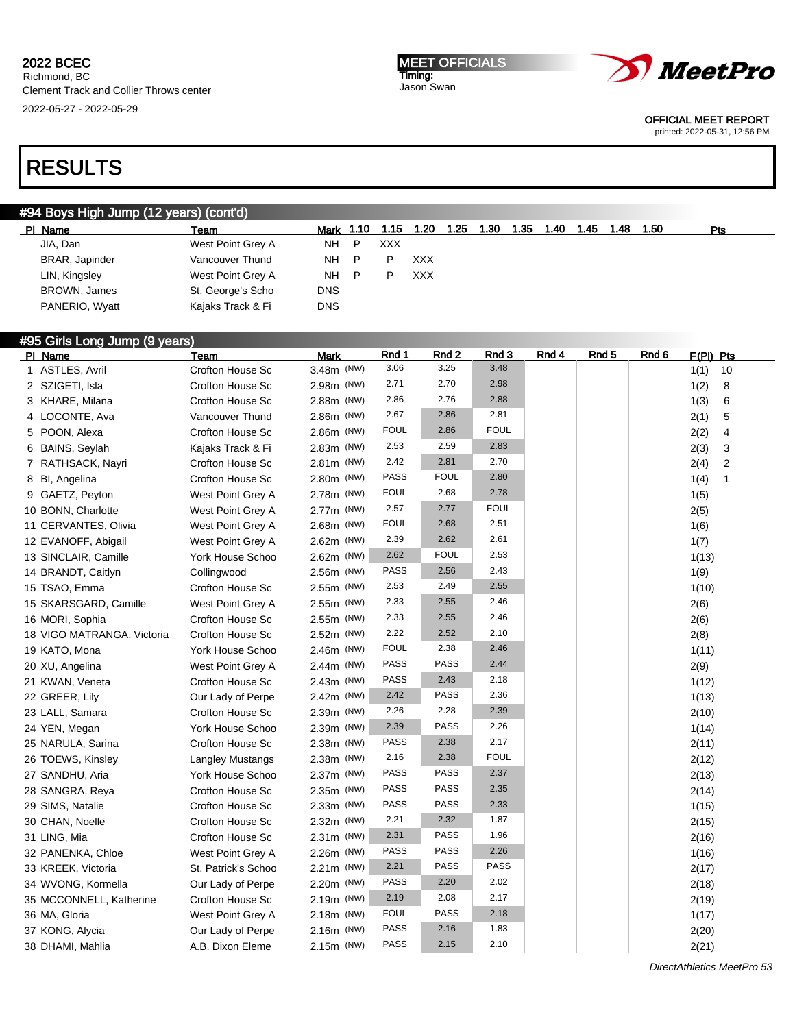2022 BCEC
Richmond, BC
Clement Track and Collier Throws center
2022-05-27 - 2022-05-29

MEET OFFICIALS
Timing:
Jason Swan

OFFICIAL MEET REPORT
printed: 2022-05-31, 12:56 PM

# RESULTS

## #94 Boys High Jump (12 years) (cont'd)

| Pl | Name | Team | Mark | 1.10 | 1.15 | 1.20 | 1.25 | 1.30 | 1.35 | 1.40 | 1.45 | 1.48 | 1.50 | Pts |
|---|---|---|---|---|---|---|---|---|---|---|---|---|---|---|
| | JIA, Dan | West Point Grey A | NH | P | XXX | | | | | | | | | |
| | BRAR, Japinder | Vancouver Thund | NH | P | P | XXX | | | | | | | | |
| | LIN, Kingsley | West Point Grey A | NH | P | P | XXX | | | | | | | | |
| | BROWN, James | St. George's Scho | DNS | | | | | | | | | | | |
| | PANERIO, Wyatt | Kajaks Track & Fi | DNS | | | | | | | | | | | |

## #95 Girls Long Jump (9 years)

| Pl | Name | Team | Mark | Rnd 1 | Rnd 2 | Rnd 3 | Rnd 4 | Rnd 5 | Rnd 6 | F(Pl) | Pts |
|---|---|---|---|---|---|---|---|---|---|---|---|
| 1 | ASTLES, Avril | Crofton House Sc | 3.48m (NW) | 3.06 | 3.25 | 3.48 | | | | 1(1) | 10 |
| 2 | SZIGETI, Isla | Crofton House Sc | 2.98m (NW) | 2.71 | 2.70 | 2.98 | | | | 1(2) | 8 |
| 3 | KHARE, Milana | Crofton House Sc | 2.88m (NW) | 2.86 | 2.76 | 2.88 | | | | 1(3) | 6 |
| 4 | LOCONTE, Ava | Vancouver Thund | 2.86m (NW) | 2.67 | 2.86 | 2.81 | | | | 2(1) | 5 |
| 5 | POON, Alexa | Crofton House Sc | 2.86m (NW) | FOUL | 2.86 | FOUL | | | | 2(2) | 4 |
| 6 | BAINS, Seylah | Kajaks Track & Fi | 2.83m (NW) | 2.53 | 2.59 | 2.83 | | | | 2(3) | 3 |
| 7 | RATHSACK, Nayri | Crofton House Sc | 2.81m (NW) | 2.42 | 2.81 | 2.70 | | | | 2(4) | 2 |
| 8 | BI, Angelina | Crofton House Sc | 2.80m (NW) | PASS | FOUL | 2.80 | | | | 1(4) | 1 |
| 9 | GAETZ, Peyton | West Point Grey A | 2.78m (NW) | FOUL | 2.68 | 2.78 | | | | 1(5) | |
| 10 | BONN, Charlotte | West Point Grey A | 2.77m (NW) | 2.57 | 2.77 | FOUL | | | | 2(5) | |
| 11 | CERVANTES, Olivia | West Point Grey A | 2.68m (NW) | FOUL | 2.68 | 2.51 | | | | 1(6) | |
| 12 | EVANOFF, Abigail | West Point Grey A | 2.62m (NW) | 2.39 | 2.62 | 2.61 | | | | 1(7) | |
| 13 | SINCLAIR, Camille | York House Schoo | 2.62m (NW) | 2.62 | FOUL | 2.53 | | | | 1(13) | |
| 14 | BRANDT, Caitlyn | Collingwood | 2.56m (NW) | PASS | 2.56 | 2.43 | | | | 1(9) | |
| 15 | TSAO, Emma | Crofton House Sc | 2.55m (NW) | 2.53 | 2.49 | 2.55 | | | | 1(10) | |
| 15 | SKARSGARD, Camille | West Point Grey A | 2.55m (NW) | 2.33 | 2.55 | 2.46 | | | | 2(6) | |
| 16 | MORI, Sophia | Crofton House Sc | 2.55m (NW) | 2.33 | 2.55 | 2.46 | | | | 2(6) | |
| 18 | VIGO MATRANGA, Victoria | Crofton House Sc | 2.52m (NW) | 2.22 | 2.52 | 2.10 | | | | 2(8) | |
| 19 | KATO, Mona | York House Schoo | 2.46m (NW) | FOUL | 2.38 | 2.46 | | | | 1(11) | |
| 20 | XU, Angelina | West Point Grey A | 2.44m (NW) | PASS | PASS | 2.44 | | | | 2(9) | |
| 21 | KWAN, Veneta | Crofton House Sc | 2.43m (NW) | PASS | 2.43 | 2.18 | | | | 1(12) | |
| 22 | GREER, Lily | Our Lady of Perpe | 2.42m (NW) | 2.42 | PASS | 2.36 | | | | 1(13) | |
| 23 | LALL, Samara | Crofton House Sc | 2.39m (NW) | 2.26 | 2.28 | 2.39 | | | | 2(10) | |
| 24 | YEN, Megan | York House Schoo | 2.39m (NW) | 2.39 | PASS | 2.26 | | | | 1(14) | |
| 25 | NARULA, Sarina | Crofton House Sc | 2.38m (NW) | PASS | 2.38 | 2.17 | | | | 2(11) | |
| 26 | TOEWS, Kinsley | Langley Mustangs | 2.38m (NW) | 2.16 | 2.38 | FOUL | | | | 2(12) | |
| 27 | SANDHU, Aria | York House Schoo | 2.37m (NW) | PASS | PASS | 2.37 | | | | 2(13) | |
| 28 | SANGRA, Reya | Crofton House Sc | 2.35m (NW) | PASS | PASS | 2.35 | | | | 2(14) | |
| 29 | SIMS, Natalie | Crofton House Sc | 2.33m (NW) | PASS | PASS | 2.33 | | | | 1(15) | |
| 30 | CHAN, Noelle | Crofton House Sc | 2.32m (NW) | 2.21 | 2.32 | 1.87 | | | | 2(15) | |
| 31 | LING, Mia | Crofton House Sc | 2.31m (NW) | 2.31 | PASS | 1.96 | | | | 2(16) | |
| 32 | PANENKA, Chloe | West Point Grey A | 2.26m (NW) | PASS | PASS | 2.26 | | | | 1(16) | |
| 33 | KREEK, Victoria | St. Patrick's Schoo | 2.21m (NW) | 2.21 | PASS | PASS | | | | 2(17) | |
| 34 | WVONG, Kormella | Our Lady of Perpe | 2.20m (NW) | PASS | 2.20 | 2.02 | | | | 2(18) | |
| 35 | MCCONNELL, Katherine | Crofton House Sc | 2.19m (NW) | 2.19 | 2.08 | 2.17 | | | | 2(19) | |
| 36 | MA, Gloria | West Point Grey A | 2.18m (NW) | FOUL | PASS | 2.18 | | | | 1(17) | |
| 37 | KONG, Alycia | Our Lady of Perpe | 2.16m (NW) | PASS | 2.16 | 1.83 | | | | 2(20) | |
| 38 | DHAMI, Mahlia | A.B. Dixon Eleme | 2.15m (NW) | PASS | 2.15 | 2.10 | | | | 2(21) | |

DirectAthletics MeetPro 53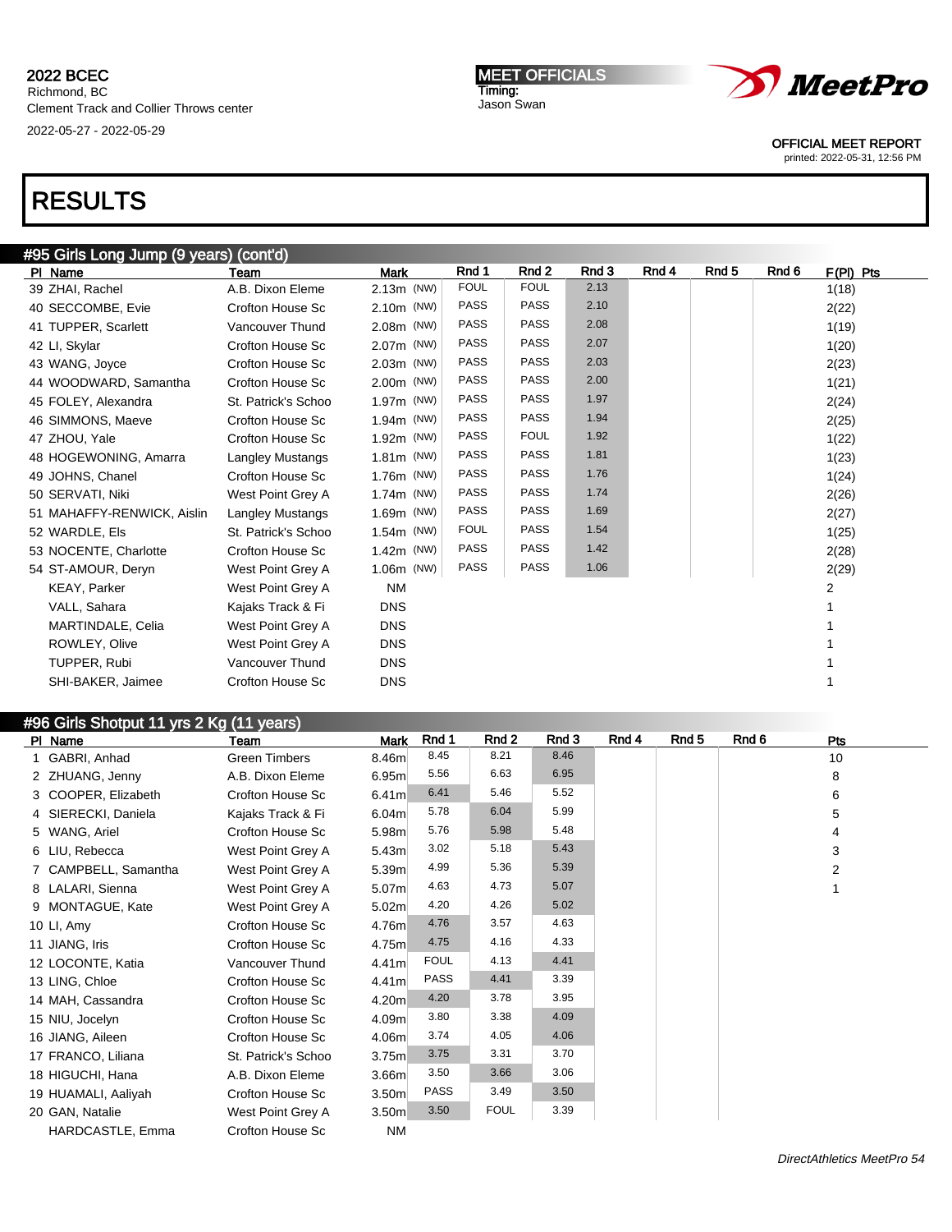2022 BCEC
Richmond, BC
Clement Track and Collier Throws center
2022-05-27 - 2022-05-29

MEET OFFICIALS
Timing:
Jason Swan

OFFICIAL MEET REPORT
printed: 2022-05-31, 12:56 PM

# RESULTS

## #95 Girls Long Jump (9 years) (cont'd)

| Pl | Name | Team | Mark | Rnd 1 | Rnd 2 | Rnd 3 | Rnd 4 | Rnd 5 | Rnd 6 | F(Pl) | Pts |
|---|---|---|---|---|---|---|---|---|---|---|---|
| 39 | ZHAI, Rachel | A.B. Dixon Eleme | 2.13m (NW) | FOUL | FOUL | 2.13 | | | | 1(18) | |
| 40 | SECCOMBE, Evie | Crofton House Sc | 2.10m (NW) | PASS | PASS | 2.10 | | | | 2(22) | |
| 41 | TUPPER, Scarlett | Vancouver Thund | 2.08m (NW) | PASS | PASS | 2.08 | | | | 1(19) | |
| 42 | LI, Skylar | Crofton House Sc | 2.07m (NW) | PASS | PASS | 2.07 | | | | 1(20) | |
| 43 | WANG, Joyce | Crofton House Sc | 2.03m (NW) | PASS | PASS | 2.03 | | | | 2(23) | |
| 44 | WOODWARD, Samantha | Crofton House Sc | 2.00m (NW) | PASS | PASS | 2.00 | | | | 1(21) | |
| 45 | FOLEY, Alexandra | St. Patrick's Schoo | 1.97m (NW) | PASS | PASS | 1.97 | | | | 2(24) | |
| 46 | SIMMONS, Maeve | Crofton House Sc | 1.94m (NW) | PASS | PASS | 1.94 | | | | 2(25) | |
| 47 | ZHOU, Yale | Crofton House Sc | 1.92m (NW) | PASS | FOUL | 1.92 | | | | 1(22) | |
| 48 | HOGEWONING, Amarra | Langley Mustangs | 1.81m (NW) | PASS | PASS | 1.81 | | | | 1(23) | |
| 49 | JOHNS, Chanel | Crofton House Sc | 1.76m (NW) | PASS | PASS | 1.76 | | | | 1(24) | |
| 50 | SERVATI, Niki | West Point Grey A | 1.74m (NW) | PASS | PASS | 1.74 | | | | 2(26) | |
| 51 | MAHAFFY-RENWICK, Aislin | Langley Mustangs | 1.69m (NW) | PASS | PASS | 1.69 | | | | 2(27) | |
| 52 | WARDLE, Els | St. Patrick's Schoo | 1.54m (NW) | FOUL | PASS | 1.54 | | | | 1(25) | |
| 53 | NOCENTE, Charlotte | Crofton House Sc | 1.42m (NW) | PASS | PASS | 1.42 | | | | 2(28) | |
| 54 | ST-AMOUR, Deryn | West Point Grey A | 1.06m (NW) | PASS | PASS | 1.06 | | | | 2(29) | |
| | KEAY, Parker | West Point Grey A | NM | | | | | | | 2 | |
| | VALL, Sahara | Kajaks Track & Fi | DNS | | | | | | | 1 | |
| | MARTINDALE, Celia | West Point Grey A | DNS | | | | | | | 1 | |
| | ROWLEY, Olive | West Point Grey A | DNS | | | | | | | 1 | |
| | TUPPER, Rubi | Vancouver Thund | DNS | | | | | | | 1 | |
| | SHI-BAKER, Jaimee | Crofton House Sc | DNS | | | | | | | 1 | |

## #96 Girls Shotput 11 yrs 2 Kg (11 years)

| Pl | Name | Team | Mark | Rnd 1 | Rnd 2 | Rnd 3 | Rnd 4 | Rnd 5 | Rnd 6 | Pts |
|---|---|---|---|---|---|---|---|---|---|---|
| 1 | GABRI, Anhad | Green Timbers | 8.46m | 8.45 | 8.21 | 8.46 | | | | 10 |
| 2 | ZHUANG, Jenny | A.B. Dixon Eleme | 6.95m | 5.56 | 6.63 | 6.95 | | | | 8 |
| 3 | COOPER, Elizabeth | Crofton House Sc | 6.41m | 6.41 | 5.46 | 5.52 | | | | 6 |
| 4 | SIERECKI, Daniela | Kajaks Track & Fi | 6.04m | 5.78 | 6.04 | 5.99 | | | | 5 |
| 5 | WANG, Ariel | Crofton House Sc | 5.98m | 5.76 | 5.98 | 5.48 | | | | 4 |
| 6 | LIU, Rebecca | West Point Grey A | 5.43m | 3.02 | 5.18 | 5.43 | | | | 3 |
| 7 | CAMPBELL, Samantha | West Point Grey A | 5.39m | 4.99 | 5.36 | 5.39 | | | | 2 |
| 8 | LALARI, Sienna | West Point Grey A | 5.07m | 4.63 | 4.73 | 5.07 | | | | 1 |
| 9 | MONTAGUE, Kate | West Point Grey A | 5.02m | 4.20 | 4.26 | 5.02 | | | | |
| 10 | LI, Amy | Crofton House Sc | 4.76m | 4.76 | 3.57 | 4.63 | | | | |
| 11 | JIANG, Iris | Crofton House Sc | 4.75m | 4.75 | 4.16 | 4.33 | | | | |
| 12 | LOCONTE, Katia | Vancouver Thund | 4.41m | FOUL | 4.13 | 4.41 | | | | |
| 13 | LING, Chloe | Crofton House Sc | 4.41m | PASS | 4.41 | 3.39 | | | | |
| 14 | MAH, Cassandra | Crofton House Sc | 4.20m | 4.20 | 3.78 | 3.95 | | | | |
| 15 | NIU, Jocelyn | Crofton House Sc | 4.09m | 3.80 | 3.38 | 4.09 | | | | |
| 16 | JIANG, Aileen | Crofton House Sc | 4.06m | 3.74 | 4.05 | 4.06 | | | | |
| 17 | FRANCO, Liliana | St. Patrick's Schoo | 3.75m | 3.75 | 3.31 | 3.70 | | | | |
| 18 | HIGUCHI, Hana | A.B. Dixon Eleme | 3.66m | 3.50 | 3.66 | 3.06 | | | | |
| 19 | HUAMALI, Aaliyah | Crofton House Sc | 3.50m | PASS | 3.49 | 3.50 | | | | |
| 20 | GAN, Natalie | West Point Grey A | 3.50m | 3.50 | FOUL | 3.39 | | | | |
| | HARDCASTLE, Emma | Crofton House Sc | NM | | | | | | | |

DirectAthletics MeetPro 54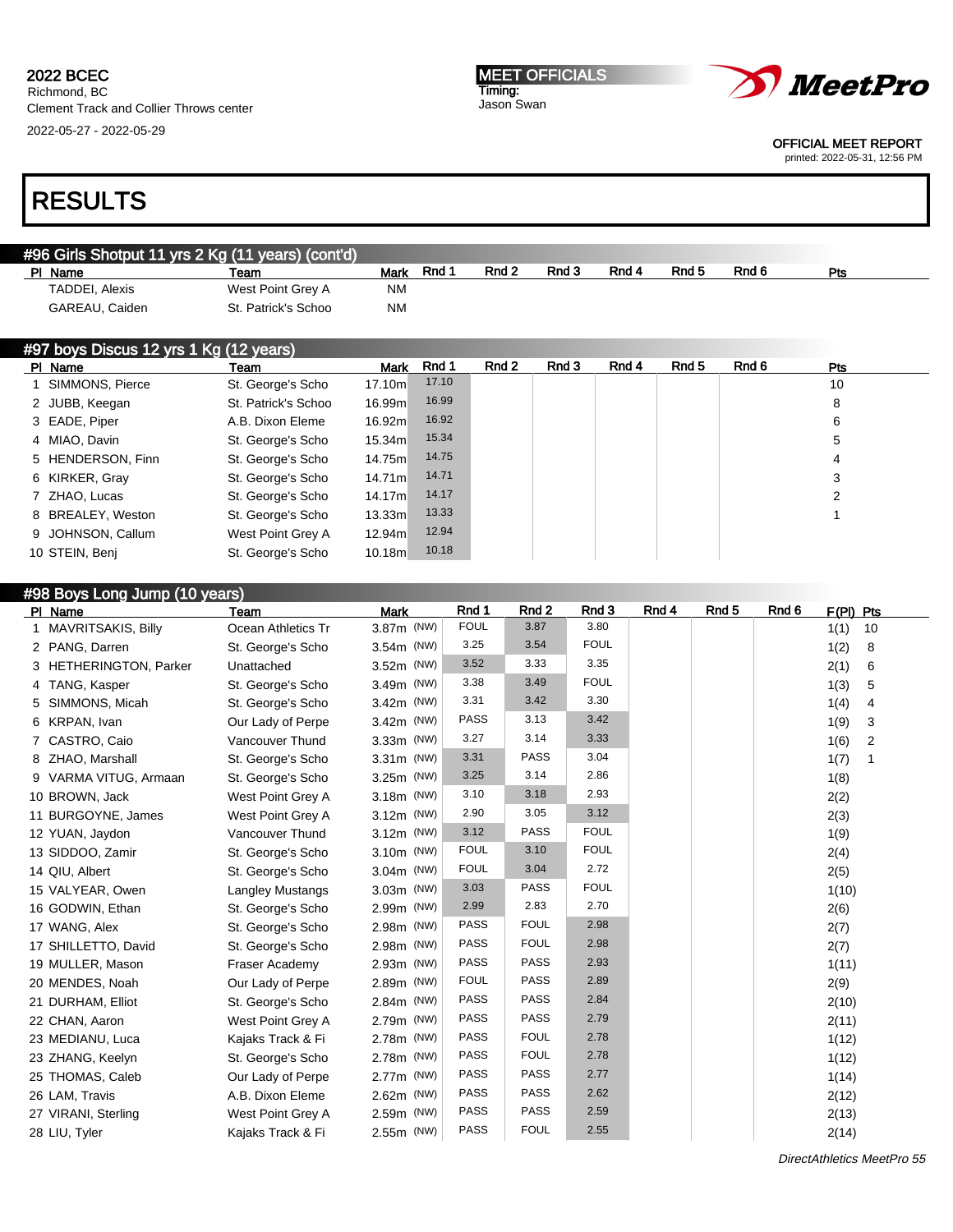2022 BCEC
Richmond, BC
Clement Track and Collier Throws center
2022-05-27 - 2022-05-29

MEET OFFICIALS
Timing:
Jason Swan

OFFICIAL MEET REPORT
printed: 2022-05-31, 12:56 PM

# RESULTS

## #96 Girls Shotput 11 yrs 2 Kg (11 years) (cont'd)

| Pl | Name | Team | Mark | Rnd 1 | Rnd 2 | Rnd 3 | Rnd 4 | Rnd 5 | Rnd 6 | Pts |
|---|---|---|---|---|---|---|---|---|---|---|
| | TADDEI, Alexis | West Point Grey A | NM | | | | | | | |
| | GAREAU, Caiden | St. Patrick's Schoo | NM | | | | | | | |

## #97 boys Discus 12 yrs 1 Kg (12 years)

| Pl | Name | Team | Mark | Rnd 1 | Rnd 2 | Rnd 3 | Rnd 4 | Rnd 5 | Rnd 6 | Pts |
|---|---|---|---|---|---|---|---|---|---|---|
| 1 | SIMMONS, Pierce | St. George's Scho | 17.10m | 17.10 | | | | | | 10 |
| 2 | JUBB, Keegan | St. Patrick's Schoo | 16.99m | 16.99 | | | | | | 8 |
| 3 | EADE, Piper | A.B. Dixon Eleme | 16.92m | 16.92 | | | | | | 6 |
| 4 | MIAO, Davin | St. George's Scho | 15.34m | 15.34 | | | | | | 5 |
| 5 | HENDERSON, Finn | St. George's Scho | 14.75m | 14.75 | | | | | | 4 |
| 6 | KIRKER, Gray | St. George's Scho | 14.71m | 14.71 | | | | | | 3 |
| 7 | ZHAO, Lucas | St. George's Scho | 14.17m | 14.17 | | | | | | 2 |
| 8 | BREALEY, Weston | St. George's Scho | 13.33m | 13.33 | | | | | | 1 |
| 9 | JOHNSON, Callum | West Point Grey A | 12.94m | 12.94 | | | | | | |
| 10 | STEIN, Benj | St. George's Scho | 10.18m | 10.18 | | | | | | |

## #98 Boys Long Jump (10 years)

| Pl | Name | Team | Mark | Rnd 1 | Rnd 2 | Rnd 3 | Rnd 4 | Rnd 5 | Rnd 6 | F(Pl) | Pts |
|---|---|---|---|---|---|---|---|---|---|---|---|
| 1 | MAVRITSAKIS, Billy | Ocean Athletics Tr | 3.87m (NW) | FOUL | 3.87 | 3.80 | | | | 1(1) | 10 |
| 2 | PANG, Darren | St. George's Scho | 3.54m (NW) | 3.25 | 3.54 | FOUL | | | | 1(2) | 8 |
| 3 | HETHERINGTON, Parker | Unattached | 3.52m (NW) | 3.52 | 3.33 | 3.35 | | | | 2(1) | 6 |
| 4 | TANG, Kasper | St. George's Scho | 3.49m (NW) | 3.38 | 3.49 | FOUL | | | | 1(3) | 5 |
| 5 | SIMMONS, Micah | St. George's Scho | 3.42m (NW) | 3.31 | 3.42 | 3.30 | | | | 1(4) | 4 |
| 6 | KRPAN, Ivan | Our Lady of Perpe | 3.42m (NW) | PASS | 3.13 | 3.42 | | | | 1(9) | 3 |
| 7 | CASTRO, Caio | Vancouver Thund | 3.33m (NW) | 3.27 | 3.14 | 3.33 | | | | 1(6) | 2 |
| 8 | ZHAO, Marshall | St. George's Scho | 3.31m (NW) | 3.31 | PASS | 3.04 | | | | 1(7) | 1 |
| 9 | VARMA VITUG, Armaan | St. George's Scho | 3.25m (NW) | 3.25 | 3.14 | 2.86 | | | | 1(8) | |
| 10 | BROWN, Jack | West Point Grey A | 3.18m (NW) | 3.10 | 3.18 | 2.93 | | | | 2(2) | |
| 11 | BURGOYNE, James | West Point Grey A | 3.12m (NW) | 2.90 | 3.05 | 3.12 | | | | 2(3) | |
| 12 | YUAN, Jaydon | Vancouver Thund | 3.12m (NW) | 3.12 | PASS | FOUL | | | | 1(9) | |
| 13 | SIDDOO, Zamir | St. George's Scho | 3.10m (NW) | FOUL | 3.10 | FOUL | | | | 2(4) | |
| 14 | QIU, Albert | St. George's Scho | 3.04m (NW) | FOUL | 3.04 | 2.72 | | | | 2(5) | |
| 15 | VALYEAR, Owen | Langley Mustangs | 3.03m (NW) | 3.03 | PASS | FOUL | | | | 1(10) | |
| 16 | GODWIN, Ethan | St. George's Scho | 2.99m (NW) | 2.99 | 2.83 | 2.70 | | | | 2(6) | |
| 17 | WANG, Alex | St. George's Scho | 2.98m (NW) | PASS | FOUL | 2.98 | | | | 2(7) | |
| 17 | SHILLETTO, David | St. George's Scho | 2.98m (NW) | PASS | FOUL | 2.98 | | | | 2(7) | |
| 19 | MULLER, Mason | Fraser Academy | 2.93m (NW) | PASS | PASS | 2.93 | | | | 1(11) | |
| 20 | MENDES, Noah | Our Lady of Perpe | 2.89m (NW) | FOUL | PASS | 2.89 | | | | 2(9) | |
| 21 | DURHAM, Elliot | St. George's Scho | 2.84m (NW) | PASS | PASS | 2.84 | | | | 2(10) | |
| 22 | CHAN, Aaron | West Point Grey A | 2.79m (NW) | PASS | PASS | 2.79 | | | | 2(11) | |
| 23 | MEDIANU, Luca | Kajaks Track & Fi | 2.78m (NW) | PASS | FOUL | 2.78 | | | | 1(12) | |
| 23 | ZHANG, Keelyn | St. George's Scho | 2.78m (NW) | PASS | FOUL | 2.78 | | | | 1(12) | |
| 25 | THOMAS, Caleb | Our Lady of Perpe | 2.77m (NW) | PASS | PASS | 2.77 | | | | 1(14) | |
| 26 | LAM, Travis | A.B. Dixon Eleme | 2.62m (NW) | PASS | PASS | 2.62 | | | | 2(12) | |
| 27 | VIRANI, Sterling | West Point Grey A | 2.59m (NW) | PASS | PASS | 2.59 | | | | 2(13) | |
| 28 | LIU, Tyler | Kajaks Track & Fi | 2.55m (NW) | PASS | FOUL | 2.55 | | | | 2(14) | |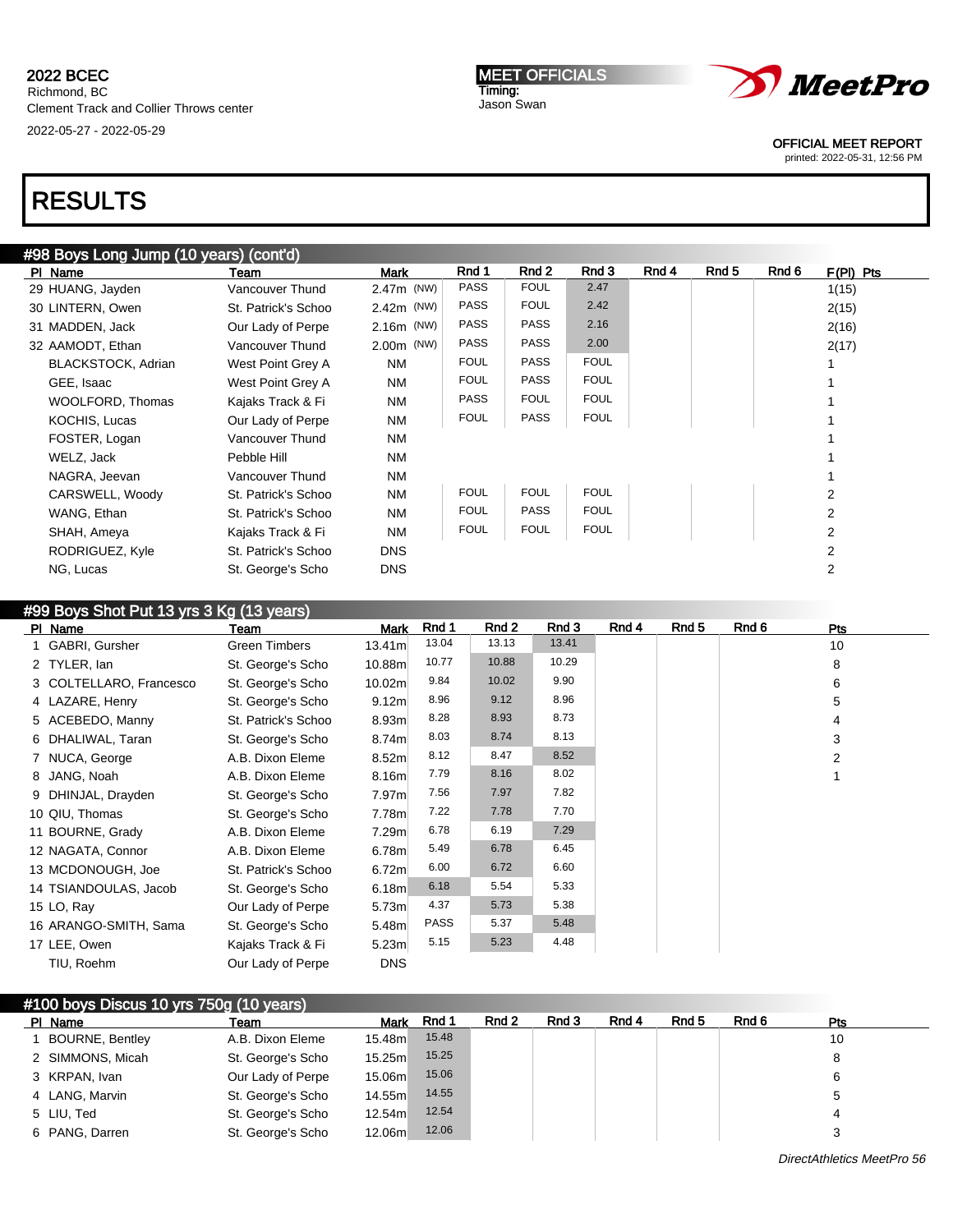2022 BCEC
Richmond, BC
Clement Track and Collier Throws center
2022-05-27 - 2022-05-29

MEET OFFICIALS
Timing:
Jason Swan

OFFICIAL MEET REPORT
printed: 2022-05-31, 12:56 PM

# RESULTS

## #98 Boys Long Jump (10 years) (cont'd)

| Pl | Name | Team | Mark | Rnd 1 | Rnd 2 | Rnd 3 | Rnd 4 | Rnd 5 | Rnd 6 | F(Pl) | Pts |
|---|---|---|---|---|---|---|---|---|---|---|---|
| 29 | HUANG, Jayden | Vancouver Thund | 2.47m (NW) | PASS | FOUL | 2.47 | | | | 1(15) | |
| 30 | LINTERN, Owen | St. Patrick's Schoo | 2.42m (NW) | PASS | FOUL | 2.42 | | | | 2(15) | |
| 31 | MADDEN, Jack | Our Lady of Perpe | 2.16m (NW) | PASS | PASS | 2.16 | | | | 2(16) | |
| 32 | AAMODT, Ethan | Vancouver Thund | 2.00m (NW) | PASS | PASS | 2.00 | | | | 2(17) | |
| | BLACKSTOCK, Adrian | West Point Grey A | NM | FOUL | PASS | FOUL | | | | 1 | |
| | GEE, Isaac | West Point Grey A | NM | FOUL | PASS | FOUL | | | | 1 | |
| | WOOLFORD, Thomas | Kajaks Track & Fi | NM | PASS | FOUL | FOUL | | | | 1 | |
| | KOCHIS, Lucas | Our Lady of Perpe | NM | FOUL | PASS | FOUL | | | | 1 | |
| | FOSTER, Logan | Vancouver Thund | NM | | | | | | | 1 | |
| | WELZ, Jack | Pebble Hill | NM | | | | | | | 1 | |
| | NAGRA, Jeevan | Vancouver Thund | NM | | | | | | | 1 | |
| | CARSWELL, Woody | St. Patrick's Schoo | NM | FOUL | FOUL | FOUL | | | | 2 | |
| | WANG, Ethan | St. Patrick's Schoo | NM | FOUL | PASS | FOUL | | | | 2 | |
| | SHAH, Ameya | Kajaks Track & Fi | NM | FOUL | FOUL | FOUL | | | | 2 | |
| | RODRIGUEZ, Kyle | St. Patrick's Schoo | DNS | | | | | | | 2 | |
| | NG, Lucas | St. George's Scho | DNS | | | | | | | 2 | |

## #99 Boys Shot Put 13 yrs 3 Kg (13 years)

| Pl | Name | Team | Mark | Rnd 1 | Rnd 2 | Rnd 3 | Rnd 4 | Rnd 5 | Rnd 6 | Pts |
|---|---|---|---|---|---|---|---|---|---|---|
| 1 | GABRI, Gursher | Green Timbers | 13.41m | 13.04 | 13.13 | 13.41 | | | | 10 |
| 2 | TYLER, Ian | St. George's Scho | 10.88m | 10.77 | 10.88 | 10.29 | | | | 8 |
| 3 | COLTELLARO, Francesco | St. George's Scho | 10.02m | 9.84 | 10.02 | 9.90 | | | | 6 |
| 4 | LAZARE, Henry | St. George's Scho | 9.12m | 8.96 | 9.12 | 8.96 | | | | 5 |
| 5 | ACEBEDO, Manny | St. Patrick's Schoo | 8.93m | 8.28 | 8.93 | 8.73 | | | | 4 |
| 6 | DHALIWAL, Taran | St. George's Scho | 8.74m | 8.03 | 8.74 | 8.13 | | | | 3 |
| 7 | NUCA, George | A.B. Dixon Eleme | 8.52m | 8.12 | 8.47 | 8.52 | | | | 2 |
| 8 | JANG, Noah | A.B. Dixon Eleme | 8.16m | 7.79 | 8.16 | 8.02 | | | | 1 |
| 9 | DHINJAL, Drayden | St. George's Scho | 7.97m | 7.56 | 7.97 | 7.82 | | | | |
| 10 | QIU, Thomas | St. George's Scho | 7.78m | 7.22 | 7.78 | 7.70 | | | | |
| 11 | BOURNE, Grady | A.B. Dixon Eleme | 7.29m | 6.78 | 6.19 | 7.29 | | | | |
| 12 | NAGATA, Connor | A.B. Dixon Eleme | 6.78m | 5.49 | 6.78 | 6.45 | | | | |
| 13 | MCDONOUGH, Joe | St. Patrick's Schoo | 6.72m | 6.00 | 6.72 | 6.60 | | | | |
| 14 | TSIANDOULAS, Jacob | St. George's Scho | 6.18m | 6.18 | 5.54 | 5.33 | | | | |
| 15 | LO, Ray | Our Lady of Perpe | 5.73m | 4.37 | 5.73 | 5.38 | | | | |
| 16 | ARANGO-SMITH, Sama | St. George's Scho | 5.48m | PASS | 5.37 | 5.48 | | | | |
| 17 | LEE, Owen | Kajaks Track & Fi | 5.23m | 5.15 | 5.23 | 4.48 | | | | |
| | TIU, Roehm | Our Lady of Perpe | DNS | | | | | | | |

## #100 boys Discus 10 yrs 750g (10 years)

| Pl | Name | Team | Mark | Rnd 1 | Rnd 2 | Rnd 3 | Rnd 4 | Rnd 5 | Rnd 6 | Pts |
|---|---|---|---|---|---|---|---|---|---|---|
| 1 | BOURNE, Bentley | A.B. Dixon Eleme | 15.48m | 15.48 | | | | | | 10 |
| 2 | SIMMONS, Micah | St. George's Scho | 15.25m | 15.25 | | | | | | 8 |
| 3 | KRPAN, Ivan | Our Lady of Perpe | 15.06m | 15.06 | | | | | | 6 |
| 4 | LANG, Marvin | St. George's Scho | 14.55m | 14.55 | | | | | | 5 |
| 5 | LIU, Ted | St. George's Scho | 12.54m | 12.54 | | | | | | 4 |
| 6 | PANG, Darren | St. George's Scho | 12.06m | 12.06 | | | | | | 3 |

DirectAthletics MeetPro 56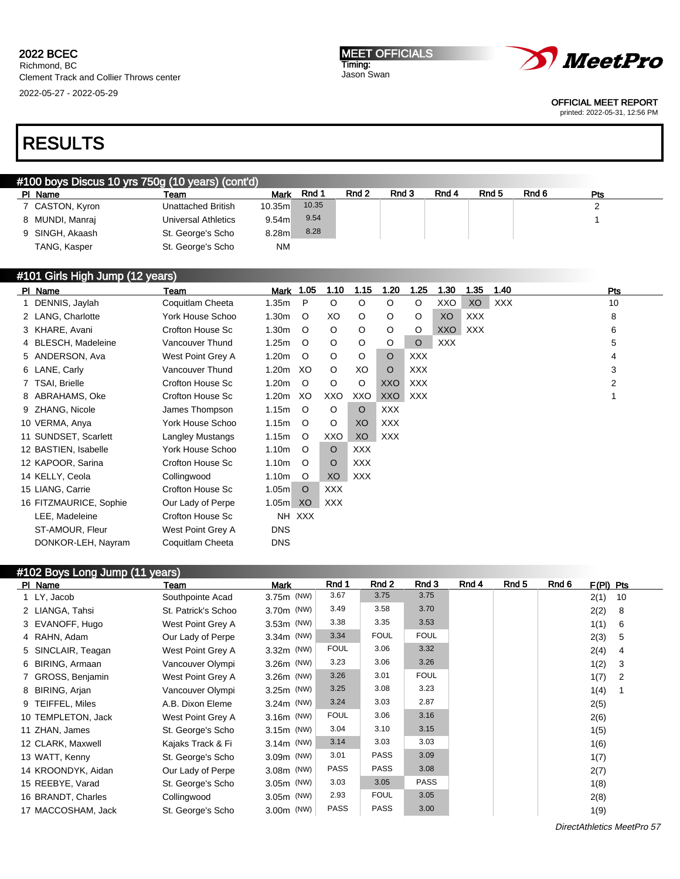2022 BCEC
Richmond, BC
Clement Track and Collier Throws center
2022-05-27 - 2022-05-29

MEET OFFICIALS
Timing:
Jason Swan

OFFICIAL MEET REPORT
printed: 2022-05-31, 12:56 PM

# RESULTS

## #100 boys Discus 10 yrs 750g (10 years) (cont'd)

| Pl | Name | Team | Mark | Rnd 1 | Rnd 2 | Rnd 3 | Rnd 4 | Rnd 5 | Rnd 6 | Pts |
|---|---|---|---|---|---|---|---|---|---|---|
| 7 | CASTON, Kyron | Unattached British | 10.35m | 10.35 | | | | | | 2 |
| 8 | MUNDI, Manraj | Universal Athletics | 9.54m | 9.54 | | | | | | 1 |
| 9 | SINGH, Akaash | St. George's Scho | 8.28m | 8.28 | | | | | | |
| | TANG, Kasper | St. George's Scho | NM | | | | | | | |

## #101 Girls High Jump (12 years)

| Pl | Name | Team | Mark | 1.05 | 1.10 | 1.15 | 1.20 | 1.25 | 1.30 | 1.35 | 1.40 | Pts |
|---|---|---|---|---|---|---|---|---|---|---|---|---|
| 1 | DENNIS, Jaylah | Coquitlam Cheeta | 1.35m | P | O | O | O | O | XXO | XO | XXX | 10 |
| 2 | LANG, Charlotte | York House Schoo | 1.30m | O | XO | O | O | O | XO | XXX | | 8 |
| 3 | KHARE, Avani | Crofton House Sc | 1.30m | O | O | O | O | O | XXO | XXX | | 6 |
| 4 | BLESCH, Madeleine | Vancouver Thund | 1.25m | O | O | O | O | O | XXX | | | 5 |
| 5 | ANDERSON, Ava | West Point Grey A | 1.20m | O | O | O | O | XXX | | | | 4 |
| 6 | LANE, Carly | Vancouver Thund | 1.20m | XO | O | XO | O | XXX | | | | 3 |
| 7 | TSAI, Brielle | Crofton House Sc | 1.20m | O | O | O | XXO | XXX | | | | 2 |
| 8 | ABRAHAMS, Oke | Crofton House Sc | 1.20m | XO | XXO | XXO | XXO | XXX | | | | 1 |
| 9 | ZHANG, Nicole | James Thompson | 1.15m | O | O | O | XXX | | | | | |
| 10 | VERMA, Anya | York House Schoo | 1.15m | O | O | XO | XXX | | | | | |
| 11 | SUNDSET, Scarlett | Langley Mustangs | 1.15m | O | XXO | XO | XXX | | | | | |
| 12 | BASTIEN, Isabelle | York House Schoo | 1.10m | O | O | XXX | | | | | | |
| 12 | KAPOOR, Sarina | Crofton House Sc | 1.10m | O | O | XXX | | | | | | |
| 14 | KELLY, Ceola | Collingwood | 1.10m | O | XO | XXX | | | | | | |
| 15 | LIANG, Carrie | Crofton House Sc | 1.05m | O | XXX | | | | | | | |
| 16 | FITZMAURICE, Sophie | Our Lady of Perpe | 1.05m | XO | XXX | | | | | | | |
| | LEE, Madeleine | Crofton House Sc | NH | XXX | | | | | | | | |
| | ST-AMOUR, Fleur | West Point Grey A | DNS | | | | | | | | | |
| | DONKOR-LEH, Nayram | Coquitlam Cheeta | DNS | | | | | | | | | |

## #102 Boys Long Jump (11 years)

| Pl | Name | Team | Mark | Rnd 1 | Rnd 2 | Rnd 3 | Rnd 4 | Rnd 5 | Rnd 6 | F(Pl) | Pts |
|---|---|---|---|---|---|---|---|---|---|---|---|
| 1 | LY, Jacob | Southpointe Acad | 3.75m (NW) | 3.67 | 3.75 | 3.75 | | | | 2(1) | 10 |
| 2 | LIANGA, Tahsi | St. Patrick's Schoo | 3.70m (NW) | 3.49 | 3.58 | 3.70 | | | | 2(2) | 8 |
| 3 | EVANOFF, Hugo | West Point Grey A | 3.53m (NW) | 3.38 | 3.35 | 3.53 | | | | 1(1) | 6 |
| 4 | RAHN, Adam | Our Lady of Perpe | 3.34m (NW) | 3.34 | FOUL | FOUL | | | | 2(3) | 5 |
| 5 | SINCLAIR, Teagan | West Point Grey A | 3.32m (NW) | FOUL | 3.06 | 3.32 | | | | 2(4) | 4 |
| 6 | BIRING, Armaan | Vancouver Olympi | 3.26m (NW) | 3.23 | 3.06 | 3.26 | | | | 1(2) | 3 |
| 7 | GROSS, Benjamin | West Point Grey A | 3.26m (NW) | 3.26 | 3.01 | FOUL | | | | 1(7) | 2 |
| 8 | BIRING, Arjan | Vancouver Olympi | 3.25m (NW) | 3.25 | 3.08 | 3.23 | | | | 1(4) | 1 |
| 9 | TEIFFEL, Miles | A.B. Dixon Eleme | 3.24m (NW) | 3.24 | 3.03 | 2.87 | | | | 2(5) | |
| 10 | TEMPLETON, Jack | West Point Grey A | 3.16m (NW) | FOUL | 3.06 | 3.16 | | | | 2(6) | |
| 11 | ZHAN, James | St. George's Scho | 3.15m (NW) | 3.04 | 3.10 | 3.15 | | | | 1(5) | |
| 12 | CLARK, Maxwell | Kajaks Track & Fi | 3.14m (NW) | 3.14 | 3.03 | 3.03 | | | | 1(6) | |
| 13 | WATT, Kenny | St. George's Scho | 3.09m (NW) | 3.01 | PASS | 3.09 | | | | 1(7) | |
| 14 | KROONDYK, Aidan | Our Lady of Perpe | 3.08m (NW) | PASS | PASS | 3.08 | | | | 2(7) | |
| 15 | REEBYE, Varad | St. George's Scho | 3.05m (NW) | 3.03 | 3.05 | PASS | | | | 1(8) | |
| 16 | BRANDT, Charles | Collingwood | 3.05m (NW) | 2.93 | FOUL | 3.05 | | | | 2(8) | |
| 17 | MACCOSHAM, Jack | St. George's Scho | 3.00m (NW) | PASS | PASS | 3.00 | | | | 1(9) | |

DirectAthletics MeetPro 57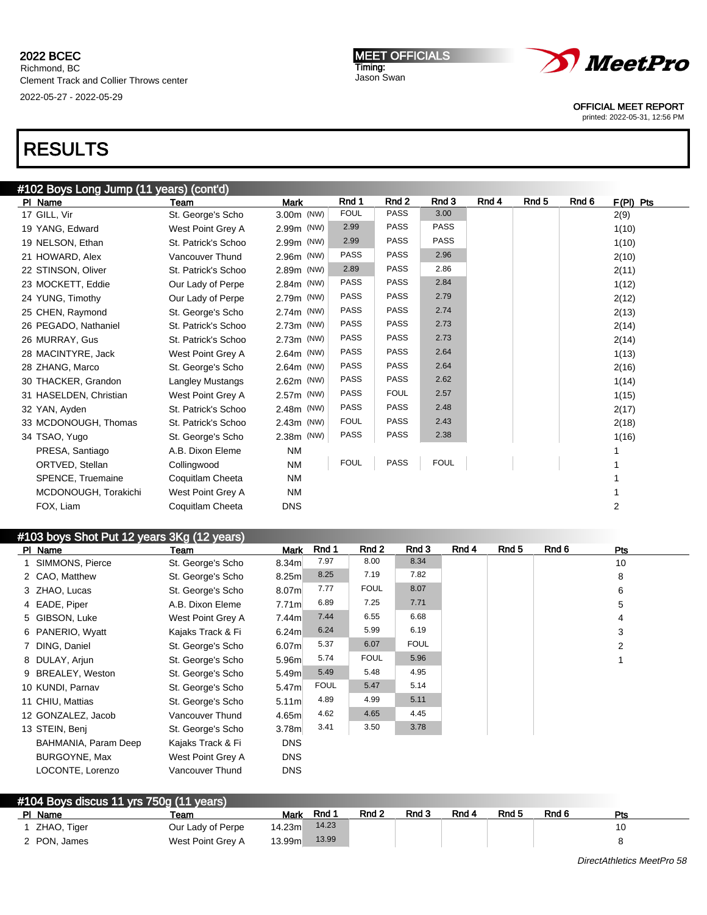2022 BCEC
Richmond, BC
Clement Track and Collier Throws center
2022-05-27 - 2022-05-29

MEET OFFICIALS
Timing:
Jason Swan

OFFICIAL MEET REPORT
printed: 2022-05-31, 12:56 PM

# RESULTS

## #102 Boys Long Jump (11 years) (cont'd)

| Pl | Name | Team | Mark | Rnd 1 | Rnd 2 | Rnd 3 | Rnd 4 | Rnd 5 | Rnd 6 | F(Pl) | Pts |
|---|---|---|---|---|---|---|---|---|---|---|---|
| 17 | GILL, Vir | St. George's Scho | 3.00m (NW) | FOUL | PASS | 3.00 | | | | 2(9) | |
| 19 | YANG, Edward | West Point Grey A | 2.99m (NW) | 2.99 | PASS | PASS | | | | 1(10) | |
| 19 | NELSON, Ethan | St. Patrick's Schoo | 2.99m (NW) | 2.99 | PASS | PASS | | | | 1(10) | |
| 21 | HOWARD, Alex | Vancouver Thund | 2.96m (NW) | PASS | PASS | 2.96 | | | | 2(10) | |
| 22 | STINSON, Oliver | St. Patrick's Schoo | 2.89m (NW) | 2.89 | PASS | 2.86 | | | | 2(11) | |
| 23 | MOCKETT, Eddie | Our Lady of Perpe | 2.84m (NW) | PASS | PASS | 2.84 | | | | 1(12) | |
| 24 | YUNG, Timothy | Our Lady of Perpe | 2.79m (NW) | PASS | PASS | 2.79 | | | | 2(12) | |
| 25 | CHEN, Raymond | St. George's Scho | 2.74m (NW) | PASS | PASS | 2.74 | | | | 2(13) | |
| 26 | PEGADO, Nathaniel | St. Patrick's Schoo | 2.73m (NW) | PASS | PASS | 2.73 | | | | 2(14) | |
| 26 | MURRAY, Gus | St. Patrick's Schoo | 2.73m (NW) | PASS | PASS | 2.73 | | | | 2(14) | |
| 28 | MACINTYRE, Jack | West Point Grey A | 2.64m (NW) | PASS | PASS | 2.64 | | | | 1(13) | |
| 28 | ZHANG, Marco | St. George's Scho | 2.64m (NW) | PASS | PASS | 2.64 | | | | 2(16) | |
| 30 | THACKER, Grandon | Langley Mustangs | 2.62m (NW) | PASS | PASS | 2.62 | | | | 1(14) | |
| 31 | HASELDEN, Christian | West Point Grey A | 2.57m (NW) | PASS | FOUL | 2.57 | | | | 1(15) | |
| 32 | YAN, Ayden | St. Patrick's Schoo | 2.48m (NW) | PASS | PASS | 2.48 | | | | 2(17) | |
| 33 | MCDONOUGH, Thomas | St. Patrick's Schoo | 2.43m (NW) | FOUL | PASS | 2.43 | | | | 2(18) | |
| 34 | TSAO, Yugo | St. George's Scho | 2.38m (NW) | PASS | PASS | 2.38 | | | | 1(16) | |
| | PRESA, Santiago | A.B. Dixon Eleme | NM | | | | | | | 1 | |
| | ORTVED, Stellan | Collingwood | NM | FOUL | PASS | FOUL | | | | 1 | |
| | SPENCE, Truemaine | Coquitlam Cheeta | NM | | | | | | | 1 | |
| | MCDONOUGH, Torakichi | West Point Grey A | NM | | | | | | | 1 | |
| | FOX, Liam | Coquitlam Cheeta | DNS | | | | | | | 2 | |

## #103 boys Shot Put 12 years 3Kg (12 years)

| Pl | Name | Team | Mark | Rnd 1 | Rnd 2 | Rnd 3 | Rnd 4 | Rnd 5 | Rnd 6 | Pts |
|---|---|---|---|---|---|---|---|---|---|---|
| 1 | SIMMONS, Pierce | St. George's Scho | 8.34m | 7.97 | 8.00 | 8.34 | | | | 10 |
| 2 | CAO, Matthew | St. George's Scho | 8.25m | 8.25 | 7.19 | 7.82 | | | | 8 |
| 3 | ZHAO, Lucas | St. George's Scho | 8.07m | 7.77 | FOUL | 8.07 | | | | 6 |
| 4 | EADE, Piper | A.B. Dixon Eleme | 7.71m | 6.89 | 7.25 | 7.71 | | | | 5 |
| 5 | GIBSON, Luke | West Point Grey A | 7.44m | 7.44 | 6.55 | 6.68 | | | | 4 |
| 6 | PANERIO, Wyatt | Kajaks Track & Fi | 6.24m | 6.24 | 5.99 | 6.19 | | | | 3 |
| 7 | DING, Daniel | St. George's Scho | 6.07m | 5.37 | 6.07 | FOUL | | | | 2 |
| 8 | DULAY, Arjun | St. George's Scho | 5.96m | 5.74 | FOUL | 5.96 | | | | 1 |
| 9 | BREALEY, Weston | St. George's Scho | 5.49m | 5.49 | 5.48 | 4.95 | | | | |
| 10 | KUNDI, Parnav | St. George's Scho | 5.47m | FOUL | 5.47 | 5.14 | | | | |
| 11 | CHIU, Mattias | St. George's Scho | 5.11m | 4.89 | 4.99 | 5.11 | | | | |
| 12 | GONZALEZ, Jacob | Vancouver Thund | 4.65m | 4.62 | 4.65 | 4.45 | | | | |
| 13 | STEIN, Benj | St. George's Scho | 3.78m | 3.41 | 3.50 | 3.78 | | | | |
| | BAHMANIA, Param Deep | Kajaks Track & Fi | DNS | | | | | | | |
| | BURGOYNE, Max | West Point Grey A | DNS | | | | | | | |
| | LOCONTE, Lorenzo | Vancouver Thund | DNS | | | | | | | |

## #104 Boys discus 11 yrs 750g (11 years)

| Pl | Name | Team | Mark | Rnd 1 | Rnd 2 | Rnd 3 | Rnd 4 | Rnd 5 | Rnd 6 | Pts |
|---|---|---|---|---|---|---|---|---|---|---|
| 1 | ZHAO, Tiger | Our Lady of Perpe | 14.23m | 14.23 | | | | | | 10 |
| 2 | PON, James | West Point Grey A | 13.99m | 13.99 | | | | | | 8 |

DirectAthletics MeetPro 58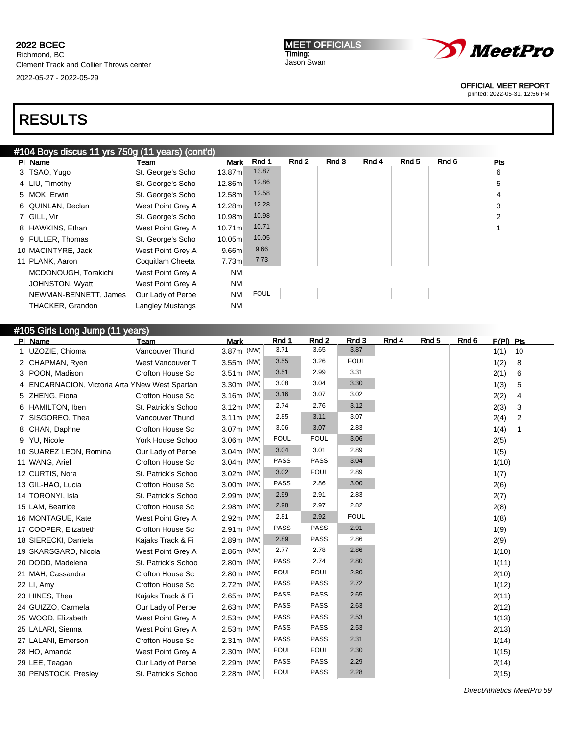2022 BCEC
Richmond, BC
Clement Track and Collier Throws center
2022-05-27 - 2022-05-29

MEET OFFICIALS
Timing:
Jason Swan

OFFICIAL MEET REPORT
printed: 2022-05-31, 12:56 PM

# RESULTS

## #104 Boys discus 11 yrs 750g (11 years) (cont'd)

| Pl | Name | Team | Mark | Rnd 1 | Rnd 2 | Rnd 3 | Rnd 4 | Rnd 5 | Rnd 6 | Pts |
|---|---|---|---|---|---|---|---|---|---|---|
| 3 | TSAO, Yugo | St. George's Scho | 13.87m | 13.87 | | | | | | 6 |
| 4 | LIU, Timothy | St. George's Scho | 12.86m | 12.86 | | | | | | 5 |
| 5 | MOK, Erwin | St. George's Scho | 12.58m | 12.58 | | | | | | 4 |
| 6 | QUINLAN, Declan | West Point Grey A | 12.28m | 12.28 | | | | | | 3 |
| 7 | GILL, Vir | St. George's Scho | 10.98m | 10.98 | | | | | | 2 |
| 8 | HAWKINS, Ethan | West Point Grey A | 10.71m | 10.71 | | | | | | 1 |
| 9 | FULLER, Thomas | St. George's Scho | 10.05m | 10.05 | | | | | | |
| 10 | MACINTYRE, Jack | West Point Grey A | 9.66m | 9.66 | | | | | | |
| 11 | PLANK, Aaron | Coquitlam Cheeta | 7.73m | 7.73 | | | | | | |
| | MCDONOUGH, Torakichi | West Point Grey A | NM | | | | | | | |
| | JOHNSTON, Wyatt | West Point Grey A | NM | | | | | | | |
| | NEWMAN-BENNETT, James | Our Lady of Perpe | NM | FOUL | | | | | | |
| | THACKER, Grandon | Langley Mustangs | NM | | | | | | | |

## #105 Girls Long Jump (11 years)

| Pl | Name | Team | Mark | Rnd 1 | Rnd 2 | Rnd 3 | Rnd 4 | Rnd 5 | Rnd 6 | F(Pl) | Pts |
|---|---|---|---|---|---|---|---|---|---|---|---|
| 1 | UZOZIE, Chioma | Vancouver Thund | 3.87m (NW) | 3.71 | 3.65 | 3.87 | | | | 1(1) | 10 |
| 2 | CHAPMAN, Ryen | West Vancouver T | 3.55m (NW) | 3.55 | 3.26 | FOUL | | | | 1(2) | 8 |
| 3 | POON, Madison | Crofton House Sc | 3.51m (NW) | 3.51 | 2.99 | 3.31 | | | | 2(1) | 6 |
| 4 | ENCARNACION, Victoria Arta Y | New West Spartan | 3.30m (NW) | 3.08 | 3.04 | 3.30 | | | | 1(3) | 5 |
| 5 | ZHENG, Fiona | Crofton House Sc | 3.16m (NW) | 3.16 | 3.07 | 3.02 | | | | 2(2) | 4 |
| 6 | HAMILTON, Iben | St. Patrick's Schoo | 3.12m (NW) | 2.74 | 2.76 | 3.12 | | | | 2(3) | 3 |
| 7 | SISGOREO, Thea | Vancouver Thund | 3.11m (NW) | 2.85 | 3.11 | 3.07 | | | | 2(4) | 2 |
| 8 | CHAN, Daphne | Crofton House Sc | 3.07m (NW) | 3.06 | 3.07 | 2.83 | | | | 1(4) | 1 |
| 9 | YU, Nicole | York House Schoo | 3.06m (NW) | FOUL | FOUL | 3.06 | | | | 2(5) | |
| 10 | SUAREZ LEON, Romina | Our Lady of Perpe | 3.04m (NW) | 3.04 | 3.01 | 2.89 | | | | 1(5) | |
| 11 | WANG, Ariel | Crofton House Sc | 3.04m (NW) | PASS | PASS | 3.04 | | | | 1(10) | |
| 12 | CURTIS, Nora | St. Patrick's Schoo | 3.02m (NW) | 3.02 | FOUL | 2.89 | | | | 1(7) | |
| 13 | GIL-HAO, Lucia | Crofton House Sc | 3.00m (NW) | PASS | 2.86 | 3.00 | | | | 2(6) | |
| 14 | TORONYI, Isla | St. Patrick's Schoo | 2.99m (NW) | 2.99 | 2.91 | 2.83 | | | | 2(7) | |
| 15 | LAM, Beatrice | Crofton House Sc | 2.98m (NW) | 2.98 | 2.97 | 2.82 | | | | 2(8) | |
| 16 | MONTAGUE, Kate | West Point Grey A | 2.92m (NW) | 2.81 | 2.92 | FOUL | | | | 1(8) | |
| 17 | COOPER, Elizabeth | Crofton House Sc | 2.91m (NW) | PASS | PASS | 2.91 | | | | 1(9) | |
| 18 | SIERECKI, Daniela | Kajaks Track & Fi | 2.89m (NW) | 2.89 | PASS | 2.86 | | | | 2(9) | |
| 19 | SKARSGARD, Nicola | West Point Grey A | 2.86m (NW) | 2.77 | 2.78 | 2.86 | | | | 1(10) | |
| 20 | DODD, Madelena | St. Patrick's Schoo | 2.80m (NW) | PASS | 2.74 | 2.80 | | | | 1(11) | |
| 21 | MAH, Cassandra | Crofton House Sc | 2.80m (NW) | FOUL | FOUL | 2.80 | | | | 2(10) | |
| 22 | LI, Amy | Crofton House Sc | 2.72m (NW) | PASS | PASS | 2.72 | | | | 1(12) | |
| 23 | HINES, Thea | Kajaks Track & Fi | 2.65m (NW) | PASS | PASS | 2.65 | | | | 2(11) | |
| 24 | GUIZZO, Carmela | Our Lady of Perpe | 2.63m (NW) | PASS | PASS | 2.63 | | | | 2(12) | |
| 25 | WOOD, Elizabeth | West Point Grey A | 2.53m (NW) | PASS | PASS | 2.53 | | | | 1(13) | |
| 25 | LALARI, Sienna | West Point Grey A | 2.53m (NW) | PASS | PASS | 2.53 | | | | 2(13) | |
| 27 | LALANI, Emerson | Crofton House Sc | 2.31m (NW) | PASS | PASS | 2.31 | | | | 1(14) | |
| 28 | HO, Amanda | West Point Grey A | 2.30m (NW) | FOUL | FOUL | 2.30 | | | | 1(15) | |
| 29 | LEE, Teagan | Our Lady of Perpe | 2.29m (NW) | PASS | PASS | 2.29 | | | | 2(14) | |
| 30 | PENSTOCK, Presley | St. Patrick's Schoo | 2.28m (NW) | FOUL | PASS | 2.28 | | | | 2(15) | |

DirectAthletics MeetPro 59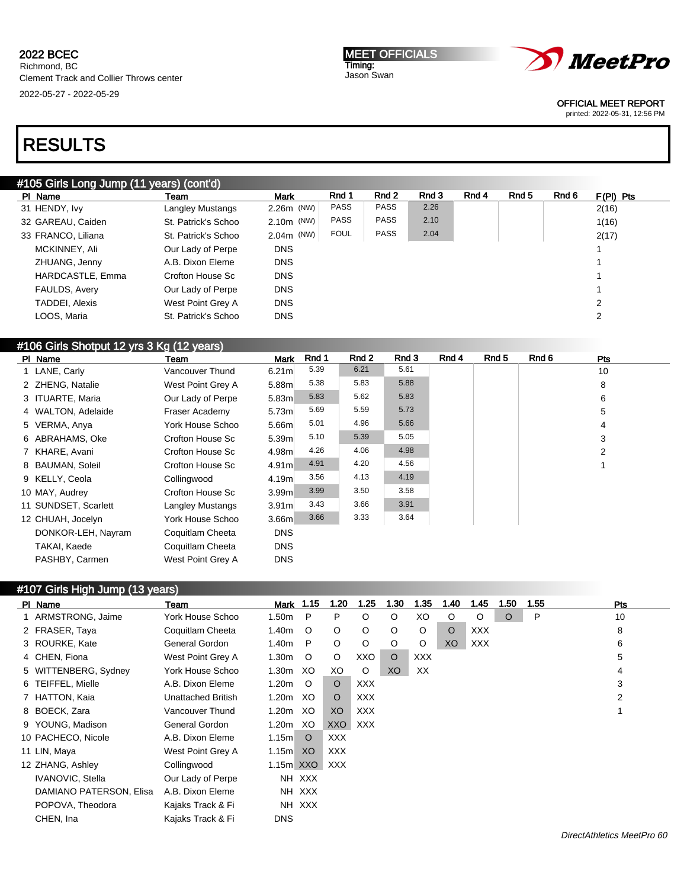2022 BCEC
Richmond, BC
Clement Track and Collier Throws center
2022-05-27 - 2022-05-29

MEET OFFICIALS
Timing:
Jason Swan

OFFICIAL MEET REPORT
printed: 2022-05-31, 12:56 PM

# RESULTS

## #105 Girls Long Jump (11 years) (cont'd)

| Pl | Name | Team | Mark | Rnd 1 | Rnd 2 | Rnd 3 | Rnd 4 | Rnd 5 | Rnd 6 | F(Pl) Pts |
|---|---|---|---|---|---|---|---|---|---|---|
| 31 | HENDY, Ivy | Langley Mustangs | 2.26m (NW) | PASS | PASS | 2.26 | | | | 2(16) |
| 32 | GAREAU, Caiden | St. Patrick's Schoo | 2.10m (NW) | PASS | PASS | 2.10 | | | | 1(16) |
| 33 | FRANCO, Liliana | St. Patrick's Schoo | 2.04m (NW) | FOUL | PASS | 2.04 | | | | 2(17) |
| | MCKINNEY, Ali | Our Lady of Perpe | DNS | | | | | | | 1 |
| | ZHUANG, Jenny | A.B. Dixon Eleme | DNS | | | | | | | 1 |
| | HARDCASTLE, Emma | Crofton House Sc | DNS | | | | | | | 1 |
| | FAULDS, Avery | Our Lady of Perpe | DNS | | | | | | | 1 |
| | TADDEI, Alexis | West Point Grey A | DNS | | | | | | | 2 |
| | LOOS, Maria | St. Patrick's Schoo | DNS | | | | | | | 2 |

## #106 Girls Shotput 12 yrs 3 Kg (12 years)

| Pl | Name | Team | Mark | Rnd 1 | Rnd 2 | Rnd 3 | Rnd 4 | Rnd 5 | Rnd 6 | Pts |
|---|---|---|---|---|---|---|---|---|---|---|
| 1 | LANE, Carly | Vancouver Thund | 6.21m | 5.39 | 6.21 | 5.61 | | | | 10 |
| 2 | ZHENG, Natalie | West Point Grey A | 5.88m | 5.38 | 5.83 | 5.88 | | | | 8 |
| 3 | ITUARTE, Maria | Our Lady of Perpe | 5.83m | 5.83 | 5.62 | 5.83 | | | | 6 |
| 4 | WALTON, Adelaide | Fraser Academy | 5.73m | 5.69 | 5.59 | 5.73 | | | | 5 |
| 5 | VERMA, Anya | York House Schoo | 5.66m | 5.01 | 4.96 | 5.66 | | | | 4 |
| 6 | ABRAHAMS, Oke | Crofton House Sc | 5.39m | 5.10 | 5.39 | 5.05 | | | | 3 |
| 7 | KHARE, Avani | Crofton House Sc | 4.98m | 4.26 | 4.06 | 4.98 | | | | 2 |
| 8 | BAUMAN, Soleil | Crofton House Sc | 4.91m | 4.91 | 4.20 | 4.56 | | | | 1 |
| 9 | KELLY, Ceola | Collingwood | 4.19m | 3.56 | 4.13 | 4.19 | | | | |
| 10 | MAY, Audrey | Crofton House Sc | 3.99m | 3.99 | 3.50 | 3.58 | | | | |
| 11 | SUNDSET, Scarlett | Langley Mustangs | 3.91m | 3.43 | 3.66 | 3.91 | | | | |
| 12 | CHUAH, Jocelyn | York House Schoo | 3.66m | 3.66 | 3.33 | 3.64 | | | | |
| | DONKOR-LEH, Nayram | Coquitlam Cheeta | DNS | | | | | | | |
| | TAKAI, Kaede | Coquitlam Cheeta | DNS | | | | | | | |
| | PASHBY, Carmen | West Point Grey A | DNS | | | | | | | |

## #107 Girls High Jump (13 years)

| Pl | Name | Team | Mark | 1.15 | 1.20 | 1.25 | 1.30 | 1.35 | 1.40 | 1.45 | 1.50 | 1.55 | Pts |
|---|---|---|---|---|---|---|---|---|---|---|---|---|---|
| 1 | ARMSTRONG, Jaime | York House Schoo | 1.50m | P | P | O | O | XO | O | O | O | P | 10 |
| 2 | FRASER, Taya | Coquitlam Cheeta | 1.40m | O | O | O | O | O | O | XXX | | | 8 |
| 3 | ROURKE, Kate | General Gordon | 1.40m | P | O | O | O | O | XO | XXX | | | 6 |
| 4 | CHEN, Fiona | West Point Grey A | 1.30m | O | O | XXO | O | XXX | | | | | 5 |
| 5 | WITTENBERG, Sydney | York House Schoo | 1.30m | XO | XO | O | XO | XX | | | | | 4 |
| 6 | TEIFFEL, Mielle | A.B. Dixon Eleme | 1.20m | O | O | XXX | | | | | | | 3 |
| 7 | HATTON, Kaia | Unattached British | 1.20m | XO | O | XXX | | | | | | | 2 |
| 8 | BOECK, Zara | Vancouver Thund | 1.20m | XO | XO | XXX | | | | | | | 1 |
| 9 | YOUNG, Madison | General Gordon | 1.20m | XO | XXO | XXX | | | | | | | |
| 10 | PACHECO, Nicole | A.B. Dixon Eleme | 1.15m | O | XXX | | | | | | | | |
| 11 | LIN, Maya | West Point Grey A | 1.15m | XO | XXX | | | | | | | | |
| 12 | ZHANG, Ashley | Collingwood | 1.15m | XXO | XXX | | | | | | | | |
| | IVANOVIC, Stella | Our Lady of Perpe | NH | XXX | | | | | | | | | |
| | DAMIANO PATERSON, Elisa | A.B. Dixon Eleme | NH | XXX | | | | | | | | | |
| | POPOVA, Theodora | Kajaks Track & Fi | NH | XXX | | | | | | | | | |
| | CHEN, Ina | Kajaks Track & Fi | DNS | | | | | | | | | | |

DirectAthletics MeetPro 60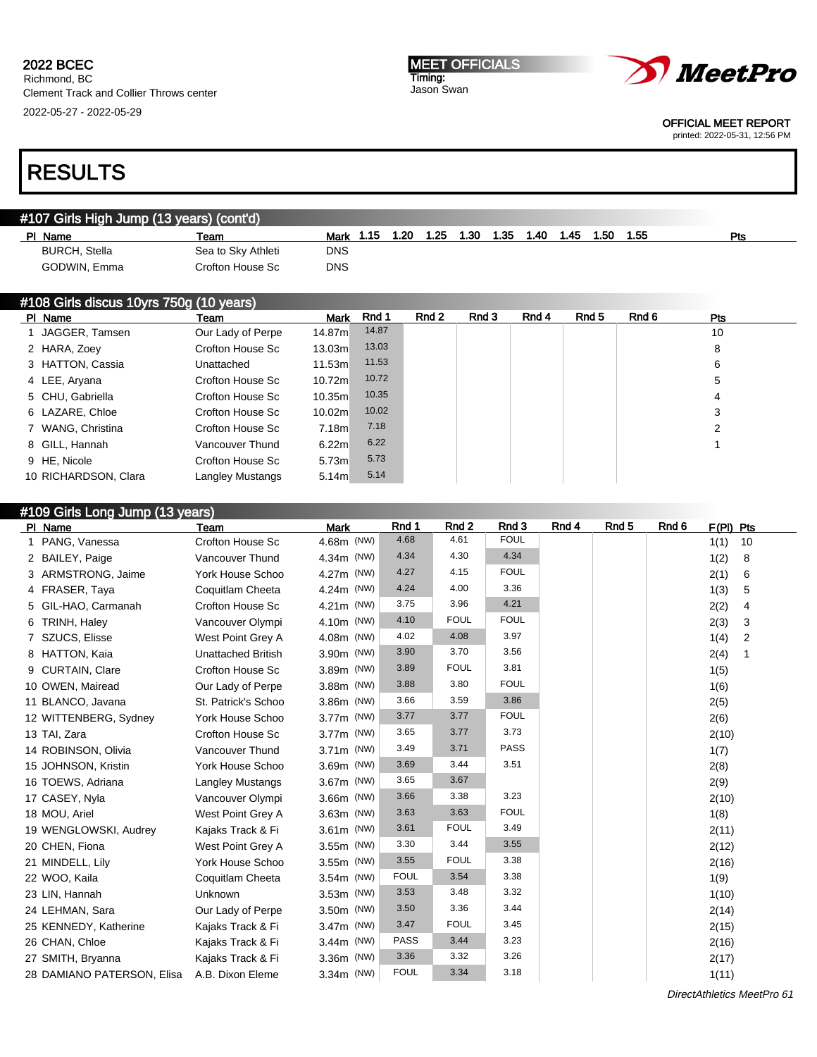2022 BCEC
Richmond, BC
Clement Track and Collier Throws center
2022-05-27 - 2022-05-29

MEET OFFICIALS
Timing:
Jason Swan

OFFICIAL MEET REPORT
printed: 2022-05-31, 12:56 PM

# RESULTS

## #107 Girls High Jump (13 years) (cont'd)

| Pl | Name | Team | Mark | 1.15 | 1.20 | 1.25 | 1.30 | 1.35 | 1.40 | 1.45 | 1.50 | 1.55 | Pts |
|---|---|---|---|---|---|---|---|---|---|---|---|---|---|
| | BURCH, Stella | Sea to Sky Athleti | DNS | | | | | | | | | | |
| | GODWIN, Emma | Crofton House Sc | DNS | | | | | | | | | | |

## #108 Girls discus 10yrs 750g (10 years)

| Pl | Name | Team | Mark | Rnd 1 | Rnd 2 | Rnd 3 | Rnd 4 | Rnd 5 | Rnd 6 | Pts |
|---|---|---|---|---|---|---|---|---|---|---|
| 1 | JAGGER, Tamsen | Our Lady of Perpe | 14.87m | 14.87 | | | | | | 10 |
| 2 | HARA, Zoey | Crofton House Sc | 13.03m | 13.03 | | | | | | 8 |
| 3 | HATTON, Cassia | Unattached | 11.53m | 11.53 | | | | | | 6 |
| 4 | LEE, Aryana | Crofton House Sc | 10.72m | 10.72 | | | | | | 5 |
| 5 | CHU, Gabriella | Crofton House Sc | 10.35m | 10.35 | | | | | | 4 |
| 6 | LAZARE, Chloe | Crofton House Sc | 10.02m | 10.02 | | | | | | 3 |
| 7 | WANG, Christina | Crofton House Sc | 7.18m | 7.18 | | | | | | 2 |
| 8 | GILL, Hannah | Vancouver Thund | 6.22m | 6.22 | | | | | | 1 |
| 9 | HE, Nicole | Crofton House Sc | 5.73m | 5.73 | | | | | | |
| 10 | RICHARDSON, Clara | Langley Mustangs | 5.14m | 5.14 | | | | | | |

## #109 Girls Long Jump (13 years)

| Pl | Name | Team | Mark | Rnd 1 | Rnd 2 | Rnd 3 | Rnd 4 | Rnd 5 | Rnd 6 | F(Pl) | Pts |
|---|---|---|---|---|---|---|---|---|---|---|---|
| 1 | PANG, Vanessa | Crofton House Sc | 4.68m (NW) | 4.68 | 4.61 | FOUL | | | | 1(1) | 10 |
| 2 | BAILEY, Paige | Vancouver Thund | 4.34m (NW) | 4.34 | 4.30 | 4.34 | | | | 1(2) | 8 |
| 3 | ARMSTRONG, Jaime | York House Schoo | 4.27m (NW) | 4.27 | 4.15 | FOUL | | | | 2(1) | 6 |
| 4 | FRASER, Taya | Coquitlam Cheeta | 4.24m (NW) | 4.24 | 4.00 | 3.36 | | | | 1(3) | 5 |
| 5 | GIL-HAO, Carmanah | Crofton House Sc | 4.21m (NW) | 3.75 | 3.96 | 4.21 | | | | 2(2) | 4 |
| 6 | TRINH, Haley | Vancouver Olympi | 4.10m (NW) | 4.10 | FOUL | FOUL | | | | 2(3) | 3 |
| 7 | SZUCS, Elisse | West Point Grey A | 4.08m (NW) | 4.02 | 4.08 | 3.97 | | | | 1(4) | 2 |
| 8 | HATTON, Kaia | Unattached British | 3.90m (NW) | 3.90 | 3.70 | 3.56 | | | | 2(4) | 1 |
| 9 | CURTAIN, Clare | Crofton House Sc | 3.89m (NW) | 3.89 | FOUL | 3.81 | | | | 1(5) | |
| 10 | OWEN, Mairead | Our Lady of Perpe | 3.88m (NW) | 3.88 | 3.80 | FOUL | | | | 1(6) | |
| 11 | BLANCO, Javana | St. Patrick's Schoo | 3.86m (NW) | 3.66 | 3.59 | 3.86 | | | | 2(5) | |
| 12 | WITTENBERG, Sydney | York House Schoo | 3.77m (NW) | 3.77 | 3.77 | FOUL | | | | 2(6) | |
| 13 | TAI, Zara | Crofton House Sc | 3.77m (NW) | 3.65 | 3.77 | 3.73 | | | | 2(10) | |
| 14 | ROBINSON, Olivia | Vancouver Thund | 3.71m (NW) | 3.49 | 3.71 | PASS | | | | 1(7) | |
| 15 | JOHNSON, Kristin | York House Schoo | 3.69m (NW) | 3.69 | 3.44 | 3.51 | | | | 2(8) | |
| 16 | TOEWS, Adriana | Langley Mustangs | 3.67m (NW) | 3.65 | 3.67 | | | | | 2(9) | |
| 17 | CASEY, Nyla | Vancouver Olympi | 3.66m (NW) | 3.66 | 3.38 | 3.23 | | | | 2(10) | |
| 18 | MOU, Ariel | West Point Grey A | 3.63m (NW) | 3.63 | 3.63 | FOUL | | | | 1(8) | |
| 19 | WENGLOWSKI, Audrey | Kajaks Track & Fi | 3.61m (NW) | 3.61 | FOUL | 3.49 | | | | 2(11) | |
| 20 | CHEN, Fiona | West Point Grey A | 3.55m (NW) | 3.30 | 3.44 | 3.55 | | | | 2(12) | |
| 21 | MINDELL, Lily | York House Schoo | 3.55m (NW) | 3.55 | FOUL | 3.38 | | | | 2(16) | |
| 22 | WOO, Kaila | Coquitlam Cheeta | 3.54m (NW) | FOUL | 3.54 | 3.38 | | | | 1(9) | |
| 23 | LIN, Hannah | Unknown | 3.53m (NW) | 3.53 | 3.48 | 3.32 | | | | 1(10) | |
| 24 | LEHMAN, Sara | Our Lady of Perpe | 3.50m (NW) | 3.50 | 3.36 | 3.44 | | | | 2(14) | |
| 25 | KENNEDY, Katherine | Kajaks Track & Fi | 3.47m (NW) | 3.47 | FOUL | 3.45 | | | | 2(15) | |
| 26 | CHAN, Chloe | Kajaks Track & Fi | 3.44m (NW) | PASS | 3.44 | 3.23 | | | | 2(16) | |
| 27 | SMITH, Bryanna | Kajaks Track & Fi | 3.36m (NW) | 3.36 | 3.32 | 3.26 | | | | 2(17) | |
| 28 | DAMIANO PATERSON, Elisa | A.B. Dixon Eleme | 3.34m (NW) | FOUL | 3.34 | 3.18 | | | | 1(11) | |

DirectAthletics MeetPro 61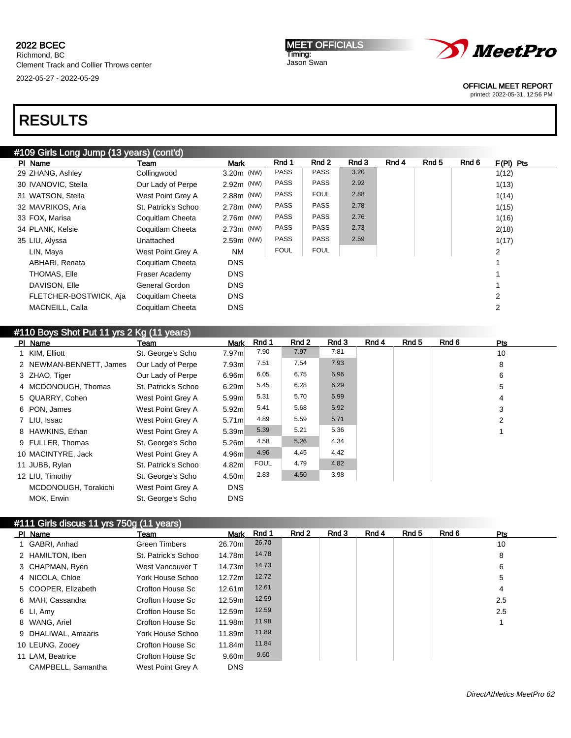2022 BCEC
Richmond, BC
Clement Track and Collier Throws center
2022-05-27 - 2022-05-29

MEET OFFICIALS
Timing:
Jason Swan

OFFICIAL MEET REPORT
printed: 2022-05-31, 12:56 PM

# RESULTS

## #109 Girls Long Jump (13 years) (cont'd)

| Pl | Name | Team | Mark | Rnd 1 | Rnd 2 | Rnd 3 | Rnd 4 | Rnd 5 | Rnd 6 | F(Pl) Pts |
|---|---|---|---|---|---|---|---|---|---|---|
| 29 | ZHANG, Ashley | Collingwood | 3.20m (NW) | PASS | PASS | 3.20 | | | | 1(12) |
| 30 | IVANOVIC, Stella | Our Lady of Perpe | 2.92m (NW) | PASS | PASS | 2.92 | | | | 1(13) |
| 31 | WATSON, Stella | West Point Grey A | 2.88m (NW) | PASS | FOUL | 2.88 | | | | 1(14) |
| 32 | MAVRIKOS, Aria | St. Patrick's Schoo | 2.78m (NW) | PASS | PASS | 2.78 | | | | 1(15) |
| 33 | FOX, Marisa | Coquitlam Cheeta | 2.76m (NW) | PASS | PASS | 2.76 | | | | 1(16) |
| 34 | PLANK, Kelsie | Coquitlam Cheeta | 2.73m (NW) | PASS | PASS | 2.73 | | | | 2(18) |
| 35 | LIU, Alyssa | Unattached | 2.59m (NW) | PASS | PASS | 2.59 | | | | 1(17) |
| | LIN, Maya | West Point Grey A | NM | FOUL | FOUL | | | | | 2 |
| | ABHARI, Renata | Coquitlam Cheeta | DNS | | | | | | | 1 |
| | THOMAS, Elle | Fraser Academy | DNS | | | | | | | 1 |
| | DAVISON, Elle | General Gordon | DNS | | | | | | | 1 |
| | FLETCHER-BOSTWICK, Aja | Coquitlam Cheeta | DNS | | | | | | | 2 |
| | MACNEILL, Calla | Coquitlam Cheeta | DNS | | | | | | | 2 |

## #110 Boys Shot Put 11 yrs 2 Kg (11 years)

| Pl | Name | Team | Mark | Rnd 1 | Rnd 2 | Rnd 3 | Rnd 4 | Rnd 5 | Rnd 6 | Pts |
|---|---|---|---|---|---|---|---|---|---|---|
| 1 | KIM, Elliott | St. George's Scho | 7.97m | 7.90 | 7.97 | 7.81 | | | | 10 |
| 2 | NEWMAN-BENNETT, James | Our Lady of Perpe | 7.93m | 7.51 | 7.54 | 7.93 | | | | 8 |
| 3 | ZHAO, Tiger | Our Lady of Perpe | 6.96m | 6.05 | 6.75 | 6.96 | | | | 6 |
| 4 | MCDONOUGH, Thomas | St. Patrick's Schoo | 6.29m | 5.45 | 6.28 | 6.29 | | | | 5 |
| 5 | QUARRY, Cohen | West Point Grey A | 5.99m | 5.31 | 5.70 | 5.99 | | | | 4 |
| 6 | PON, James | West Point Grey A | 5.92m | 5.41 | 5.68 | 5.92 | | | | 3 |
| 7 | LIU, Issac | West Point Grey A | 5.71m | 4.89 | 5.59 | 5.71 | | | | 2 |
| 8 | HAWKINS, Ethan | West Point Grey A | 5.39m | 5.39 | 5.21 | 5.36 | | | | 1 |
| 9 | FULLER, Thomas | St. George's Scho | 5.26m | 4.58 | 5.26 | 4.34 | | | | |
| 10 | MACINTYRE, Jack | West Point Grey A | 4.96m | 4.96 | 4.45 | 4.42 | | | | |
| 11 | JUBB, Rylan | St. Patrick's Schoo | 4.82m | FOUL | 4.79 | 4.82 | | | | |
| 12 | LIU, Timothy | St. George's Scho | 4.50m | 2.83 | 4.50 | 3.98 | | | | |
| | MCDONOUGH, Torakichi | West Point Grey A | DNS | | | | | | | |
| | MOK, Erwin | St. George's Scho | DNS | | | | | | | |

## #111 Girls discus 11 yrs 750g (11 years)

| Pl | Name | Team | Mark | Rnd 1 | Rnd 2 | Rnd 3 | Rnd 4 | Rnd 5 | Rnd 6 | Pts |
|---|---|---|---|---|---|---|---|---|---|---|
| 1 | GABRI, Anhad | Green Timbers | 26.70m | 26.70 | | | | | | 10 |
| 2 | HAMILTON, Iben | St. Patrick's Schoo | 14.78m | 14.78 | | | | | | 8 |
| 3 | CHAPMAN, Ryen | West Vancouver T | 14.73m | 14.73 | | | | | | 6 |
| 4 | NICOLA, Chloe | York House Schoo | 12.72m | 12.72 | | | | | | 5 |
| 5 | COOPER, Elizabeth | Crofton House Sc | 12.61m | 12.61 | | | | | | 4 |
| 6 | MAH, Cassandra | Crofton House Sc | 12.59m | 12.59 | | | | | | 2.5 |
| 6 | LI, Amy | Crofton House Sc | 12.59m | 12.59 | | | | | | 2.5 |
| 8 | WANG, Ariel | Crofton House Sc | 11.98m | 11.98 | | | | | | 1 |
| 9 | DHALIWAL, Amaaris | York House Schoo | 11.89m | 11.89 | | | | | | |
| 10 | LEUNG, Zooey | Crofton House Sc | 11.84m | 11.84 | | | | | | |
| 11 | LAM, Beatrice | Crofton House Sc | 9.60m | 9.60 | | | | | | |
| | CAMPBELL, Samantha | West Point Grey A | DNS | | | | | | | |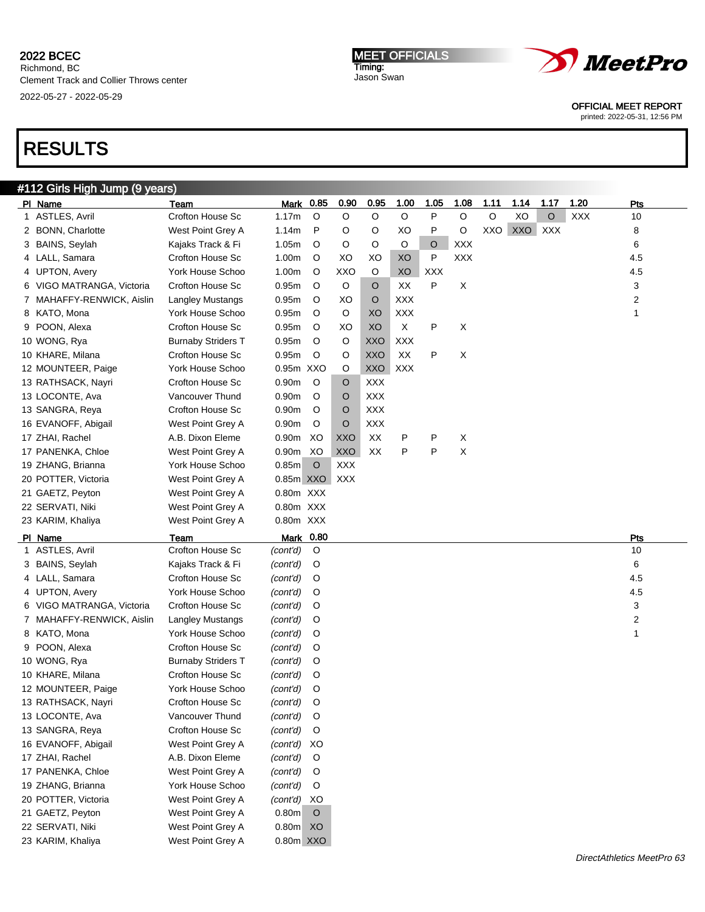2022 BCEC
Richmond, BC
Clement Track and Collier Throws center
2022-05-27 - 2022-05-29

MEET OFFICIALS
Timing:
Jason Swan

OFFICIAL MEET REPORT
printed: 2022-05-31, 12:56 PM

# RESULTS

## #112 Girls High Jump (9 years)

| Pl | Name | Team | Mark | 0.85 | 0.90 | 0.95 | 1.00 | 1.05 | 1.08 | 1.11 | 1.14 | 1.17 | 1.20 | Pts |
|---|---|---|---|---|---|---|---|---|---|---|---|---|---|---|
| 1 | ASTLES, Avril | Crofton House Sc | 1.17m | O | O | O | O | P | O | O | XO | O | XXX | 10 |
| 2 | BONN, Charlotte | West Point Grey A | 1.14m | P | O | O | XO | P | O | XXO | XXO | XXX | | 8 |
| 3 | BAINS, Seylah | Kajaks Track & Fi | 1.05m | O | O | O | O | O | XXX | | | | | 6 |
| 4 | LALL, Samara | Crofton House Sc | 1.00m | O | XO | XO | XO | P | XXX | | | | | 4.5 |
| 4 | UPTON, Avery | York House Schoo | 1.00m | O | XXO | O | XO | XXX | | | | | | 4.5 |
| 6 | VIGO MATRANGA, Victoria | Crofton House Sc | 0.95m | O | O | O | XX | P | X | | | | | 3 |
| 7 | MAHAFFY-RENWICK, Aislin | Langley Mustangs | 0.95m | O | XO | O | XXX | | | | | | | 2 |
| 8 | KATO, Mona | York House Schoo | 0.95m | O | O | XO | XXX | | | | | | | 1 |
| 9 | POON, Alexa | Crofton House Sc | 0.95m | O | XO | XO | X | P | X | | | | | |
| 10 | WONG, Rya | Burnaby Striders T | 0.95m | O | O | XXO | XXX | | | | | | | |
| 10 | KHARE, Milana | Crofton House Sc | 0.95m | O | O | XXO | XX | P | X | | | | | |
| 12 | MOUNTEER, Paige | York House Schoo | 0.95m | XXO | O | XXO | XXX | | | | | | | |
| 13 | RATHSACK, Nayri | Crofton House Sc | 0.90m | O | O | XXX | | | | | | | | |
| 13 | LOCONTE, Ava | Vancouver Thund | 0.90m | O | O | XXX | | | | | | | | |
| 13 | SANGRA, Reya | Crofton House Sc | 0.90m | O | O | XXX | | | | | | | | |
| 16 | EVANOFF, Abigail | West Point Grey A | 0.90m | O | O | XXX | | | | | | | | |
| 17 | ZHAI, Rachel | A.B. Dixon Eleme | 0.90m | XO | XXO | XX | P | P | X | | | | | |
| 17 | PANENKA, Chloe | West Point Grey A | 0.90m | XO | XXO | XX | P | P | X | | | | | |
| 19 | ZHANG, Brianna | York House Schoo | 0.85m | O | XXX | | | | | | | | | |
| 20 | POTTER, Victoria | West Point Grey A | 0.85m | XXO | XXX | | | | | | | | | |
| 21 | GAETZ, Peyton | West Point Grey A | 0.80m | XXX | | | | | | | | | | |
| 22 | SERVATI, Niki | West Point Grey A | 0.80m | XXX | | | | | | | | | | |
| 23 | KARIM, Khaliya | West Point Grey A | 0.80m | XXX | | | | | | | | | | |

| Pl | Name | Team | Mark | 0.80 | Pts |
|---|---|---|---|---|---|
| 1 | ASTLES, Avril | Crofton House Sc | *(cont'd)* | O | 10 |
| 3 | BAINS, Seylah | Kajaks Track & Fi | *(cont'd)* | O | 6 |
| 4 | LALL, Samara | Crofton House Sc | *(cont'd)* | O | 4.5 |
| 4 | UPTON, Avery | York House Schoo | *(cont'd)* | O | 4.5 |
| 6 | VIGO MATRANGA, Victoria | Crofton House Sc | *(cont'd)* | O | 3 |
| 7 | MAHAFFY-RENWICK, Aislin | Langley Mustangs | *(cont'd)* | O | 2 |
| 8 | KATO, Mona | York House Schoo | *(cont'd)* | O | 1 |
| 9 | POON, Alexa | Crofton House Sc | *(cont'd)* | O | |
| 10 | WONG, Rya | Burnaby Striders T | *(cont'd)* | O | |
| 10 | KHARE, Milana | Crofton House Sc | *(cont'd)* | O | |
| 12 | MOUNTEER, Paige | York House Schoo | *(cont'd)* | O | |
| 13 | RATHSACK, Nayri | Crofton House Sc | *(cont'd)* | O | |
| 13 | LOCONTE, Ava | Vancouver Thund | *(cont'd)* | O | |
| 13 | SANGRA, Reya | Crofton House Sc | *(cont'd)* | O | |
| 16 | EVANOFF, Abigail | West Point Grey A | *(cont'd)* | XO | |
| 17 | ZHAI, Rachel | A.B. Dixon Eleme | *(cont'd)* | O | |
| 17 | PANENKA, Chloe | West Point Grey A | *(cont'd)* | O | |
| 19 | ZHANG, Brianna | York House Schoo | *(cont'd)* | O | |
| 20 | POTTER, Victoria | West Point Grey A | *(cont'd)* | XO | |
| 21 | GAETZ, Peyton | West Point Grey A | 0.80m | O | |
| 22 | SERVATI, Niki | West Point Grey A | 0.80m | XO | |
| 23 | KARIM, Khaliya | West Point Grey A | 0.80m | XXO | |

*DirectAthletics MeetPro 63*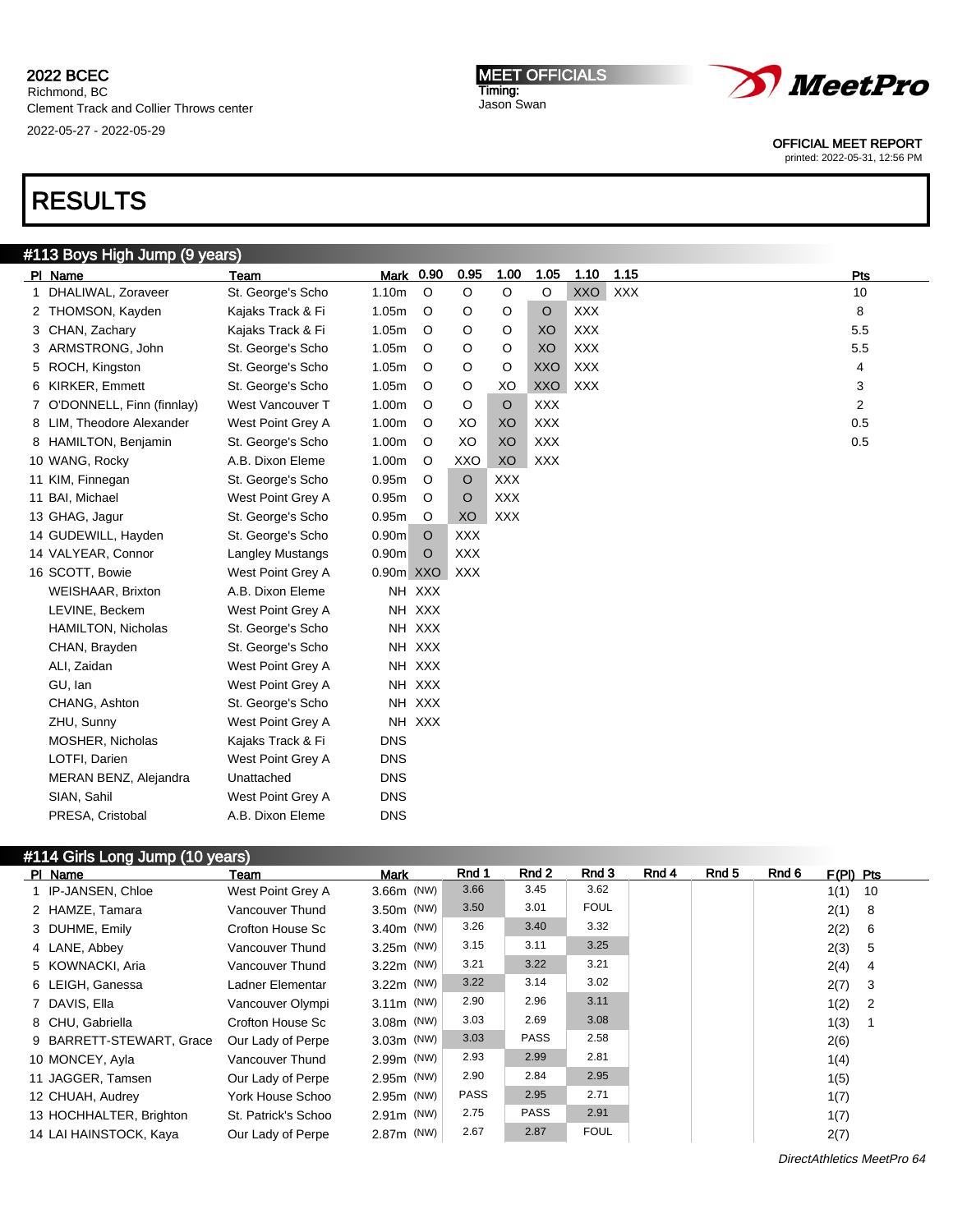2022 BCEC
Richmond, BC
Clement Track and Collier Throws center
2022-05-27 - 2022-05-29

MEET OFFICIALS
Timing:
Jason Swan

OFFICIAL MEET REPORT
printed: 2022-05-31, 12:56 PM

# RESULTS

## #113 Boys High Jump (9 years)

| Pl | Name | Team | Mark | 0.90 | 0.95 | 1.00 | 1.05 | 1.10 | 1.15 | Pts |
|---|---|---|---|---|---|---|---|---|---|---|
| 1 | DHALIWAL, Zoraveer | St. George's Scho | 1.10m | O | O | O | O | XXO | XXX | 10 |
| 2 | THOMSON, Kayden | Kajaks Track & Fi | 1.05m | O | O | O | O | XXX | | 8 |
| 3 | CHAN, Zachary | Kajaks Track & Fi | 1.05m | O | O | O | XO | XXX | | 5.5 |
| 3 | ARMSTRONG, John | St. George's Scho | 1.05m | O | O | O | XO | XXX | | 5.5 |
| 5 | ROCH, Kingston | St. George's Scho | 1.05m | O | O | O | XXO | XXX | | 4 |
| 6 | KIRKER, Emmett | St. George's Scho | 1.05m | O | O | XO | XXO | XXX | | 3 |
| 7 | O'DONNELL, Finn (finnlay) | West Vancouver T | 1.00m | O | O | O | XXX | | | 2 |
| 8 | LIM, Theodore Alexander | West Point Grey A | 1.00m | O | XO | XO | XXX | | | 0.5 |
| 8 | HAMILTON, Benjamin | St. George's Scho | 1.00m | O | XO | XO | XXX | | | 0.5 |
| 10 | WANG, Rocky | A.B. Dixon Eleme | 1.00m | O | XXO | XO | XXX | | | |
| 11 | KIM, Finnegan | St. George's Scho | 0.95m | O | O | XXX | | | | |
| 11 | BAI, Michael | West Point Grey A | 0.95m | O | O | XXX | | | | |
| 13 | GHAG, Jagur | St. George's Scho | 0.95m | O | XO | XXX | | | | |
| 14 | GUDEWILL, Hayden | St. George's Scho | 0.90m | O | XXX | | | | | |
| 14 | VALYEAR, Connor | Langley Mustangs | 0.90m | O | XXX | | | | | |
| 16 | SCOTT, Bowie | West Point Grey A | 0.90m | XXO | XXX | | | | | |
| | WEISHAAR, Brixton | A.B. Dixon Eleme | NH | XXX | | | | | | |
| | LEVINE, Beckem | West Point Grey A | NH | XXX | | | | | | |
| | HAMILTON, Nicholas | St. George's Scho | NH | XXX | | | | | | |
| | CHAN, Brayden | St. George's Scho | NH | XXX | | | | | | |
| | ALI, Zaidan | West Point Grey A | NH | XXX | | | | | | |
| | GU, Ian | West Point Grey A | NH | XXX | | | | | | |
| | CHANG, Ashton | St. George's Scho | NH | XXX | | | | | | |
| | ZHU, Sunny | West Point Grey A | NH | XXX | | | | | | |
| | MOSHER, Nicholas | Kajaks Track & Fi | DNS | | | | | | | |
| | LOTFI, Darien | West Point Grey A | DNS | | | | | | | |
| | MERAN BENZ, Alejandra | Unattached | DNS | | | | | | | |
| | SIAN, Sahil | West Point Grey A | DNS | | | | | | | |
| | PRESA, Cristobal | A.B. Dixon Eleme | DNS | | | | | | | |

## #114 Girls Long Jump (10 years)

| Pl | Name | Team | Mark | Rnd 1 | Rnd 2 | Rnd 3 | Rnd 4 | Rnd 5 | Rnd 6 | F(Pl) | Pts |
|---|---|---|---|---|---|---|---|---|---|---|---|
| 1 | IP-JANSEN, Chloe | West Point Grey A | 3.66m (NW) | 3.66 | 3.45 | 3.62 | | | | 1(1) | 10 |
| 2 | HAMZE, Tamara | Vancouver Thund | 3.50m (NW) | 3.50 | 3.01 | FOUL | | | | 2(1) | 8 |
| 3 | DUHME, Emily | Crofton House Sc | 3.40m (NW) | 3.26 | 3.40 | 3.32 | | | | 2(2) | 6 |
| 4 | LANE, Abbey | Vancouver Thund | 3.25m (NW) | 3.15 | 3.11 | 3.25 | | | | 2(3) | 5 |
| 5 | KOWNACKI, Aria | Vancouver Thund | 3.22m (NW) | 3.21 | 3.22 | 3.21 | | | | 2(4) | 4 |
| 6 | LEIGH, Ganessa | Ladner Elementar | 3.22m (NW) | 3.22 | 3.14 | 3.02 | | | | 2(7) | 3 |
| 7 | DAVIS, Ella | Vancouver Olympi | 3.11m (NW) | 2.90 | 2.96 | 3.11 | | | | 1(2) | 2 |
| 8 | CHU, Gabriella | Crofton House Sc | 3.08m (NW) | 3.03 | 2.69 | 3.08 | | | | 1(3) | 1 |
| 9 | BARRETT-STEWART, Grace | Our Lady of Perpe | 3.03m (NW) | 3.03 | PASS | 2.58 | | | | 2(6) | |
| 10 | MONCEY, Ayla | Vancouver Thund | 2.99m (NW) | 2.93 | 2.99 | 2.81 | | | | 1(4) | |
| 11 | JAGGER, Tamsen | Our Lady of Perpe | 2.95m (NW) | 2.90 | 2.84 | 2.95 | | | | 1(5) | |
| 12 | CHUAH, Audrey | York House Schoo | 2.95m (NW) | PASS | 2.95 | 2.71 | | | | 1(7) | |
| 13 | HOCHHALTER, Brighton | St. Patrick's Schoo | 2.91m (NW) | 2.75 | PASS | 2.91 | | | | 1(7) | |
| 14 | LAI HAINSTOCK, Kaya | Our Lady of Perpe | 2.87m (NW) | 2.67 | 2.87 | FOUL | | | | 2(7) | |

DirectAthletics MeetPro 64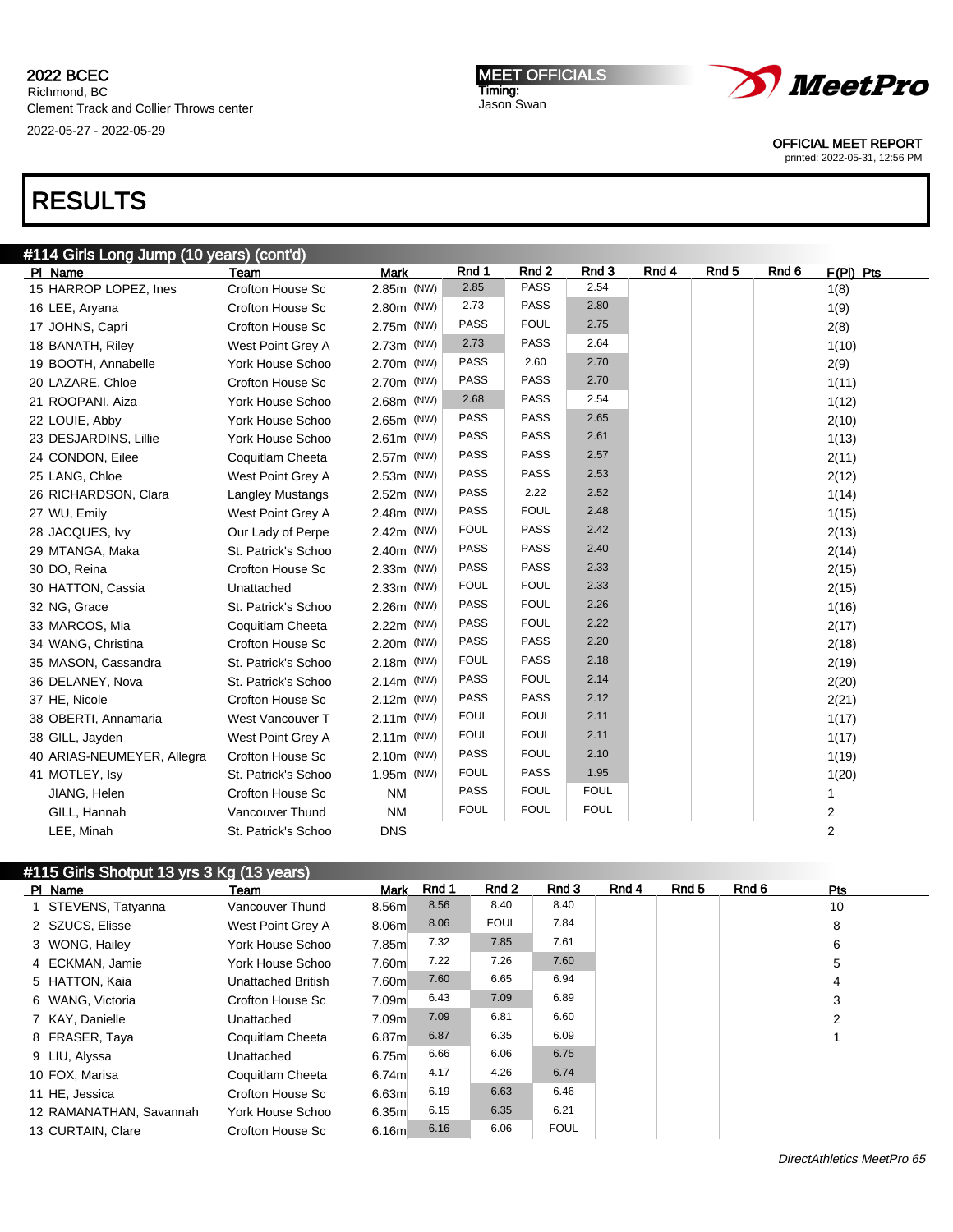2022 BCEC
Richmond, BC
Clement Track and Collier Throws center
2022-05-27 - 2022-05-29

MEET OFFICIALS
Timing:
Jason Swan

OFFICIAL MEET REPORT
printed: 2022-05-31, 12:56 PM

# RESULTS

## #114 Girls Long Jump (10 years) (cont'd)

| Pl | Name | Team | Mark | Rnd 1 | Rnd 2 | Rnd 3 | Rnd 4 | Rnd 5 | Rnd 6 | F(Pl) Pts |
|---|---|---|---|---|---|---|---|---|---|---|
| 15 | HARROP LOPEZ, Ines | Crofton House Sc | 2.85m (NW) | 2.85 | PASS | 2.54 | | | | 1(8) |
| 16 | LEE, Aryana | Crofton House Sc | 2.80m (NW) | 2.73 | PASS | 2.80 | | | | 1(9) |
| 17 | JOHNS, Capri | Crofton House Sc | 2.75m (NW) | PASS | FOUL | 2.75 | | | | 2(8) |
| 18 | BANATH, Riley | West Point Grey A | 2.73m (NW) | 2.73 | PASS | 2.64 | | | | 1(10) |
| 19 | BOOTH, Annabelle | York House Schoo | 2.70m (NW) | PASS | 2.60 | 2.70 | | | | 2(9) |
| 20 | LAZARE, Chloe | Crofton House Sc | 2.70m (NW) | PASS | PASS | 2.70 | | | | 1(11) |
| 21 | ROOPANI, Aiza | York House Schoo | 2.68m (NW) | 2.68 | PASS | 2.54 | | | | 1(12) |
| 22 | LOUIE, Abby | York House Schoo | 2.65m (NW) | PASS | PASS | 2.65 | | | | 2(10) |
| 23 | DESJARDINS, Lillie | York House Schoo | 2.61m (NW) | PASS | PASS | 2.61 | | | | 1(13) |
| 24 | CONDON, Eilee | Coquitlam Cheeta | 2.57m (NW) | PASS | PASS | 2.57 | | | | 2(11) |
| 25 | LANG, Chloe | West Point Grey A | 2.53m (NW) | PASS | PASS | 2.53 | | | | 2(12) |
| 26 | RICHARDSON, Clara | Langley Mustangs | 2.52m (NW) | PASS | 2.22 | 2.52 | | | | 1(14) |
| 27 | WU, Emily | West Point Grey A | 2.48m (NW) | PASS | FOUL | 2.48 | | | | 1(15) |
| 28 | JACQUES, Ivy | Our Lady of Perpe | 2.42m (NW) | FOUL | PASS | 2.42 | | | | 2(13) |
| 29 | MTANGA, Maka | St. Patrick's Schoo | 2.40m (NW) | PASS | PASS | 2.40 | | | | 2(14) |
| 30 | DO, Reina | Crofton House Sc | 2.33m (NW) | PASS | PASS | 2.33 | | | | 2(15) |
| 30 | HATTON, Cassia | Unattached | 2.33m (NW) | FOUL | FOUL | 2.33 | | | | 2(15) |
| 32 | NG, Grace | St. Patrick's Schoo | 2.26m (NW) | PASS | FOUL | 2.26 | | | | 1(16) |
| 33 | MARCOS, Mia | Coquitlam Cheeta | 2.22m (NW) | PASS | FOUL | 2.22 | | | | 2(17) |
| 34 | WANG, Christina | Crofton House Sc | 2.20m (NW) | PASS | PASS | 2.20 | | | | 2(18) |
| 35 | MASON, Cassandra | St. Patrick's Schoo | 2.18m (NW) | FOUL | PASS | 2.18 | | | | 2(19) |
| 36 | DELANEY, Nova | St. Patrick's Schoo | 2.14m (NW) | PASS | FOUL | 2.14 | | | | 2(20) |
| 37 | HE, Nicole | Crofton House Sc | 2.12m (NW) | PASS | PASS | 2.12 | | | | 2(21) |
| 38 | OBERTI, Annamaria | West Vancouver T | 2.11m (NW) | FOUL | FOUL | 2.11 | | | | 1(17) |
| 38 | GILL, Jayden | West Point Grey A | 2.11m (NW) | FOUL | FOUL | 2.11 | | | | 1(17) |
| 40 | ARIAS-NEUMEYER, Allegra | Crofton House Sc | 2.10m (NW) | PASS | FOUL | 2.10 | | | | 1(19) |
| 41 | MOTLEY, Isy | St. Patrick's Schoo | 1.95m (NW) | FOUL | PASS | 1.95 | | | | 1(20) |
| | JIANG, Helen | Crofton House Sc | NM | PASS | FOUL | FOUL | | | | 1 |
| | GILL, Hannah | Vancouver Thund | NM | FOUL | FOUL | FOUL | | | | 2 |
| | LEE, Minah | St. Patrick's Schoo | DNS | | | | | | | 2 |

## #115 Girls Shotput 13 yrs 3 Kg (13 years)

| Pl | Name | Team | Mark | Rnd 1 | Rnd 2 | Rnd 3 | Rnd 4 | Rnd 5 | Rnd 6 | Pts |
|---|---|---|---|---|---|---|---|---|---|---|
| 1 | STEVENS, Tatyanna | Vancouver Thund | 8.56m | 8.56 | 8.40 | 8.40 | | | | 10 |
| 2 | SZUCS, Elisse | West Point Grey A | 8.06m | 8.06 | FOUL | 7.84 | | | | 8 |
| 3 | WONG, Hailey | York House Schoo | 7.85m | 7.32 | 7.85 | 7.61 | | | | 6 |
| 4 | ECKMAN, Jamie | York House Schoo | 7.60m | 7.22 | 7.26 | 7.60 | | | | 5 |
| 5 | HATTON, Kaia | Unattached British | 7.60m | 7.60 | 6.65 | 6.94 | | | | 4 |
| 6 | WANG, Victoria | Crofton House Sc | 7.09m | 6.43 | 7.09 | 6.89 | | | | 3 |
| 7 | KAY, Danielle | Unattached | 7.09m | 7.09 | 6.81 | 6.60 | | | | 2 |
| 8 | FRASER, Taya | Coquitlam Cheeta | 6.87m | 6.87 | 6.35 | 6.09 | | | | 1 |
| 9 | LIU, Alyssa | Unattached | 6.75m | 6.66 | 6.06 | 6.75 | | | | |
| 10 | FOX, Marisa | Coquitlam Cheeta | 6.74m | 4.17 | 4.26 | 6.74 | | | | |
| 11 | HE, Jessica | Crofton House Sc | 6.63m | 6.19 | 6.63 | 6.46 | | | | |
| 12 | RAMANATHAN, Savannah | York House Schoo | 6.35m | 6.15 | 6.35 | 6.21 | | | | |
| 13 | CURTAIN, Clare | Crofton House Sc | 6.16m | 6.16 | 6.06 | FOUL | | | | |

DirectAthletics MeetPro 65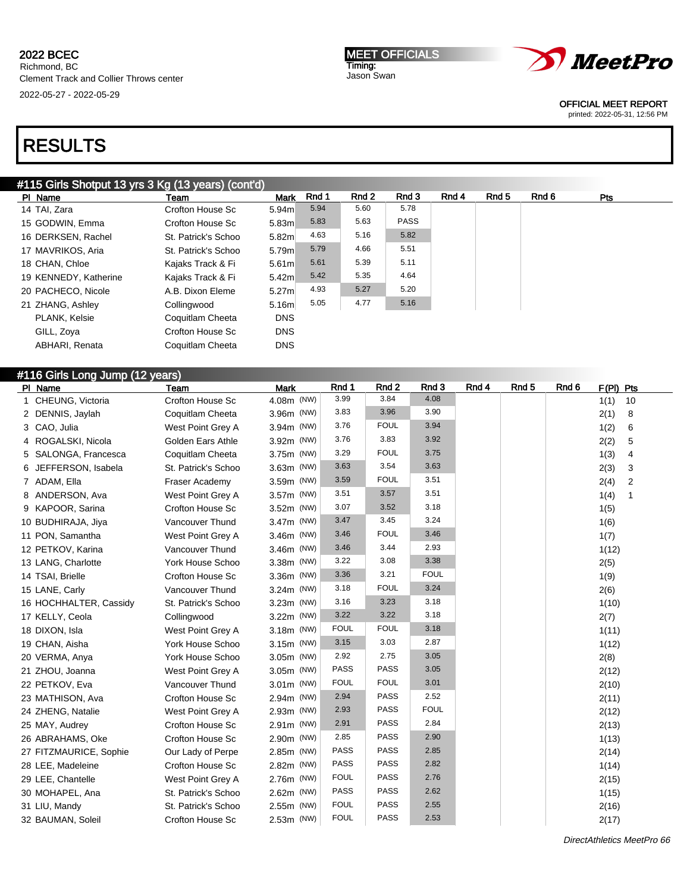2022 BCEC
Richmond, BC
Clement Track and Collier Throws center
2022-05-27 - 2022-05-29

MEET OFFICIALS
Timing:
Jason Swan

OFFICIAL MEET REPORT
printed: 2022-05-31, 12:56 PM

# RESULTS

## #115 Girls Shotput 13 yrs 3 Kg (13 years) (cont'd)

| Pl | Name | Team | Mark | Rnd 1 | Rnd 2 | Rnd 3 | Rnd 4 | Rnd 5 | Rnd 6 | Pts |
|---|---|---|---|---|---|---|---|---|---|---|
| 14 | TAI, Zara | Crofton House Sc | 5.94m | 5.94 | 5.60 | 5.78 | | | | |
| 15 | GODWIN, Emma | Crofton House Sc | 5.83m | 5.83 | 5.63 | PASS | | | | |
| 16 | DERKSEN, Rachel | St. Patrick's Schoo | 5.82m | 4.63 | 5.16 | 5.82 | | | | |
| 17 | MAVRIKOS, Aria | St. Patrick's Schoo | 5.79m | 5.79 | 4.66 | 5.51 | | | | |
| 18 | CHAN, Chloe | Kajaks Track & Fi | 5.61m | 5.61 | 5.39 | 5.11 | | | | |
| 19 | KENNEDY, Katherine | Kajaks Track & Fi | 5.42m | 5.42 | 5.35 | 4.64 | | | | |
| 20 | PACHECO, Nicole | A.B. Dixon Eleme | 5.27m | 4.93 | 5.27 | 5.20 | | | | |
| 21 | ZHANG, Ashley | Collingwood | 5.16m | 5.05 | 4.77 | 5.16 | | | | |
| | PLANK, Kelsie | Coquitlam Cheeta | DNS | | | | | | | |
| | GILL, Zoya | Crofton House Sc | DNS | | | | | | | |
| | ABHARI, Renata | Coquitlam Cheeta | DNS | | | | | | | |

## #116 Girls Long Jump (12 years)

| Pl | Name | Team | Mark | Rnd 1 | Rnd 2 | Rnd 3 | Rnd 4 | Rnd 5 | Rnd 6 | F(Pl) | Pts |
|---|---|---|---|---|---|---|---|---|---|---|---|
| 1 | CHEUNG, Victoria | Crofton House Sc | 4.08m (NW) | 3.99 | 3.84 | 4.08 | | | | 1(1) | 10 |
| 2 | DENNIS, Jaylah | Coquitlam Cheeta | 3.96m (NW) | 3.83 | 3.96 | 3.90 | | | | 2(1) | 8 |
| 3 | CAO, Julia | West Point Grey A | 3.94m (NW) | 3.76 | FOUL | 3.94 | | | | 1(2) | 6 |
| 4 | ROGALSKI, Nicola | Golden Ears Athle | 3.92m (NW) | 3.76 | 3.83 | 3.92 | | | | 2(2) | 5 |
| 5 | SALONGA, Francesca | Coquitlam Cheeta | 3.75m (NW) | 3.29 | FOUL | 3.75 | | | | 1(3) | 4 |
| 6 | JEFFERSON, Isabela | St. Patrick's Schoo | 3.63m (NW) | 3.63 | 3.54 | 3.63 | | | | 2(3) | 3 |
| 7 | ADAM, Ella | Fraser Academy | 3.59m (NW) | 3.59 | FOUL | 3.51 | | | | 2(4) | 2 |
| 8 | ANDERSON, Ava | West Point Grey A | 3.57m (NW) | 3.51 | 3.57 | 3.51 | | | | 1(4) | 1 |
| 9 | KAPOOR, Sarina | Crofton House Sc | 3.52m (NW) | 3.07 | 3.52 | 3.18 | | | | 1(5) | |
| 10 | BUDHIRAJA, Jiya | Vancouver Thund | 3.47m (NW) | 3.47 | 3.45 | 3.24 | | | | 1(6) | |
| 11 | PON, Samantha | West Point Grey A | 3.46m (NW) | 3.46 | FOUL | 3.46 | | | | 1(7) | |
| 12 | PETKOV, Karina | Vancouver Thund | 3.46m (NW) | 3.46 | 3.44 | 2.93 | | | | 1(12) | |
| 13 | LANG, Charlotte | York House Schoo | 3.38m (NW) | 3.22 | 3.08 | 3.38 | | | | 2(5) | |
| 14 | TSAI, Brielle | Crofton House Sc | 3.36m (NW) | 3.36 | 3.21 | FOUL | | | | 1(9) | |
| 15 | LANE, Carly | Vancouver Thund | 3.24m (NW) | 3.18 | FOUL | 3.24 | | | | 2(6) | |
| 16 | HOCHHALTER, Cassidy | St. Patrick's Schoo | 3.23m (NW) | 3.16 | 3.23 | 3.18 | | | | 1(10) | |
| 17 | KELLY, Ceola | Collingwood | 3.22m (NW) | 3.22 | 3.22 | 3.18 | | | | 2(7) | |
| 18 | DIXON, Isla | West Point Grey A | 3.18m (NW) | FOUL | FOUL | 3.18 | | | | 1(11) | |
| 19 | CHAN, Aisha | York House Schoo | 3.15m (NW) | 3.15 | 3.03 | 2.87 | | | | 1(12) | |
| 20 | VERMA, Anya | York House Schoo | 3.05m (NW) | 2.92 | 2.75 | 3.05 | | | | 2(8) | |
| 21 | ZHOU, Joanna | West Point Grey A | 3.05m (NW) | PASS | PASS | 3.05 | | | | 2(12) | |
| 22 | PETKOV, Eva | Vancouver Thund | 3.01m (NW) | FOUL | FOUL | 3.01 | | | | 2(10) | |
| 23 | MATHISON, Ava | Crofton House Sc | 2.94m (NW) | 2.94 | PASS | 2.52 | | | | 2(11) | |
| 24 | ZHENG, Natalie | West Point Grey A | 2.93m (NW) | 2.93 | PASS | FOUL | | | | 2(12) | |
| 25 | MAY, Audrey | Crofton House Sc | 2.91m (NW) | 2.91 | PASS | 2.84 | | | | 2(13) | |
| 26 | ABRAHAMS, Oke | Crofton House Sc | 2.90m (NW) | 2.85 | PASS | 2.90 | | | | 1(13) | |
| 27 | FITZMAURICE, Sophie | Our Lady of Perpe | 2.85m (NW) | PASS | PASS | 2.85 | | | | 2(14) | |
| 28 | LEE, Madeleine | Crofton House Sc | 2.82m (NW) | PASS | PASS | 2.82 | | | | 1(14) | |
| 29 | LEE, Chantelle | West Point Grey A | 2.76m (NW) | FOUL | PASS | 2.76 | | | | 2(15) | |
| 30 | MOHAPEL, Ana | St. Patrick's Schoo | 2.62m (NW) | PASS | PASS | 2.62 | | | | 1(15) | |
| 31 | LIU, Mandy | St. Patrick's Schoo | 2.55m (NW) | FOUL | PASS | 2.55 | | | | 2(16) | |
| 32 | BAUMAN, Soleil | Crofton House Sc | 2.53m (NW) | FOUL | PASS | 2.53 | | | | 2(17) | |

DirectAthletics MeetPro 66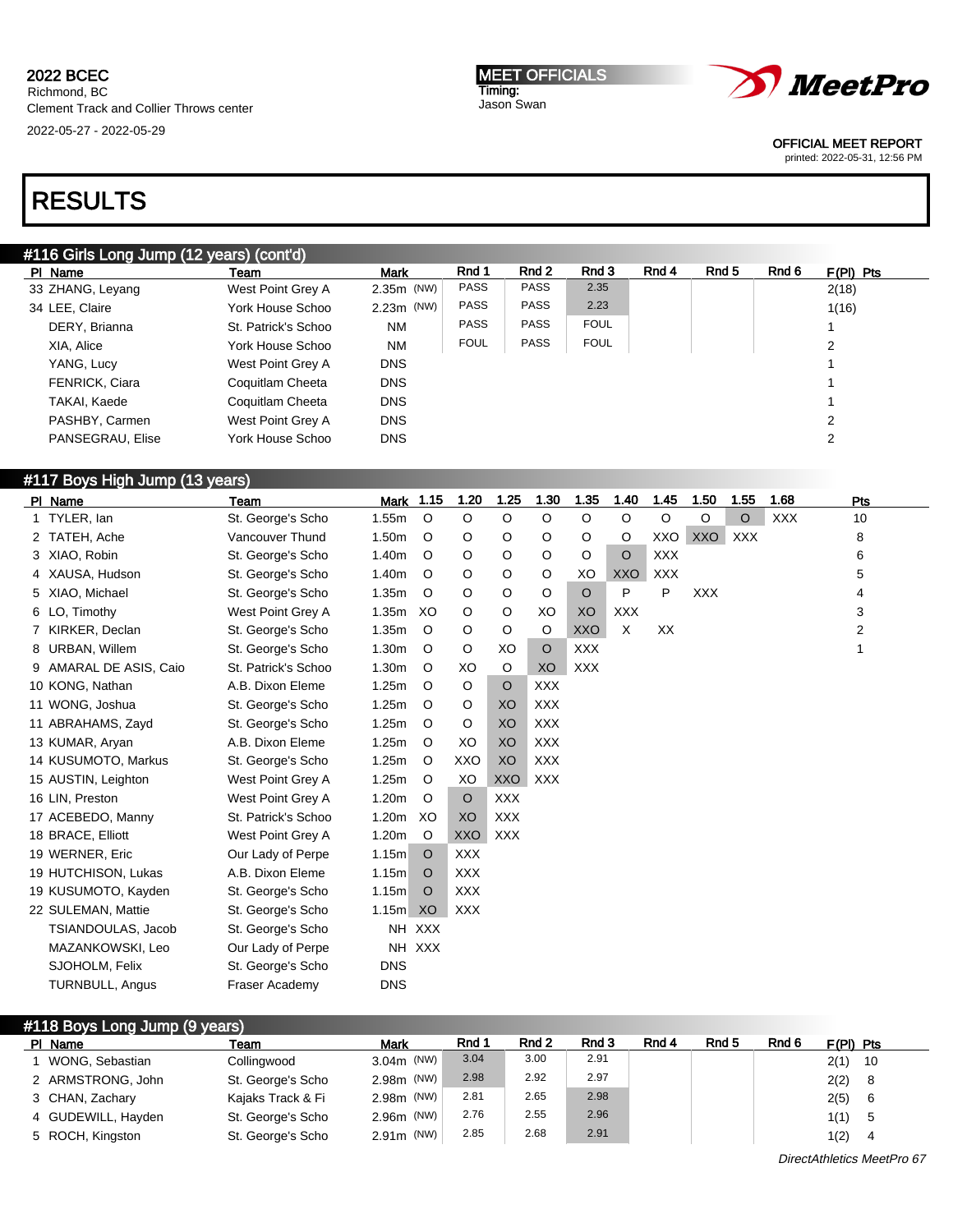2022 BCEC
Richmond, BC
Clement Track and Collier Throws center
2022-05-27 - 2022-05-29

MEET OFFICIALS
Timing:
Jason Swan

OFFICIAL MEET REPORT
printed: 2022-05-31, 12:56 PM

# RESULTS

## #116 Girls Long Jump (12 years) (cont'd)

| Pl | Name | Team | Mark | Rnd 1 | Rnd 2 | Rnd 3 | Rnd 4 | Rnd 5 | Rnd 6 | F(Pl) | Pts |
|---|---|---|---|---|---|---|---|---|---|---|---|
| 33 | ZHANG, Leyang | West Point Grey A | 2.35m (NW) | PASS | PASS | 2.35 | | | | 2(18) | |
| 34 | LEE, Claire | York House Schoo | 2.23m (NW) | PASS | PASS | 2.23 | | | | 1(16) | |
| | DERY, Brianna | St. Patrick's Schoo | NM | PASS | PASS | FOUL | | | | 1 | |
| | XIA, Alice | York House Schoo | NM | FOUL | PASS | FOUL | | | | 2 | |
| | YANG, Lucy | West Point Grey A | DNS | | | | | | | 1 | |
| | FENRICK, Ciara | Coquitlam Cheeta | DNS | | | | | | | 1 | |
| | TAKAI, Kaede | Coquitlam Cheeta | DNS | | | | | | | 1 | |
| | PASHBY, Carmen | West Point Grey A | DNS | | | | | | | 2 | |
| | PANSEGRAU, Elise | York House Schoo | DNS | | | | | | | 2 | |

## #117 Boys High Jump (13 years)

| Pl | Name | Team | Mark | 1.15 | 1.20 | 1.25 | 1.30 | 1.35 | 1.40 | 1.45 | 1.50 | 1.55 | 1.68 | Pts |
|---|---|---|---|---|---|---|---|---|---|---|---|---|---|---|
| 1 | TYLER, Ian | St. George's Scho | 1.55m | O | O | O | O | O | O | O | O | O | XXX | 10 |
| 2 | TATEH, Ache | Vancouver Thund | 1.50m | O | O | O | O | O | O | XXO | XXO | XXX | | 8 |
| 3 | XIAO, Robin | St. George's Scho | 1.40m | O | O | O | O | O | O | XXX | | | | 6 |
| 4 | XAUSA, Hudson | St. George's Scho | 1.40m | O | O | O | O | XO | XXO | XXX | | | | 5 |
| 5 | XIAO, Michael | St. George's Scho | 1.35m | O | O | O | O | O | P | P | XXX | | | 4 |
| 6 | LO, Timothy | West Point Grey A | 1.35m | XO | O | O | XO | XO | XXX | | | | | 3 |
| 7 | KIRKER, Declan | St. George's Scho | 1.35m | O | O | O | O | XXO | X | XX | | | | 2 |
| 8 | URBAN, Willem | St. George's Scho | 1.30m | O | O | XO | O | XXX | | | | | | 1 |
| 9 | AMARAL DE ASIS, Caio | St. Patrick's Schoo | 1.30m | O | XO | O | XO | XXX | | | | | | |
| 10 | KONG, Nathan | A.B. Dixon Eleme | 1.25m | O | O | O | XXX | | | | | | | |
| 11 | WONG, Joshua | St. George's Scho | 1.25m | O | O | XO | XXX | | | | | | | |
| 11 | ABRAHAMS, Zayd | St. George's Scho | 1.25m | O | O | XO | XXX | | | | | | | |
| 13 | KUMAR, Aryan | A.B. Dixon Eleme | 1.25m | O | XO | XO | XXX | | | | | | | |
| 14 | KUSUMOTO, Markus | St. George's Scho | 1.25m | O | XXO | XO | XXX | | | | | | | |
| 15 | AUSTIN, Leighton | West Point Grey A | 1.25m | O | XO | XXO | XXX | | | | | | | |
| 16 | LIN, Preston | West Point Grey A | 1.20m | O | O | XXX | | | | | | | | |
| 17 | ACEBEDO, Manny | St. Patrick's Schoo | 1.20m | XO | XO | XXX | | | | | | | | |
| 18 | BRACE, Elliott | West Point Grey A | 1.20m | O | XXO | XXX | | | | | | | | |
| 19 | WERNER, Eric | Our Lady of Perpe | 1.15m | O | XXX | | | | | | | | | |
| 19 | HUTCHISON, Lukas | A.B. Dixon Eleme | 1.15m | O | XXX | | | | | | | | | |
| 19 | KUSUMOTO, Kayden | St. George's Scho | 1.15m | O | XXX | | | | | | | | | |
| 22 | SULEMAN, Mattie | St. George's Scho | 1.15m | XO | XXX | | | | | | | | | |
| | TSIANDOULAS, Jacob | St. George's Scho | NH | XXX | | | | | | | | | | |
| | MAZANKOWSKI, Leo | Our Lady of Perpe | NH | XXX | | | | | | | | | | |
| | SJOHOLM, Felix | St. George's Scho | DNS | | | | | | | | | | | |
| | TURNBULL, Angus | Fraser Academy | DNS | | | | | | | | | | | |

## #118 Boys Long Jump (9 years)

| Pl | Name | Team | Mark | Rnd 1 | Rnd 2 | Rnd 3 | Rnd 4 | Rnd 5 | Rnd 6 | F(Pl) | Pts |
|---|---|---|---|---|---|---|---|---|---|---|---|
| 1 | WONG, Sebastian | Collingwood | 3.04m (NW) | 3.04 | 3.00 | 2.91 | | | | 2(1) | 10 |
| 2 | ARMSTRONG, John | St. George's Scho | 2.98m (NW) | 2.98 | 2.92 | 2.97 | | | | 2(2) | 8 |
| 3 | CHAN, Zachary | Kajaks Track & Fi | 2.98m (NW) | 2.81 | 2.65 | 2.98 | | | | 2(5) | 6 |
| 4 | GUDEWILL, Hayden | St. George's Scho | 2.96m (NW) | 2.76 | 2.55 | 2.96 | | | | 1(1) | 5 |
| 5 | ROCH, Kingston | St. George's Scho | 2.91m (NW) | 2.85 | 2.68 | 2.91 | | | | 1(2) | 4 |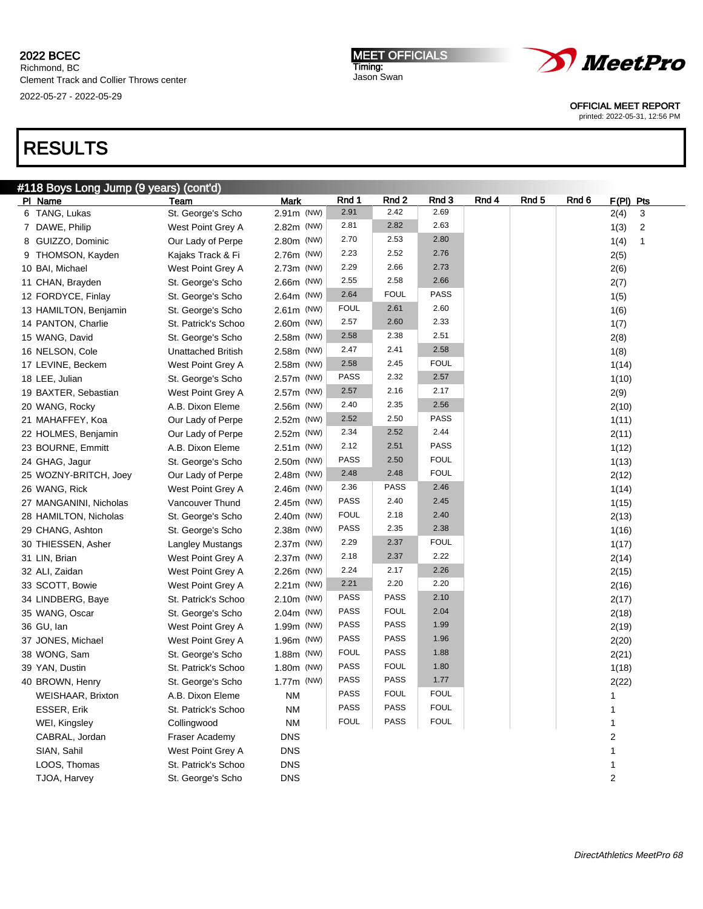2022 BCEC
Richmond, BC
Clement Track and Collier Throws center
2022-05-27 - 2022-05-29

MEET OFFICIALS
Timing:
Jason Swan

OFFICIAL MEET REPORT
printed: 2022-05-31, 12:56 PM

# RESULTS

## #118 Boys Long Jump (9 years) (cont'd)

| Pl | Name | Team | Mark | Rnd 1 | Rnd 2 | Rnd 3 | Rnd 4 | Rnd 5 | Rnd 6 | F(Pl) | Pts |
|---|---|---|---|---|---|---|---|---|---|---|---|
| 6 | TANG, Lukas | St. George's Scho | 2.91m (NW) | 2.91 | 2.42 | 2.69 | | | | 2(4) | 3 |
| 7 | DAWE, Philip | West Point Grey A | 2.82m (NW) | 2.81 | 2.82 | 2.63 | | | | 1(3) | 2 |
| 8 | GUIZZO, Dominic | Our Lady of Perpe | 2.80m (NW) | 2.70 | 2.53 | 2.80 | | | | 1(4) | 1 |
| 9 | THOMSON, Kayden | Kajaks Track & Fi | 2.76m (NW) | 2.23 | 2.52 | 2.76 | | | | 2(5) | |
| 10 | BAI, Michael | West Point Grey A | 2.73m (NW) | 2.29 | 2.66 | 2.73 | | | | 2(6) | |
| 11 | CHAN, Brayden | St. George's Scho | 2.66m (NW) | 2.55 | 2.58 | 2.66 | | | | 2(7) | |
| 12 | FORDYCE, Finlay | St. George's Scho | 2.64m (NW) | 2.64 | FOUL | PASS | | | | 1(5) | |
| 13 | HAMILTON, Benjamin | St. George's Scho | 2.61m (NW) | FOUL | 2.61 | 2.60 | | | | 1(6) | |
| 14 | PANTON, Charlie | St. Patrick's Schoo | 2.60m (NW) | 2.57 | 2.60 | 2.33 | | | | 1(7) | |
| 15 | WANG, David | St. George's Scho | 2.58m (NW) | 2.58 | 2.38 | 2.51 | | | | 2(8) | |
| 16 | NELSON, Cole | Unattached British | 2.58m (NW) | 2.47 | 2.41 | 2.58 | | | | 1(8) | |
| 17 | LEVINE, Beckem | West Point Grey A | 2.58m (NW) | 2.58 | 2.45 | FOUL | | | | 1(14) | |
| 18 | LEE, Julian | St. George's Scho | 2.57m (NW) | PASS | 2.32 | 2.57 | | | | 1(10) | |
| 19 | BAXTER, Sebastian | West Point Grey A | 2.57m (NW) | 2.57 | 2.16 | 2.17 | | | | 2(9) | |
| 20 | WANG, Rocky | A.B. Dixon Eleme | 2.56m (NW) | 2.40 | 2.35 | 2.56 | | | | 2(10) | |
| 21 | MAHAFFEY, Koa | Our Lady of Perpe | 2.52m (NW) | 2.52 | 2.50 | PASS | | | | 1(11) | |
| 22 | HOLMES, Benjamin | Our Lady of Perpe | 2.52m (NW) | 2.34 | 2.52 | 2.44 | | | | 2(11) | |
| 23 | BOURNE, Emmitt | A.B. Dixon Eleme | 2.51m (NW) | 2.12 | 2.51 | PASS | | | | 1(12) | |
| 24 | GHAG, Jagur | St. George's Scho | 2.50m (NW) | PASS | 2.50 | FOUL | | | | 1(13) | |
| 25 | WOZNY-BRITCH, Joey | Our Lady of Perpe | 2.48m (NW) | 2.48 | 2.48 | FOUL | | | | 2(12) | |
| 26 | WANG, Rick | West Point Grey A | 2.46m (NW) | 2.36 | PASS | 2.46 | | | | 1(14) | |
| 27 | MANGANINI, Nicholas | Vancouver Thund | 2.45m (NW) | PASS | 2.40 | 2.45 | | | | 1(15) | |
| 28 | HAMILTON, Nicholas | St. George's Scho | 2.40m (NW) | FOUL | 2.18 | 2.40 | | | | 2(13) | |
| 29 | CHANG, Ashton | St. George's Scho | 2.38m (NW) | PASS | 2.35 | 2.38 | | | | 1(16) | |
| 30 | THIESSEN, Asher | Langley Mustangs | 2.37m (NW) | 2.29 | 2.37 | FOUL | | | | 1(17) | |
| 31 | LIN, Brian | West Point Grey A | 2.37m (NW) | 2.18 | 2.37 | 2.22 | | | | 2(14) | |
| 32 | ALI, Zaidan | West Point Grey A | 2.26m (NW) | 2.24 | 2.17 | 2.26 | | | | 2(15) | |
| 33 | SCOTT, Bowie | West Point Grey A | 2.21m (NW) | 2.21 | 2.20 | 2.20 | | | | 2(16) | |
| 34 | LINDBERG, Baye | St. Patrick's Schoo | 2.10m (NW) | PASS | PASS | 2.10 | | | | 2(17) | |
| 35 | WANG, Oscar | St. George's Scho | 2.04m (NW) | PASS | FOUL | 2.04 | | | | 2(18) | |
| 36 | GU, Ian | West Point Grey A | 1.99m (NW) | PASS | PASS | 1.99 | | | | 2(19) | |
| 37 | JONES, Michael | West Point Grey A | 1.96m (NW) | PASS | PASS | 1.96 | | | | 2(20) | |
| 38 | WONG, Sam | St. George's Scho | 1.88m (NW) | FOUL | PASS | 1.88 | | | | 2(21) | |
| 39 | YAN, Dustin | St. Patrick's Schoo | 1.80m (NW) | PASS | FOUL | 1.80 | | | | 1(18) | |
| 40 | BROWN, Henry | St. George's Scho | 1.77m (NW) | PASS | PASS | 1.77 | | | | 2(22) | |
| | WEISHAAR, Brixton | A.B. Dixon Eleme | NM | PASS | FOUL | FOUL | | | | 1 | |
| | ESSER, Erik | St. Patrick's Schoo | NM | PASS | PASS | FOUL | | | | 1 | |
| | WEI, Kingsley | Collingwood | NM | FOUL | PASS | FOUL | | | | 1 | |
| | CABRAL, Jordan | Fraser Academy | DNS | | | | | | | 2 | |
| | SIAN, Sahil | West Point Grey A | DNS | | | | | | | 1 | |
| | LOOS, Thomas | St. Patrick's Schoo | DNS | | | | | | | 1 | |
| | TJOA, Harvey | St. George's Scho | DNS | | | | | | | 2 | |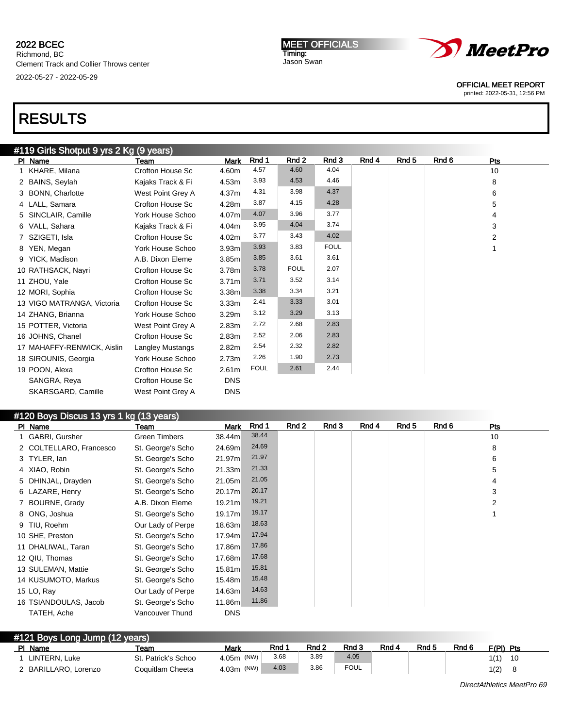2022 BCEC
Richmond, BC
Clement Track and Collier Throws center
2022-05-27 - 2022-05-29

MEET OFFICIALS
Timing:
Jason Swan

OFFICIAL MEET REPORT
printed: 2022-05-31, 12:56 PM

# RESULTS

## #119 Girls Shotput 9 yrs 2 Kg (9 years)

| Pl | Name | Team | Mark | Rnd 1 | Rnd 2 | Rnd 3 | Rnd 4 | Rnd 5 | Rnd 6 | Pts |
|---|---|---|---|---|---|---|---|---|---|---|
| 1 | KHARE, Milana | Crofton House Sc | 4.60m | 4.57 | 4.60 | 4.04 | | | | 10 |
| 2 | BAINS, Seylah | Kajaks Track & Fi | 4.53m | 3.93 | 4.53 | 4.46 | | | | 8 |
| 3 | BONN, Charlotte | West Point Grey A | 4.37m | 4.31 | 3.98 | 4.37 | | | | 6 |
| 4 | LALL, Samara | Crofton House Sc | 4.28m | 3.87 | 4.15 | 4.28 | | | | 5 |
| 5 | SINCLAIR, Camille | York House Schoo | 4.07m | 4.07 | 3.96 | 3.77 | | | | 4 |
| 6 | VALL, Sahara | Kajaks Track & Fi | 4.04m | 3.95 | 4.04 | 3.74 | | | | 3 |
| 7 | SZIGETI, Isla | Crofton House Sc | 4.02m | 3.77 | 3.43 | 4.02 | | | | 2 |
| 8 | YEN, Megan | York House Schoo | 3.93m | 3.93 | 3.83 | FOUL | | | | 1 |
| 9 | YICK, Madison | A.B. Dixon Eleme | 3.85m | 3.85 | 3.61 | 3.61 | | | | |
| 10 | RATHSACK, Nayri | Crofton House Sc | 3.78m | 3.78 | FOUL | 2.07 | | | | |
| 11 | ZHOU, Yale | Crofton House Sc | 3.71m | 3.71 | 3.52 | 3.14 | | | | |
| 12 | MORI, Sophia | Crofton House Sc | 3.38m | 3.38 | 3.34 | 3.21 | | | | |
| 13 | VIGO MATRANGA, Victoria | Crofton House Sc | 3.33m | 2.41 | 3.33 | 3.01 | | | | |
| 14 | ZHANG, Brianna | York House Schoo | 3.29m | 3.12 | 3.29 | 3.13 | | | | |
| 15 | POTTER, Victoria | West Point Grey A | 2.83m | 2.72 | 2.68 | 2.83 | | | | |
| 16 | JOHNS, Chanel | Crofton House Sc | 2.83m | 2.52 | 2.06 | 2.83 | | | | |
| 17 | MAHAFFY-RENWICK, Aislin | Langley Mustangs | 2.82m | 2.54 | 2.32 | 2.82 | | | | |
| 18 | SIROUNIS, Georgia | York House Schoo | 2.73m | 2.26 | 1.90 | 2.73 | | | | |
| 19 | POON, Alexa | Crofton House Sc | 2.61m | FOUL | 2.61 | 2.44 | | | | |
| | SANGRA, Reya | Crofton House Sc | DNS | | | | | | | |
| | SKARSGARD, Camille | West Point Grey A | DNS | | | | | | | |

## #120 Boys Discus 13 yrs 1 kg (13 years)

| Pl | Name | Team | Mark | Rnd 1 | Rnd 2 | Rnd 3 | Rnd 4 | Rnd 5 | Rnd 6 | Pts |
|---|---|---|---|---|---|---|---|---|---|---|
| 1 | GABRI, Gursher | Green Timbers | 38.44m | 38.44 | | | | | | 10 |
| 2 | COLTELLARO, Francesco | St. George's Scho | 24.69m | 24.69 | | | | | | 8 |
| 3 | TYLER, Ian | St. George's Scho | 21.97m | 21.97 | | | | | | 6 |
| 4 | XIAO, Robin | St. George's Scho | 21.33m | 21.33 | | | | | | 5 |
| 5 | DHINJAL, Drayden | St. George's Scho | 21.05m | 21.05 | | | | | | 4 |
| 6 | LAZARE, Henry | St. George's Scho | 20.17m | 20.17 | | | | | | 3 |
| 7 | BOURNE, Grady | A.B. Dixon Eleme | 19.21m | 19.21 | | | | | | 2 |
| 8 | ONG, Joshua | St. George's Scho | 19.17m | 19.17 | | | | | | 1 |
| 9 | TIU, Roehm | Our Lady of Perpe | 18.63m | 18.63 | | | | | | |
| 10 | SHE, Preston | St. George's Scho | 17.94m | 17.94 | | | | | | |
| 11 | DHALIWAL, Taran | St. George's Scho | 17.86m | 17.86 | | | | | | |
| 12 | QIU, Thomas | St. George's Scho | 17.68m | 17.68 | | | | | | |
| 13 | SULEMAN, Mattie | St. George's Scho | 15.81m | 15.81 | | | | | | |
| 14 | KUSUMOTO, Markus | St. George's Scho | 15.48m | 15.48 | | | | | | |
| 15 | LO, Ray | Our Lady of Perpe | 14.63m | 14.63 | | | | | | |
| 16 | TSIANDOULAS, Jacob | St. George's Scho | 11.86m | 11.86 | | | | | | |
| | TATEH, Ache | Vancouver Thund | DNS | | | | | | | |

## #121 Boys Long Jump (12 years)

| Pl | Name | Team | Mark | Rnd 1 | Rnd 2 | Rnd 3 | Rnd 4 | Rnd 5 | Rnd 6 | F(Pl) | Pts |
|---|---|---|---|---|---|---|---|---|---|---|---|
| 1 | LINTERN, Luke | St. Patrick's Schoo | 4.05m (NW) | 3.68 | 3.89 | 4.05 | | | | 1(1) | 10 |
| 2 | BARILLARO, Lorenzo | Coquitlam Cheeta | 4.03m (NW) | 4.03 | 3.86 | FOUL | | | | 1(2) | 8 |

DirectAthletics MeetPro 69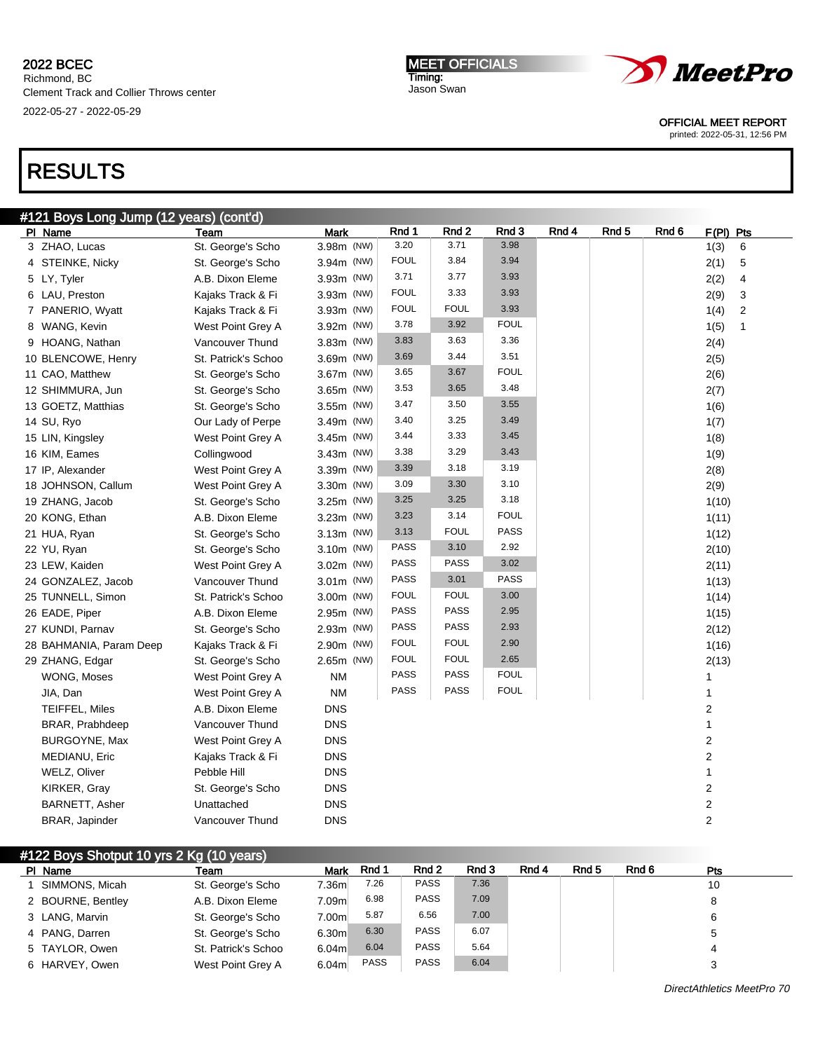2022 BCEC
Richmond, BC
Clement Track and Collier Throws center
2022-05-27 - 2022-05-29

MEET OFFICIALS
Timing:
Jason Swan

OFFICIAL MEET REPORT
printed: 2022-05-31, 12:56 PM

# RESULTS

## #121 Boys Long Jump (12 years) (cont'd)

| Pl | Name | Team | Mark | Rnd 1 | Rnd 2 | Rnd 3 | Rnd 4 | Rnd 5 | Rnd 6 | F(Pl) | Pts |
|---|---|---|---|---|---|---|---|---|---|---|---|
| 3 | ZHAO, Lucas | St. George's Scho | 3.98m (NW) | 3.20 | 3.71 | 3.98 | | | | 1(3) | 6 |
| 4 | STEINKE, Nicky | St. George's Scho | 3.94m (NW) | FOUL | 3.84 | 3.94 | | | | 2(1) | 5 |
| 5 | LY, Tyler | A.B. Dixon Eleme | 3.93m (NW) | 3.71 | 3.77 | 3.93 | | | | 2(2) | 4 |
| 6 | LAU, Preston | Kajaks Track & Fi | 3.93m (NW) | FOUL | 3.33 | 3.93 | | | | 2(9) | 3 |
| 7 | PANERIO, Wyatt | Kajaks Track & Fi | 3.93m (NW) | FOUL | FOUL | 3.93 | | | | 1(4) | 2 |
| 8 | WANG, Kevin | West Point Grey A | 3.92m (NW) | 3.78 | 3.92 | FOUL | | | | 1(5) | 1 |
| 9 | HOANG, Nathan | Vancouver Thund | 3.83m (NW) | 3.83 | 3.63 | 3.36 | | | | 2(4) | |
| 10 | BLENCOWE, Henry | St. Patrick's Schoo | 3.69m (NW) | 3.69 | 3.44 | 3.51 | | | | 2(5) | |
| 11 | CAO, Matthew | St. George's Scho | 3.67m (NW) | 3.65 | 3.67 | FOUL | | | | 2(6) | |
| 12 | SHIMMURA, Jun | St. George's Scho | 3.65m (NW) | 3.53 | 3.65 | 3.48 | | | | 2(7) | |
| 13 | GOETZ, Matthias | St. George's Scho | 3.55m (NW) | 3.47 | 3.50 | 3.55 | | | | 1(6) | |
| 14 | SU, Ryo | Our Lady of Perpe | 3.49m (NW) | 3.40 | 3.25 | 3.49 | | | | 1(7) | |
| 15 | LIN, Kingsley | West Point Grey A | 3.45m (NW) | 3.44 | 3.33 | 3.45 | | | | 1(8) | |
| 16 | KIM, Eames | Collingwood | 3.43m (NW) | 3.38 | 3.29 | 3.43 | | | | 1(9) | |
| 17 | IP, Alexander | West Point Grey A | 3.39m (NW) | 3.39 | 3.18 | 3.19 | | | | 2(8) | |
| 18 | JOHNSON, Callum | West Point Grey A | 3.30m (NW) | 3.09 | 3.30 | 3.10 | | | | 2(9) | |
| 19 | ZHANG, Jacob | St. George's Scho | 3.25m (NW) | 3.25 | 3.25 | 3.18 | | | | 1(10) | |
| 20 | KONG, Ethan | A.B. Dixon Eleme | 3.23m (NW) | 3.23 | 3.14 | FOUL | | | | 1(11) | |
| 21 | HUA, Ryan | St. George's Scho | 3.13m (NW) | 3.13 | FOUL | PASS | | | | 1(12) | |
| 22 | YU, Ryan | St. George's Scho | 3.10m (NW) | PASS | 3.10 | 2.92 | | | | 2(10) | |
| 23 | LEW, Kaiden | West Point Grey A | 3.02m (NW) | PASS | PASS | 3.02 | | | | 2(11) | |
| 24 | GONZALEZ, Jacob | Vancouver Thund | 3.01m (NW) | PASS | 3.01 | PASS | | | | 1(13) | |
| 25 | TUNNELL, Simon | St. Patrick's Schoo | 3.00m (NW) | FOUL | FOUL | 3.00 | | | | 1(14) | |
| 26 | EADE, Piper | A.B. Dixon Eleme | 2.95m (NW) | PASS | PASS | 2.95 | | | | 1(15) | |
| 27 | KUNDI, Parnav | St. George's Scho | 2.93m (NW) | PASS | PASS | 2.93 | | | | 2(12) | |
| 28 | BAHMANIA, Param Deep | Kajaks Track & Fi | 2.90m (NW) | FOUL | FOUL | 2.90 | | | | 1(16) | |
| 29 | ZHANG, Edgar | St. George's Scho | 2.65m (NW) | FOUL | FOUL | 2.65 | | | | 2(13) | |
| | WONG, Moses | West Point Grey A | NM | PASS | PASS | FOUL | | | | 1 | |
| | JIA, Dan | West Point Grey A | NM | PASS | PASS | FOUL | | | | 1 | |
| | TEIFFEL, Miles | A.B. Dixon Eleme | DNS | | | | | | | 2 | |
| | BRAR, Prabhdeep | Vancouver Thund | DNS | | | | | | | 1 | |
| | BURGOYNE, Max | West Point Grey A | DNS | | | | | | | 2 | |
| | MEDIANU, Eric | Kajaks Track & Fi | DNS | | | | | | | 2 | |
| | WELZ, Oliver | Pebble Hill | DNS | | | | | | | 1 | |
| | KIRKER, Gray | St. George's Scho | DNS | | | | | | | 2 | |
| | BARNETT, Asher | Unattached | DNS | | | | | | | 2 | |
| | BRAR, Japinder | Vancouver Thund | DNS | | | | | | | 2 | |

## #122 Boys Shotput 10 yrs 2 Kg (10 years)

| Pl | Name | Team | Mark | Rnd 1 | Rnd 2 | Rnd 3 | Rnd 4 | Rnd 5 | Rnd 6 | Pts |
|---|---|---|---|---|---|---|---|---|---|---|
| 1 | SIMMONS, Micah | St. George's Scho | 7.36m | 7.26 | PASS | 7.36 | | | | 10 |
| 2 | BOURNE, Bentley | A.B. Dixon Eleme | 7.09m | 6.98 | PASS | 7.09 | | | | 8 |
| 3 | LANG, Marvin | St. George's Scho | 7.00m | 5.87 | 6.56 | 7.00 | | | | 6 |
| 4 | PANG, Darren | St. George's Scho | 6.30m | 6.30 | PASS | 6.07 | | | | 5 |
| 5 | TAYLOR, Owen | St. Patrick's Schoo | 6.04m | 6.04 | PASS | 5.64 | | | | 4 |
| 6 | HARVEY, Owen | West Point Grey A | 6.04m | PASS | PASS | 6.04 | | | | 3 |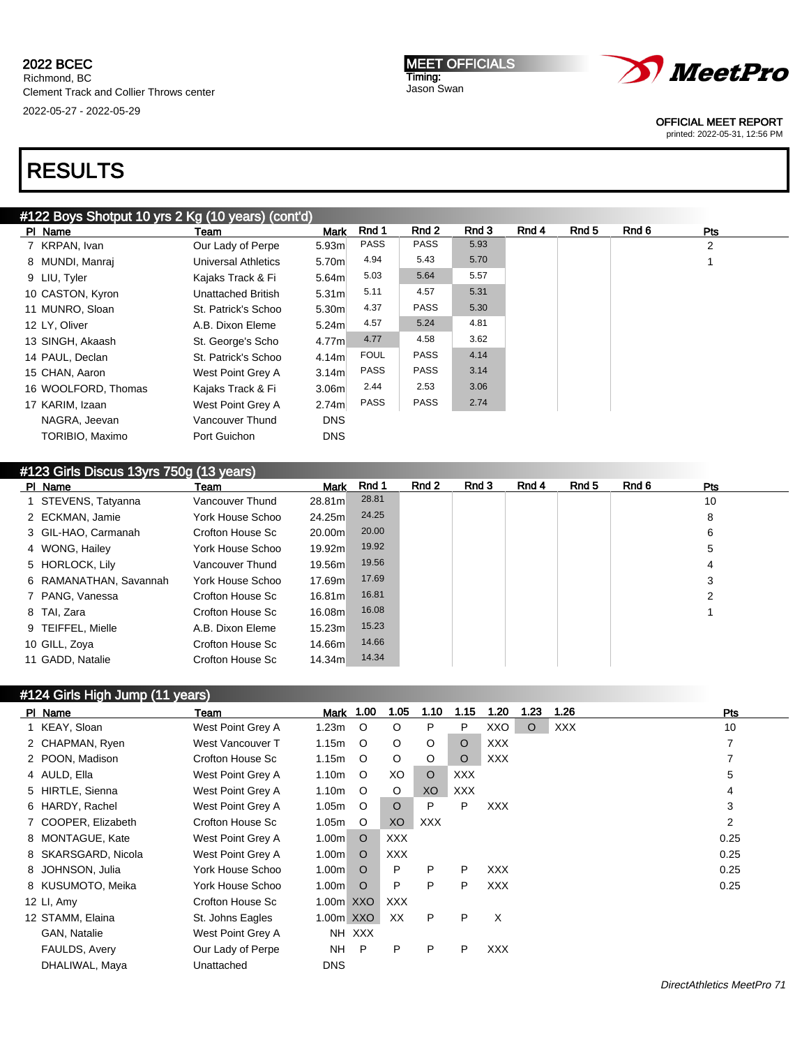# RESULTS

## #122 Boys Shotput 10 yrs 2 Kg (10 years) (cont'd)

| Pl | Name | Team | Mark | Rnd 1 | Rnd 2 | Rnd 3 | Rnd 4 | Rnd 5 | Rnd 6 | Pts |
|---|---|---|---|---|---|---|---|---|---|---|
| 7 | KRPAN, Ivan | Our Lady of Perpe | 5.93m | PASS | PASS | 5.93 | | | | 2 |
| 8 | MUNDI, Manraj | Universal Athletics | 5.70m | 4.94 | 5.43 | 5.70 | | | | 1 |
| 9 | LIU, Tyler | Kajaks Track & Fi | 5.64m | 5.03 | 5.64 | 5.57 | | | | |
| 10 | CASTON, Kyron | Unattached British | 5.31m | 5.11 | 4.57 | 5.31 | | | | |
| 11 | MUNRO, Sloan | St. Patrick's Schoo | 5.30m | 4.37 | PASS | 5.30 | | | | |
| 12 | LY, Oliver | A.B. Dixon Eleme | 5.24m | 4.57 | 5.24 | 4.81 | | | | |
| 13 | SINGH, Akaash | St. George's Scho | 4.77m | 4.77 | 4.58 | 3.62 | | | | |
| 14 | PAUL, Declan | St. Patrick's Schoo | 4.14m | FOUL | PASS | 4.14 | | | | |
| 15 | CHAN, Aaron | West Point Grey A | 3.14m | PASS | PASS | 3.14 | | | | |
| 16 | WOOLFORD, Thomas | Kajaks Track & Fi | 3.06m | 2.44 | 2.53 | 3.06 | | | | |
| 17 | KARIM, Izaan | West Point Grey A | 2.74m | PASS | PASS | 2.74 | | | | |
| | NAGRA, Jeevan | Vancouver Thund | DNS | | | | | | | |
| | TORIBIO, Maximo | Port Guichon | DNS | | | | | | | |

## #123 Girls Discus 13yrs 750g (13 years)

| Pl | Name | Team | Mark | Rnd 1 | Rnd 2 | Rnd 3 | Rnd 4 | Rnd 5 | Rnd 6 | Pts |
|---|---|---|---|---|---|---|---|---|---|---|
| 1 | STEVENS, Tatyanna | Vancouver Thund | 28.81m | 28.81 | | | | | | 10 |
| 2 | ECKMAN, Jamie | York House Schoo | 24.25m | 24.25 | | | | | | 8 |
| 3 | GIL-HAO, Carmanah | Crofton House Sc | 20.00m | 20.00 | | | | | | 6 |
| 4 | WONG, Hailey | York House Schoo | 19.92m | 19.92 | | | | | | 5 |
| 5 | HORLOCK, Lily | Vancouver Thund | 19.56m | 19.56 | | | | | | 4 |
| 6 | RAMANATHAN, Savannah | York House Schoo | 17.69m | 17.69 | | | | | | 3 |
| 7 | PANG, Vanessa | Crofton House Sc | 16.81m | 16.81 | | | | | | 2 |
| 8 | TAI, Zara | Crofton House Sc | 16.08m | 16.08 | | | | | | 1 |
| 9 | TEIFFEL, Mielle | A.B. Dixon Eleme | 15.23m | 15.23 | | | | | | |
| 10 | GILL, Zoya | Crofton House Sc | 14.66m | 14.66 | | | | | | |
| 11 | GADD, Natalie | Crofton House Sc | 14.34m | 14.34 | | | | | | |

## #124 Girls High Jump (11 years)

| Pl | Name | Team | Mark | 1.00 | 1.05 | 1.10 | 1.15 | 1.20 | 1.23 | 1.26 | Pts |
|---|---|---|---|---|---|---|---|---|---|---|---|
| 1 | KEAY, Sloan | West Point Grey A | 1.23m | O | O | P | P | XXO | O | XXX | 10 |
| 2 | CHAPMAN, Ryen | West Vancouver T | 1.15m | O | O | O | O | XXX | | | 7 |
| 2 | POON, Madison | Crofton House Sc | 1.15m | O | O | O | O | XXX | | | 7 |
| 4 | AULD, Ella | West Point Grey A | 1.10m | O | XO | O | XXX | | | | 5 |
| 5 | HIRTLE, Sienna | West Point Grey A | 1.10m | O | O | XO | XXX | | | | 4 |
| 6 | HARDY, Rachel | West Point Grey A | 1.05m | O | O | P | P | XXX | | | 3 |
| 7 | COOPER, Elizabeth | Crofton House Sc | 1.05m | O | XO | XXX | | | | | 2 |
| 8 | MONTAGUE, Kate | West Point Grey A | 1.00m | O | XXX | | | | | | 0.25 |
| 8 | SKARSGARD, Nicola | West Point Grey A | 1.00m | O | XXX | | | | | | 0.25 |
| 8 | JOHNSON, Julia | York House Schoo | 1.00m | O | P | P | P | XXX | | | 0.25 |
| 8 | KUSUMOTO, Meika | York House Schoo | 1.00m | O | P | P | P | XXX | | | 0.25 |
| 12 | LI, Amy | Crofton House Sc | 1.00m | XXO | XXX | | | | | | |
| 12 | STAMM, Elaina | St. Johns Eagles | 1.00m | XXO | XX | P | P | X | | | |
| | GAN, Natalie | West Point Grey A | NH | XXX | | | | | | | |
| | FAULDS, Avery | Our Lady of Perpe | NH | P | P | P | P | XXX | | | |
| | DHALIWAL, Maya | Unattached | DNS | | | | | | | | |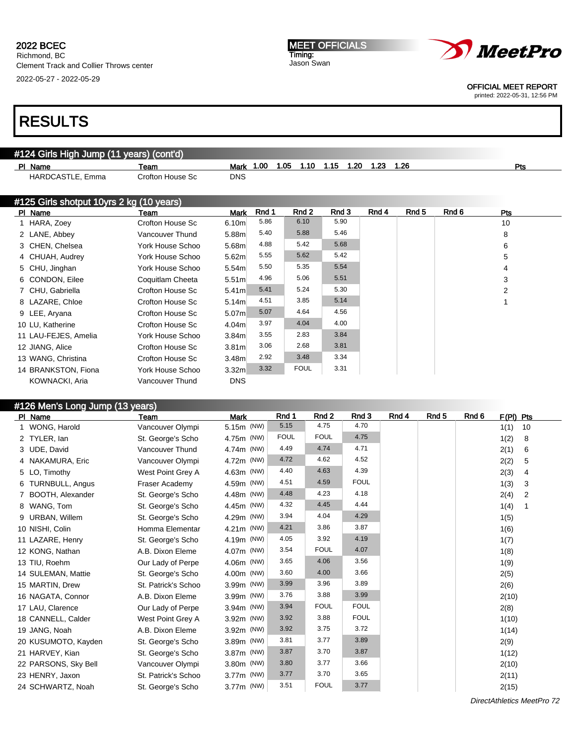2022 BCEC
Richmond, BC
Clement Track and Collier Throws center
2022-05-27 - 2022-05-29

MEET OFFICIALS
Timing:
Jason Swan

OFFICIAL MEET REPORT
printed: 2022-05-31, 12:56 PM

# RESULTS

## #124 Girls High Jump (11 years) (cont'd)

| Pl | Name | Team | Mark | 1.00 | 1.05 | 1.10 | 1.15 | 1.20 | 1.23 | 1.26 | Pts |
|---|---|---|---|---|---|---|---|---|---|---|---|
| | HARDCASTLE, Emma | Crofton House Sc | DNS | | | | | | | | |

## #125 Girls shotput 10yrs 2 kg (10 years)

| Pl | Name | Team | Mark | Rnd 1 | Rnd 2 | Rnd 3 | Rnd 4 | Rnd 5 | Rnd 6 | Pts |
|---|---|---|---|---|---|---|---|---|---|---|
| 1 | HARA, Zoey | Crofton House Sc | 6.10m | 5.86 | 6.10 | 5.90 | | | | 10 |
| 2 | LANE, Abbey | Vancouver Thund | 5.88m | 5.40 | 5.88 | 5.46 | | | | 8 |
| 3 | CHEN, Chelsea | York House Schoo | 5.68m | 4.88 | 5.42 | 5.68 | | | | 6 |
| 4 | CHUAH, Audrey | York House Schoo | 5.62m | 5.55 | 5.62 | 5.42 | | | | 5 |
| 5 | CHU, Jinghan | York House Schoo | 5.54m | 5.50 | 5.35 | 5.54 | | | | 4 |
| 6 | CONDON, Eilee | Coquitlam Cheeta | 5.51m | 4.96 | 5.06 | 5.51 | | | | 3 |
| 7 | CHU, Gabriella | Crofton House Sc | 5.41m | 5.41 | 5.24 | 5.30 | | | | 2 |
| 8 | LAZARE, Chloe | Crofton House Sc | 5.14m | 4.51 | 3.85 | 5.14 | | | | 1 |
| 9 | LEE, Aryana | Crofton House Sc | 5.07m | 5.07 | 4.64 | 4.56 | | | | |
| 10 | LU, Katherine | Crofton House Sc | 4.04m | 3.97 | 4.04 | 4.00 | | | | |
| 11 | LAU-FEJES, Amelia | York House Schoo | 3.84m | 3.55 | 2.83 | 3.84 | | | | |
| 12 | JIANG, Alice | Crofton House Sc | 3.81m | 3.06 | 2.68 | 3.81 | | | | |
| 13 | WANG, Christina | Crofton House Sc | 3.48m | 2.92 | 3.48 | 3.34 | | | | |
| 14 | BRANKSTON, Fiona | York House Schoo | 3.32m | 3.32 | FOUL | 3.31 | | | | |
| | KOWNACKI, Aria | Vancouver Thund | DNS | | | | | | | |

## #126 Men's Long Jump (13 years)

| Pl | Name | Team | Mark | Rnd 1 | Rnd 2 | Rnd 3 | Rnd 4 | Rnd 5 | Rnd 6 | F(Pl) | Pts |
|---|---|---|---|---|---|---|---|---|---|---|---|
| 1 | WONG, Harold | Vancouver Olympi | 5.15m (NW) | 5.15 | 4.75 | 4.70 | | | | 1(1) | 10 |
| 2 | TYLER, Ian | St. George's Scho | 4.75m (NW) | FOUL | FOUL | 4.75 | | | | 1(2) | 8 |
| 3 | UDE, David | Vancouver Thund | 4.74m (NW) | 4.49 | 4.74 | 4.71 | | | | 2(1) | 6 |
| 4 | NAKAMURA, Eric | Vancouver Olympi | 4.72m (NW) | 4.72 | 4.62 | 4.52 | | | | 2(2) | 5 |
| 5 | LO, Timothy | West Point Grey A | 4.63m (NW) | 4.40 | 4.63 | 4.39 | | | | 2(3) | 4 |
| 6 | TURNBULL, Angus | Fraser Academy | 4.59m (NW) | 4.51 | 4.59 | FOUL | | | | 1(3) | 3 |
| 7 | BOOTH, Alexander | St. George's Scho | 4.48m (NW) | 4.48 | 4.23 | 4.18 | | | | 2(4) | 2 |
| 8 | WANG, Tom | St. George's Scho | 4.45m (NW) | 4.32 | 4.45 | 4.44 | | | | 1(4) | 1 |
| 9 | URBAN, Willem | St. George's Scho | 4.29m (NW) | 3.94 | 4.04 | 4.29 | | | | 1(5) | |
| 10 | NISHI, Colin | Homma Elementar | 4.21m (NW) | 4.21 | 3.86 | 3.87 | | | | 1(6) | |
| 11 | LAZARE, Henry | St. George's Scho | 4.19m (NW) | 4.05 | 3.92 | 4.19 | | | | 1(7) | |
| 12 | KONG, Nathan | A.B. Dixon Eleme | 4.07m (NW) | 3.54 | FOUL | 4.07 | | | | 1(8) | |
| 13 | TIU, Roehm | Our Lady of Perpe | 4.06m (NW) | 3.65 | 4.06 | 3.56 | | | | 1(9) | |
| 14 | SULEMAN, Mattie | St. George's Scho | 4.00m (NW) | 3.60 | 4.00 | 3.66 | | | | 2(5) | |
| 15 | MARTIN, Drew | St. Patrick's Schoo | 3.99m (NW) | 3.99 | 3.96 | 3.89 | | | | 2(6) | |
| 16 | NAGATA, Connor | A.B. Dixon Eleme | 3.99m (NW) | 3.76 | 3.88 | 3.99 | | | | 2(10) | |
| 17 | LAU, Clarence | Our Lady of Perpe | 3.94m (NW) | 3.94 | FOUL | FOUL | | | | 2(8) | |
| 18 | CANNELL, Calder | West Point Grey A | 3.92m (NW) | 3.92 | 3.88 | FOUL | | | | 1(10) | |
| 19 | JANG, Noah | A.B. Dixon Eleme | 3.92m (NW) | 3.92 | 3.75 | 3.72 | | | | 1(14) | |
| 20 | KUSUMOTO, Kayden | St. George's Scho | 3.89m (NW) | 3.81 | 3.77 | 3.89 | | | | 2(9) | |
| 21 | HARVEY, Kian | St. George's Scho | 3.87m (NW) | 3.87 | 3.70 | 3.87 | | | | 1(12) | |
| 22 | PARSONS, Sky Bell | Vancouver Olympi | 3.80m (NW) | 3.80 | 3.77 | 3.66 | | | | 2(10) | |
| 23 | HENRY, Jaxon | St. Patrick's Schoo | 3.77m (NW) | 3.77 | 3.70 | 3.65 | | | | 2(11) | |
| 24 | SCHWARTZ, Noah | St. George's Scho | 3.77m (NW) | 3.51 | FOUL | 3.77 | | | | 2(15) | |

DirectAthletics MeetPro 72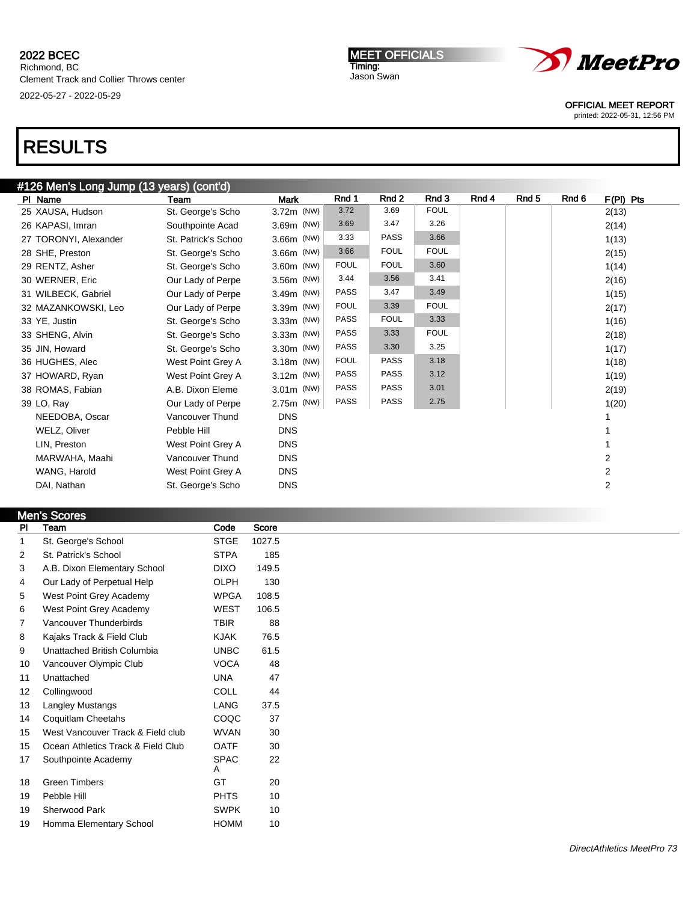2022 BCEC
Richmond, BC
Clement Track and Collier Throws center
2022-05-27 - 2022-05-29

MEET OFFICIALS
Timing:
Jason Swan

OFFICIAL MEET REPORT
printed: 2022-05-31, 12:56 PM

# RESULTS

## #126 Men's Long Jump (13 years) (cont'd)

| Pl | Name | Team | Mark | Rnd 1 | Rnd 2 | Rnd 3 | Rnd 4 | Rnd 5 | Rnd 6 | F(Pl) | Pts |
|---|---|---|---|---|---|---|---|---|---|---|---|
| 25 | XAUSA, Hudson | St. George's Scho | 3.72m (NW) | 3.72 | 3.69 | FOUL | | | | 2(13) | |
| 26 | KAPASI, Imran | Southpointe Acad | 3.69m (NW) | 3.69 | 3.47 | 3.26 | | | | 2(14) | |
| 27 | TORONYI, Alexander | St. Patrick's Schoo | 3.66m (NW) | 3.33 | PASS | 3.66 | | | | 1(13) | |
| 28 | SHE, Preston | St. George's Scho | 3.66m (NW) | 3.66 | FOUL | FOUL | | | | 2(15) | |
| 29 | RENTZ, Asher | St. George's Scho | 3.60m (NW) | FOUL | FOUL | 3.60 | | | | 1(14) | |
| 30 | WERNER, Eric | Our Lady of Perpe | 3.56m (NW) | 3.44 | 3.56 | 3.41 | | | | 2(16) | |
| 31 | WILBECK, Gabriel | Our Lady of Perpe | 3.49m (NW) | PASS | 3.47 | 3.49 | | | | 1(15) | |
| 32 | MAZANKOWSKI, Leo | Our Lady of Perpe | 3.39m (NW) | FOUL | 3.39 | FOUL | | | | 2(17) | |
| 33 | YE, Justin | St. George's Scho | 3.33m (NW) | PASS | FOUL | 3.33 | | | | 1(16) | |
| 33 | SHENG, Alvin | St. George's Scho | 3.33m (NW) | PASS | 3.33 | FOUL | | | | 2(18) | |
| 35 | JIN, Howard | St. George's Scho | 3.30m (NW) | PASS | 3.30 | 3.25 | | | | 1(17) | |
| 36 | HUGHES, Alec | West Point Grey A | 3.18m (NW) | FOUL | PASS | 3.18 | | | | 1(18) | |
| 37 | HOWARD, Ryan | West Point Grey A | 3.12m (NW) | PASS | PASS | 3.12 | | | | 1(19) | |
| 38 | ROMAS, Fabian | A.B. Dixon Eleme | 3.01m (NW) | PASS | PASS | 3.01 | | | | 2(19) | |
| 39 | LO, Ray | Our Lady of Perpe | 2.75m (NW) | PASS | PASS | 2.75 | | | | 1(20) | |
| | NEEDOBA, Oscar | Vancouver Thund | DNS | | | | | | | 1 | |
| | WELZ, Oliver | Pebble Hill | DNS | | | | | | | 1 | |
| | LIN, Preston | West Point Grey A | DNS | | | | | | | 1 | |
| | MARWAHA, Maahi | Vancouver Thund | DNS | | | | | | | 2 | |
| | WANG, Harold | West Point Grey A | DNS | | | | | | | 2 | |
| | DAI, Nathan | St. George's Scho | DNS | | | | | | | 2 | |

## Men's Scores

| Pl | Team | Code | Score |
|---|---|---|---|
| 1 | St. George's School | STGE | 1027.5 |
| 2 | St. Patrick's School | STPA | 185 |
| 3 | A.B. Dixon Elementary School | DIXO | 149.5 |
| 4 | Our Lady of Perpetual Help | OLPH | 130 |
| 5 | West Point Grey Academy | WPGA | 108.5 |
| 6 | West Point Grey Academy | WEST | 106.5 |
| 7 | Vancouver Thunderbirds | TBIR | 88 |
| 8 | Kajaks Track & Field Club | KJAK | 76.5 |
| 9 | Unattached British Columbia | UNBC | 61.5 |
| 10 | Vancouver Olympic Club | VOCA | 48 |
| 11 | Unattached | UNA | 47 |
| 12 | Collingwood | COLL | 44 |
| 13 | Langley Mustangs | LANG | 37.5 |
| 14 | Coquitlam Cheetahs | COQC | 37 |
| 15 | West Vancouver Track & Field club | WVAN | 30 |
| 15 | Ocean Athletics Track & Field Club | OATF | 30 |
| 17 | Southpointe Academy | SPACA | 22 |
| 18 | Green Timbers | GT | 20 |
| 19 | Pebble Hill | PHTS | 10 |
| 19 | Sherwood Park | SWPK | 10 |
| 19 | Homma Elementary School | HOMM | 10 |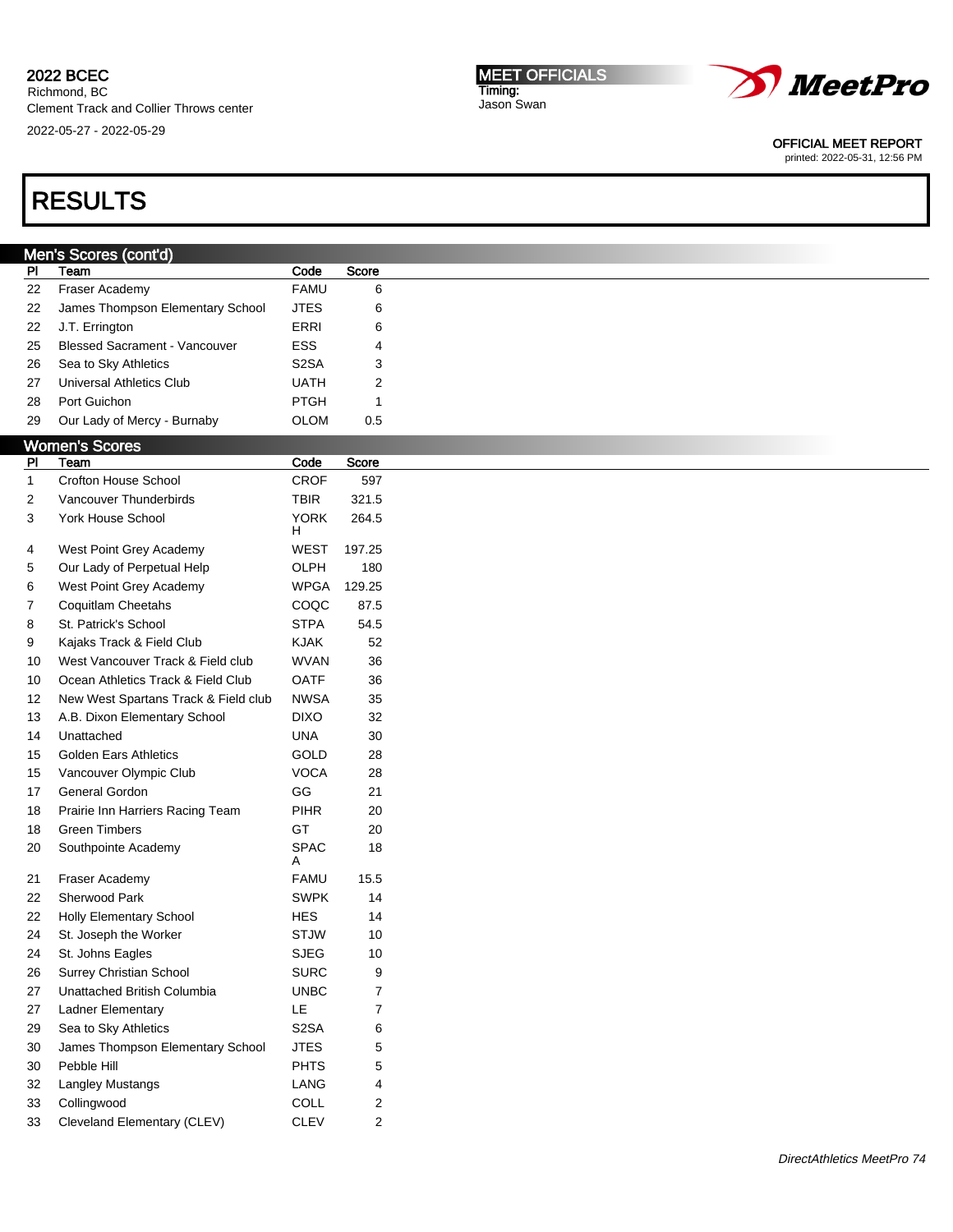# RESULTS

## Men's Scores (cont'd)

| Pl | Team | Code | Score |
|---|---|---|---|
| 22 | Fraser Academy | FAMU | 6 |
| 22 | James Thompson Elementary School | JTES | 6 |
| 22 | J.T. Errington | ERRI | 6 |
| 25 | Blessed Sacrament - Vancouver | ESS | 4 |
| 26 | Sea to Sky Athletics | S2SA | 3 |
| 27 | Universal Athletics Club | UATH | 2 |
| 28 | Port Guichon | PTGH | 1 |
| 29 | Our Lady of Mercy - Burnaby | OLOM | 0.5 |

## Women's Scores

| Pl | Team | Code | Score |
|---|---|---|---|
| 1 | Crofton House School | CROF | 597 |
| 2 | Vancouver Thunderbirds | TBIR | 321.5 |
| 3 | York House School | YORKH | 264.5 |
| 4 | West Point Grey Academy | WEST | 197.25 |
| 5 | Our Lady of Perpetual Help | OLPH | 180 |
| 6 | West Point Grey Academy | WPGA | 129.25 |
| 7 | Coquitlam Cheetahs | COQC | 87.5 |
| 8 | St. Patrick's School | STPA | 54.5 |
| 9 | Kajaks Track & Field Club | KJAK | 52 |
| 10 | West Vancouver Track & Field club | WVAN | 36 |
| 10 | Ocean Athletics Track & Field Club | OATF | 36 |
| 12 | New West Spartans Track & Field club | NWSA | 35 |
| 13 | A.B. Dixon Elementary School | DIXO | 32 |
| 14 | Unattached | UNA | 30 |
| 15 | Golden Ears Athletics | GOLD | 28 |
| 15 | Vancouver Olympic Club | VOCA | 28 |
| 17 | General Gordon | GG | 21 |
| 18 | Prairie Inn Harriers Racing Team | PIHR | 20 |
| 18 | Green Timbers | GT | 20 |
| 20 | Southpointe Academy | SPACA | 18 |
| 21 | Fraser Academy | FAMU | 15.5 |
| 22 | Sherwood Park | SWPK | 14 |
| 22 | Holly Elementary School | HES | 14 |
| 24 | St. Joseph the Worker | STJW | 10 |
| 24 | St. Johns Eagles | SJEG | 10 |
| 26 | Surrey Christian School | SURC | 9 |
| 27 | Unattached British Columbia | UNBC | 7 |
| 27 | Ladner Elementary | LE | 7 |
| 29 | Sea to Sky Athletics | S2SA | 6 |
| 30 | James Thompson Elementary School | JTES | 5 |
| 30 | Pebble Hill | PHTS | 5 |
| 32 | Langley Mustangs | LANG | 4 |
| 33 | Collingwood | COLL | 2 |
| 33 | Cleveland Elementary (CLEV) | CLEV | 2 |